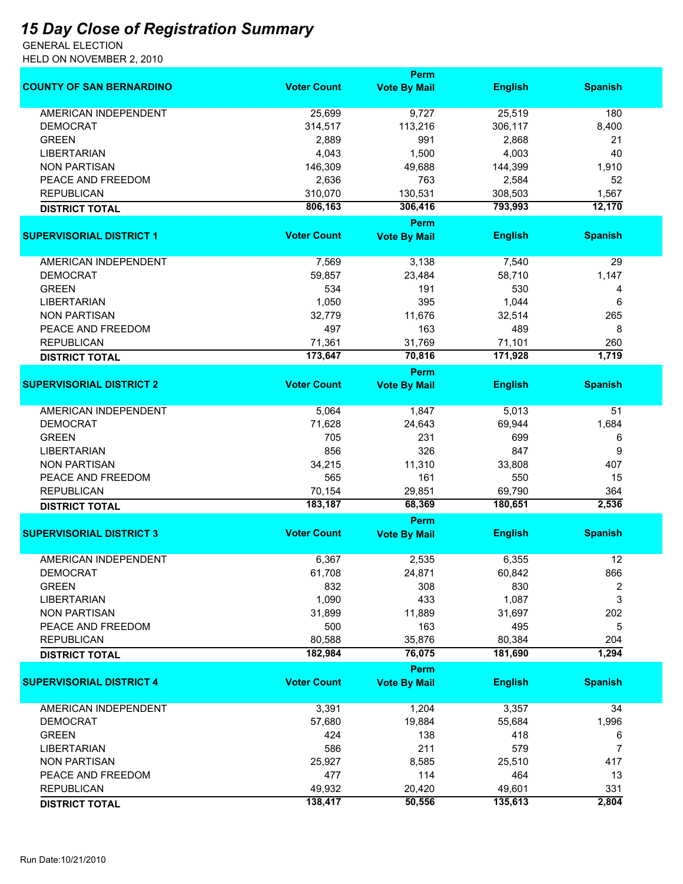# *15 Day Close of Registration Summary*

GENERAL ELECTION
HELD ON NOVEMBER 2, 2010

| COUNTY OF SAN BERNARDINO | Voter Count | Perm Vote By Mail | English | Spanish |
|---|---|---|---|---|
| AMERICAN INDEPENDENT | 25,699 | 9,727 | 25,519 | 180 |
| DEMOCRAT | 314,517 | 113,216 | 306,117 | 8,400 |
| GREEN | 2,889 | 991 | 2,868 | 21 |
| LIBERTARIAN | 4,043 | 1,500 | 4,003 | 40 |
| NON PARTISAN | 146,309 | 49,688 | 144,399 | 1,910 |
| PEACE AND FREEDOM | 2,636 | 763 | 2,584 | 52 |
| REPUBLICAN | 310,070 | 130,531 | 308,503 | 1,567 |
| **DISTRICT TOTAL** | **806,163** | **306,416** | **793,993** | **12,170** |

| SUPERVISORIAL DISTRICT 1 | Voter Count | Perm Vote By Mail | English | Spanish |
|---|---|---|---|---|
| AMERICAN INDEPENDENT | 7,569 | 3,138 | 7,540 | 29 |
| DEMOCRAT | 59,857 | 23,484 | 58,710 | 1,147 |
| GREEN | 534 | 191 | 530 | 4 |
| LIBERTARIAN | 1,050 | 395 | 1,044 | 6 |
| NON PARTISAN | 32,779 | 11,676 | 32,514 | 265 |
| PEACE AND FREEDOM | 497 | 163 | 489 | 8 |
| REPUBLICAN | 71,361 | 31,769 | 71,101 | 260 |
| **DISTRICT TOTAL** | **173,647** | **70,816** | **171,928** | **1,719** |

| SUPERVISORIAL DISTRICT 2 | Voter Count | Perm Vote By Mail | English | Spanish |
|---|---|---|---|---|
| AMERICAN INDEPENDENT | 5,064 | 1,847 | 5,013 | 51 |
| DEMOCRAT | 71,628 | 24,643 | 69,944 | 1,684 |
| GREEN | 705 | 231 | 699 | 6 |
| LIBERTARIAN | 856 | 326 | 847 | 9 |
| NON PARTISAN | 34,215 | 11,310 | 33,808 | 407 |
| PEACE AND FREEDOM | 565 | 161 | 550 | 15 |
| REPUBLICAN | 70,154 | 29,851 | 69,790 | 364 |
| **DISTRICT TOTAL** | **183,187** | **68,369** | **180,651** | **2,536** |

| SUPERVISORIAL DISTRICT 3 | Voter Count | Perm Vote By Mail | English | Spanish |
|---|---|---|---|---|
| AMERICAN INDEPENDENT | 6,367 | 2,535 | 6,355 | 12 |
| DEMOCRAT | 61,708 | 24,871 | 60,842 | 866 |
| GREEN | 832 | 308 | 830 | 2 |
| LIBERTARIAN | 1,090 | 433 | 1,087 | 3 |
| NON PARTISAN | 31,899 | 11,889 | 31,697 | 202 |
| PEACE AND FREEDOM | 500 | 163 | 495 | 5 |
| REPUBLICAN | 80,588 | 35,876 | 80,384 | 204 |
| **DISTRICT TOTAL** | **182,984** | **76,075** | **181,690** | **1,294** |

| SUPERVISORIAL DISTRICT 4 | Voter Count | Perm Vote By Mail | English | Spanish |
|---|---|---|---|---|
| AMERICAN INDEPENDENT | 3,391 | 1,204 | 3,357 | 34 |
| DEMOCRAT | 57,680 | 19,884 | 55,684 | 1,996 |
| GREEN | 424 | 138 | 418 | 6 |
| LIBERTARIAN | 586 | 211 | 579 | 7 |
| NON PARTISAN | 25,927 | 8,585 | 25,510 | 417 |
| PEACE AND FREEDOM | 477 | 114 | 464 | 13 |
| REPUBLICAN | 49,932 | 20,420 | 49,601 | 331 |
| **DISTRICT TOTAL** | **138,417** | **50,556** | **135,613** | **2,804** |

Run Date:10/21/2010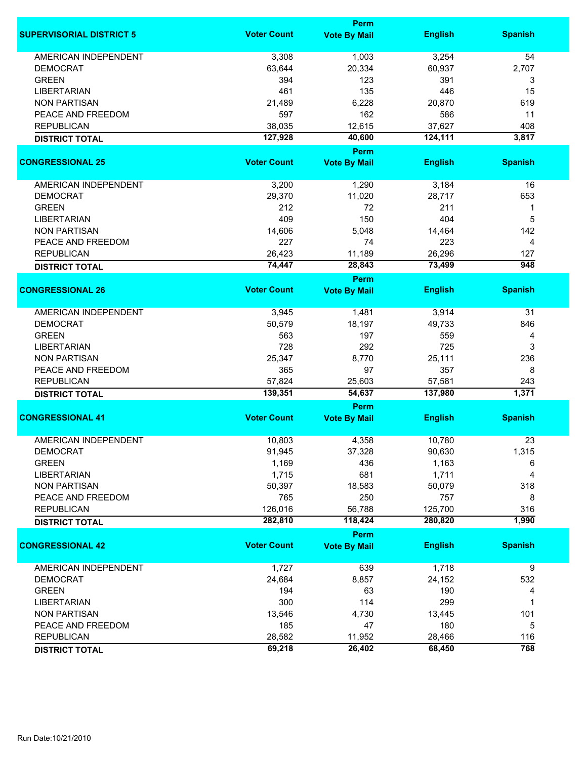| SUPERVISORIAL DISTRICT 5 | Voter Count | Perm Vote By Mail | English | Spanish |
|---|---|---|---|---|
| AMERICAN INDEPENDENT | 3,308 | 1,003 | 3,254 | 54 |
| DEMOCRAT | 63,644 | 20,334 | 60,937 | 2,707 |
| GREEN | 394 | 123 | 391 | 3 |
| LIBERTARIAN | 461 | 135 | 446 | 15 |
| NON PARTISAN | 21,489 | 6,228 | 20,870 | 619 |
| PEACE AND FREEDOM | 597 | 162 | 586 | 11 |
| REPUBLICAN | 38,035 | 12,615 | 37,627 | 408 |
| **DISTRICT TOTAL** | **127,928** | **40,600** | **124,111** | **3,817** |

| CONGRESSIONAL 25 | Voter Count | Perm Vote By Mail | English | Spanish |
|---|---|---|---|---|
| AMERICAN INDEPENDENT | 3,200 | 1,290 | 3,184 | 16 |
| DEMOCRAT | 29,370 | 11,020 | 28,717 | 653 |
| GREEN | 212 | 72 | 211 | 1 |
| LIBERTARIAN | 409 | 150 | 404 | 5 |
| NON PARTISAN | 14,606 | 5,048 | 14,464 | 142 |
| PEACE AND FREEDOM | 227 | 74 | 223 | 4 |
| REPUBLICAN | 26,423 | 11,189 | 26,296 | 127 |
| **DISTRICT TOTAL** | **74,447** | **28,843** | **73,499** | **948** |

| CONGRESSIONAL 26 | Voter Count | Perm Vote By Mail | English | Spanish |
|---|---|---|---|---|
| AMERICAN INDEPENDENT | 3,945 | 1,481 | 3,914 | 31 |
| DEMOCRAT | 50,579 | 18,197 | 49,733 | 846 |
| GREEN | 563 | 197 | 559 | 4 |
| LIBERTARIAN | 728 | 292 | 725 | 3 |
| NON PARTISAN | 25,347 | 8,770 | 25,111 | 236 |
| PEACE AND FREEDOM | 365 | 97 | 357 | 8 |
| REPUBLICAN | 57,824 | 25,603 | 57,581 | 243 |
| **DISTRICT TOTAL** | **139,351** | **54,637** | **137,980** | **1,371** |

| CONGRESSIONAL 41 | Voter Count | Perm Vote By Mail | English | Spanish |
|---|---|---|---|---|
| AMERICAN INDEPENDENT | 10,803 | 4,358 | 10,780 | 23 |
| DEMOCRAT | 91,945 | 37,328 | 90,630 | 1,315 |
| GREEN | 1,169 | 436 | 1,163 | 6 |
| LIBERTARIAN | 1,715 | 681 | 1,711 | 4 |
| NON PARTISAN | 50,397 | 18,583 | 50,079 | 318 |
| PEACE AND FREEDOM | 765 | 250 | 757 | 8 |
| REPUBLICAN | 126,016 | 56,788 | 125,700 | 316 |
| **DISTRICT TOTAL** | **282,810** | **118,424** | **280,820** | **1,990** |

| CONGRESSIONAL 42 | Voter Count | Perm Vote By Mail | English | Spanish |
|---|---|---|---|---|
| AMERICAN INDEPENDENT | 1,727 | 639 | 1,718 | 9 |
| DEMOCRAT | 24,684 | 8,857 | 24,152 | 532 |
| GREEN | 194 | 63 | 190 | 4 |
| LIBERTARIAN | 300 | 114 | 299 | 1 |
| NON PARTISAN | 13,546 | 4,730 | 13,445 | 101 |
| PEACE AND FREEDOM | 185 | 47 | 180 | 5 |
| REPUBLICAN | 28,582 | 11,952 | 28,466 | 116 |
| **DISTRICT TOTAL** | **69,218** | **26,402** | **68,450** | **768** |

Run Date:10/21/2010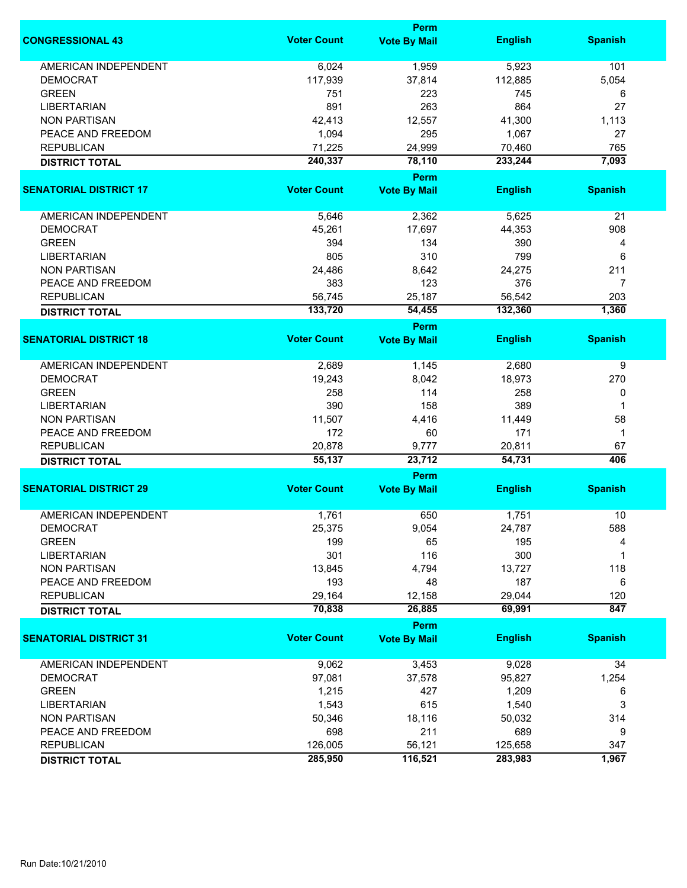| CONGRESSIONAL 43 | Voter Count | Perm Vote By Mail | English | Spanish |
|---|---|---|---|---|
| AMERICAN INDEPENDENT | 6,024 | 1,959 | 5,923 | 101 |
| DEMOCRAT | 117,939 | 37,814 | 112,885 | 5,054 |
| GREEN | 751 | 223 | 745 | 6 |
| LIBERTARIAN | 891 | 263 | 864 | 27 |
| NON PARTISAN | 42,413 | 12,557 | 41,300 | 1,113 |
| PEACE AND FREEDOM | 1,094 | 295 | 1,067 | 27 |
| REPUBLICAN | 71,225 | 24,999 | 70,460 | 765 |
| **DISTRICT TOTAL** | **240,337** | **78,110** | **233,244** | **7,093** |

| SENATORIAL DISTRICT 17 | Voter Count | Perm Vote By Mail | English | Spanish |
|---|---|---|---|---|
| AMERICAN INDEPENDENT | 5,646 | 2,362 | 5,625 | 21 |
| DEMOCRAT | 45,261 | 17,697 | 44,353 | 908 |
| GREEN | 394 | 134 | 390 | 4 |
| LIBERTARIAN | 805 | 310 | 799 | 6 |
| NON PARTISAN | 24,486 | 8,642 | 24,275 | 211 |
| PEACE AND FREEDOM | 383 | 123 | 376 | 7 |
| REPUBLICAN | 56,745 | 25,187 | 56,542 | 203 |
| **DISTRICT TOTAL** | **133,720** | **54,455** | **132,360** | **1,360** |

| SENATORIAL DISTRICT 18 | Voter Count | Perm Vote By Mail | English | Spanish |
|---|---|---|---|---|
| AMERICAN INDEPENDENT | 2,689 | 1,145 | 2,680 | 9 |
| DEMOCRAT | 19,243 | 8,042 | 18,973 | 270 |
| GREEN | 258 | 114 | 258 | 0 |
| LIBERTARIAN | 390 | 158 | 389 | 1 |
| NON PARTISAN | 11,507 | 4,416 | 11,449 | 58 |
| PEACE AND FREEDOM | 172 | 60 | 171 | 1 |
| REPUBLICAN | 20,878 | 9,777 | 20,811 | 67 |
| **DISTRICT TOTAL** | **55,137** | **23,712** | **54,731** | **406** |

| SENATORIAL DISTRICT 29 | Voter Count | Perm Vote By Mail | English | Spanish |
|---|---|---|---|---|
| AMERICAN INDEPENDENT | 1,761 | 650 | 1,751 | 10 |
| DEMOCRAT | 25,375 | 9,054 | 24,787 | 588 |
| GREEN | 199 | 65 | 195 | 4 |
| LIBERTARIAN | 301 | 116 | 300 | 1 |
| NON PARTISAN | 13,845 | 4,794 | 13,727 | 118 |
| PEACE AND FREEDOM | 193 | 48 | 187 | 6 |
| REPUBLICAN | 29,164 | 12,158 | 29,044 | 120 |
| **DISTRICT TOTAL** | **70,838** | **26,885** | **69,991** | **847** |

| SENATORIAL DISTRICT 31 | Voter Count | Perm Vote By Mail | English | Spanish |
|---|---|---|---|---|
| AMERICAN INDEPENDENT | 9,062 | 3,453 | 9,028 | 34 |
| DEMOCRAT | 97,081 | 37,578 | 95,827 | 1,254 |
| GREEN | 1,215 | 427 | 1,209 | 6 |
| LIBERTARIAN | 1,543 | 615 | 1,540 | 3 |
| NON PARTISAN | 50,346 | 18,116 | 50,032 | 314 |
| PEACE AND FREEDOM | 698 | 211 | 689 | 9 |
| REPUBLICAN | 126,005 | 56,121 | 125,658 | 347 |
| **DISTRICT TOTAL** | **285,950** | **116,521** | **283,983** | **1,967** |

Run Date:10/21/2010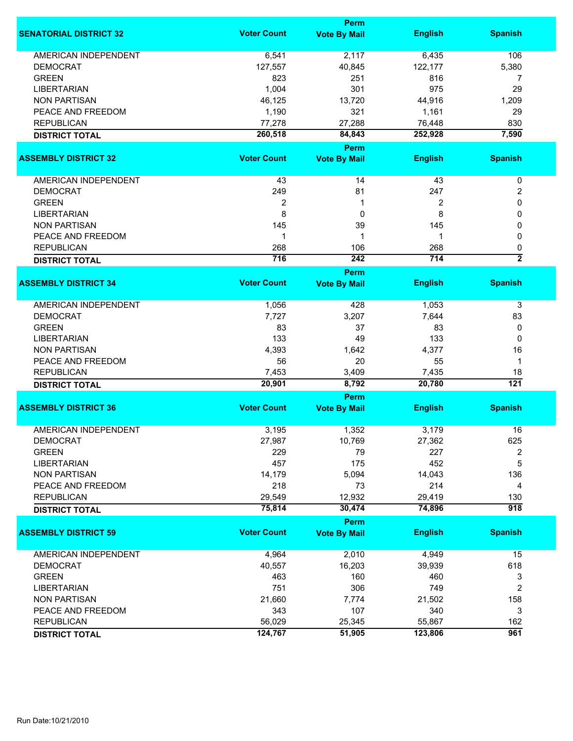| SENATORIAL DISTRICT 32 | Voter Count | Perm Vote By Mail | English | Spanish |
|---|---|---|---|---|
| AMERICAN INDEPENDENT | 6,541 | 2,117 | 6,435 | 106 |
| DEMOCRAT | 127,557 | 40,845 | 122,177 | 5,380 |
| GREEN | 823 | 251 | 816 | 7 |
| LIBERTARIAN | 1,004 | 301 | 975 | 29 |
| NON PARTISAN | 46,125 | 13,720 | 44,916 | 1,209 |
| PEACE AND FREEDOM | 1,190 | 321 | 1,161 | 29 |
| REPUBLICAN | 77,278 | 27,288 | 76,448 | 830 |
| **DISTRICT TOTAL** | **260,518** | **84,843** | **252,928** | **7,590** |

| ASSEMBLY DISTRICT 32 | Voter Count | Perm Vote By Mail | English | Spanish |
|---|---|---|---|---|
| AMERICAN INDEPENDENT | 43 | 14 | 43 | 0 |
| DEMOCRAT | 249 | 81 | 247 | 2 |
| GREEN | 2 | 1 | 2 | 0 |
| LIBERTARIAN | 8 | 0 | 8 | 0 |
| NON PARTISAN | 145 | 39 | 145 | 0 |
| PEACE AND FREEDOM | 1 | 1 | 1 | 0 |
| REPUBLICAN | 268 | 106 | 268 | 0 |
| **DISTRICT TOTAL** | **716** | **242** | **714** | **2** |

| ASSEMBLY DISTRICT 34 | Voter Count | Perm Vote By Mail | English | Spanish |
|---|---|---|---|---|
| AMERICAN INDEPENDENT | 1,056 | 428 | 1,053 | 3 |
| DEMOCRAT | 7,727 | 3,207 | 7,644 | 83 |
| GREEN | 83 | 37 | 83 | 0 |
| LIBERTARIAN | 133 | 49 | 133 | 0 |
| NON PARTISAN | 4,393 | 1,642 | 4,377 | 16 |
| PEACE AND FREEDOM | 56 | 20 | 55 | 1 |
| REPUBLICAN | 7,453 | 3,409 | 7,435 | 18 |
| **DISTRICT TOTAL** | **20,901** | **8,792** | **20,780** | **121** |

| ASSEMBLY DISTRICT 36 | Voter Count | Perm Vote By Mail | English | Spanish |
|---|---|---|---|---|
| AMERICAN INDEPENDENT | 3,195 | 1,352 | 3,179 | 16 |
| DEMOCRAT | 27,987 | 10,769 | 27,362 | 625 |
| GREEN | 229 | 79 | 227 | 2 |
| LIBERTARIAN | 457 | 175 | 452 | 5 |
| NON PARTISAN | 14,179 | 5,094 | 14,043 | 136 |
| PEACE AND FREEDOM | 218 | 73 | 214 | 4 |
| REPUBLICAN | 29,549 | 12,932 | 29,419 | 130 |
| **DISTRICT TOTAL** | **75,814** | **30,474** | **74,896** | **918** |

| ASSEMBLY DISTRICT 59 | Voter Count | Perm Vote By Mail | English | Spanish |
|---|---|---|---|---|
| AMERICAN INDEPENDENT | 4,964 | 2,010 | 4,949 | 15 |
| DEMOCRAT | 40,557 | 16,203 | 39,939 | 618 |
| GREEN | 463 | 160 | 460 | 3 |
| LIBERTARIAN | 751 | 306 | 749 | 2 |
| NON PARTISAN | 21,660 | 7,774 | 21,502 | 158 |
| PEACE AND FREEDOM | 343 | 107 | 340 | 3 |
| REPUBLICAN | 56,029 | 25,345 | 55,867 | 162 |
| **DISTRICT TOTAL** | **124,767** | **51,905** | **123,806** | **961** |

Run Date:10/21/2010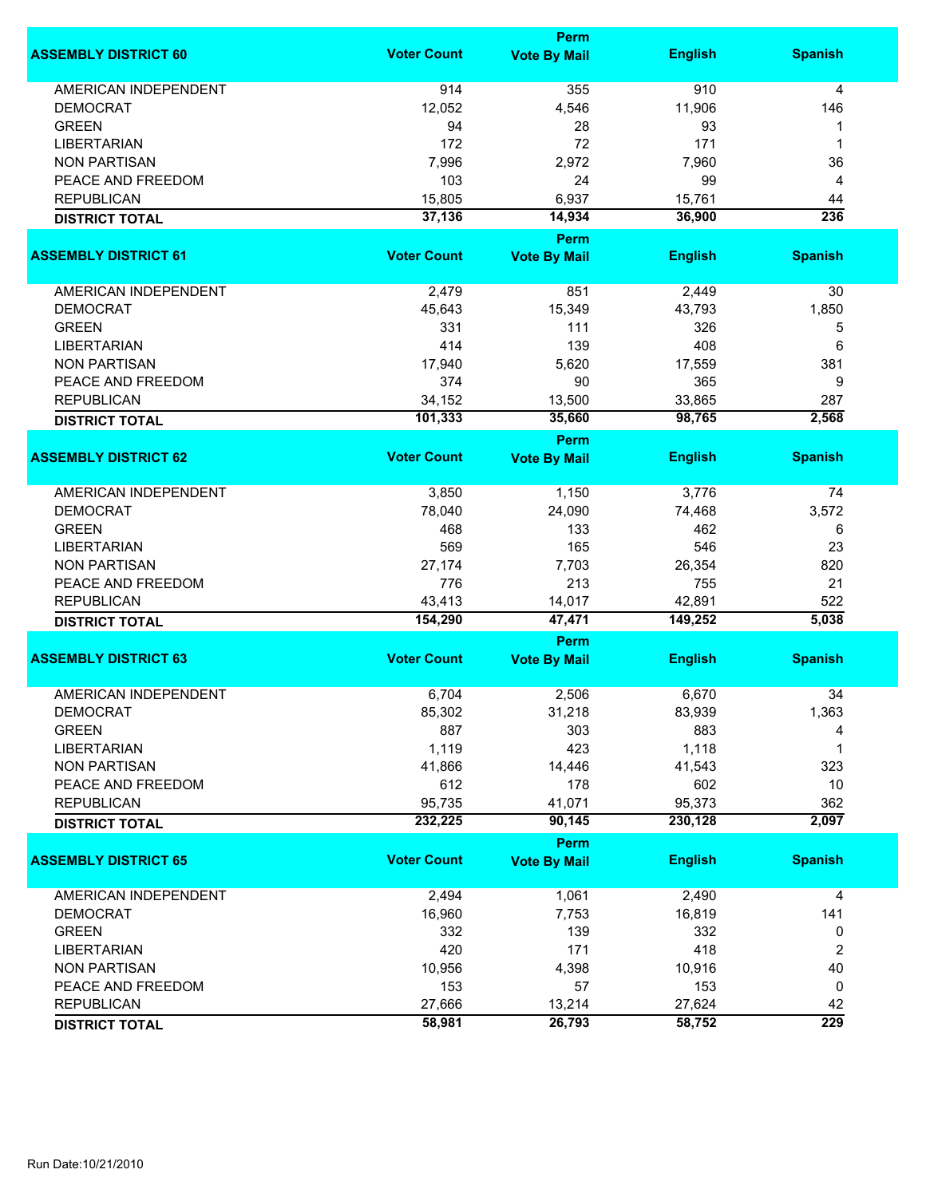| ASSEMBLY DISTRICT 60 | Voter Count | Perm Vote By Mail | English | Spanish |
|---|---|---|---|---|
| AMERICAN INDEPENDENT | 914 | 355 | 910 | 4 |
| DEMOCRAT | 12,052 | 4,546 | 11,906 | 146 |
| GREEN | 94 | 28 | 93 | 1 |
| LIBERTARIAN | 172 | 72 | 171 | 1 |
| NON PARTISAN | 7,996 | 2,972 | 7,960 | 36 |
| PEACE AND FREEDOM | 103 | 24 | 99 | 4 |
| REPUBLICAN | 15,805 | 6,937 | 15,761 | 44 |
| **DISTRICT TOTAL** | **37,136** | **14,934** | **36,900** | **236** |

| ASSEMBLY DISTRICT 61 | Voter Count | Perm Vote By Mail | English | Spanish |
|---|---|---|---|---|
| AMERICAN INDEPENDENT | 2,479 | 851 | 2,449 | 30 |
| DEMOCRAT | 45,643 | 15,349 | 43,793 | 1,850 |
| GREEN | 331 | 111 | 326 | 5 |
| LIBERTARIAN | 414 | 139 | 408 | 6 |
| NON PARTISAN | 17,940 | 5,620 | 17,559 | 381 |
| PEACE AND FREEDOM | 374 | 90 | 365 | 9 |
| REPUBLICAN | 34,152 | 13,500 | 33,865 | 287 |
| **DISTRICT TOTAL** | **101,333** | **35,660** | **98,765** | **2,568** |

| ASSEMBLY DISTRICT 62 | Voter Count | Perm Vote By Mail | English | Spanish |
|---|---|---|---|---|
| AMERICAN INDEPENDENT | 3,850 | 1,150 | 3,776 | 74 |
| DEMOCRAT | 78,040 | 24,090 | 74,468 | 3,572 |
| GREEN | 468 | 133 | 462 | 6 |
| LIBERTARIAN | 569 | 165 | 546 | 23 |
| NON PARTISAN | 27,174 | 7,703 | 26,354 | 820 |
| PEACE AND FREEDOM | 776 | 213 | 755 | 21 |
| REPUBLICAN | 43,413 | 14,017 | 42,891 | 522 |
| **DISTRICT TOTAL** | **154,290** | **47,471** | **149,252** | **5,038** |

| ASSEMBLY DISTRICT 63 | Voter Count | Perm Vote By Mail | English | Spanish |
|---|---|---|---|---|
| AMERICAN INDEPENDENT | 6,704 | 2,506 | 6,670 | 34 |
| DEMOCRAT | 85,302 | 31,218 | 83,939 | 1,363 |
| GREEN | 887 | 303 | 883 | 4 |
| LIBERTARIAN | 1,119 | 423 | 1,118 | 1 |
| NON PARTISAN | 41,866 | 14,446 | 41,543 | 323 |
| PEACE AND FREEDOM | 612 | 178 | 602 | 10 |
| REPUBLICAN | 95,735 | 41,071 | 95,373 | 362 |
| **DISTRICT TOTAL** | **232,225** | **90,145** | **230,128** | **2,097** |

| ASSEMBLY DISTRICT 65 | Voter Count | Perm Vote By Mail | English | Spanish |
|---|---|---|---|---|
| AMERICAN INDEPENDENT | 2,494 | 1,061 | 2,490 | 4 |
| DEMOCRAT | 16,960 | 7,753 | 16,819 | 141 |
| GREEN | 332 | 139 | 332 | 0 |
| LIBERTARIAN | 420 | 171 | 418 | 2 |
| NON PARTISAN | 10,956 | 4,398 | 10,916 | 40 |
| PEACE AND FREEDOM | 153 | 57 | 153 | 0 |
| REPUBLICAN | 27,666 | 13,214 | 27,624 | 42 |
| **DISTRICT TOTAL** | **58,981** | **26,793** | **58,752** | **229** |

Run Date:10/21/2010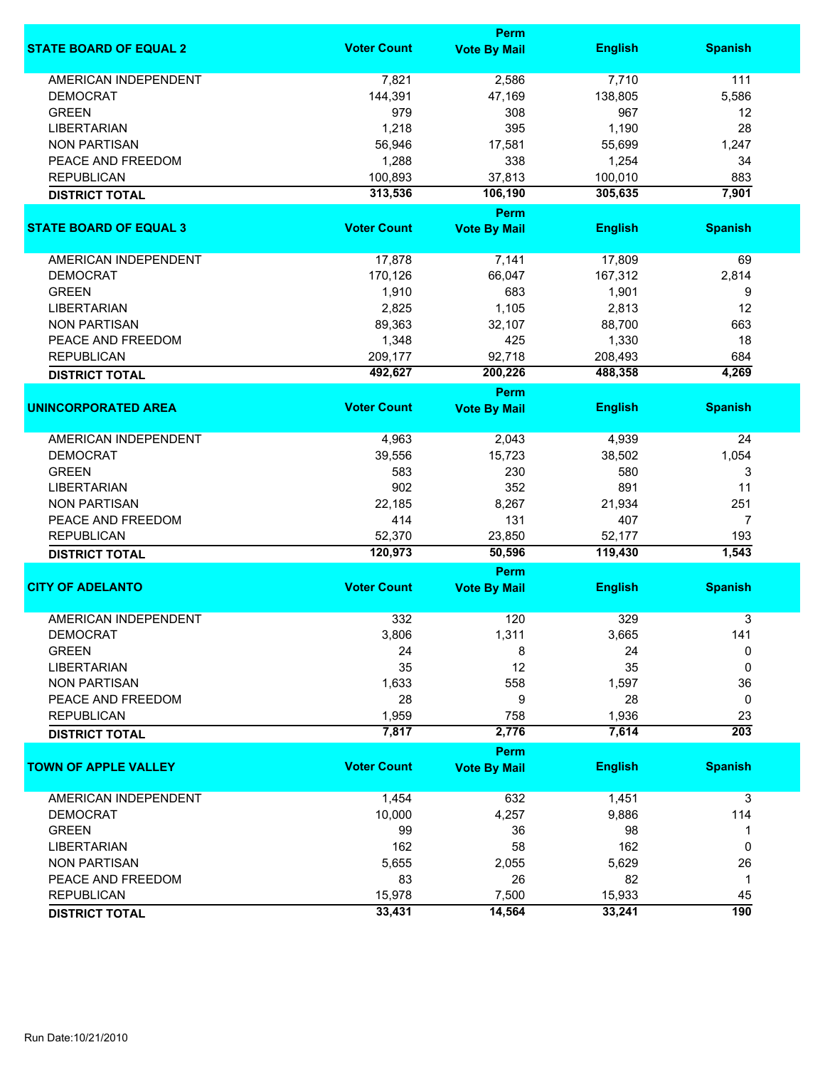| STATE BOARD OF EQUAL 2 | Voter Count | Perm Vote By Mail | English | Spanish |
|---|---|---|---|---|
| AMERICAN INDEPENDENT | 7,821 | 2,586 | 7,710 | 111 |
| DEMOCRAT | 144,391 | 47,169 | 138,805 | 5,586 |
| GREEN | 979 | 308 | 967 | 12 |
| LIBERTARIAN | 1,218 | 395 | 1,190 | 28 |
| NON PARTISAN | 56,946 | 17,581 | 55,699 | 1,247 |
| PEACE AND FREEDOM | 1,288 | 338 | 1,254 | 34 |
| REPUBLICAN | 100,893 | 37,813 | 100,010 | 883 |
| **DISTRICT TOTAL** | **313,536** | **106,190** | **305,635** | **7,901** |

| STATE BOARD OF EQUAL 3 | Voter Count | Perm Vote By Mail | English | Spanish |
|---|---|---|---|---|
| AMERICAN INDEPENDENT | 17,878 | 7,141 | 17,809 | 69 |
| DEMOCRAT | 170,126 | 66,047 | 167,312 | 2,814 |
| GREEN | 1,910 | 683 | 1,901 | 9 |
| LIBERTARIAN | 2,825 | 1,105 | 2,813 | 12 |
| NON PARTISAN | 89,363 | 32,107 | 88,700 | 663 |
| PEACE AND FREEDOM | 1,348 | 425 | 1,330 | 18 |
| REPUBLICAN | 209,177 | 92,718 | 208,493 | 684 |
| **DISTRICT TOTAL** | **492,627** | **200,226** | **488,358** | **4,269** |

| UNINCORPORATED AREA | Voter Count | Perm Vote By Mail | English | Spanish |
|---|---|---|---|---|
| AMERICAN INDEPENDENT | 4,963 | 2,043 | 4,939 | 24 |
| DEMOCRAT | 39,556 | 15,723 | 38,502 | 1,054 |
| GREEN | 583 | 230 | 580 | 3 |
| LIBERTARIAN | 902 | 352 | 891 | 11 |
| NON PARTISAN | 22,185 | 8,267 | 21,934 | 251 |
| PEACE AND FREEDOM | 414 | 131 | 407 | 7 |
| REPUBLICAN | 52,370 | 23,850 | 52,177 | 193 |
| **DISTRICT TOTAL** | **120,973** | **50,596** | **119,430** | **1,543** |

| CITY OF ADELANTO | Voter Count | Perm Vote By Mail | English | Spanish |
|---|---|---|---|---|
| AMERICAN INDEPENDENT | 332 | 120 | 329 | 3 |
| DEMOCRAT | 3,806 | 1,311 | 3,665 | 141 |
| GREEN | 24 | 8 | 24 | 0 |
| LIBERTARIAN | 35 | 12 | 35 | 0 |
| NON PARTISAN | 1,633 | 558 | 1,597 | 36 |
| PEACE AND FREEDOM | 28 | 9 | 28 | 0 |
| REPUBLICAN | 1,959 | 758 | 1,936 | 23 |
| **DISTRICT TOTAL** | **7,817** | **2,776** | **7,614** | **203** |

| TOWN OF APPLE VALLEY | Voter Count | Perm Vote By Mail | English | Spanish |
|---|---|---|---|---|
| AMERICAN INDEPENDENT | 1,454 | 632 | 1,451 | 3 |
| DEMOCRAT | 10,000 | 4,257 | 9,886 | 114 |
| GREEN | 99 | 36 | 98 | 1 |
| LIBERTARIAN | 162 | 58 | 162 | 0 |
| NON PARTISAN | 5,655 | 2,055 | 5,629 | 26 |
| PEACE AND FREEDOM | 83 | 26 | 82 | 1 |
| REPUBLICAN | 15,978 | 7,500 | 15,933 | 45 |
| **DISTRICT TOTAL** | **33,431** | **14,564** | **33,241** | **190** |

Run Date:10/21/2010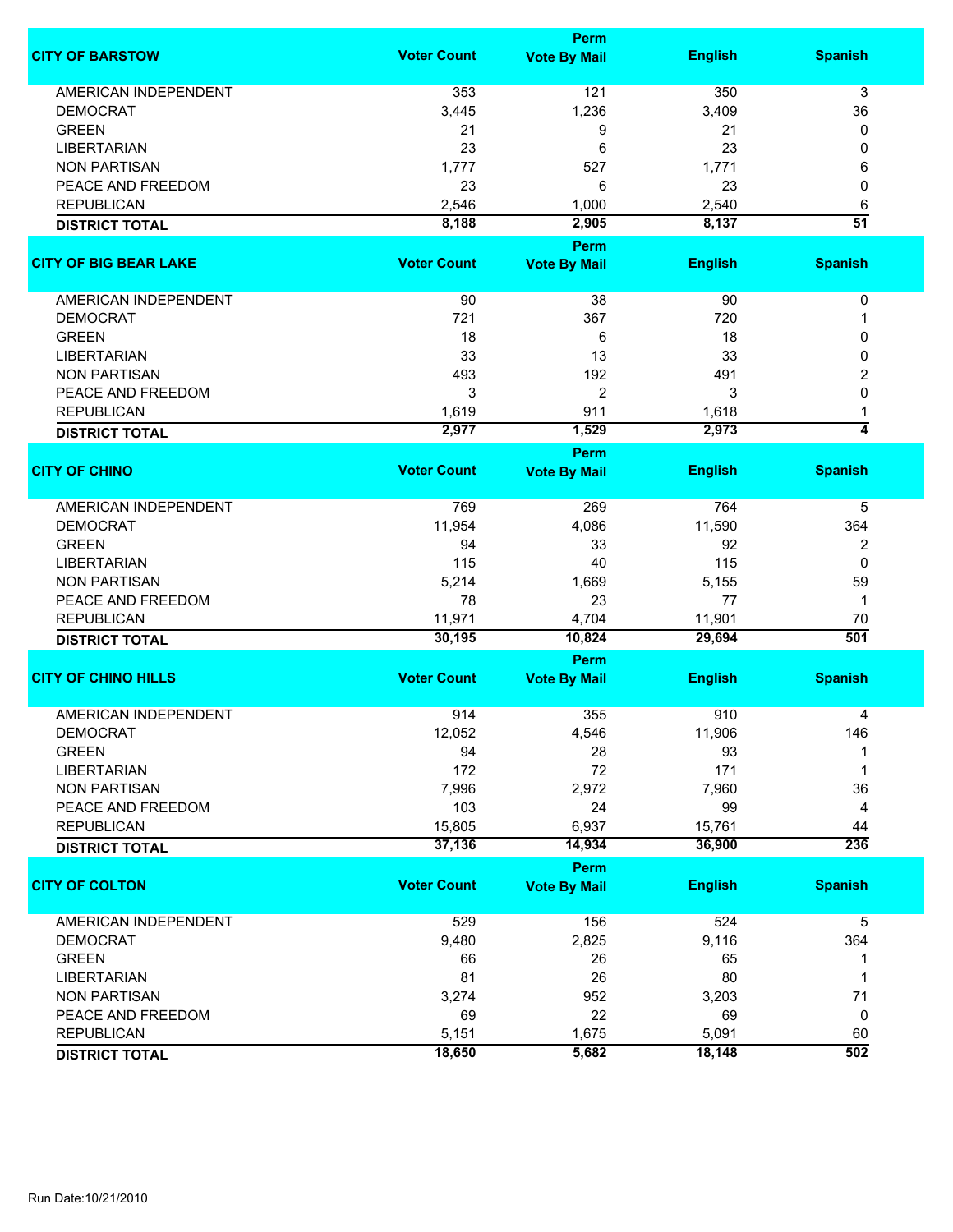| CITY OF BARSTOW | Voter Count | Perm Vote By Mail | English | Spanish |
|---|---|---|---|---|
| AMERICAN INDEPENDENT | 353 | 121 | 350 | 3 |
| DEMOCRAT | 3,445 | 1,236 | 3,409 | 36 |
| GREEN | 21 | 9 | 21 | 0 |
| LIBERTARIAN | 23 | 6 | 23 | 0 |
| NON PARTISAN | 1,777 | 527 | 1,771 | 6 |
| PEACE AND FREEDOM | 23 | 6 | 23 | 0 |
| REPUBLICAN | 2,546 | 1,000 | 2,540 | 6 |
| **DISTRICT TOTAL** | **8,188** | **2,905** | **8,137** | **51** |

| CITY OF BIG BEAR LAKE | Voter Count | Perm Vote By Mail | English | Spanish |
|---|---|---|---|---|
| AMERICAN INDEPENDENT | 90 | 38 | 90 | 0 |
| DEMOCRAT | 721 | 367 | 720 | 1 |
| GREEN | 18 | 6 | 18 | 0 |
| LIBERTARIAN | 33 | 13 | 33 | 0 |
| NON PARTISAN | 493 | 192 | 491 | 2 |
| PEACE AND FREEDOM | 3 | 2 | 3 | 0 |
| REPUBLICAN | 1,619 | 911 | 1,618 | 1 |
| **DISTRICT TOTAL** | **2,977** | **1,529** | **2,973** | **4** |

| CITY OF CHINO | Voter Count | Perm Vote By Mail | English | Spanish |
|---|---|---|---|---|
| AMERICAN INDEPENDENT | 769 | 269 | 764 | 5 |
| DEMOCRAT | 11,954 | 4,086 | 11,590 | 364 |
| GREEN | 94 | 33 | 92 | 2 |
| LIBERTARIAN | 115 | 40 | 115 | 0 |
| NON PARTISAN | 5,214 | 1,669 | 5,155 | 59 |
| PEACE AND FREEDOM | 78 | 23 | 77 | 1 |
| REPUBLICAN | 11,971 | 4,704 | 11,901 | 70 |
| **DISTRICT TOTAL** | **30,195** | **10,824** | **29,694** | **501** |

| CITY OF CHINO HILLS | Voter Count | Perm Vote By Mail | English | Spanish |
|---|---|---|---|---|
| AMERICAN INDEPENDENT | 914 | 355 | 910 | 4 |
| DEMOCRAT | 12,052 | 4,546 | 11,906 | 146 |
| GREEN | 94 | 28 | 93 | 1 |
| LIBERTARIAN | 172 | 72 | 171 | 1 |
| NON PARTISAN | 7,996 | 2,972 | 7,960 | 36 |
| PEACE AND FREEDOM | 103 | 24 | 99 | 4 |
| REPUBLICAN | 15,805 | 6,937 | 15,761 | 44 |
| **DISTRICT TOTAL** | **37,136** | **14,934** | **36,900** | **236** |

| CITY OF COLTON | Voter Count | Perm Vote By Mail | English | Spanish |
|---|---|---|---|---|
| AMERICAN INDEPENDENT | 529 | 156 | 524 | 5 |
| DEMOCRAT | 9,480 | 2,825 | 9,116 | 364 |
| GREEN | 66 | 26 | 65 | 1 |
| LIBERTARIAN | 81 | 26 | 80 | 1 |
| NON PARTISAN | 3,274 | 952 | 3,203 | 71 |
| PEACE AND FREEDOM | 69 | 22 | 69 | 0 |
| REPUBLICAN | 5,151 | 1,675 | 5,091 | 60 |
| **DISTRICT TOTAL** | **18,650** | **5,682** | **18,148** | **502** |

Run Date:10/21/2010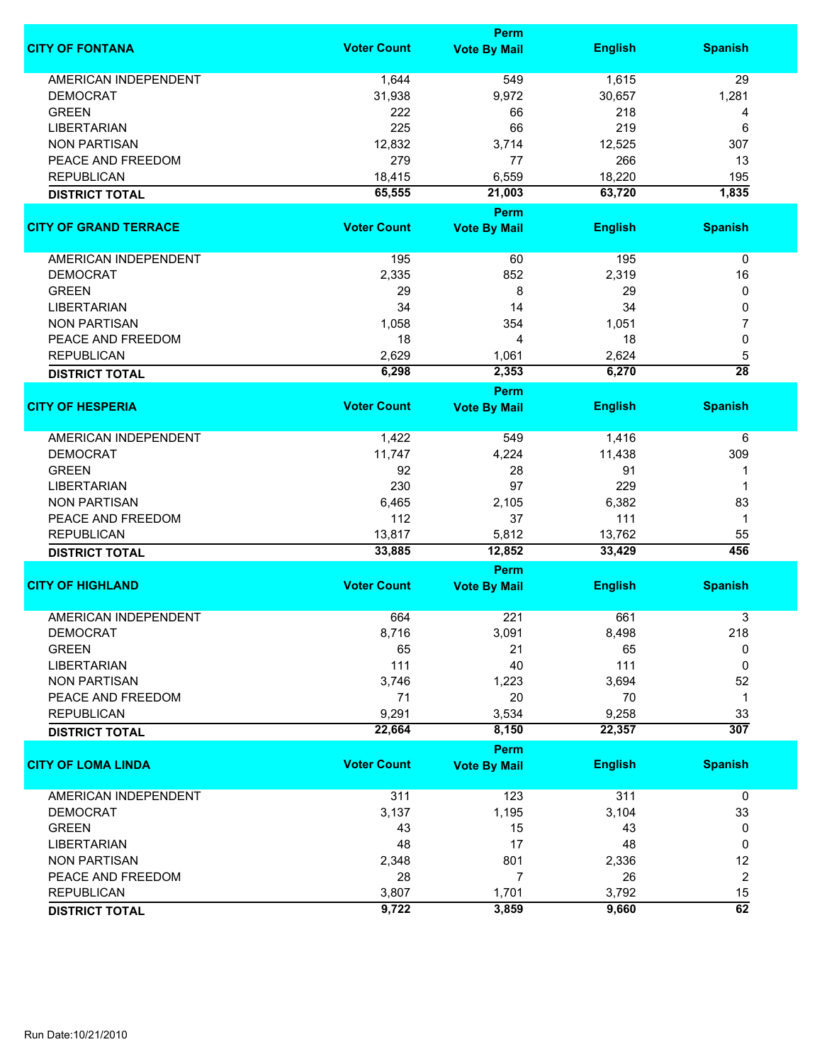| CITY OF FONTANA | Voter Count | Perm Vote By Mail | English | Spanish |
|---|---|---|---|---|
| AMERICAN INDEPENDENT | 1,644 | 549 | 1,615 | 29 |
| DEMOCRAT | 31,938 | 9,972 | 30,657 | 1,281 |
| GREEN | 222 | 66 | 218 | 4 |
| LIBERTARIAN | 225 | 66 | 219 | 6 |
| NON PARTISAN | 12,832 | 3,714 | 12,525 | 307 |
| PEACE AND FREEDOM | 279 | 77 | 266 | 13 |
| REPUBLICAN | 18,415 | 6,559 | 18,220 | 195 |
| **DISTRICT TOTAL** | **65,555** | **21,003** | **63,720** | **1,835** |

| CITY OF GRAND TERRACE | Voter Count | Perm Vote By Mail | English | Spanish |
|---|---|---|---|---|
| AMERICAN INDEPENDENT | 195 | 60 | 195 | 0 |
| DEMOCRAT | 2,335 | 852 | 2,319 | 16 |
| GREEN | 29 | 8 | 29 | 0 |
| LIBERTARIAN | 34 | 14 | 34 | 0 |
| NON PARTISAN | 1,058 | 354 | 1,051 | 7 |
| PEACE AND FREEDOM | 18 | 4 | 18 | 0 |
| REPUBLICAN | 2,629 | 1,061 | 2,624 | 5 |
| **DISTRICT TOTAL** | **6,298** | **2,353** | **6,270** | **28** |

| CITY OF HESPERIA | Voter Count | Perm Vote By Mail | English | Spanish |
|---|---|---|---|---|
| AMERICAN INDEPENDENT | 1,422 | 549 | 1,416 | 6 |
| DEMOCRAT | 11,747 | 4,224 | 11,438 | 309 |
| GREEN | 92 | 28 | 91 | 1 |
| LIBERTARIAN | 230 | 97 | 229 | 1 |
| NON PARTISAN | 6,465 | 2,105 | 6,382 | 83 |
| PEACE AND FREEDOM | 112 | 37 | 111 | 1 |
| REPUBLICAN | 13,817 | 5,812 | 13,762 | 55 |
| **DISTRICT TOTAL** | **33,885** | **12,852** | **33,429** | **456** |

| CITY OF HIGHLAND | Voter Count | Perm Vote By Mail | English | Spanish |
|---|---|---|---|---|
| AMERICAN INDEPENDENT | 664 | 221 | 661 | 3 |
| DEMOCRAT | 8,716 | 3,091 | 8,498 | 218 |
| GREEN | 65 | 21 | 65 | 0 |
| LIBERTARIAN | 111 | 40 | 111 | 0 |
| NON PARTISAN | 3,746 | 1,223 | 3,694 | 52 |
| PEACE AND FREEDOM | 71 | 20 | 70 | 1 |
| REPUBLICAN | 9,291 | 3,534 | 9,258 | 33 |
| **DISTRICT TOTAL** | **22,664** | **8,150** | **22,357** | **307** |

| CITY OF LOMA LINDA | Voter Count | Perm Vote By Mail | English | Spanish |
|---|---|---|---|---|
| AMERICAN INDEPENDENT | 311 | 123 | 311 | 0 |
| DEMOCRAT | 3,137 | 1,195 | 3,104 | 33 |
| GREEN | 43 | 15 | 43 | 0 |
| LIBERTARIAN | 48 | 17 | 48 | 0 |
| NON PARTISAN | 2,348 | 801 | 2,336 | 12 |
| PEACE AND FREEDOM | 28 | 7 | 26 | 2 |
| REPUBLICAN | 3,807 | 1,701 | 3,792 | 15 |
| **DISTRICT TOTAL** | **9,722** | **3,859** | **9,660** | **62** |

Run Date:10/21/2010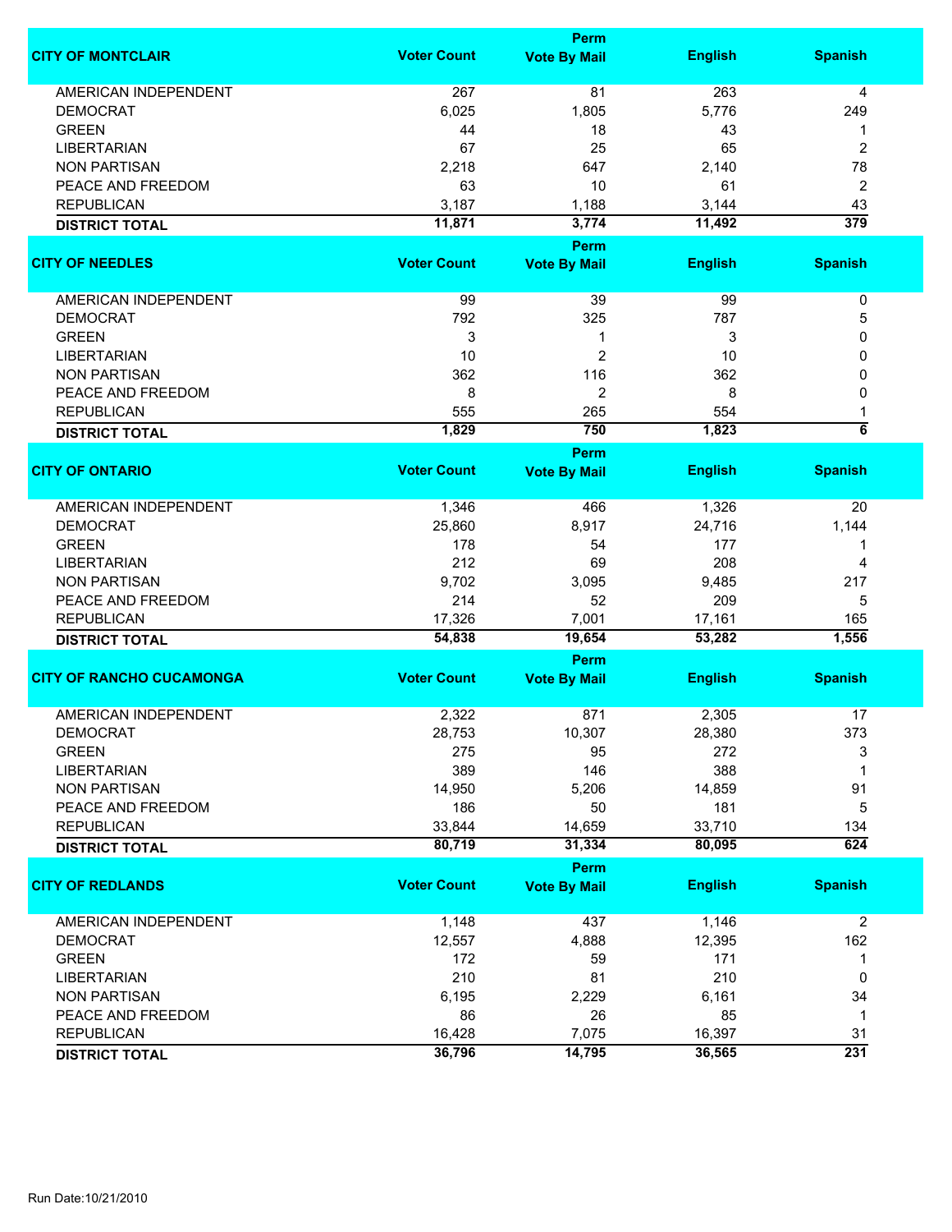| CITY OF MONTCLAIR | Voter Count | Perm Vote By Mail | English | Spanish |
|---|---|---|---|---|
| AMERICAN INDEPENDENT | 267 | 81 | 263 | 4 |
| DEMOCRAT | 6,025 | 1,805 | 5,776 | 249 |
| GREEN | 44 | 18 | 43 | 1 |
| LIBERTARIAN | 67 | 25 | 65 | 2 |
| NON PARTISAN | 2,218 | 647 | 2,140 | 78 |
| PEACE AND FREEDOM | 63 | 10 | 61 | 2 |
| REPUBLICAN | 3,187 | 1,188 | 3,144 | 43 |
| **DISTRICT TOTAL** | **11,871** | **3,774** | **11,492** | **379** |

| CITY OF NEEDLES | Voter Count | Perm Vote By Mail | English | Spanish |
|---|---|---|---|---|
| AMERICAN INDEPENDENT | 99 | 39 | 99 | 0 |
| DEMOCRAT | 792 | 325 | 787 | 5 |
| GREEN | 3 | 1 | 3 | 0 |
| LIBERTARIAN | 10 | 2 | 10 | 0 |
| NON PARTISAN | 362 | 116 | 362 | 0 |
| PEACE AND FREEDOM | 8 | 2 | 8 | 0 |
| REPUBLICAN | 555 | 265 | 554 | 1 |
| **DISTRICT TOTAL** | **1,829** | **750** | **1,823** | **6** |

| CITY OF ONTARIO | Voter Count | Perm Vote By Mail | English | Spanish |
|---|---|---|---|---|
| AMERICAN INDEPENDENT | 1,346 | 466 | 1,326 | 20 |
| DEMOCRAT | 25,860 | 8,917 | 24,716 | 1,144 |
| GREEN | 178 | 54 | 177 | 1 |
| LIBERTARIAN | 212 | 69 | 208 | 4 |
| NON PARTISAN | 9,702 | 3,095 | 9,485 | 217 |
| PEACE AND FREEDOM | 214 | 52 | 209 | 5 |
| REPUBLICAN | 17,326 | 7,001 | 17,161 | 165 |
| **DISTRICT TOTAL** | **54,838** | **19,654** | **53,282** | **1,556** |

| CITY OF RANCHO CUCAMONGA | Voter Count | Perm Vote By Mail | English | Spanish |
|---|---|---|---|---|
| AMERICAN INDEPENDENT | 2,322 | 871 | 2,305 | 17 |
| DEMOCRAT | 28,753 | 10,307 | 28,380 | 373 |
| GREEN | 275 | 95 | 272 | 3 |
| LIBERTARIAN | 389 | 146 | 388 | 1 |
| NON PARTISAN | 14,950 | 5,206 | 14,859 | 91 |
| PEACE AND FREEDOM | 186 | 50 | 181 | 5 |
| REPUBLICAN | 33,844 | 14,659 | 33,710 | 134 |
| **DISTRICT TOTAL** | **80,719** | **31,334** | **80,095** | **624** |

| CITY OF REDLANDS | Voter Count | Perm Vote By Mail | English | Spanish |
|---|---|---|---|---|
| AMERICAN INDEPENDENT | 1,148 | 437 | 1,146 | 2 |
| DEMOCRAT | 12,557 | 4,888 | 12,395 | 162 |
| GREEN | 172 | 59 | 171 | 1 |
| LIBERTARIAN | 210 | 81 | 210 | 0 |
| NON PARTISAN | 6,195 | 2,229 | 6,161 | 34 |
| PEACE AND FREEDOM | 86 | 26 | 85 | 1 |
| REPUBLICAN | 16,428 | 7,075 | 16,397 | 31 |
| **DISTRICT TOTAL** | **36,796** | **14,795** | **36,565** | **231** |

Run Date:10/21/2010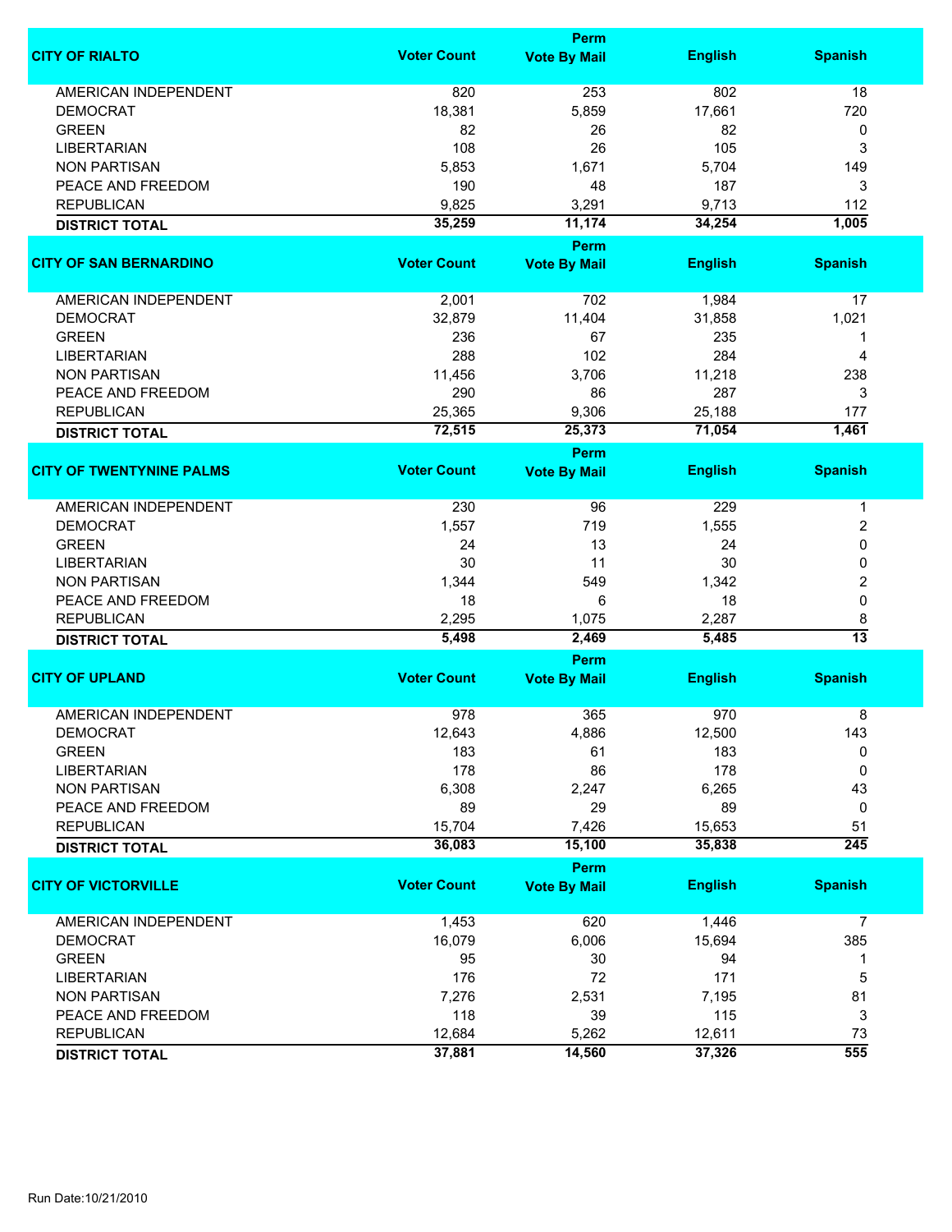| CITY OF RIALTO | Voter Count | Perm Vote By Mail | English | Spanish |
|---|---|---|---|---|
| AMERICAN INDEPENDENT | 820 | 253 | 802 | 18 |
| DEMOCRAT | 18,381 | 5,859 | 17,661 | 720 |
| GREEN | 82 | 26 | 82 | 0 |
| LIBERTARIAN | 108 | 26 | 105 | 3 |
| NON PARTISAN | 5,853 | 1,671 | 5,704 | 149 |
| PEACE AND FREEDOM | 190 | 48 | 187 | 3 |
| REPUBLICAN | 9,825 | 3,291 | 9,713 | 112 |
| **DISTRICT TOTAL** | **35,259** | **11,174** | **34,254** | **1,005** |

| CITY OF SAN BERNARDINO | Voter Count | Perm Vote By Mail | English | Spanish |
|---|---|---|---|---|
| AMERICAN INDEPENDENT | 2,001 | 702 | 1,984 | 17 |
| DEMOCRAT | 32,879 | 11,404 | 31,858 | 1,021 |
| GREEN | 236 | 67 | 235 | 1 |
| LIBERTARIAN | 288 | 102 | 284 | 4 |
| NON PARTISAN | 11,456 | 3,706 | 11,218 | 238 |
| PEACE AND FREEDOM | 290 | 86 | 287 | 3 |
| REPUBLICAN | 25,365 | 9,306 | 25,188 | 177 |
| **DISTRICT TOTAL** | **72,515** | **25,373** | **71,054** | **1,461** |

| CITY OF TWENTYNINE PALMS | Voter Count | Perm Vote By Mail | English | Spanish |
|---|---|---|---|---|
| AMERICAN INDEPENDENT | 230 | 96 | 229 | 1 |
| DEMOCRAT | 1,557 | 719 | 1,555 | 2 |
| GREEN | 24 | 13 | 24 | 0 |
| LIBERTARIAN | 30 | 11 | 30 | 0 |
| NON PARTISAN | 1,344 | 549 | 1,342 | 2 |
| PEACE AND FREEDOM | 18 | 6 | 18 | 0 |
| REPUBLICAN | 2,295 | 1,075 | 2,287 | 8 |
| **DISTRICT TOTAL** | **5,498** | **2,469** | **5,485** | **13** |

| CITY OF UPLAND | Voter Count | Perm Vote By Mail | English | Spanish |
|---|---|---|---|---|
| AMERICAN INDEPENDENT | 978 | 365 | 970 | 8 |
| DEMOCRAT | 12,643 | 4,886 | 12,500 | 143 |
| GREEN | 183 | 61 | 183 | 0 |
| LIBERTARIAN | 178 | 86 | 178 | 0 |
| NON PARTISAN | 6,308 | 2,247 | 6,265 | 43 |
| PEACE AND FREEDOM | 89 | 29 | 89 | 0 |
| REPUBLICAN | 15,704 | 7,426 | 15,653 | 51 |
| **DISTRICT TOTAL** | **36,083** | **15,100** | **35,838** | **245** |

| CITY OF VICTORVILLE | Voter Count | Perm Vote By Mail | English | Spanish |
|---|---|---|---|---|
| AMERICAN INDEPENDENT | 1,453 | 620 | 1,446 | 7 |
| DEMOCRAT | 16,079 | 6,006 | 15,694 | 385 |
| GREEN | 95 | 30 | 94 | 1 |
| LIBERTARIAN | 176 | 72 | 171 | 5 |
| NON PARTISAN | 7,276 | 2,531 | 7,195 | 81 |
| PEACE AND FREEDOM | 118 | 39 | 115 | 3 |
| REPUBLICAN | 12,684 | 5,262 | 12,611 | 73 |
| **DISTRICT TOTAL** | **37,881** | **14,560** | **37,326** | **555** |

Run Date:10/21/2010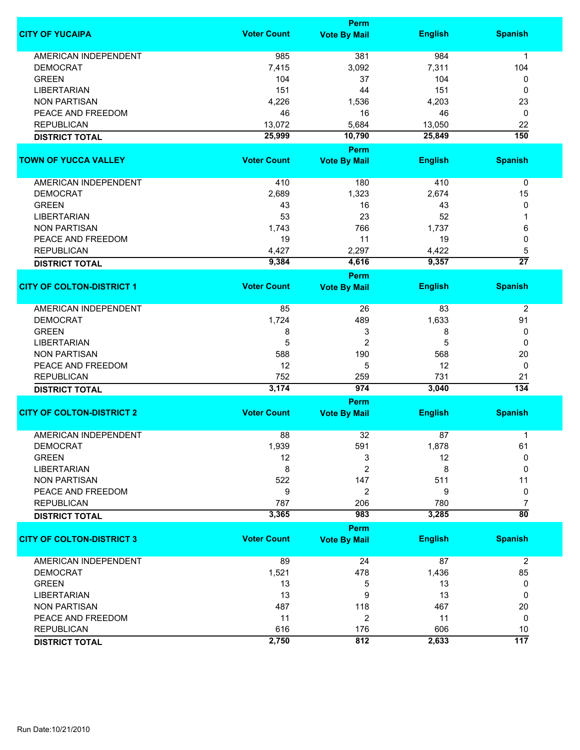| CITY OF YUCAIPA | Voter Count | Perm Vote By Mail | English | Spanish |
|---|---|---|---|---|
| AMERICAN INDEPENDENT | 985 | 381 | 984 | 1 |
| DEMOCRAT | 7,415 | 3,092 | 7,311 | 104 |
| GREEN | 104 | 37 | 104 | 0 |
| LIBERTARIAN | 151 | 44 | 151 | 0 |
| NON PARTISAN | 4,226 | 1,536 | 4,203 | 23 |
| PEACE AND FREEDOM | 46 | 16 | 46 | 0 |
| REPUBLICAN | 13,072 | 5,684 | 13,050 | 22 |
| **DISTRICT TOTAL** | **25,999** | **10,790** | **25,849** | **150** |

| TOWN OF YUCCA VALLEY | Voter Count | Perm Vote By Mail | English | Spanish |
|---|---|---|---|---|
| AMERICAN INDEPENDENT | 410 | 180 | 410 | 0 |
| DEMOCRAT | 2,689 | 1,323 | 2,674 | 15 |
| GREEN | 43 | 16 | 43 | 0 |
| LIBERTARIAN | 53 | 23 | 52 | 1 |
| NON PARTISAN | 1,743 | 766 | 1,737 | 6 |
| PEACE AND FREEDOM | 19 | 11 | 19 | 0 |
| REPUBLICAN | 4,427 | 2,297 | 4,422 | 5 |
| **DISTRICT TOTAL** | **9,384** | **4,616** | **9,357** | **27** |

| CITY OF COLTON-DISTRICT 1 | Voter Count | Perm Vote By Mail | English | Spanish |
|---|---|---|---|---|
| AMERICAN INDEPENDENT | 85 | 26 | 83 | 2 |
| DEMOCRAT | 1,724 | 489 | 1,633 | 91 |
| GREEN | 8 | 3 | 8 | 0 |
| LIBERTARIAN | 5 | 2 | 5 | 0 |
| NON PARTISAN | 588 | 190 | 568 | 20 |
| PEACE AND FREEDOM | 12 | 5 | 12 | 0 |
| REPUBLICAN | 752 | 259 | 731 | 21 |
| **DISTRICT TOTAL** | **3,174** | **974** | **3,040** | **134** |

| CITY OF COLTON-DISTRICT 2 | Voter Count | Perm Vote By Mail | English | Spanish |
|---|---|---|---|---|
| AMERICAN INDEPENDENT | 88 | 32 | 87 | 1 |
| DEMOCRAT | 1,939 | 591 | 1,878 | 61 |
| GREEN | 12 | 3 | 12 | 0 |
| LIBERTARIAN | 8 | 2 | 8 | 0 |
| NON PARTISAN | 522 | 147 | 511 | 11 |
| PEACE AND FREEDOM | 9 | 2 | 9 | 0 |
| REPUBLICAN | 787 | 206 | 780 | 7 |
| **DISTRICT TOTAL** | **3,365** | **983** | **3,285** | **80** |

| CITY OF COLTON-DISTRICT 3 | Voter Count | Perm Vote By Mail | English | Spanish |
|---|---|---|---|---|
| AMERICAN INDEPENDENT | 89 | 24 | 87 | 2 |
| DEMOCRAT | 1,521 | 478 | 1,436 | 85 |
| GREEN | 13 | 5 | 13 | 0 |
| LIBERTARIAN | 13 | 9 | 13 | 0 |
| NON PARTISAN | 487 | 118 | 467 | 20 |
| PEACE AND FREEDOM | 11 | 2 | 11 | 0 |
| REPUBLICAN | 616 | 176 | 606 | 10 |
| **DISTRICT TOTAL** | **2,750** | **812** | **2,633** | **117** |

Run Date:10/21/2010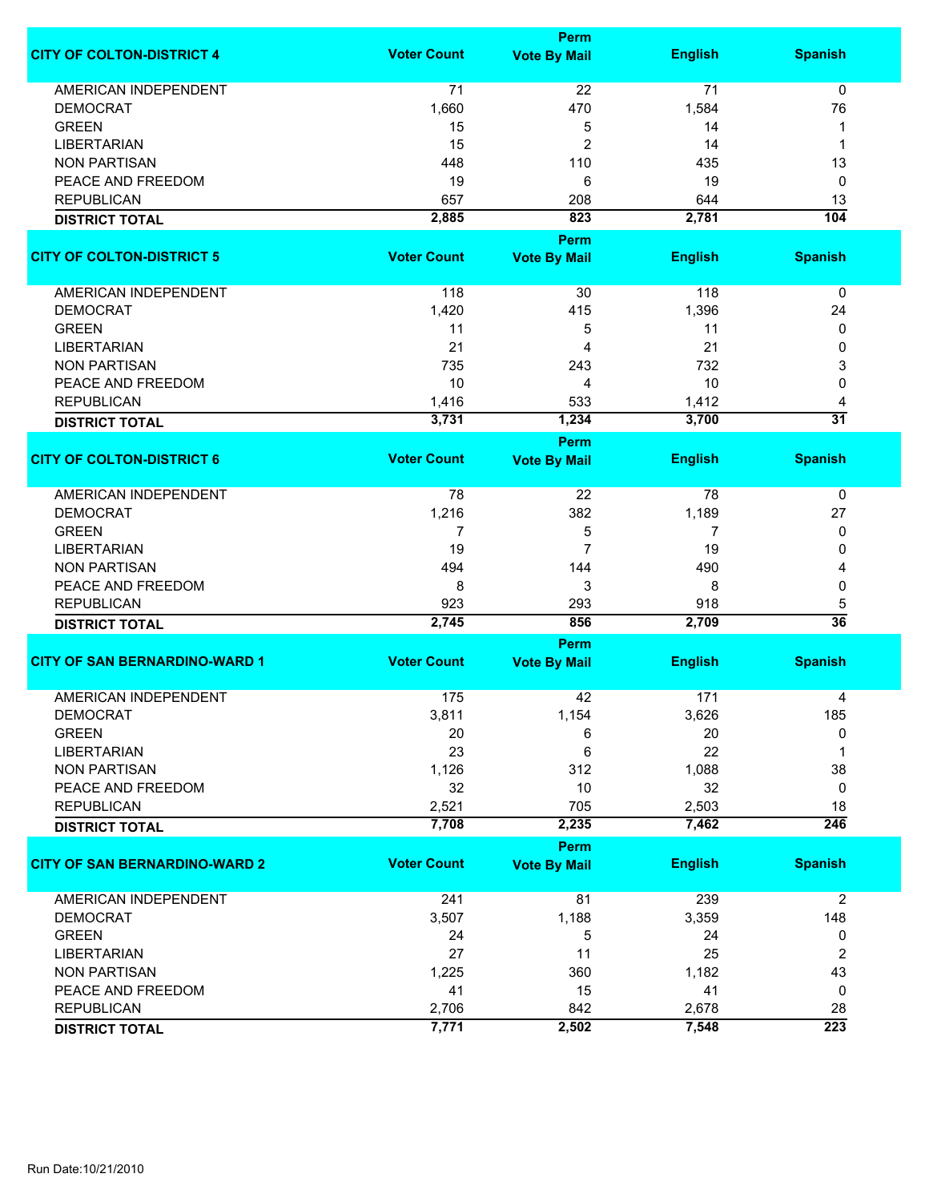| CITY OF COLTON-DISTRICT 4 | Voter Count | Perm Vote By Mail | English | Spanish |
|---|---|---|---|---|
| AMERICAN INDEPENDENT | 71 | 22 | 71 | 0 |
| DEMOCRAT | 1,660 | 470 | 1,584 | 76 |
| GREEN | 15 | 5 | 14 | 1 |
| LIBERTARIAN | 15 | 2 | 14 | 1 |
| NON PARTISAN | 448 | 110 | 435 | 13 |
| PEACE AND FREEDOM | 19 | 6 | 19 | 0 |
| REPUBLICAN | 657 | 208 | 644 | 13 |
| **DISTRICT TOTAL** | **2,885** | **823** | **2,781** | **104** |

| CITY OF COLTON-DISTRICT 5 | Voter Count | Perm Vote By Mail | English | Spanish |
|---|---|---|---|---|
| AMERICAN INDEPENDENT | 118 | 30 | 118 | 0 |
| DEMOCRAT | 1,420 | 415 | 1,396 | 24 |
| GREEN | 11 | 5 | 11 | 0 |
| LIBERTARIAN | 21 | 4 | 21 | 0 |
| NON PARTISAN | 735 | 243 | 732 | 3 |
| PEACE AND FREEDOM | 10 | 4 | 10 | 0 |
| REPUBLICAN | 1,416 | 533 | 1,412 | 4 |
| **DISTRICT TOTAL** | **3,731** | **1,234** | **3,700** | **31** |

| CITY OF COLTON-DISTRICT 6 | Voter Count | Perm Vote By Mail | English | Spanish |
|---|---|---|---|---|
| AMERICAN INDEPENDENT | 78 | 22 | 78 | 0 |
| DEMOCRAT | 1,216 | 382 | 1,189 | 27 |
| GREEN | 7 | 5 | 7 | 0 |
| LIBERTARIAN | 19 | 7 | 19 | 0 |
| NON PARTISAN | 494 | 144 | 490 | 4 |
| PEACE AND FREEDOM | 8 | 3 | 8 | 0 |
| REPUBLICAN | 923 | 293 | 918 | 5 |
| **DISTRICT TOTAL** | **2,745** | **856** | **2,709** | **36** |

| CITY OF SAN BERNARDINO-WARD 1 | Voter Count | Perm Vote By Mail | English | Spanish |
|---|---|---|---|---|
| AMERICAN INDEPENDENT | 175 | 42 | 171 | 4 |
| DEMOCRAT | 3,811 | 1,154 | 3,626 | 185 |
| GREEN | 20 | 6 | 20 | 0 |
| LIBERTARIAN | 23 | 6 | 22 | 1 |
| NON PARTISAN | 1,126 | 312 | 1,088 | 38 |
| PEACE AND FREEDOM | 32 | 10 | 32 | 0 |
| REPUBLICAN | 2,521 | 705 | 2,503 | 18 |
| **DISTRICT TOTAL** | **7,708** | **2,235** | **7,462** | **246** |

| CITY OF SAN BERNARDINO-WARD 2 | Voter Count | Perm Vote By Mail | English | Spanish |
|---|---|---|---|---|
| AMERICAN INDEPENDENT | 241 | 81 | 239 | 2 |
| DEMOCRAT | 3,507 | 1,188 | 3,359 | 148 |
| GREEN | 24 | 5 | 24 | 0 |
| LIBERTARIAN | 27 | 11 | 25 | 2 |
| NON PARTISAN | 1,225 | 360 | 1,182 | 43 |
| PEACE AND FREEDOM | 41 | 15 | 41 | 0 |
| REPUBLICAN | 2,706 | 842 | 2,678 | 28 |
| **DISTRICT TOTAL** | **7,771** | **2,502** | **7,548** | **223** |

Run Date:10/21/2010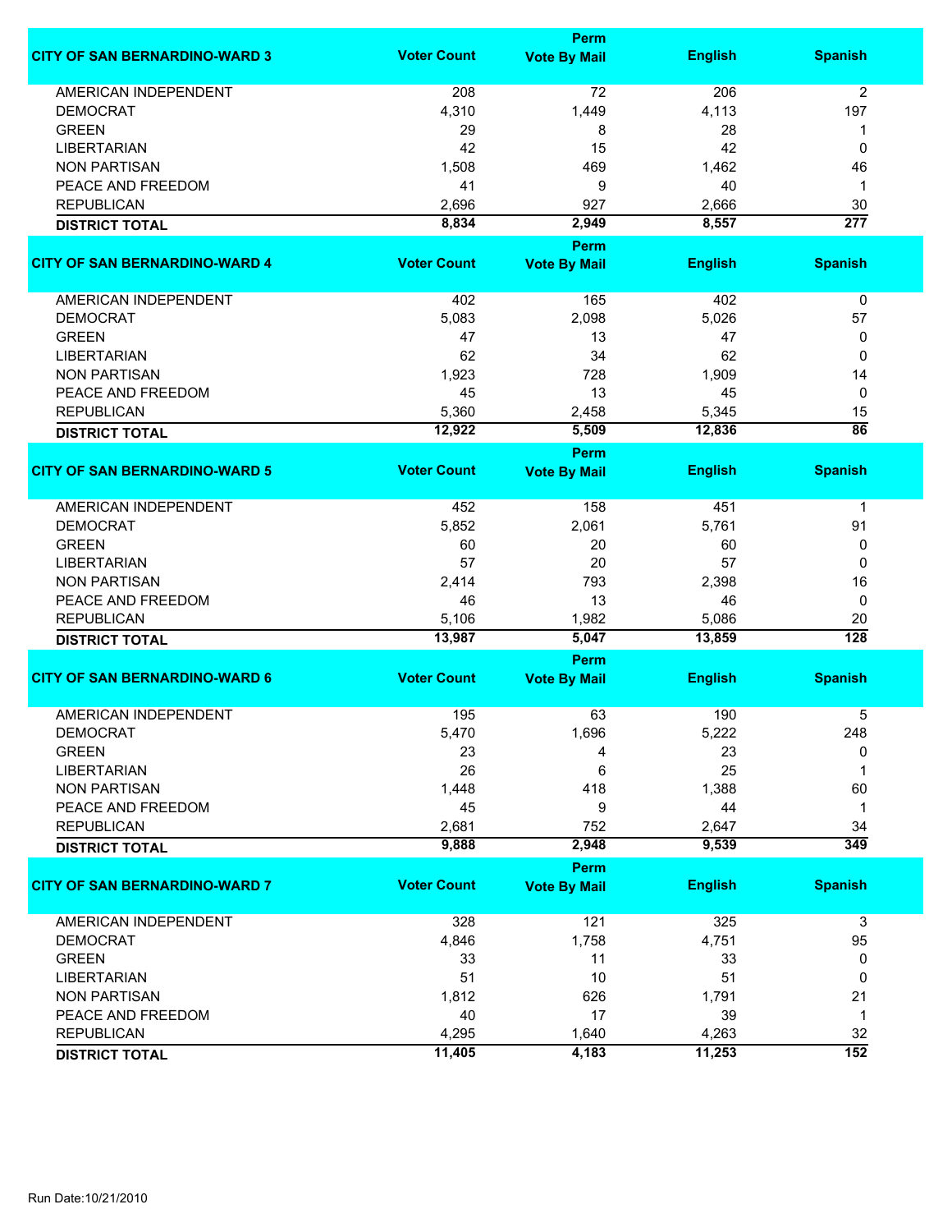| CITY OF SAN BERNARDINO-WARD 3 | Voter Count | Perm Vote By Mail | English | Spanish |
|---|---|---|---|---|
| AMERICAN INDEPENDENT | 208 | 72 | 206 | 2 |
| DEMOCRAT | 4,310 | 1,449 | 4,113 | 197 |
| GREEN | 29 | 8 | 28 | 1 |
| LIBERTARIAN | 42 | 15 | 42 | 0 |
| NON PARTISAN | 1,508 | 469 | 1,462 | 46 |
| PEACE AND FREEDOM | 41 | 9 | 40 | 1 |
| REPUBLICAN | 2,696 | 927 | 2,666 | 30 |
| **DISTRICT TOTAL** | **8,834** | **2,949** | **8,557** | **277** |

| CITY OF SAN BERNARDINO-WARD 4 | Voter Count | Perm Vote By Mail | English | Spanish |
|---|---|---|---|---|
| AMERICAN INDEPENDENT | 402 | 165 | 402 | 0 |
| DEMOCRAT | 5,083 | 2,098 | 5,026 | 57 |
| GREEN | 47 | 13 | 47 | 0 |
| LIBERTARIAN | 62 | 34 | 62 | 0 |
| NON PARTISAN | 1,923 | 728 | 1,909 | 14 |
| PEACE AND FREEDOM | 45 | 13 | 45 | 0 |
| REPUBLICAN | 5,360 | 2,458 | 5,345 | 15 |
| **DISTRICT TOTAL** | **12,922** | **5,509** | **12,836** | **86** |

| CITY OF SAN BERNARDINO-WARD 5 | Voter Count | Perm Vote By Mail | English | Spanish |
|---|---|---|---|---|
| AMERICAN INDEPENDENT | 452 | 158 | 451 | 1 |
| DEMOCRAT | 5,852 | 2,061 | 5,761 | 91 |
| GREEN | 60 | 20 | 60 | 0 |
| LIBERTARIAN | 57 | 20 | 57 | 0 |
| NON PARTISAN | 2,414 | 793 | 2,398 | 16 |
| PEACE AND FREEDOM | 46 | 13 | 46 | 0 |
| REPUBLICAN | 5,106 | 1,982 | 5,086 | 20 |
| **DISTRICT TOTAL** | **13,987** | **5,047** | **13,859** | **128** |

| CITY OF SAN BERNARDINO-WARD 6 | Voter Count | Perm Vote By Mail | English | Spanish |
|---|---|---|---|---|
| AMERICAN INDEPENDENT | 195 | 63 | 190 | 5 |
| DEMOCRAT | 5,470 | 1,696 | 5,222 | 248 |
| GREEN | 23 | 4 | 23 | 0 |
| LIBERTARIAN | 26 | 6 | 25 | 1 |
| NON PARTISAN | 1,448 | 418 | 1,388 | 60 |
| PEACE AND FREEDOM | 45 | 9 | 44 | 1 |
| REPUBLICAN | 2,681 | 752 | 2,647 | 34 |
| **DISTRICT TOTAL** | **9,888** | **2,948** | **9,539** | **349** |

| CITY OF SAN BERNARDINO-WARD 7 | Voter Count | Perm Vote By Mail | English | Spanish |
|---|---|---|---|---|
| AMERICAN INDEPENDENT | 328 | 121 | 325 | 3 |
| DEMOCRAT | 4,846 | 1,758 | 4,751 | 95 |
| GREEN | 33 | 11 | 33 | 0 |
| LIBERTARIAN | 51 | 10 | 51 | 0 |
| NON PARTISAN | 1,812 | 626 | 1,791 | 21 |
| PEACE AND FREEDOM | 40 | 17 | 39 | 1 |
| REPUBLICAN | 4,295 | 1,640 | 4,263 | 32 |
| **DISTRICT TOTAL** | **11,405** | **4,183** | **11,253** | **152** |

Run Date:10/21/2010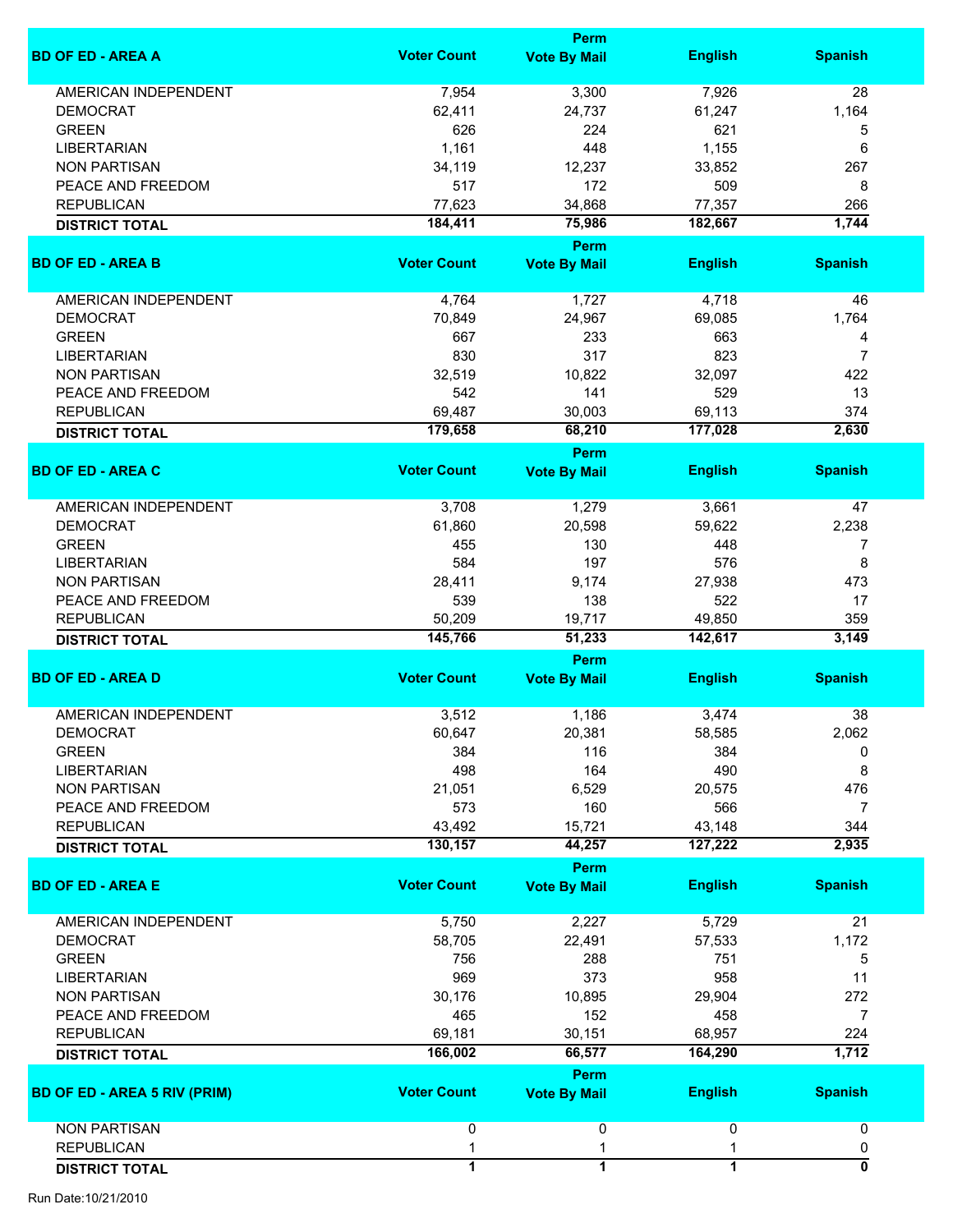| BD OF ED - AREA A | Voter Count | Perm Vote By Mail | English | Spanish |
|---|---|---|---|---|
| AMERICAN INDEPENDENT | 7,954 | 3,300 | 7,926 | 28 |
| DEMOCRAT | 62,411 | 24,737 | 61,247 | 1,164 |
| GREEN | 626 | 224 | 621 | 5 |
| LIBERTARIAN | 1,161 | 448 | 1,155 | 6 |
| NON PARTISAN | 34,119 | 12,237 | 33,852 | 267 |
| PEACE AND FREEDOM | 517 | 172 | 509 | 8 |
| REPUBLICAN | 77,623 | 34,868 | 77,357 | 266 |
| **DISTRICT TOTAL** | **184,411** | **75,986** | **182,667** | **1,744** |

| BD OF ED - AREA B | Voter Count | Perm Vote By Mail | English | Spanish |
|---|---|---|---|---|
| AMERICAN INDEPENDENT | 4,764 | 1,727 | 4,718 | 46 |
| DEMOCRAT | 70,849 | 24,967 | 69,085 | 1,764 |
| GREEN | 667 | 233 | 663 | 4 |
| LIBERTARIAN | 830 | 317 | 823 | 7 |
| NON PARTISAN | 32,519 | 10,822 | 32,097 | 422 |
| PEACE AND FREEDOM | 542 | 141 | 529 | 13 |
| REPUBLICAN | 69,487 | 30,003 | 69,113 | 374 |
| **DISTRICT TOTAL** | **179,658** | **68,210** | **177,028** | **2,630** |

| BD OF ED - AREA C | Voter Count | Perm Vote By Mail | English | Spanish |
|---|---|---|---|---|
| AMERICAN INDEPENDENT | 3,708 | 1,279 | 3,661 | 47 |
| DEMOCRAT | 61,860 | 20,598 | 59,622 | 2,238 |
| GREEN | 455 | 130 | 448 | 7 |
| LIBERTARIAN | 584 | 197 | 576 | 8 |
| NON PARTISAN | 28,411 | 9,174 | 27,938 | 473 |
| PEACE AND FREEDOM | 539 | 138 | 522 | 17 |
| REPUBLICAN | 50,209 | 19,717 | 49,850 | 359 |
| **DISTRICT TOTAL** | **145,766** | **51,233** | **142,617** | **3,149** |

| BD OF ED - AREA D | Voter Count | Perm Vote By Mail | English | Spanish |
|---|---|---|---|---|
| AMERICAN INDEPENDENT | 3,512 | 1,186 | 3,474 | 38 |
| DEMOCRAT | 60,647 | 20,381 | 58,585 | 2,062 |
| GREEN | 384 | 116 | 384 | 0 |
| LIBERTARIAN | 498 | 164 | 490 | 8 |
| NON PARTISAN | 21,051 | 6,529 | 20,575 | 476 |
| PEACE AND FREEDOM | 573 | 160 | 566 | 7 |
| REPUBLICAN | 43,492 | 15,721 | 43,148 | 344 |
| **DISTRICT TOTAL** | **130,157** | **44,257** | **127,222** | **2,935** |

| BD OF ED - AREA E | Voter Count | Perm Vote By Mail | English | Spanish |
|---|---|---|---|---|
| AMERICAN INDEPENDENT | 5,750 | 2,227 | 5,729 | 21 |
| DEMOCRAT | 58,705 | 22,491 | 57,533 | 1,172 |
| GREEN | 756 | 288 | 751 | 5 |
| LIBERTARIAN | 969 | 373 | 958 | 11 |
| NON PARTISAN | 30,176 | 10,895 | 29,904 | 272 |
| PEACE AND FREEDOM | 465 | 152 | 458 | 7 |
| REPUBLICAN | 69,181 | 30,151 | 68,957 | 224 |
| **DISTRICT TOTAL** | **166,002** | **66,577** | **164,290** | **1,712** |

| BD OF ED - AREA 5 RIV (PRIM) | Voter Count | Perm Vote By Mail | English | Spanish |
|---|---|---|---|---|
| NON PARTISAN | 0 | 0 | 0 | 0 |
| REPUBLICAN | 1 | 1 | 1 | 0 |
| **DISTRICT TOTAL** | **1** | **1** | **1** | **0** |

Run Date:10/21/2010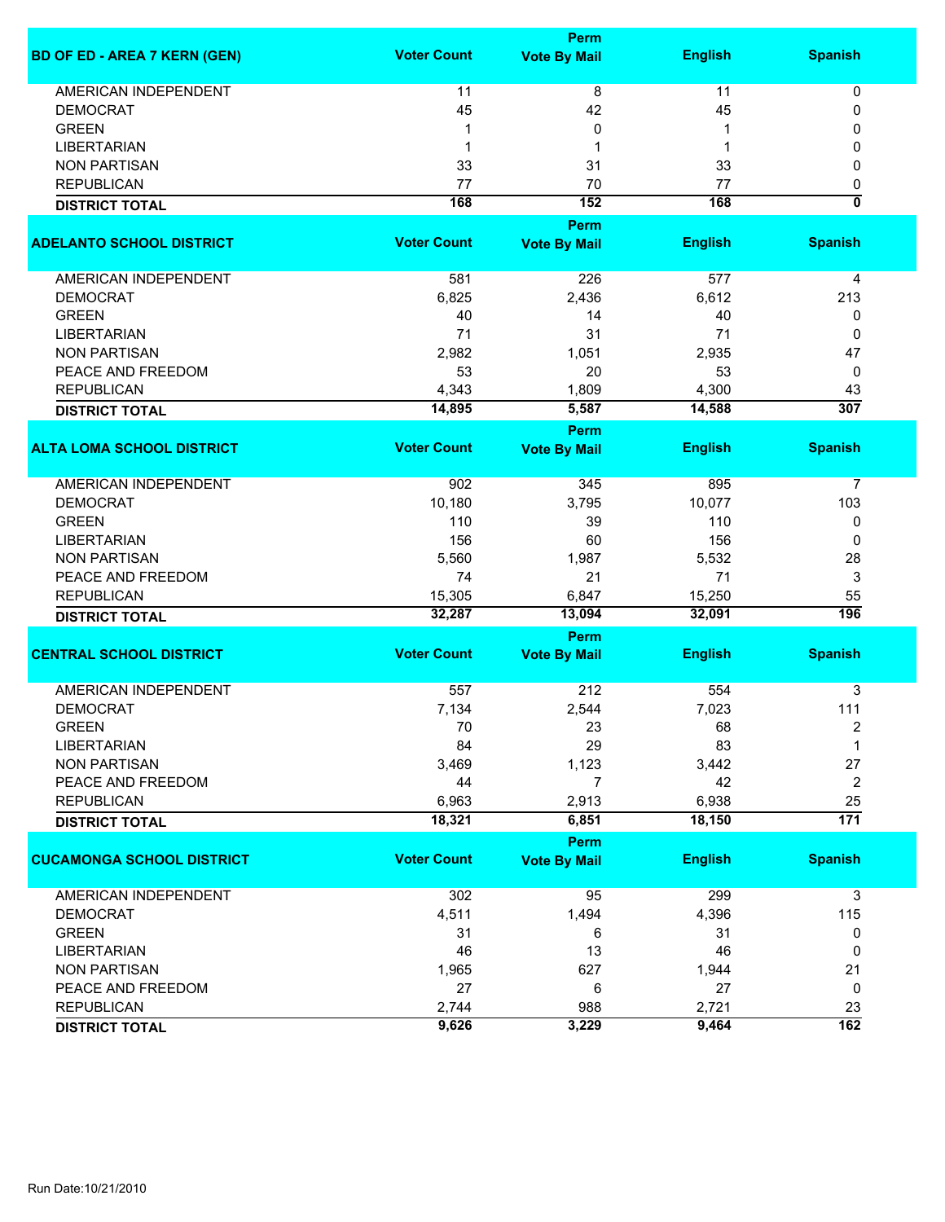| BD OF ED - AREA 7 KERN (GEN) | Voter Count | Perm Vote By Mail | English | Spanish |
|---|---|---|---|---|
| AMERICAN INDEPENDENT | 11 | 8 | 11 | 0 |
| DEMOCRAT | 45 | 42 | 45 | 0 |
| GREEN | 1 | 0 | 1 | 0 |
| LIBERTARIAN | 1 | 1 | 1 | 0 |
| NON PARTISAN | 33 | 31 | 33 | 0 |
| REPUBLICAN | 77 | 70 | 77 | 0 |
| **DISTRICT TOTAL** | **168** | **152** | **168** | **0** |

| ADELANTO SCHOOL DISTRICT | Voter Count | Perm Vote By Mail | English | Spanish |
|---|---|---|---|---|
| AMERICAN INDEPENDENT | 581 | 226 | 577 | 4 |
| DEMOCRAT | 6,825 | 2,436 | 6,612 | 213 |
| GREEN | 40 | 14 | 40 | 0 |
| LIBERTARIAN | 71 | 31 | 71 | 0 |
| NON PARTISAN | 2,982 | 1,051 | 2,935 | 47 |
| PEACE AND FREEDOM | 53 | 20 | 53 | 0 |
| REPUBLICAN | 4,343 | 1,809 | 4,300 | 43 |
| **DISTRICT TOTAL** | **14,895** | **5,587** | **14,588** | **307** |

| ALTA LOMA SCHOOL DISTRICT | Voter Count | Perm Vote By Mail | English | Spanish |
|---|---|---|---|---|
| AMERICAN INDEPENDENT | 902 | 345 | 895 | 7 |
| DEMOCRAT | 10,180 | 3,795 | 10,077 | 103 |
| GREEN | 110 | 39 | 110 | 0 |
| LIBERTARIAN | 156 | 60 | 156 | 0 |
| NON PARTISAN | 5,560 | 1,987 | 5,532 | 28 |
| PEACE AND FREEDOM | 74 | 21 | 71 | 3 |
| REPUBLICAN | 15,305 | 6,847 | 15,250 | 55 |
| **DISTRICT TOTAL** | **32,287** | **13,094** | **32,091** | **196** |

| CENTRAL SCHOOL DISTRICT | Voter Count | Perm Vote By Mail | English | Spanish |
|---|---|---|---|---|
| AMERICAN INDEPENDENT | 557 | 212 | 554 | 3 |
| DEMOCRAT | 7,134 | 2,544 | 7,023 | 111 |
| GREEN | 70 | 23 | 68 | 2 |
| LIBERTARIAN | 84 | 29 | 83 | 1 |
| NON PARTISAN | 3,469 | 1,123 | 3,442 | 27 |
| PEACE AND FREEDOM | 44 | 7 | 42 | 2 |
| REPUBLICAN | 6,963 | 2,913 | 6,938 | 25 |
| **DISTRICT TOTAL** | **18,321** | **6,851** | **18,150** | **171** |

| CUCAMONGA SCHOOL DISTRICT | Voter Count | Perm Vote By Mail | English | Spanish |
|---|---|---|---|---|
| AMERICAN INDEPENDENT | 302 | 95 | 299 | 3 |
| DEMOCRAT | 4,511 | 1,494 | 4,396 | 115 |
| GREEN | 31 | 6 | 31 | 0 |
| LIBERTARIAN | 46 | 13 | 46 | 0 |
| NON PARTISAN | 1,965 | 627 | 1,944 | 21 |
| PEACE AND FREEDOM | 27 | 6 | 27 | 0 |
| REPUBLICAN | 2,744 | 988 | 2,721 | 23 |
| **DISTRICT TOTAL** | **9,626** | **3,229** | **9,464** | **162** |

Run Date:10/21/2010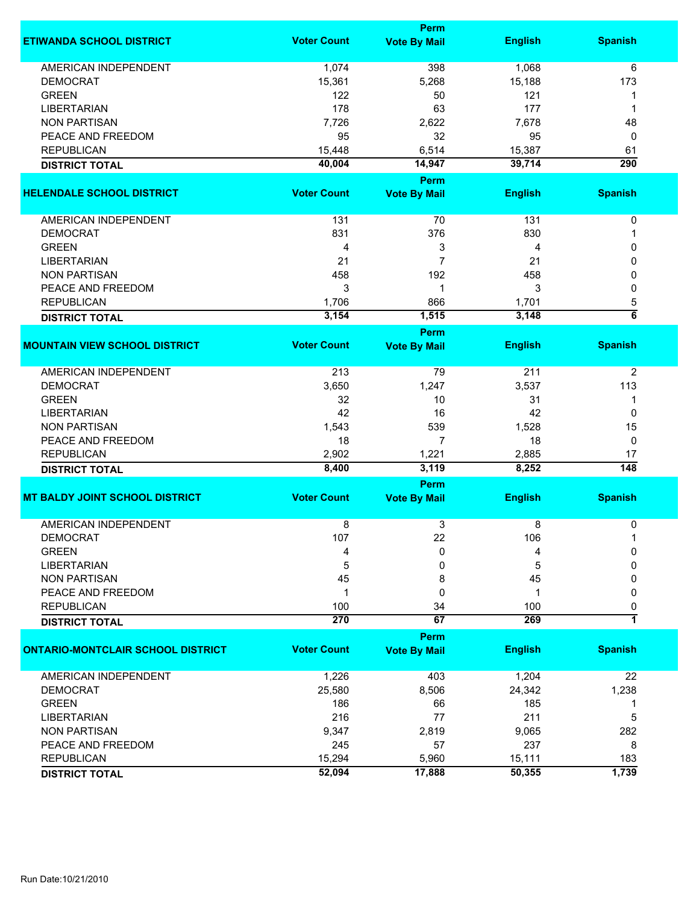| ETIWANDA SCHOOL DISTRICT | Voter Count | Perm Vote By Mail | English | Spanish |
|---|---|---|---|---|
| AMERICAN INDEPENDENT | 1,074 | 398 | 1,068 | 6 |
| DEMOCRAT | 15,361 | 5,268 | 15,188 | 173 |
| GREEN | 122 | 50 | 121 | 1 |
| LIBERTARIAN | 178 | 63 | 177 | 1 |
| NON PARTISAN | 7,726 | 2,622 | 7,678 | 48 |
| PEACE AND FREEDOM | 95 | 32 | 95 | 0 |
| REPUBLICAN | 15,448 | 6,514 | 15,387 | 61 |
| **DISTRICT TOTAL** | **40,004** | **14,947** | **39,714** | **290** |

| HELENDALE SCHOOL DISTRICT | Voter Count | Perm Vote By Mail | English | Spanish |
|---|---|---|---|---|
| AMERICAN INDEPENDENT | 131 | 70 | 131 | 0 |
| DEMOCRAT | 831 | 376 | 830 | 1 |
| GREEN | 4 | 3 | 4 | 0 |
| LIBERTARIAN | 21 | 7 | 21 | 0 |
| NON PARTISAN | 458 | 192 | 458 | 0 |
| PEACE AND FREEDOM | 3 | 1 | 3 | 0 |
| REPUBLICAN | 1,706 | 866 | 1,701 | 5 |
| **DISTRICT TOTAL** | **3,154** | **1,515** | **3,148** | **6** |

| MOUNTAIN VIEW SCHOOL DISTRICT | Voter Count | Perm Vote By Mail | English | Spanish |
|---|---|---|---|---|
| AMERICAN INDEPENDENT | 213 | 79 | 211 | 2 |
| DEMOCRAT | 3,650 | 1,247 | 3,537 | 113 |
| GREEN | 32 | 10 | 31 | 1 |
| LIBERTARIAN | 42 | 16 | 42 | 0 |
| NON PARTISAN | 1,543 | 539 | 1,528 | 15 |
| PEACE AND FREEDOM | 18 | 7 | 18 | 0 |
| REPUBLICAN | 2,902 | 1,221 | 2,885 | 17 |
| **DISTRICT TOTAL** | **8,400** | **3,119** | **8,252** | **148** |

| MT BALDY JOINT SCHOOL DISTRICT | Voter Count | Perm Vote By Mail | English | Spanish |
|---|---|---|---|---|
| AMERICAN INDEPENDENT | 8 | 3 | 8 | 0 |
| DEMOCRAT | 107 | 22 | 106 | 1 |
| GREEN | 4 | 0 | 4 | 0 |
| LIBERTARIAN | 5 | 0 | 5 | 0 |
| NON PARTISAN | 45 | 8 | 45 | 0 |
| PEACE AND FREEDOM | 1 | 0 | 1 | 0 |
| REPUBLICAN | 100 | 34 | 100 | 0 |
| **DISTRICT TOTAL** | **270** | **67** | **269** | **1** |

| ONTARIO-MONTCLAIR SCHOOL DISTRICT | Voter Count | Perm Vote By Mail | English | Spanish |
|---|---|---|---|---|
| AMERICAN INDEPENDENT | 1,226 | 403 | 1,204 | 22 |
| DEMOCRAT | 25,580 | 8,506 | 24,342 | 1,238 |
| GREEN | 186 | 66 | 185 | 1 |
| LIBERTARIAN | 216 | 77 | 211 | 5 |
| NON PARTISAN | 9,347 | 2,819 | 9,065 | 282 |
| PEACE AND FREEDOM | 245 | 57 | 237 | 8 |
| REPUBLICAN | 15,294 | 5,960 | 15,111 | 183 |
| **DISTRICT TOTAL** | **52,094** | **17,888** | **50,355** | **1,739** |

Run Date:10/21/2010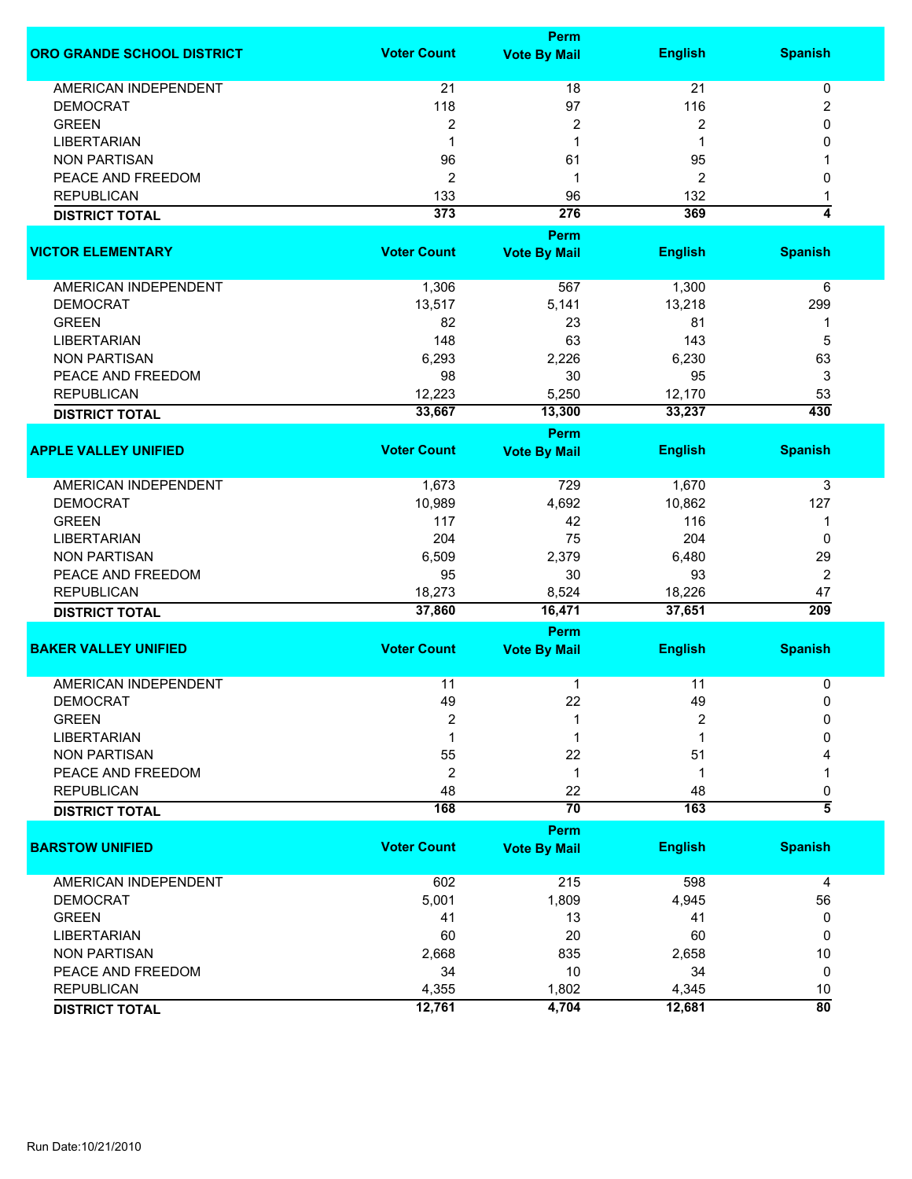| ORO GRANDE SCHOOL DISTRICT | Voter Count | Perm Vote By Mail | English | Spanish |
|---|---|---|---|---|
| AMERICAN INDEPENDENT | 21 | 18 | 21 | 0 |
| DEMOCRAT | 118 | 97 | 116 | 2 |
| GREEN | 2 | 2 | 2 | 0 |
| LIBERTARIAN | 1 | 1 | 1 | 0 |
| NON PARTISAN | 96 | 61 | 95 | 1 |
| PEACE AND FREEDOM | 2 | 1 | 2 | 0 |
| REPUBLICAN | 133 | 96 | 132 | 1 |
| **DISTRICT TOTAL** | **373** | **276** | **369** | **4** |

| VICTOR ELEMENTARY | Voter Count | Perm Vote By Mail | English | Spanish |
|---|---|---|---|---|
| AMERICAN INDEPENDENT | 1,306 | 567 | 1,300 | 6 |
| DEMOCRAT | 13,517 | 5,141 | 13,218 | 299 |
| GREEN | 82 | 23 | 81 | 1 |
| LIBERTARIAN | 148 | 63 | 143 | 5 |
| NON PARTISAN | 6,293 | 2,226 | 6,230 | 63 |
| PEACE AND FREEDOM | 98 | 30 | 95 | 3 |
| REPUBLICAN | 12,223 | 5,250 | 12,170 | 53 |
| **DISTRICT TOTAL** | **33,667** | **13,300** | **33,237** | **430** |

| APPLE VALLEY UNIFIED | Voter Count | Perm Vote By Mail | English | Spanish |
|---|---|---|---|---|
| AMERICAN INDEPENDENT | 1,673 | 729 | 1,670 | 3 |
| DEMOCRAT | 10,989 | 4,692 | 10,862 | 127 |
| GREEN | 117 | 42 | 116 | 1 |
| LIBERTARIAN | 204 | 75 | 204 | 0 |
| NON PARTISAN | 6,509 | 2,379 | 6,480 | 29 |
| PEACE AND FREEDOM | 95 | 30 | 93 | 2 |
| REPUBLICAN | 18,273 | 8,524 | 18,226 | 47 |
| **DISTRICT TOTAL** | **37,860** | **16,471** | **37,651** | **209** |

| BAKER VALLEY UNIFIED | Voter Count | Perm Vote By Mail | English | Spanish |
|---|---|---|---|---|
| AMERICAN INDEPENDENT | 11 | 1 | 11 | 0 |
| DEMOCRAT | 49 | 22 | 49 | 0 |
| GREEN | 2 | 1 | 2 | 0 |
| LIBERTARIAN | 1 | 1 | 1 | 0 |
| NON PARTISAN | 55 | 22 | 51 | 4 |
| PEACE AND FREEDOM | 2 | 1 | 1 | 1 |
| REPUBLICAN | 48 | 22 | 48 | 0 |
| **DISTRICT TOTAL** | **168** | **70** | **163** | **5** |

| BARSTOW UNIFIED | Voter Count | Perm Vote By Mail | English | Spanish |
|---|---|---|---|---|
| AMERICAN INDEPENDENT | 602 | 215 | 598 | 4 |
| DEMOCRAT | 5,001 | 1,809 | 4,945 | 56 |
| GREEN | 41 | 13 | 41 | 0 |
| LIBERTARIAN | 60 | 20 | 60 | 0 |
| NON PARTISAN | 2,668 | 835 | 2,658 | 10 |
| PEACE AND FREEDOM | 34 | 10 | 34 | 0 |
| REPUBLICAN | 4,355 | 1,802 | 4,345 | 10 |
| **DISTRICT TOTAL** | **12,761** | **4,704** | **12,681** | **80** |

Run Date:10/21/2010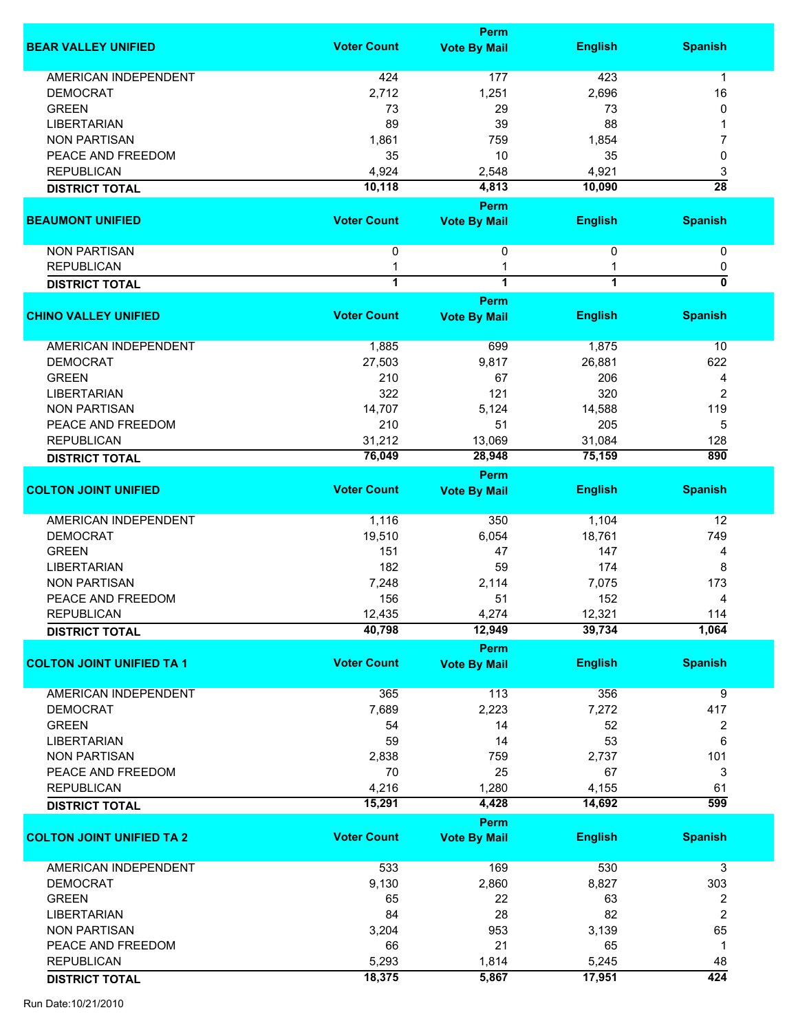| BEAR VALLEY UNIFIED | Voter Count | Perm Vote By Mail | English | Spanish |
|---|---|---|---|---|
| AMERICAN INDEPENDENT | 424 | 177 | 423 | 1 |
| DEMOCRAT | 2,712 | 1,251 | 2,696 | 16 |
| GREEN | 73 | 29 | 73 | 0 |
| LIBERTARIAN | 89 | 39 | 88 | 1 |
| NON PARTISAN | 1,861 | 759 | 1,854 | 7 |
| PEACE AND FREEDOM | 35 | 10 | 35 | 0 |
| REPUBLICAN | 4,924 | 2,548 | 4,921 | 3 |
| **DISTRICT TOTAL** | **10,118** | **4,813** | **10,090** | **28** |

| BEAUMONT UNIFIED | Voter Count | Perm Vote By Mail | English | Spanish |
|---|---|---|---|---|
| NON PARTISAN | 0 | 0 | 0 | 0 |
| REPUBLICAN | 1 | 1 | 1 | 0 |
| **DISTRICT TOTAL** | **1** | **1** | **1** | **0** |

| CHINO VALLEY UNIFIED | Voter Count | Perm Vote By Mail | English | Spanish |
|---|---|---|---|---|
| AMERICAN INDEPENDENT | 1,885 | 699 | 1,875 | 10 |
| DEMOCRAT | 27,503 | 9,817 | 26,881 | 622 |
| GREEN | 210 | 67 | 206 | 4 |
| LIBERTARIAN | 322 | 121 | 320 | 2 |
| NON PARTISAN | 14,707 | 5,124 | 14,588 | 119 |
| PEACE AND FREEDOM | 210 | 51 | 205 | 5 |
| REPUBLICAN | 31,212 | 13,069 | 31,084 | 128 |
| **DISTRICT TOTAL** | **76,049** | **28,948** | **75,159** | **890** |

| COLTON JOINT UNIFIED | Voter Count | Perm Vote By Mail | English | Spanish |
|---|---|---|---|---|
| AMERICAN INDEPENDENT | 1,116 | 350 | 1,104 | 12 |
| DEMOCRAT | 19,510 | 6,054 | 18,761 | 749 |
| GREEN | 151 | 47 | 147 | 4 |
| LIBERTARIAN | 182 | 59 | 174 | 8 |
| NON PARTISAN | 7,248 | 2,114 | 7,075 | 173 |
| PEACE AND FREEDOM | 156 | 51 | 152 | 4 |
| REPUBLICAN | 12,435 | 4,274 | 12,321 | 114 |
| **DISTRICT TOTAL** | **40,798** | **12,949** | **39,734** | **1,064** |

| COLTON JOINT UNIFIED TA 1 | Voter Count | Perm Vote By Mail | English | Spanish |
|---|---|---|---|---|
| AMERICAN INDEPENDENT | 365 | 113 | 356 | 9 |
| DEMOCRAT | 7,689 | 2,223 | 7,272 | 417 |
| GREEN | 54 | 14 | 52 | 2 |
| LIBERTARIAN | 59 | 14 | 53 | 6 |
| NON PARTISAN | 2,838 | 759 | 2,737 | 101 |
| PEACE AND FREEDOM | 70 | 25 | 67 | 3 |
| REPUBLICAN | 4,216 | 1,280 | 4,155 | 61 |
| **DISTRICT TOTAL** | **15,291** | **4,428** | **14,692** | **599** |

| COLTON JOINT UNIFIED TA 2 | Voter Count | Perm Vote By Mail | English | Spanish |
|---|---|---|---|---|
| AMERICAN INDEPENDENT | 533 | 169 | 530 | 3 |
| DEMOCRAT | 9,130 | 2,860 | 8,827 | 303 |
| GREEN | 65 | 22 | 63 | 2 |
| LIBERTARIAN | 84 | 28 | 82 | 2 |
| NON PARTISAN | 3,204 | 953 | 3,139 | 65 |
| PEACE AND FREEDOM | 66 | 21 | 65 | 1 |
| REPUBLICAN | 5,293 | 1,814 | 5,245 | 48 |
| **DISTRICT TOTAL** | **18,375** | **5,867** | **17,951** | **424** |

Run Date:10/21/2010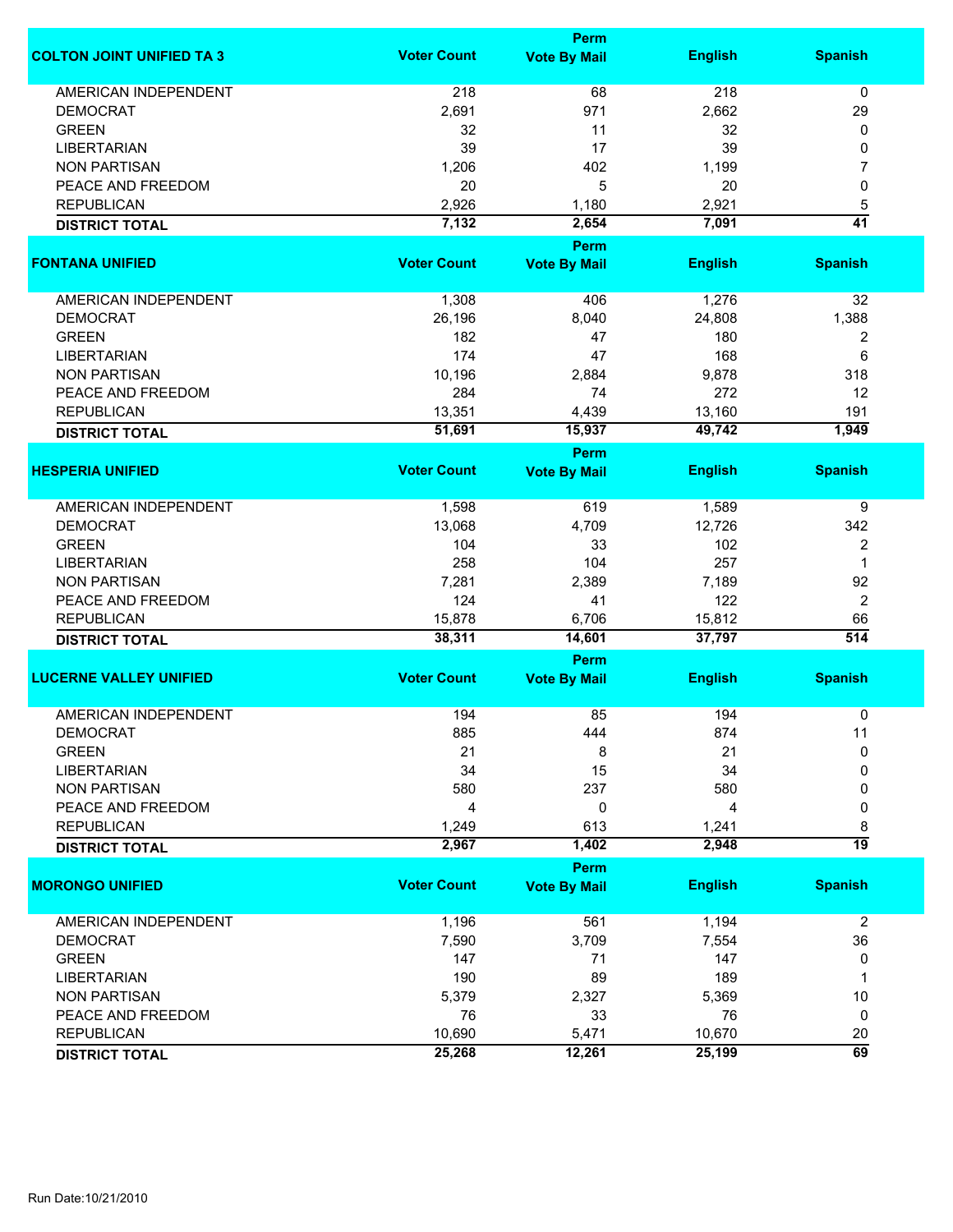| COLTON JOINT UNIFIED TA 3 | Voter Count | Perm Vote By Mail | English | Spanish |
|---|---|---|---|---|
| AMERICAN INDEPENDENT | 218 | 68 | 218 | 0 |
| DEMOCRAT | 2,691 | 971 | 2,662 | 29 |
| GREEN | 32 | 11 | 32 | 0 |
| LIBERTARIAN | 39 | 17 | 39 | 0 |
| NON PARTISAN | 1,206 | 402 | 1,199 | 7 |
| PEACE AND FREEDOM | 20 | 5 | 20 | 0 |
| REPUBLICAN | 2,926 | 1,180 | 2,921 | 5 |
| **DISTRICT TOTAL** | **7,132** | **2,654** | **7,091** | **41** |

| FONTANA UNIFIED | Voter Count | Perm Vote By Mail | English | Spanish |
|---|---|---|---|---|
| AMERICAN INDEPENDENT | 1,308 | 406 | 1,276 | 32 |
| DEMOCRAT | 26,196 | 8,040 | 24,808 | 1,388 |
| GREEN | 182 | 47 | 180 | 2 |
| LIBERTARIAN | 174 | 47 | 168 | 6 |
| NON PARTISAN | 10,196 | 2,884 | 9,878 | 318 |
| PEACE AND FREEDOM | 284 | 74 | 272 | 12 |
| REPUBLICAN | 13,351 | 4,439 | 13,160 | 191 |
| **DISTRICT TOTAL** | **51,691** | **15,937** | **49,742** | **1,949** |

| HESPERIA UNIFIED | Voter Count | Perm Vote By Mail | English | Spanish |
|---|---|---|---|---|
| AMERICAN INDEPENDENT | 1,598 | 619 | 1,589 | 9 |
| DEMOCRAT | 13,068 | 4,709 | 12,726 | 342 |
| GREEN | 104 | 33 | 102 | 2 |
| LIBERTARIAN | 258 | 104 | 257 | 1 |
| NON PARTISAN | 7,281 | 2,389 | 7,189 | 92 |
| PEACE AND FREEDOM | 124 | 41 | 122 | 2 |
| REPUBLICAN | 15,878 | 6,706 | 15,812 | 66 |
| **DISTRICT TOTAL** | **38,311** | **14,601** | **37,797** | **514** |

| LUCERNE VALLEY UNIFIED | Voter Count | Perm Vote By Mail | English | Spanish |
|---|---|---|---|---|
| AMERICAN INDEPENDENT | 194 | 85 | 194 | 0 |
| DEMOCRAT | 885 | 444 | 874 | 11 |
| GREEN | 21 | 8 | 21 | 0 |
| LIBERTARIAN | 34 | 15 | 34 | 0 |
| NON PARTISAN | 580 | 237 | 580 | 0 |
| PEACE AND FREEDOM | 4 | 0 | 4 | 0 |
| REPUBLICAN | 1,249 | 613 | 1,241 | 8 |
| **DISTRICT TOTAL** | **2,967** | **1,402** | **2,948** | **19** |

| MORONGO UNIFIED | Voter Count | Perm Vote By Mail | English | Spanish |
|---|---|---|---|---|
| AMERICAN INDEPENDENT | 1,196 | 561 | 1,194 | 2 |
| DEMOCRAT | 7,590 | 3,709 | 7,554 | 36 |
| GREEN | 147 | 71 | 147 | 0 |
| LIBERTARIAN | 190 | 89 | 189 | 1 |
| NON PARTISAN | 5,379 | 2,327 | 5,369 | 10 |
| PEACE AND FREEDOM | 76 | 33 | 76 | 0 |
| REPUBLICAN | 10,690 | 5,471 | 10,670 | 20 |
| **DISTRICT TOTAL** | **25,268** | **12,261** | **25,199** | **69** |

Run Date:10/21/2010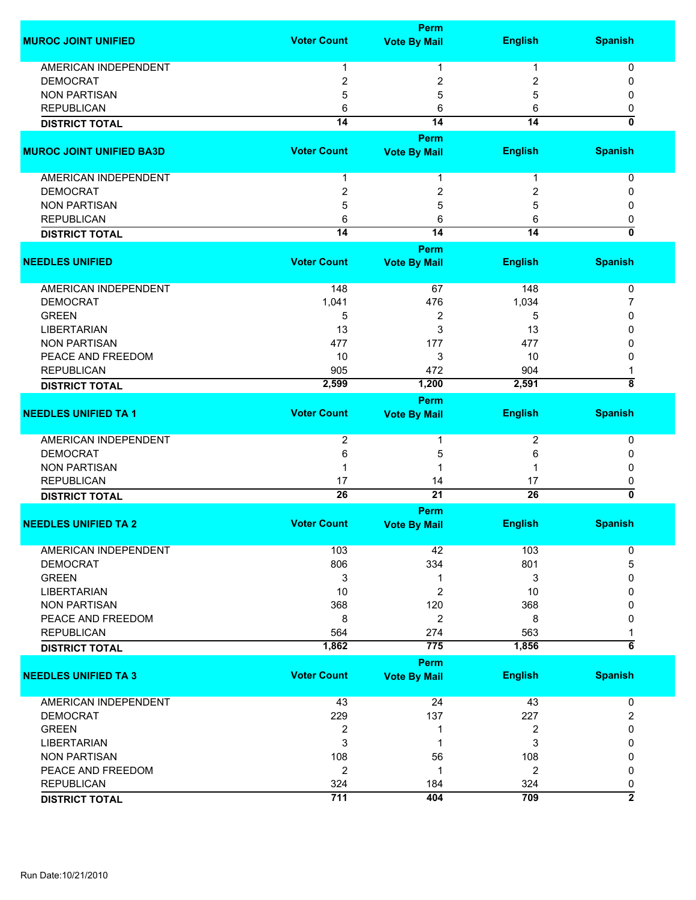| MUROC JOINT UNIFIED | Voter Count | Perm Vote By Mail | English | Spanish |
|---|---|---|---|---|
| AMERICAN INDEPENDENT | 1 | 1 | 1 | 0 |
| DEMOCRAT | 2 | 2 | 2 | 0 |
| NON PARTISAN | 5 | 5 | 5 | 0 |
| REPUBLICAN | 6 | 6 | 6 | 0 |
| **DISTRICT TOTAL** | **14** | **14** | **14** | **0** |

| MUROC JOINT UNIFIED BA3D | Voter Count | Perm Vote By Mail | English | Spanish |
|---|---|---|---|---|
| AMERICAN INDEPENDENT | 1 | 1 | 1 | 0 |
| DEMOCRAT | 2 | 2 | 2 | 0 |
| NON PARTISAN | 5 | 5 | 5 | 0 |
| REPUBLICAN | 6 | 6 | 6 | 0 |
| **DISTRICT TOTAL** | **14** | **14** | **14** | **0** |

| NEEDLES UNIFIED | Voter Count | Perm Vote By Mail | English | Spanish |
|---|---|---|---|---|
| AMERICAN INDEPENDENT | 148 | 67 | 148 | 0 |
| DEMOCRAT | 1,041 | 476 | 1,034 | 7 |
| GREEN | 5 | 2 | 5 | 0 |
| LIBERTARIAN | 13 | 3 | 13 | 0 |
| NON PARTISAN | 477 | 177 | 477 | 0 |
| PEACE AND FREEDOM | 10 | 3 | 10 | 0 |
| REPUBLICAN | 905 | 472 | 904 | 1 |
| **DISTRICT TOTAL** | **2,599** | **1,200** | **2,591** | **8** |

| NEEDLES UNIFIED TA 1 | Voter Count | Perm Vote By Mail | English | Spanish |
|---|---|---|---|---|
| AMERICAN INDEPENDENT | 2 | 1 | 2 | 0 |
| DEMOCRAT | 6 | 5 | 6 | 0 |
| NON PARTISAN | 1 | 1 | 1 | 0 |
| REPUBLICAN | 17 | 14 | 17 | 0 |
| **DISTRICT TOTAL** | **26** | **21** | **26** | **0** |

| NEEDLES UNIFIED TA 2 | Voter Count | Perm Vote By Mail | English | Spanish |
|---|---|---|---|---|
| AMERICAN INDEPENDENT | 103 | 42 | 103 | 0 |
| DEMOCRAT | 806 | 334 | 801 | 5 |
| GREEN | 3 | 1 | 3 | 0 |
| LIBERTARIAN | 10 | 2 | 10 | 0 |
| NON PARTISAN | 368 | 120 | 368 | 0 |
| PEACE AND FREEDOM | 8 | 2 | 8 | 0 |
| REPUBLICAN | 564 | 274 | 563 | 1 |
| **DISTRICT TOTAL** | **1,862** | **775** | **1,856** | **6** |

| NEEDLES UNIFIED TA 3 | Voter Count | Perm Vote By Mail | English | Spanish |
|---|---|---|---|---|
| AMERICAN INDEPENDENT | 43 | 24 | 43 | 0 |
| DEMOCRAT | 229 | 137 | 227 | 2 |
| GREEN | 2 | 1 | 2 | 0 |
| LIBERTARIAN | 3 | 1 | 3 | 0 |
| NON PARTISAN | 108 | 56 | 108 | 0 |
| PEACE AND FREEDOM | 2 | 1 | 2 | 0 |
| REPUBLICAN | 324 | 184 | 324 | 0 |
| **DISTRICT TOTAL** | **711** | **404** | **709** | **2** |

Run Date:10/21/2010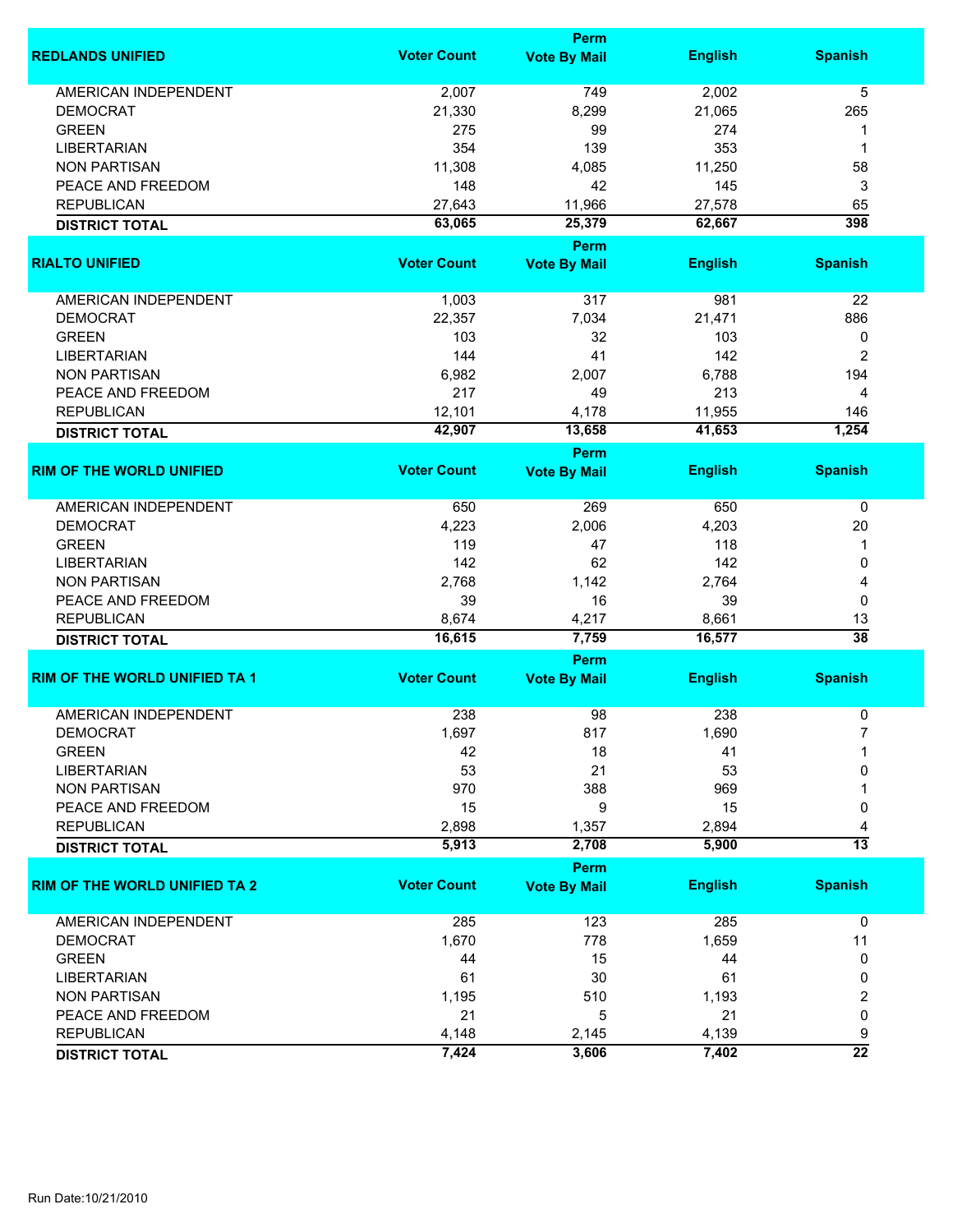| REDLANDS UNIFIED | Voter Count | Perm Vote By Mail | English | Spanish |
|---|---|---|---|---|
| AMERICAN INDEPENDENT | 2,007 | 749 | 2,002 | 5 |
| DEMOCRAT | 21,330 | 8,299 | 21,065 | 265 |
| GREEN | 275 | 99 | 274 | 1 |
| LIBERTARIAN | 354 | 139 | 353 | 1 |
| NON PARTISAN | 11,308 | 4,085 | 11,250 | 58 |
| PEACE AND FREEDOM | 148 | 42 | 145 | 3 |
| REPUBLICAN | 27,643 | 11,966 | 27,578 | 65 |
| **DISTRICT TOTAL** | **63,065** | **25,379** | **62,667** | **398** |

| RIALTO UNIFIED | Voter Count | Perm Vote By Mail | English | Spanish |
|---|---|---|---|---|
| AMERICAN INDEPENDENT | 1,003 | 317 | 981 | 22 |
| DEMOCRAT | 22,357 | 7,034 | 21,471 | 886 |
| GREEN | 103 | 32 | 103 | 0 |
| LIBERTARIAN | 144 | 41 | 142 | 2 |
| NON PARTISAN | 6,982 | 2,007 | 6,788 | 194 |
| PEACE AND FREEDOM | 217 | 49 | 213 | 4 |
| REPUBLICAN | 12,101 | 4,178 | 11,955 | 146 |
| **DISTRICT TOTAL** | **42,907** | **13,658** | **41,653** | **1,254** |

| RIM OF THE WORLD UNIFIED | Voter Count | Perm Vote By Mail | English | Spanish |
|---|---|---|---|---|
| AMERICAN INDEPENDENT | 650 | 269 | 650 | 0 |
| DEMOCRAT | 4,223 | 2,006 | 4,203 | 20 |
| GREEN | 119 | 47 | 118 | 1 |
| LIBERTARIAN | 142 | 62 | 142 | 0 |
| NON PARTISAN | 2,768 | 1,142 | 2,764 | 4 |
| PEACE AND FREEDOM | 39 | 16 | 39 | 0 |
| REPUBLICAN | 8,674 | 4,217 | 8,661 | 13 |
| **DISTRICT TOTAL** | **16,615** | **7,759** | **16,577** | **38** |

| RIM OF THE WORLD UNIFIED TA 1 | Voter Count | Perm Vote By Mail | English | Spanish |
|---|---|---|---|---|
| AMERICAN INDEPENDENT | 238 | 98 | 238 | 0 |
| DEMOCRAT | 1,697 | 817 | 1,690 | 7 |
| GREEN | 42 | 18 | 41 | 1 |
| LIBERTARIAN | 53 | 21 | 53 | 0 |
| NON PARTISAN | 970 | 388 | 969 | 1 |
| PEACE AND FREEDOM | 15 | 9 | 15 | 0 |
| REPUBLICAN | 2,898 | 1,357 | 2,894 | 4 |
| **DISTRICT TOTAL** | **5,913** | **2,708** | **5,900** | **13** |

| RIM OF THE WORLD UNIFIED TA 2 | Voter Count | Perm Vote By Mail | English | Spanish |
|---|---|---|---|---|
| AMERICAN INDEPENDENT | 285 | 123 | 285 | 0 |
| DEMOCRAT | 1,670 | 778 | 1,659 | 11 |
| GREEN | 44 | 15 | 44 | 0 |
| LIBERTARIAN | 61 | 30 | 61 | 0 |
| NON PARTISAN | 1,195 | 510 | 1,193 | 2 |
| PEACE AND FREEDOM | 21 | 5 | 21 | 0 |
| REPUBLICAN | 4,148 | 2,145 | 4,139 | 9 |
| **DISTRICT TOTAL** | **7,424** | **3,606** | **7,402** | **22** |

Run Date:10/21/2010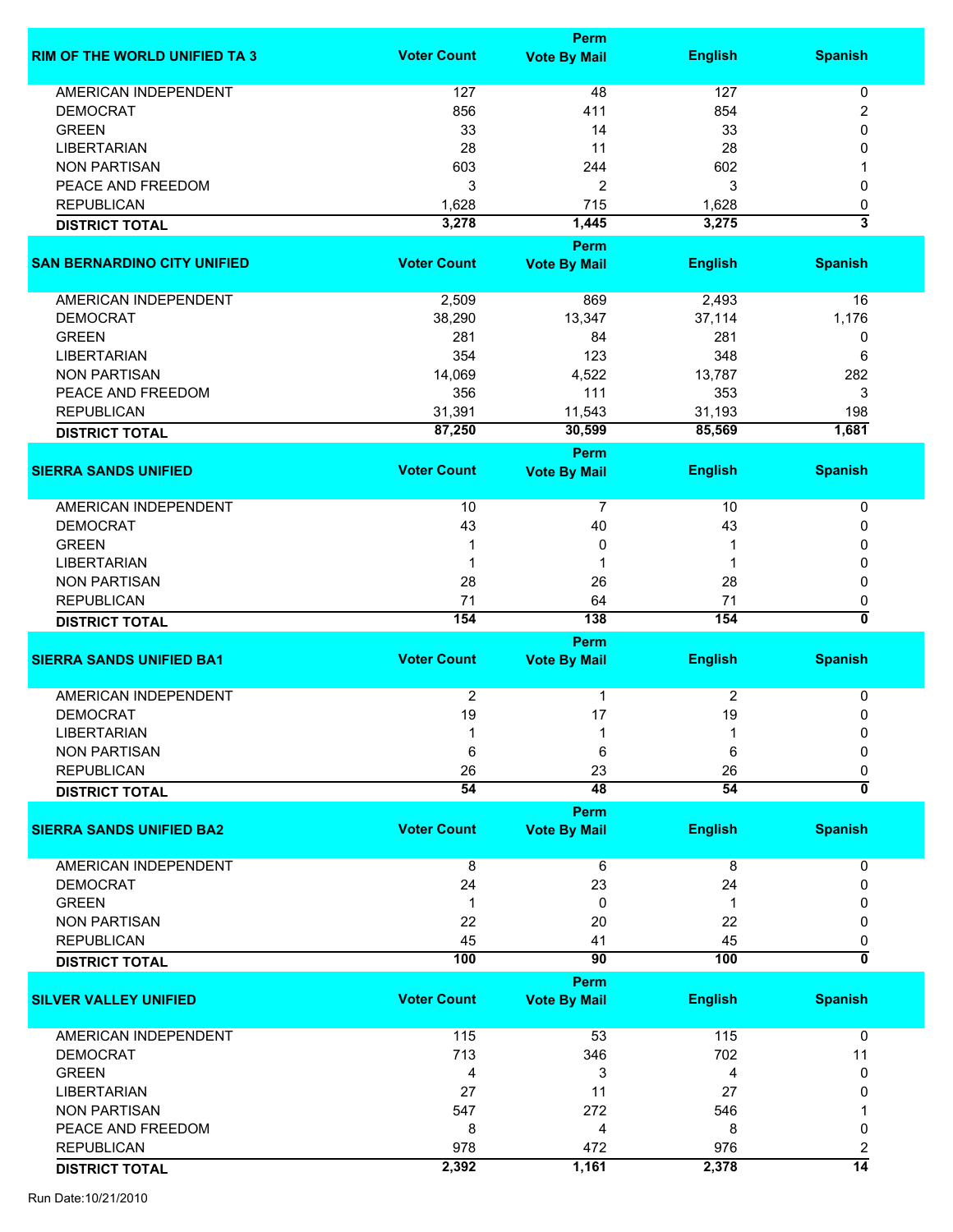| RIM OF THE WORLD UNIFIED TA 3 | Voter Count | Perm Vote By Mail | English | Spanish |
|---|---|---|---|---|
| AMERICAN INDEPENDENT | 127 | 48 | 127 | 0 |
| DEMOCRAT | 856 | 411 | 854 | 2 |
| GREEN | 33 | 14 | 33 | 0 |
| LIBERTARIAN | 28 | 11 | 28 | 0 |
| NON PARTISAN | 603 | 244 | 602 | 1 |
| PEACE AND FREEDOM | 3 | 2 | 3 | 0 |
| REPUBLICAN | 1,628 | 715 | 1,628 | 0 |
| **DISTRICT TOTAL** | **3,278** | **1,445** | **3,275** | **3** |

| SAN BERNARDINO CITY UNIFIED | Voter Count | Perm Vote By Mail | English | Spanish |
|---|---|---|---|---|
| AMERICAN INDEPENDENT | 2,509 | 869 | 2,493 | 16 |
| DEMOCRAT | 38,290 | 13,347 | 37,114 | 1,176 |
| GREEN | 281 | 84 | 281 | 0 |
| LIBERTARIAN | 354 | 123 | 348 | 6 |
| NON PARTISAN | 14,069 | 4,522 | 13,787 | 282 |
| PEACE AND FREEDOM | 356 | 111 | 353 | 3 |
| REPUBLICAN | 31,391 | 11,543 | 31,193 | 198 |
| **DISTRICT TOTAL** | **87,250** | **30,599** | **85,569** | **1,681** |

| SIERRA SANDS UNIFIED | Voter Count | Perm Vote By Mail | English | Spanish |
|---|---|---|---|---|
| AMERICAN INDEPENDENT | 10 | 7 | 10 | 0 |
| DEMOCRAT | 43 | 40 | 43 | 0 |
| GREEN | 1 | 0 | 1 | 0 |
| LIBERTARIAN | 1 | 1 | 1 | 0 |
| NON PARTISAN | 28 | 26 | 28 | 0 |
| REPUBLICAN | 71 | 64 | 71 | 0 |
| **DISTRICT TOTAL** | **154** | **138** | **154** | **0** |

| SIERRA SANDS UNIFIED BA1 | Voter Count | Perm Vote By Mail | English | Spanish |
|---|---|---|---|---|
| AMERICAN INDEPENDENT | 2 | 1 | 2 | 0 |
| DEMOCRAT | 19 | 17 | 19 | 0 |
| LIBERTARIAN | 1 | 1 | 1 | 0 |
| NON PARTISAN | 6 | 6 | 6 | 0 |
| REPUBLICAN | 26 | 23 | 26 | 0 |
| **DISTRICT TOTAL** | **54** | **48** | **54** | **0** |

| SIERRA SANDS UNIFIED BA2 | Voter Count | Perm Vote By Mail | English | Spanish |
|---|---|---|---|---|
| AMERICAN INDEPENDENT | 8 | 6 | 8 | 0 |
| DEMOCRAT | 24 | 23 | 24 | 0 |
| GREEN | 1 | 0 | 1 | 0 |
| NON PARTISAN | 22 | 20 | 22 | 0 |
| REPUBLICAN | 45 | 41 | 45 | 0 |
| **DISTRICT TOTAL** | **100** | **90** | **100** | **0** |

| SILVER VALLEY UNIFIED | Voter Count | Perm Vote By Mail | English | Spanish |
|---|---|---|---|---|
| AMERICAN INDEPENDENT | 115 | 53 | 115 | 0 |
| DEMOCRAT | 713 | 346 | 702 | 11 |
| GREEN | 4 | 3 | 4 | 0 |
| LIBERTARIAN | 27 | 11 | 27 | 0 |
| NON PARTISAN | 547 | 272 | 546 | 1 |
| PEACE AND FREEDOM | 8 | 4 | 8 | 0 |
| REPUBLICAN | 978 | 472 | 976 | 2 |
| **DISTRICT TOTAL** | **2,392** | **1,161** | **2,378** | **14** |

Run Date:10/21/2010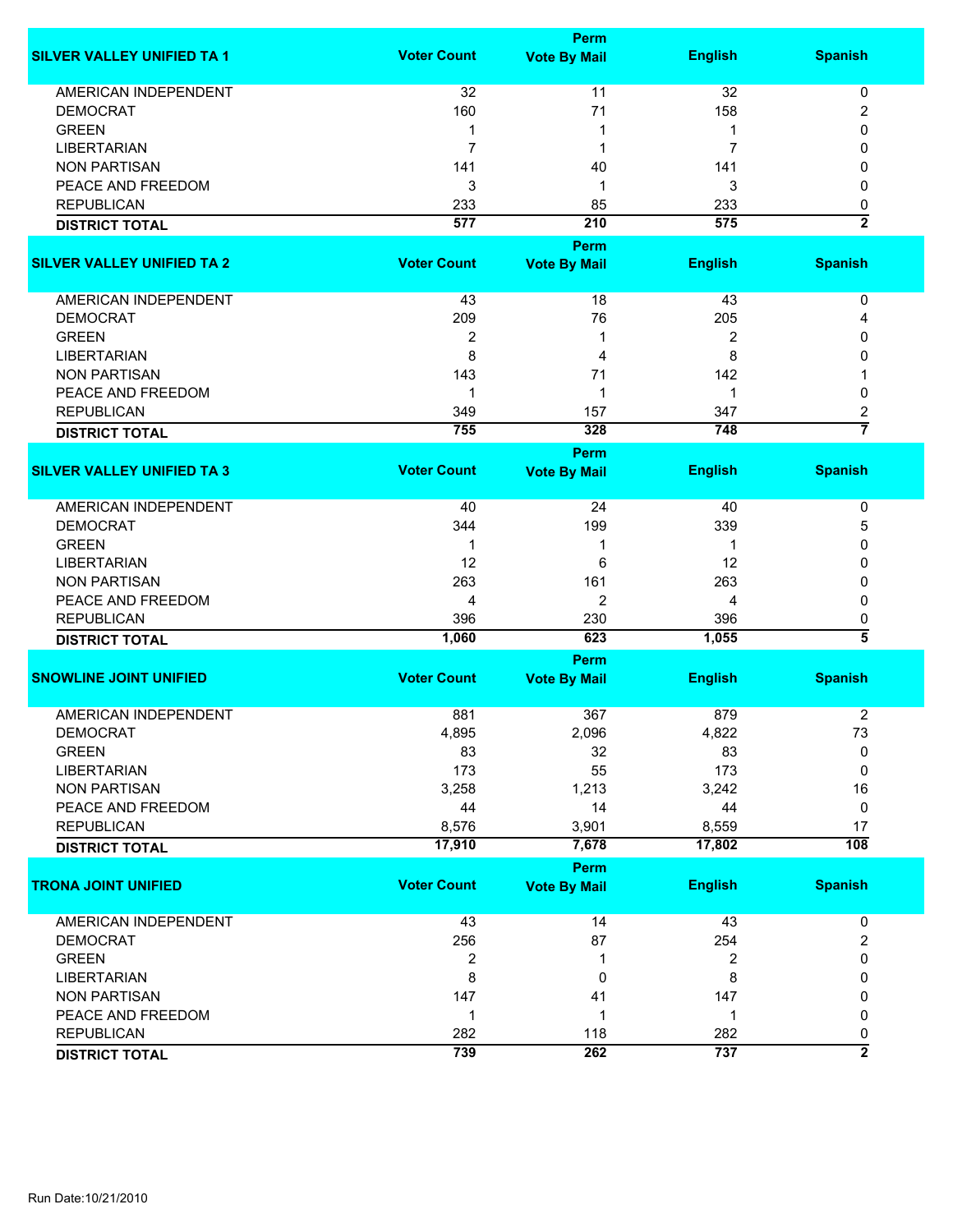| SILVER VALLEY UNIFIED TA 1 | Voter Count | Perm Vote By Mail | English | Spanish |
|---|---|---|---|---|
| AMERICAN INDEPENDENT | 32 | 11 | 32 | 0 |
| DEMOCRAT | 160 | 71 | 158 | 2 |
| GREEN | 1 | 1 | 1 | 0 |
| LIBERTARIAN | 7 | 1 | 7 | 0 |
| NON PARTISAN | 141 | 40 | 141 | 0 |
| PEACE AND FREEDOM | 3 | 1 | 3 | 0 |
| REPUBLICAN | 233 | 85 | 233 | 0 |
| **DISTRICT TOTAL** | **577** | **210** | **575** | **2** |

| SILVER VALLEY UNIFIED TA 2 | Voter Count | Perm Vote By Mail | English | Spanish |
|---|---|---|---|---|
| AMERICAN INDEPENDENT | 43 | 18 | 43 | 0 |
| DEMOCRAT | 209 | 76 | 205 | 4 |
| GREEN | 2 | 1 | 2 | 0 |
| LIBERTARIAN | 8 | 4 | 8 | 0 |
| NON PARTISAN | 143 | 71 | 142 | 1 |
| PEACE AND FREEDOM | 1 | 1 | 1 | 0 |
| REPUBLICAN | 349 | 157 | 347 | 2 |
| **DISTRICT TOTAL** | **755** | **328** | **748** | **7** |

| SILVER VALLEY UNIFIED TA 3 | Voter Count | Perm Vote By Mail | English | Spanish |
|---|---|---|---|---|
| AMERICAN INDEPENDENT | 40 | 24 | 40 | 0 |
| DEMOCRAT | 344 | 199 | 339 | 5 |
| GREEN | 1 | 1 | 1 | 0 |
| LIBERTARIAN | 12 | 6 | 12 | 0 |
| NON PARTISAN | 263 | 161 | 263 | 0 |
| PEACE AND FREEDOM | 4 | 2 | 4 | 0 |
| REPUBLICAN | 396 | 230 | 396 | 0 |
| **DISTRICT TOTAL** | **1,060** | **623** | **1,055** | **5** |

| SNOWLINE JOINT UNIFIED | Voter Count | Perm Vote By Mail | English | Spanish |
|---|---|---|---|---|
| AMERICAN INDEPENDENT | 881 | 367 | 879 | 2 |
| DEMOCRAT | 4,895 | 2,096 | 4,822 | 73 |
| GREEN | 83 | 32 | 83 | 0 |
| LIBERTARIAN | 173 | 55 | 173 | 0 |
| NON PARTISAN | 3,258 | 1,213 | 3,242 | 16 |
| PEACE AND FREEDOM | 44 | 14 | 44 | 0 |
| REPUBLICAN | 8,576 | 3,901 | 8,559 | 17 |
| **DISTRICT TOTAL** | **17,910** | **7,678** | **17,802** | **108** |

| TRONA JOINT UNIFIED | Voter Count | Perm Vote By Mail | English | Spanish |
|---|---|---|---|---|
| AMERICAN INDEPENDENT | 43 | 14 | 43 | 0 |
| DEMOCRAT | 256 | 87 | 254 | 2 |
| GREEN | 2 | 1 | 2 | 0 |
| LIBERTARIAN | 8 | 0 | 8 | 0 |
| NON PARTISAN | 147 | 41 | 147 | 0 |
| PEACE AND FREEDOM | 1 | 1 | 1 | 0 |
| REPUBLICAN | 282 | 118 | 282 | 0 |
| **DISTRICT TOTAL** | **739** | **262** | **737** | **2** |

Run Date:10/21/2010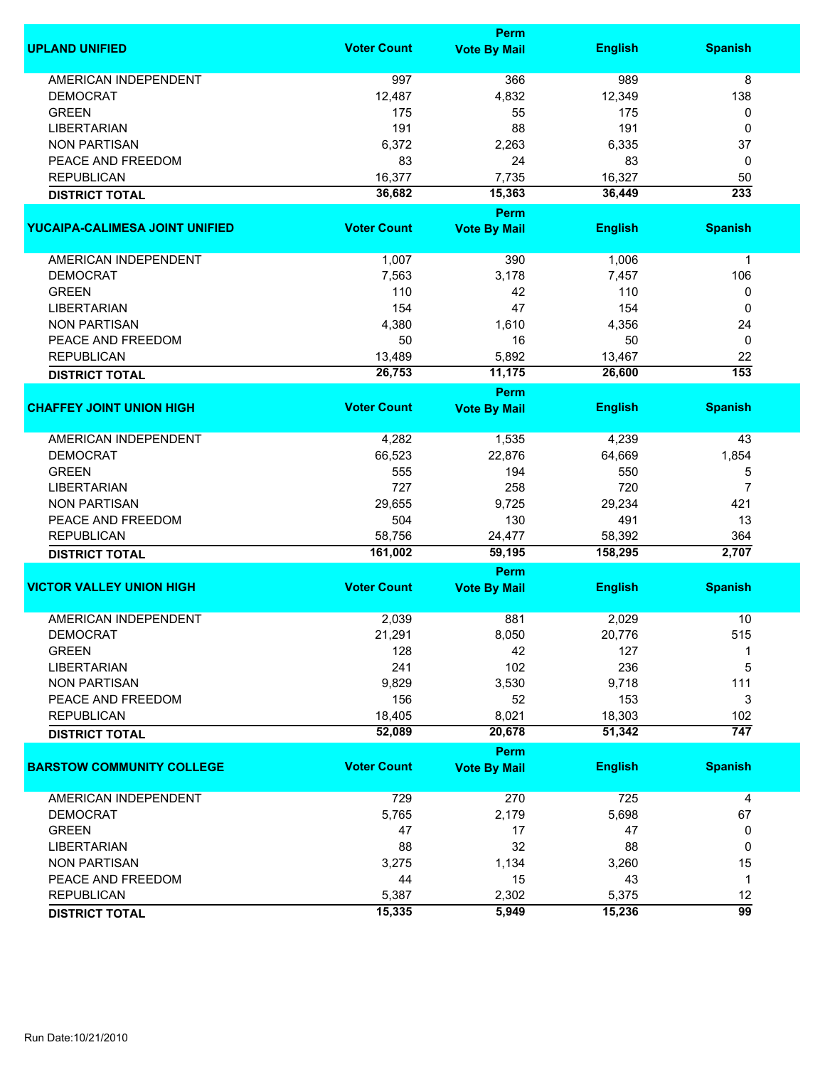| UPLAND UNIFIED | Voter Count | Perm Vote By Mail | English | Spanish |
|---|---|---|---|---|
| AMERICAN INDEPENDENT | 997 | 366 | 989 | 8 |
| DEMOCRAT | 12,487 | 4,832 | 12,349 | 138 |
| GREEN | 175 | 55 | 175 | 0 |
| LIBERTARIAN | 191 | 88 | 191 | 0 |
| NON PARTISAN | 6,372 | 2,263 | 6,335 | 37 |
| PEACE AND FREEDOM | 83 | 24 | 83 | 0 |
| REPUBLICAN | 16,377 | 7,735 | 16,327 | 50 |
| **DISTRICT TOTAL** | **36,682** | **15,363** | **36,449** | **233** |

| YUCAIPA-CALIMESA JOINT UNIFIED | Voter Count | Perm Vote By Mail | English | Spanish |
|---|---|---|---|---|
| AMERICAN INDEPENDENT | 1,007 | 390 | 1,006 | 1 |
| DEMOCRAT | 7,563 | 3,178 | 7,457 | 106 |
| GREEN | 110 | 42 | 110 | 0 |
| LIBERTARIAN | 154 | 47 | 154 | 0 |
| NON PARTISAN | 4,380 | 1,610 | 4,356 | 24 |
| PEACE AND FREEDOM | 50 | 16 | 50 | 0 |
| REPUBLICAN | 13,489 | 5,892 | 13,467 | 22 |
| **DISTRICT TOTAL** | **26,753** | **11,175** | **26,600** | **153** |

| CHAFFEY JOINT UNION HIGH | Voter Count | Perm Vote By Mail | English | Spanish |
|---|---|---|---|---|
| AMERICAN INDEPENDENT | 4,282 | 1,535 | 4,239 | 43 |
| DEMOCRAT | 66,523 | 22,876 | 64,669 | 1,854 |
| GREEN | 555 | 194 | 550 | 5 |
| LIBERTARIAN | 727 | 258 | 720 | 7 |
| NON PARTISAN | 29,655 | 9,725 | 29,234 | 421 |
| PEACE AND FREEDOM | 504 | 130 | 491 | 13 |
| REPUBLICAN | 58,756 | 24,477 | 58,392 | 364 |
| **DISTRICT TOTAL** | **161,002** | **59,195** | **158,295** | **2,707** |

| VICTOR VALLEY UNION HIGH | Voter Count | Perm Vote By Mail | English | Spanish |
|---|---|---|---|---|
| AMERICAN INDEPENDENT | 2,039 | 881 | 2,029 | 10 |
| DEMOCRAT | 21,291 | 8,050 | 20,776 | 515 |
| GREEN | 128 | 42 | 127 | 1 |
| LIBERTARIAN | 241 | 102 | 236 | 5 |
| NON PARTISAN | 9,829 | 3,530 | 9,718 | 111 |
| PEACE AND FREEDOM | 156 | 52 | 153 | 3 |
| REPUBLICAN | 18,405 | 8,021 | 18,303 | 102 |
| **DISTRICT TOTAL** | **52,089** | **20,678** | **51,342** | **747** |

| BARSTOW COMMUNITY COLLEGE | Voter Count | Perm Vote By Mail | English | Spanish |
|---|---|---|---|---|
| AMERICAN INDEPENDENT | 729 | 270 | 725 | 4 |
| DEMOCRAT | 5,765 | 2,179 | 5,698 | 67 |
| GREEN | 47 | 17 | 47 | 0 |
| LIBERTARIAN | 88 | 32 | 88 | 0 |
| NON PARTISAN | 3,275 | 1,134 | 3,260 | 15 |
| PEACE AND FREEDOM | 44 | 15 | 43 | 1 |
| REPUBLICAN | 5,387 | 2,302 | 5,375 | 12 |
| **DISTRICT TOTAL** | **15,335** | **5,949** | **15,236** | **99** |

Run Date:10/21/2010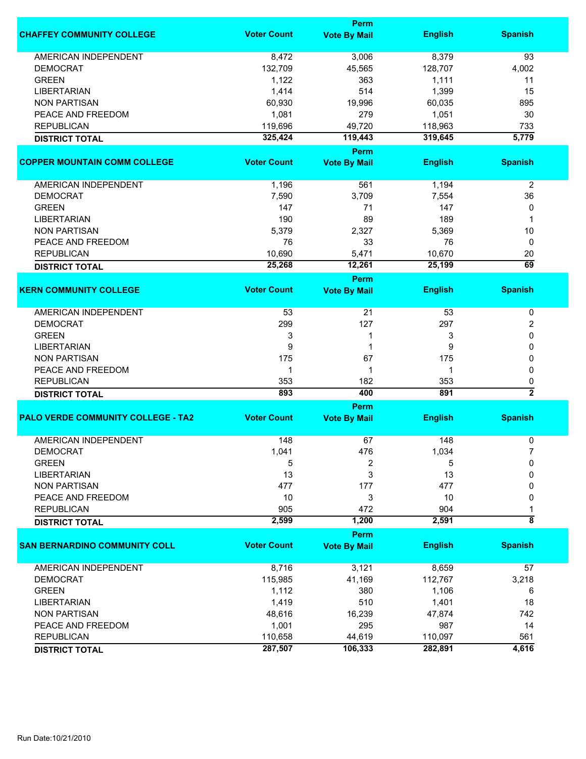| CHAFFEY COMMUNITY COLLEGE | Voter Count | Perm Vote By Mail | English | Spanish |
|---|---|---|---|---|
| AMERICAN INDEPENDENT | 8,472 | 3,006 | 8,379 | 93 |
| DEMOCRAT | 132,709 | 45,565 | 128,707 | 4,002 |
| GREEN | 1,122 | 363 | 1,111 | 11 |
| LIBERTARIAN | 1,414 | 514 | 1,399 | 15 |
| NON PARTISAN | 60,930 | 19,996 | 60,035 | 895 |
| PEACE AND FREEDOM | 1,081 | 279 | 1,051 | 30 |
| REPUBLICAN | 119,696 | 49,720 | 118,963 | 733 |
| **DISTRICT TOTAL** | **325,424** | **119,443** | **319,645** | **5,779** |

| COPPER MOUNTAIN COMM COLLEGE | Voter Count | Perm Vote By Mail | English | Spanish |
|---|---|---|---|---|
| AMERICAN INDEPENDENT | 1,196 | 561 | 1,194 | 2 |
| DEMOCRAT | 7,590 | 3,709 | 7,554 | 36 |
| GREEN | 147 | 71 | 147 | 0 |
| LIBERTARIAN | 190 | 89 | 189 | 1 |
| NON PARTISAN | 5,379 | 2,327 | 5,369 | 10 |
| PEACE AND FREEDOM | 76 | 33 | 76 | 0 |
| REPUBLICAN | 10,690 | 5,471 | 10,670 | 20 |
| **DISTRICT TOTAL** | **25,268** | **12,261** | **25,199** | **69** |

| KERN COMMUNITY COLLEGE | Voter Count | Perm Vote By Mail | English | Spanish |
|---|---|---|---|---|
| AMERICAN INDEPENDENT | 53 | 21 | 53 | 0 |
| DEMOCRAT | 299 | 127 | 297 | 2 |
| GREEN | 3 | 1 | 3 | 0 |
| LIBERTARIAN | 9 | 1 | 9 | 0 |
| NON PARTISAN | 175 | 67 | 175 | 0 |
| PEACE AND FREEDOM | 1 | 1 | 1 | 0 |
| REPUBLICAN | 353 | 182 | 353 | 0 |
| **DISTRICT TOTAL** | **893** | **400** | **891** | **2** |

| PALO VERDE COMMUNITY COLLEGE - TA2 | Voter Count | Perm Vote By Mail | English | Spanish |
|---|---|---|---|---|
| AMERICAN INDEPENDENT | 148 | 67 | 148 | 0 |
| DEMOCRAT | 1,041 | 476 | 1,034 | 7 |
| GREEN | 5 | 2 | 5 | 0 |
| LIBERTARIAN | 13 | 3 | 13 | 0 |
| NON PARTISAN | 477 | 177 | 477 | 0 |
| PEACE AND FREEDOM | 10 | 3 | 10 | 0 |
| REPUBLICAN | 905 | 472 | 904 | 1 |
| **DISTRICT TOTAL** | **2,599** | **1,200** | **2,591** | **8** |

| SAN BERNARDINO COMMUNITY COLL | Voter Count | Perm Vote By Mail | English | Spanish |
|---|---|---|---|---|
| AMERICAN INDEPENDENT | 8,716 | 3,121 | 8,659 | 57 |
| DEMOCRAT | 115,985 | 41,169 | 112,767 | 3,218 |
| GREEN | 1,112 | 380 | 1,106 | 6 |
| LIBERTARIAN | 1,419 | 510 | 1,401 | 18 |
| NON PARTISAN | 48,616 | 16,239 | 47,874 | 742 |
| PEACE AND FREEDOM | 1,001 | 295 | 987 | 14 |
| REPUBLICAN | 110,658 | 44,619 | 110,097 | 561 |
| **DISTRICT TOTAL** | **287,507** | **106,333** | **282,891** | **4,616** |

Run Date:10/21/2010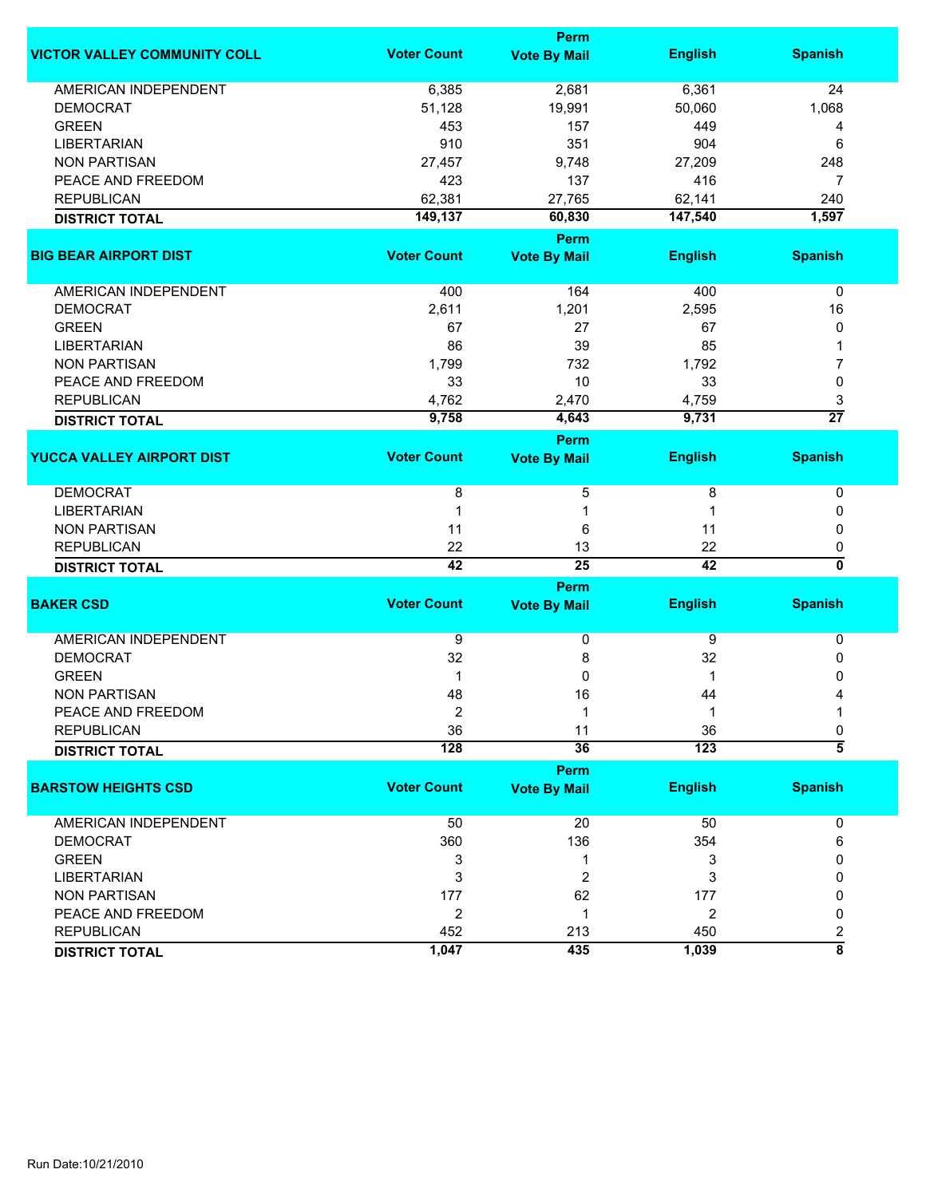| VICTOR VALLEY COMMUNITY COLL | Voter Count | Perm Vote By Mail | English | Spanish |
|---|---|---|---|---|
| AMERICAN INDEPENDENT | 6,385 | 2,681 | 6,361 | 24 |
| DEMOCRAT | 51,128 | 19,991 | 50,060 | 1,068 |
| GREEN | 453 | 157 | 449 | 4 |
| LIBERTARIAN | 910 | 351 | 904 | 6 |
| NON PARTISAN | 27,457 | 9,748 | 27,209 | 248 |
| PEACE AND FREEDOM | 423 | 137 | 416 | 7 |
| REPUBLICAN | 62,381 | 27,765 | 62,141 | 240 |
| **DISTRICT TOTAL** | **149,137** | **60,830** | **147,540** | **1,597** |

| BIG BEAR AIRPORT DIST | Voter Count | Perm Vote By Mail | English | Spanish |
|---|---|---|---|---|
| AMERICAN INDEPENDENT | 400 | 164 | 400 | 0 |
| DEMOCRAT | 2,611 | 1,201 | 2,595 | 16 |
| GREEN | 67 | 27 | 67 | 0 |
| LIBERTARIAN | 86 | 39 | 85 | 1 |
| NON PARTISAN | 1,799 | 732 | 1,792 | 7 |
| PEACE AND FREEDOM | 33 | 10 | 33 | 0 |
| REPUBLICAN | 4,762 | 2,470 | 4,759 | 3 |
| **DISTRICT TOTAL** | **9,758** | **4,643** | **9,731** | **27** |

| YUCCA VALLEY AIRPORT DIST | Voter Count | Perm Vote By Mail | English | Spanish |
|---|---|---|---|---|
| DEMOCRAT | 8 | 5 | 8 | 0 |
| LIBERTARIAN | 1 | 1 | 1 | 0 |
| NON PARTISAN | 11 | 6 | 11 | 0 |
| REPUBLICAN | 22 | 13 | 22 | 0 |
| **DISTRICT TOTAL** | **42** | **25** | **42** | **0** |

| BAKER CSD | Voter Count | Perm Vote By Mail | English | Spanish |
|---|---|---|---|---|
| AMERICAN INDEPENDENT | 9 | 0 | 9 | 0 |
| DEMOCRAT | 32 | 8 | 32 | 0 |
| GREEN | 1 | 0 | 1 | 0 |
| NON PARTISAN | 48 | 16 | 44 | 4 |
| PEACE AND FREEDOM | 2 | 1 | 1 | 1 |
| REPUBLICAN | 36 | 11 | 36 | 0 |
| **DISTRICT TOTAL** | **128** | **36** | **123** | **5** |

| BARSTOW HEIGHTS CSD | Voter Count | Perm Vote By Mail | English | Spanish |
|---|---|---|---|---|
| AMERICAN INDEPENDENT | 50 | 20 | 50 | 0 |
| DEMOCRAT | 360 | 136 | 354 | 6 |
| GREEN | 3 | 1 | 3 | 0 |
| LIBERTARIAN | 3 | 2 | 3 | 0 |
| NON PARTISAN | 177 | 62 | 177 | 0 |
| PEACE AND FREEDOM | 2 | 1 | 2 | 0 |
| REPUBLICAN | 452 | 213 | 450 | 2 |
| **DISTRICT TOTAL** | **1,047** | **435** | **1,039** | **8** |

Run Date:10/21/2010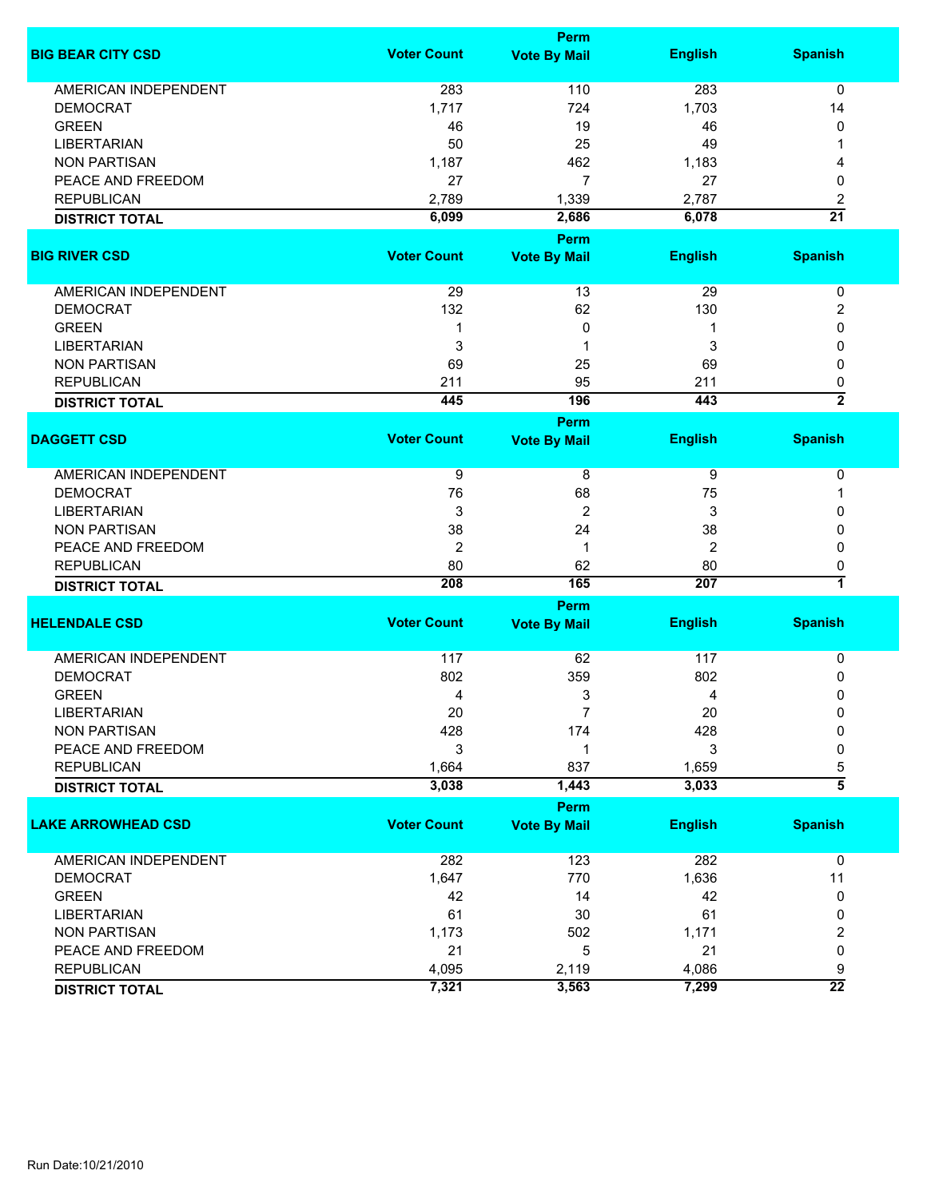| BIG BEAR CITY CSD | Voter Count | Perm Vote By Mail | English | Spanish |
|---|---|---|---|---|
| AMERICAN INDEPENDENT | 283 | 110 | 283 | 0 |
| DEMOCRAT | 1,717 | 724 | 1,703 | 14 |
| GREEN | 46 | 19 | 46 | 0 |
| LIBERTARIAN | 50 | 25 | 49 | 1 |
| NON PARTISAN | 1,187 | 462 | 1,183 | 4 |
| PEACE AND FREEDOM | 27 | 7 | 27 | 0 |
| REPUBLICAN | 2,789 | 1,339 | 2,787 | 2 |
| **DISTRICT TOTAL** | **6,099** | **2,686** | **6,078** | **21** |

| BIG RIVER CSD | Voter Count | Perm Vote By Mail | English | Spanish |
|---|---|---|---|---|
| AMERICAN INDEPENDENT | 29 | 13 | 29 | 0 |
| DEMOCRAT | 132 | 62 | 130 | 2 |
| GREEN | 1 | 0 | 1 | 0 |
| LIBERTARIAN | 3 | 1 | 3 | 0 |
| NON PARTISAN | 69 | 25 | 69 | 0 |
| REPUBLICAN | 211 | 95 | 211 | 0 |
| **DISTRICT TOTAL** | **445** | **196** | **443** | **2** |

| DAGGETT CSD | Voter Count | Perm Vote By Mail | English | Spanish |
|---|---|---|---|---|
| AMERICAN INDEPENDENT | 9 | 8 | 9 | 0 |
| DEMOCRAT | 76 | 68 | 75 | 1 |
| LIBERTARIAN | 3 | 2 | 3 | 0 |
| NON PARTISAN | 38 | 24 | 38 | 0 |
| PEACE AND FREEDOM | 2 | 1 | 2 | 0 |
| REPUBLICAN | 80 | 62 | 80 | 0 |
| **DISTRICT TOTAL** | **208** | **165** | **207** | **1** |

| HELENDALE CSD | Voter Count | Perm Vote By Mail | English | Spanish |
|---|---|---|---|---|
| AMERICAN INDEPENDENT | 117 | 62 | 117 | 0 |
| DEMOCRAT | 802 | 359 | 802 | 0 |
| GREEN | 4 | 3 | 4 | 0 |
| LIBERTARIAN | 20 | 7 | 20 | 0 |
| NON PARTISAN | 428 | 174 | 428 | 0 |
| PEACE AND FREEDOM | 3 | 1 | 3 | 0 |
| REPUBLICAN | 1,664 | 837 | 1,659 | 5 |
| **DISTRICT TOTAL** | **3,038** | **1,443** | **3,033** | **5** |

| LAKE ARROWHEAD CSD | Voter Count | Perm Vote By Mail | English | Spanish |
|---|---|---|---|---|
| AMERICAN INDEPENDENT | 282 | 123 | 282 | 0 |
| DEMOCRAT | 1,647 | 770 | 1,636 | 11 |
| GREEN | 42 | 14 | 42 | 0 |
| LIBERTARIAN | 61 | 30 | 61 | 0 |
| NON PARTISAN | 1,173 | 502 | 1,171 | 2 |
| PEACE AND FREEDOM | 21 | 5 | 21 | 0 |
| REPUBLICAN | 4,095 | 2,119 | 4,086 | 9 |
| **DISTRICT TOTAL** | **7,321** | **3,563** | **7,299** | **22** |

Run Date:10/21/2010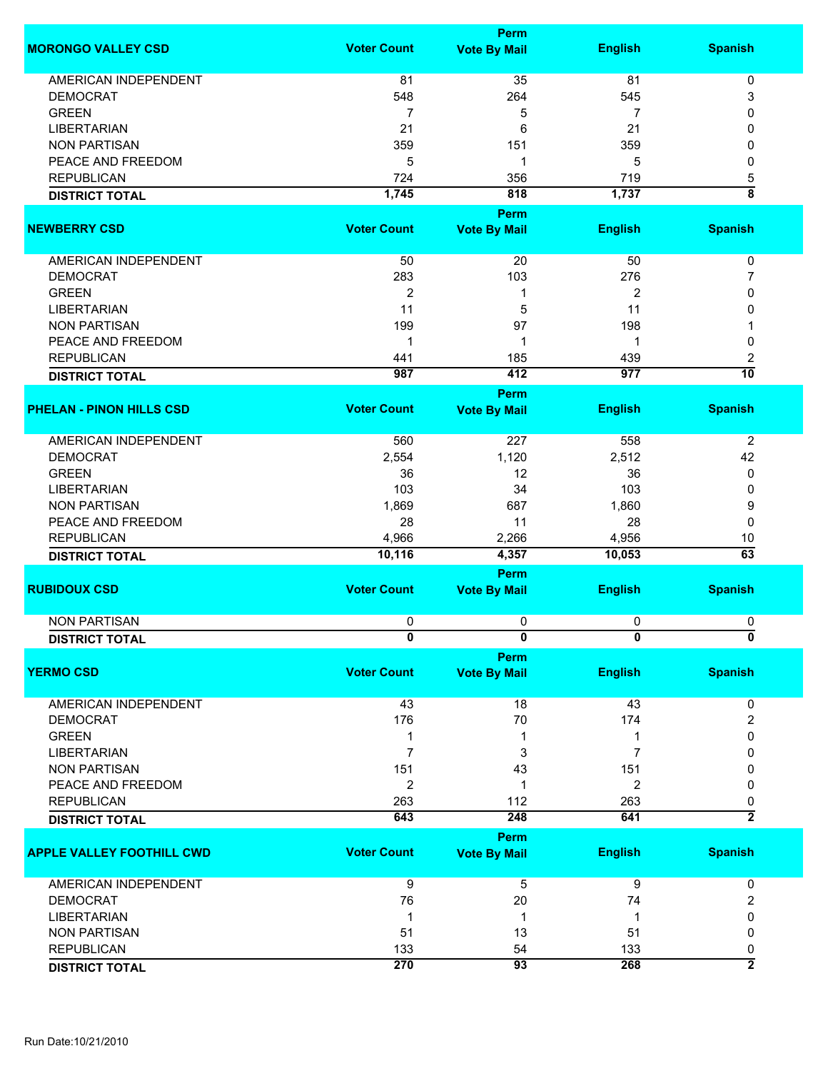| MORONGO VALLEY CSD | Voter Count | Perm Vote By Mail | English | Spanish |
|---|---|---|---|---|
| AMERICAN INDEPENDENT | 81 | 35 | 81 | 0 |
| DEMOCRAT | 548 | 264 | 545 | 3 |
| GREEN | 7 | 5 | 7 | 0 |
| LIBERTARIAN | 21 | 6 | 21 | 0 |
| NON PARTISAN | 359 | 151 | 359 | 0 |
| PEACE AND FREEDOM | 5 | 1 | 5 | 0 |
| REPUBLICAN | 724 | 356 | 719 | 5 |
| **DISTRICT TOTAL** | **1,745** | **818** | **1,737** | **8** |

| NEWBERRY CSD | Voter Count | Perm Vote By Mail | English | Spanish |
|---|---|---|---|---|
| AMERICAN INDEPENDENT | 50 | 20 | 50 | 0 |
| DEMOCRAT | 283 | 103 | 276 | 7 |
| GREEN | 2 | 1 | 2 | 0 |
| LIBERTARIAN | 11 | 5 | 11 | 0 |
| NON PARTISAN | 199 | 97 | 198 | 1 |
| PEACE AND FREEDOM | 1 | 1 | 1 | 0 |
| REPUBLICAN | 441 | 185 | 439 | 2 |
| **DISTRICT TOTAL** | **987** | **412** | **977** | **10** |

| PHELAN - PINON HILLS CSD | Voter Count | Perm Vote By Mail | English | Spanish |
|---|---|---|---|---|
| AMERICAN INDEPENDENT | 560 | 227 | 558 | 2 |
| DEMOCRAT | 2,554 | 1,120 | 2,512 | 42 |
| GREEN | 36 | 12 | 36 | 0 |
| LIBERTARIAN | 103 | 34 | 103 | 0 |
| NON PARTISAN | 1,869 | 687 | 1,860 | 9 |
| PEACE AND FREEDOM | 28 | 11 | 28 | 0 |
| REPUBLICAN | 4,966 | 2,266 | 4,956 | 10 |
| **DISTRICT TOTAL** | **10,116** | **4,357** | **10,053** | **63** |

| RUBIDOUX CSD | Voter Count | Perm Vote By Mail | English | Spanish |
|---|---|---|---|---|
| NON PARTISAN | 0 | 0 | 0 | 0 |
| **DISTRICT TOTAL** | **0** | **0** | **0** | **0** |

| YERMO CSD | Voter Count | Perm Vote By Mail | English | Spanish |
|---|---|---|---|---|
| AMERICAN INDEPENDENT | 43 | 18 | 43 | 0 |
| DEMOCRAT | 176 | 70 | 174 | 2 |
| GREEN | 1 | 1 | 1 | 0 |
| LIBERTARIAN | 7 | 3 | 7 | 0 |
| NON PARTISAN | 151 | 43 | 151 | 0 |
| PEACE AND FREEDOM | 2 | 1 | 2 | 0 |
| REPUBLICAN | 263 | 112 | 263 | 0 |
| **DISTRICT TOTAL** | **643** | **248** | **641** | **2** |

| APPLE VALLEY FOOTHILL CWD | Voter Count | Perm Vote By Mail | English | Spanish |
|---|---|---|---|---|
| AMERICAN INDEPENDENT | 9 | 5 | 9 | 0 |
| DEMOCRAT | 76 | 20 | 74 | 2 |
| LIBERTARIAN | 1 | 1 | 1 | 0 |
| NON PARTISAN | 51 | 13 | 51 | 0 |
| REPUBLICAN | 133 | 54 | 133 | 0 |
| **DISTRICT TOTAL** | **270** | **93** | **268** | **2** |

Run Date:10/21/2010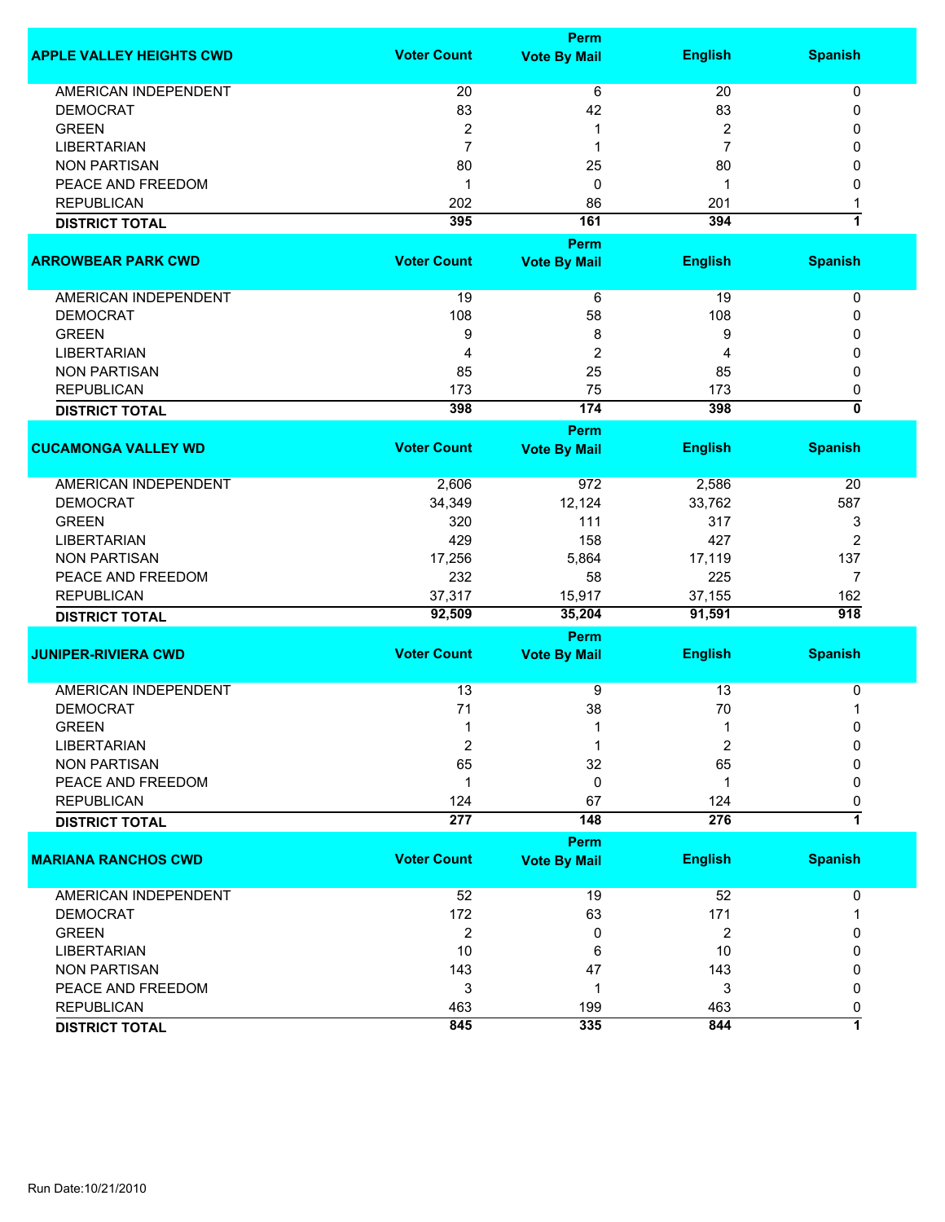| APPLE VALLEY HEIGHTS CWD | Voter Count | Perm Vote By Mail | English | Spanish |
|---|---|---|---|---|
| AMERICAN INDEPENDENT | 20 | 6 | 20 | 0 |
| DEMOCRAT | 83 | 42 | 83 | 0 |
| GREEN | 2 | 1 | 2 | 0 |
| LIBERTARIAN | 7 | 1 | 7 | 0 |
| NON PARTISAN | 80 | 25 | 80 | 0 |
| PEACE AND FREEDOM | 1 | 0 | 1 | 0 |
| REPUBLICAN | 202 | 86 | 201 | 1 |
| **DISTRICT TOTAL** | **395** | **161** | **394** | **1** |

| ARROWBEAR PARK CWD | Voter Count | Perm Vote By Mail | English | Spanish |
|---|---|---|---|---|
| AMERICAN INDEPENDENT | 19 | 6 | 19 | 0 |
| DEMOCRAT | 108 | 58 | 108 | 0 |
| GREEN | 9 | 8 | 9 | 0 |
| LIBERTARIAN | 4 | 2 | 4 | 0 |
| NON PARTISAN | 85 | 25 | 85 | 0 |
| REPUBLICAN | 173 | 75 | 173 | 0 |
| **DISTRICT TOTAL** | **398** | **174** | **398** | **0** |

| CUCAMONGA VALLEY WD | Voter Count | Perm Vote By Mail | English | Spanish |
|---|---|---|---|---|
| AMERICAN INDEPENDENT | 2,606 | 972 | 2,586 | 20 |
| DEMOCRAT | 34,349 | 12,124 | 33,762 | 587 |
| GREEN | 320 | 111 | 317 | 3 |
| LIBERTARIAN | 429 | 158 | 427 | 2 |
| NON PARTISAN | 17,256 | 5,864 | 17,119 | 137 |
| PEACE AND FREEDOM | 232 | 58 | 225 | 7 |
| REPUBLICAN | 37,317 | 15,917 | 37,155 | 162 |
| **DISTRICT TOTAL** | **92,509** | **35,204** | **91,591** | **918** |

| JUNIPER-RIVIERA CWD | Voter Count | Perm Vote By Mail | English | Spanish |
|---|---|---|---|---|
| AMERICAN INDEPENDENT | 13 | 9 | 13 | 0 |
| DEMOCRAT | 71 | 38 | 70 | 1 |
| GREEN | 1 | 1 | 1 | 0 |
| LIBERTARIAN | 2 | 1 | 2 | 0 |
| NON PARTISAN | 65 | 32 | 65 | 0 |
| PEACE AND FREEDOM | 1 | 0 | 1 | 0 |
| REPUBLICAN | 124 | 67 | 124 | 0 |
| **DISTRICT TOTAL** | **277** | **148** | **276** | **1** |

| MARIANA RANCHOS CWD | Voter Count | Perm Vote By Mail | English | Spanish |
|---|---|---|---|---|
| AMERICAN INDEPENDENT | 52 | 19 | 52 | 0 |
| DEMOCRAT | 172 | 63 | 171 | 1 |
| GREEN | 2 | 0 | 2 | 0 |
| LIBERTARIAN | 10 | 6 | 10 | 0 |
| NON PARTISAN | 143 | 47 | 143 | 0 |
| PEACE AND FREEDOM | 3 | 1 | 3 | 0 |
| REPUBLICAN | 463 | 199 | 463 | 0 |
| **DISTRICT TOTAL** | **845** | **335** | **844** | **1** |

Run Date:10/21/2010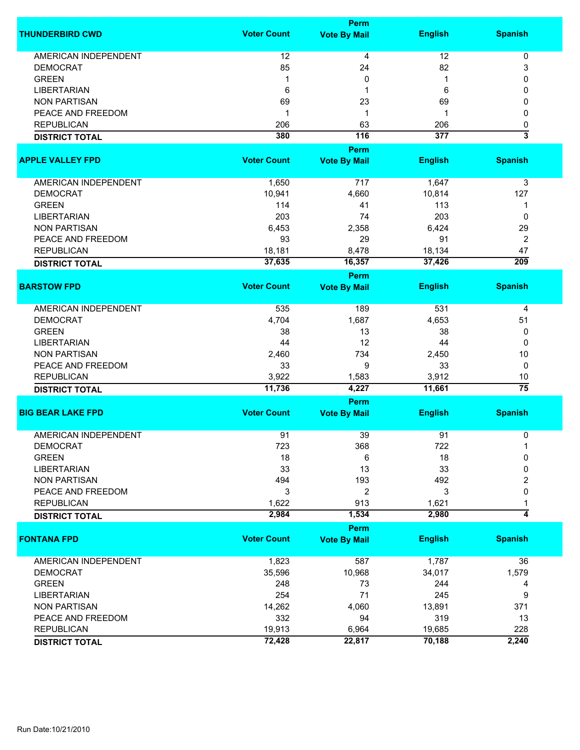| THUNDERBIRD CWD | Voter Count | Perm Vote By Mail | English | Spanish |
|---|---|---|---|---|
| AMERICAN INDEPENDENT | 12 | 4 | 12 | 0 |
| DEMOCRAT | 85 | 24 | 82 | 3 |
| GREEN | 1 | 0 | 1 | 0 |
| LIBERTARIAN | 6 | 1 | 6 | 0 |
| NON PARTISAN | 69 | 23 | 69 | 0 |
| PEACE AND FREEDOM | 1 | 1 | 1 | 0 |
| REPUBLICAN | 206 | 63 | 206 | 0 |
| **DISTRICT TOTAL** | **380** | **116** | **377** | **3** |

| APPLE VALLEY FPD | Voter Count | Perm Vote By Mail | English | Spanish |
|---|---|---|---|---|
| AMERICAN INDEPENDENT | 1,650 | 717 | 1,647 | 3 |
| DEMOCRAT | 10,941 | 4,660 | 10,814 | 127 |
| GREEN | 114 | 41 | 113 | 1 |
| LIBERTARIAN | 203 | 74 | 203 | 0 |
| NON PARTISAN | 6,453 | 2,358 | 6,424 | 29 |
| PEACE AND FREEDOM | 93 | 29 | 91 | 2 |
| REPUBLICAN | 18,181 | 8,478 | 18,134 | 47 |
| **DISTRICT TOTAL** | **37,635** | **16,357** | **37,426** | **209** |

| BARSTOW FPD | Voter Count | Perm Vote By Mail | English | Spanish |
|---|---|---|---|---|
| AMERICAN INDEPENDENT | 535 | 189 | 531 | 4 |
| DEMOCRAT | 4,704 | 1,687 | 4,653 | 51 |
| GREEN | 38 | 13 | 38 | 0 |
| LIBERTARIAN | 44 | 12 | 44 | 0 |
| NON PARTISAN | 2,460 | 734 | 2,450 | 10 |
| PEACE AND FREEDOM | 33 | 9 | 33 | 0 |
| REPUBLICAN | 3,922 | 1,583 | 3,912 | 10 |
| **DISTRICT TOTAL** | **11,736** | **4,227** | **11,661** | **75** |

| BIG BEAR LAKE FPD | Voter Count | Perm Vote By Mail | English | Spanish |
|---|---|---|---|---|
| AMERICAN INDEPENDENT | 91 | 39 | 91 | 0 |
| DEMOCRAT | 723 | 368 | 722 | 1 |
| GREEN | 18 | 6 | 18 | 0 |
| LIBERTARIAN | 33 | 13 | 33 | 0 |
| NON PARTISAN | 494 | 193 | 492 | 2 |
| PEACE AND FREEDOM | 3 | 2 | 3 | 0 |
| REPUBLICAN | 1,622 | 913 | 1,621 | 1 |
| **DISTRICT TOTAL** | **2,984** | **1,534** | **2,980** | **4** |

| FONTANA FPD | Voter Count | Perm Vote By Mail | English | Spanish |
|---|---|---|---|---|
| AMERICAN INDEPENDENT | 1,823 | 587 | 1,787 | 36 |
| DEMOCRAT | 35,596 | 10,968 | 34,017 | 1,579 |
| GREEN | 248 | 73 | 244 | 4 |
| LIBERTARIAN | 254 | 71 | 245 | 9 |
| NON PARTISAN | 14,262 | 4,060 | 13,891 | 371 |
| PEACE AND FREEDOM | 332 | 94 | 319 | 13 |
| REPUBLICAN | 19,913 | 6,964 | 19,685 | 228 |
| **DISTRICT TOTAL** | **72,428** | **22,817** | **70,188** | **2,240** |

Run Date:10/21/2010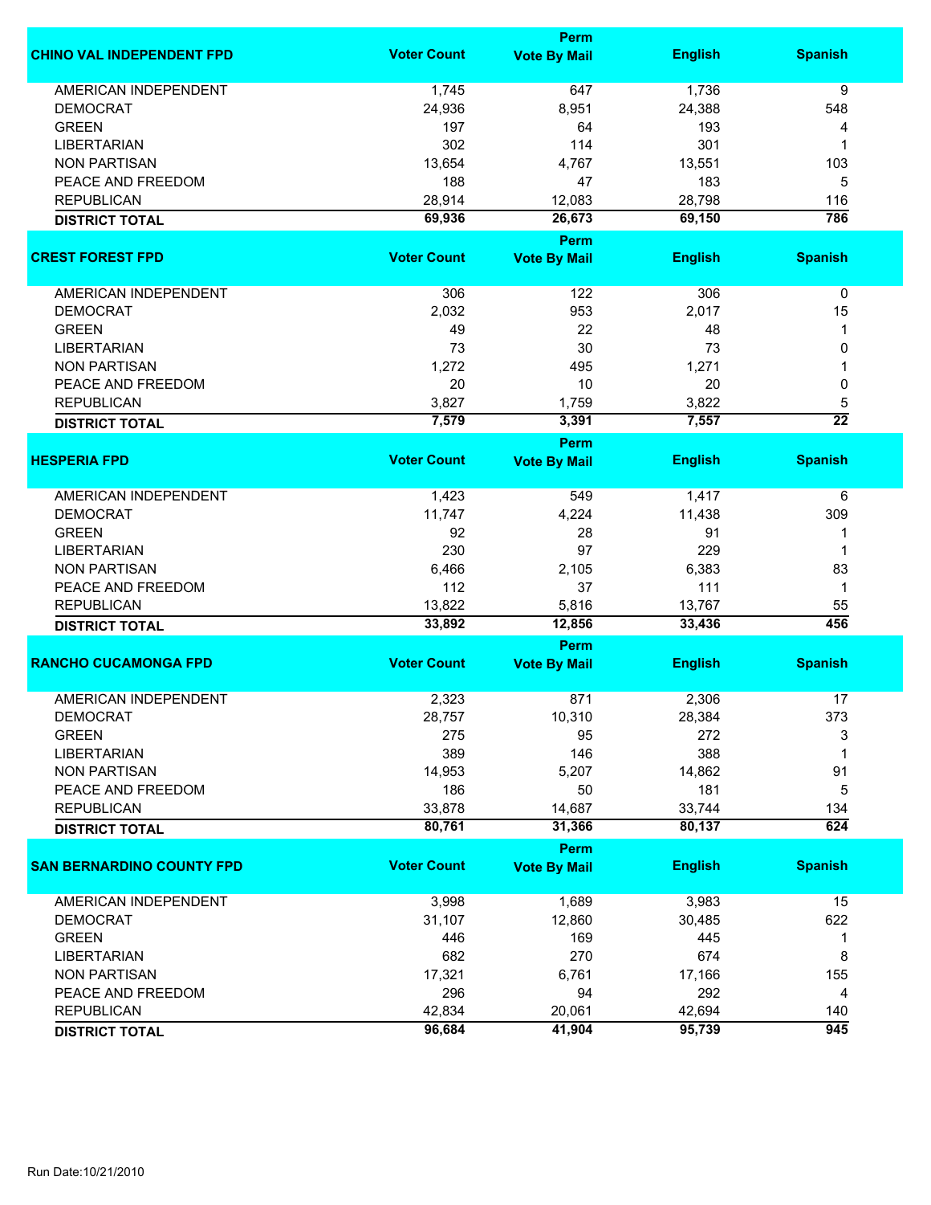| CHINO VAL INDEPENDENT FPD | Voter Count | Perm Vote By Mail | English | Spanish |
|---|---|---|---|---|
| AMERICAN INDEPENDENT | 1,745 | 647 | 1,736 | 9 |
| DEMOCRAT | 24,936 | 8,951 | 24,388 | 548 |
| GREEN | 197 | 64 | 193 | 4 |
| LIBERTARIAN | 302 | 114 | 301 | 1 |
| NON PARTISAN | 13,654 | 4,767 | 13,551 | 103 |
| PEACE AND FREEDOM | 188 | 47 | 183 | 5 |
| REPUBLICAN | 28,914 | 12,083 | 28,798 | 116 |
| **DISTRICT TOTAL** | **69,936** | **26,673** | **69,150** | **786** |

| CREST FOREST FPD | Voter Count | Perm Vote By Mail | English | Spanish |
|---|---|---|---|---|
| AMERICAN INDEPENDENT | 306 | 122 | 306 | 0 |
| DEMOCRAT | 2,032 | 953 | 2,017 | 15 |
| GREEN | 49 | 22 | 48 | 1 |
| LIBERTARIAN | 73 | 30 | 73 | 0 |
| NON PARTISAN | 1,272 | 495 | 1,271 | 1 |
| PEACE AND FREEDOM | 20 | 10 | 20 | 0 |
| REPUBLICAN | 3,827 | 1,759 | 3,822 | 5 |
| **DISTRICT TOTAL** | **7,579** | **3,391** | **7,557** | **22** |

| HESPERIA FPD | Voter Count | Perm Vote By Mail | English | Spanish |
|---|---|---|---|---|
| AMERICAN INDEPENDENT | 1,423 | 549 | 1,417 | 6 |
| DEMOCRAT | 11,747 | 4,224 | 11,438 | 309 |
| GREEN | 92 | 28 | 91 | 1 |
| LIBERTARIAN | 230 | 97 | 229 | 1 |
| NON PARTISAN | 6,466 | 2,105 | 6,383 | 83 |
| PEACE AND FREEDOM | 112 | 37 | 111 | 1 |
| REPUBLICAN | 13,822 | 5,816 | 13,767 | 55 |
| **DISTRICT TOTAL** | **33,892** | **12,856** | **33,436** | **456** |

| RANCHO CUCAMONGA FPD | Voter Count | Perm Vote By Mail | English | Spanish |
|---|---|---|---|---|
| AMERICAN INDEPENDENT | 2,323 | 871 | 2,306 | 17 |
| DEMOCRAT | 28,757 | 10,310 | 28,384 | 373 |
| GREEN | 275 | 95 | 272 | 3 |
| LIBERTARIAN | 389 | 146 | 388 | 1 |
| NON PARTISAN | 14,953 | 5,207 | 14,862 | 91 |
| PEACE AND FREEDOM | 186 | 50 | 181 | 5 |
| REPUBLICAN | 33,878 | 14,687 | 33,744 | 134 |
| **DISTRICT TOTAL** | **80,761** | **31,366** | **80,137** | **624** |

| SAN BERNARDINO COUNTY FPD | Voter Count | Perm Vote By Mail | English | Spanish |
|---|---|---|---|---|
| AMERICAN INDEPENDENT | 3,998 | 1,689 | 3,983 | 15 |
| DEMOCRAT | 31,107 | 12,860 | 30,485 | 622 |
| GREEN | 446 | 169 | 445 | 1 |
| LIBERTARIAN | 682 | 270 | 674 | 8 |
| NON PARTISAN | 17,321 | 6,761 | 17,166 | 155 |
| PEACE AND FREEDOM | 296 | 94 | 292 | 4 |
| REPUBLICAN | 42,834 | 20,061 | 42,694 | 140 |
| **DISTRICT TOTAL** | **96,684** | **41,904** | **95,739** | **945** |

Run Date:10/21/2010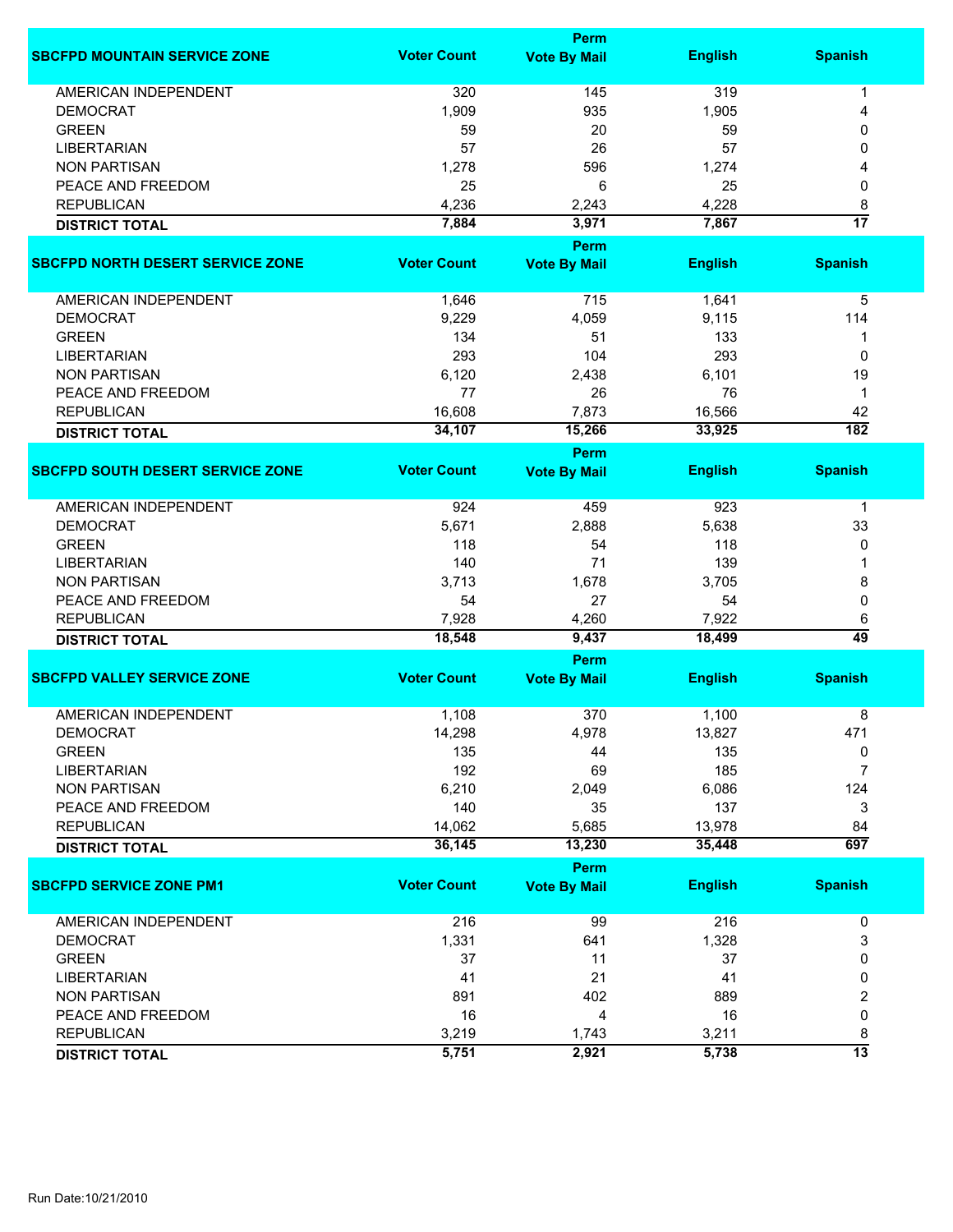| SBCFPD MOUNTAIN SERVICE ZONE | Voter Count | Perm Vote By Mail | English | Spanish |
|---|---|---|---|---|
| AMERICAN INDEPENDENT | 320 | 145 | 319 | 1 |
| DEMOCRAT | 1,909 | 935 | 1,905 | 4 |
| GREEN | 59 | 20 | 59 | 0 |
| LIBERTARIAN | 57 | 26 | 57 | 0 |
| NON PARTISAN | 1,278 | 596 | 1,274 | 4 |
| PEACE AND FREEDOM | 25 | 6 | 25 | 0 |
| REPUBLICAN | 4,236 | 2,243 | 4,228 | 8 |
| **DISTRICT TOTAL** | **7,884** | **3,971** | **7,867** | **17** |

| SBCFPD NORTH DESERT SERVICE ZONE | Voter Count | Perm Vote By Mail | English | Spanish |
|---|---|---|---|---|
| AMERICAN INDEPENDENT | 1,646 | 715 | 1,641 | 5 |
| DEMOCRAT | 9,229 | 4,059 | 9,115 | 114 |
| GREEN | 134 | 51 | 133 | 1 |
| LIBERTARIAN | 293 | 104 | 293 | 0 |
| NON PARTISAN | 6,120 | 2,438 | 6,101 | 19 |
| PEACE AND FREEDOM | 77 | 26 | 76 | 1 |
| REPUBLICAN | 16,608 | 7,873 | 16,566 | 42 |
| **DISTRICT TOTAL** | **34,107** | **15,266** | **33,925** | **182** |

| SBCFPD SOUTH DESERT SERVICE ZONE | Voter Count | Perm Vote By Mail | English | Spanish |
|---|---|---|---|---|
| AMERICAN INDEPENDENT | 924 | 459 | 923 | 1 |
| DEMOCRAT | 5,671 | 2,888 | 5,638 | 33 |
| GREEN | 118 | 54 | 118 | 0 |
| LIBERTARIAN | 140 | 71 | 139 | 1 |
| NON PARTISAN | 3,713 | 1,678 | 3,705 | 8 |
| PEACE AND FREEDOM | 54 | 27 | 54 | 0 |
| REPUBLICAN | 7,928 | 4,260 | 7,922 | 6 |
| **DISTRICT TOTAL** | **18,548** | **9,437** | **18,499** | **49** |

| SBCFPD VALLEY SERVICE ZONE | Voter Count | Perm Vote By Mail | English | Spanish |
|---|---|---|---|---|
| AMERICAN INDEPENDENT | 1,108 | 370 | 1,100 | 8 |
| DEMOCRAT | 14,298 | 4,978 | 13,827 | 471 |
| GREEN | 135 | 44 | 135 | 0 |
| LIBERTARIAN | 192 | 69 | 185 | 7 |
| NON PARTISAN | 6,210 | 2,049 | 6,086 | 124 |
| PEACE AND FREEDOM | 140 | 35 | 137 | 3 |
| REPUBLICAN | 14,062 | 5,685 | 13,978 | 84 |
| **DISTRICT TOTAL** | **36,145** | **13,230** | **35,448** | **697** |

| SBCFPD SERVICE ZONE PM1 | Voter Count | Perm Vote By Mail | English | Spanish |
|---|---|---|---|---|
| AMERICAN INDEPENDENT | 216 | 99 | 216 | 0 |
| DEMOCRAT | 1,331 | 641 | 1,328 | 3 |
| GREEN | 37 | 11 | 37 | 0 |
| LIBERTARIAN | 41 | 21 | 41 | 0 |
| NON PARTISAN | 891 | 402 | 889 | 2 |
| PEACE AND FREEDOM | 16 | 4 | 16 | 0 |
| REPUBLICAN | 3,219 | 1,743 | 3,211 | 8 |
| **DISTRICT TOTAL** | **5,751** | **2,921** | **5,738** | **13** |

Run Date:10/21/2010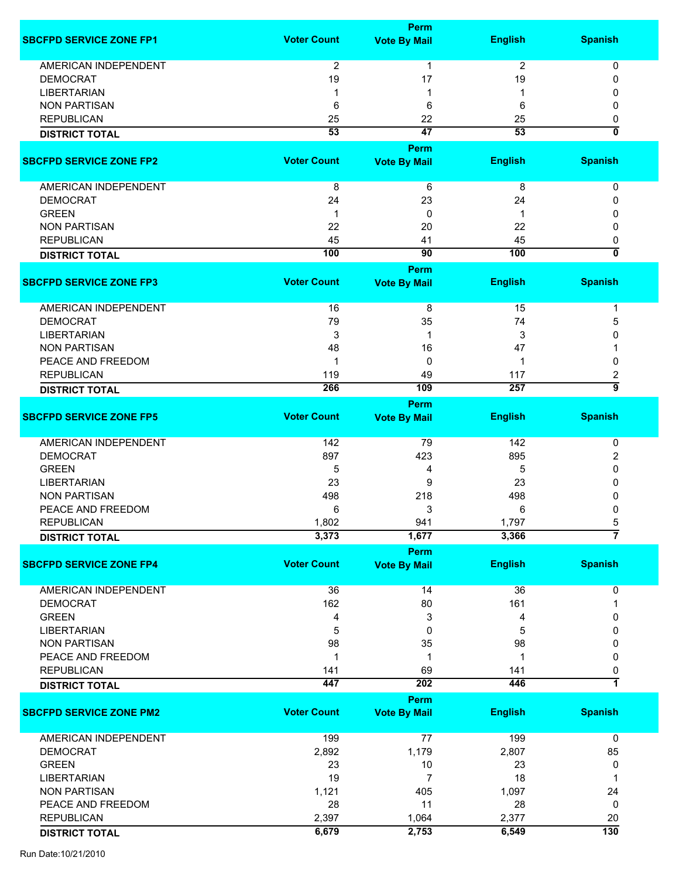| SBCFPD SERVICE ZONE FP1 | Voter Count | Perm Vote By Mail | English | Spanish |
|---|---|---|---|---|
| AMERICAN INDEPENDENT | 2 | 1 | 2 | 0 |
| DEMOCRAT | 19 | 17 | 19 | 0 |
| LIBERTARIAN | 1 | 1 | 1 | 0 |
| NON PARTISAN | 6 | 6 | 6 | 0 |
| REPUBLICAN | 25 | 22 | 25 | 0 |
| **DISTRICT TOTAL** | **53** | **47** | **53** | **0** |

| SBCFPD SERVICE ZONE FP2 | Voter Count | Perm Vote By Mail | English | Spanish |
|---|---|---|---|---|
| AMERICAN INDEPENDENT | 8 | 6 | 8 | 0 |
| DEMOCRAT | 24 | 23 | 24 | 0 |
| GREEN | 1 | 0 | 1 | 0 |
| NON PARTISAN | 22 | 20 | 22 | 0 |
| REPUBLICAN | 45 | 41 | 45 | 0 |
| **DISTRICT TOTAL** | **100** | **90** | **100** | **0** |

| SBCFPD SERVICE ZONE FP3 | Voter Count | Perm Vote By Mail | English | Spanish |
|---|---|---|---|---|
| AMERICAN INDEPENDENT | 16 | 8 | 15 | 1 |
| DEMOCRAT | 79 | 35 | 74 | 5 |
| LIBERTARIAN | 3 | 1 | 3 | 0 |
| NON PARTISAN | 48 | 16 | 47 | 1 |
| PEACE AND FREEDOM | 1 | 0 | 1 | 0 |
| REPUBLICAN | 119 | 49 | 117 | 2 |
| **DISTRICT TOTAL** | **266** | **109** | **257** | **9** |

| SBCFPD SERVICE ZONE FP5 | Voter Count | Perm Vote By Mail | English | Spanish |
|---|---|---|---|---|
| AMERICAN INDEPENDENT | 142 | 79 | 142 | 0 |
| DEMOCRAT | 897 | 423 | 895 | 2 |
| GREEN | 5 | 4 | 5 | 0 |
| LIBERTARIAN | 23 | 9 | 23 | 0 |
| NON PARTISAN | 498 | 218 | 498 | 0 |
| PEACE AND FREEDOM | 6 | 3 | 6 | 0 |
| REPUBLICAN | 1,802 | 941 | 1,797 | 5 |
| **DISTRICT TOTAL** | **3,373** | **1,677** | **3,366** | **7** |

| SBCFPD SERVICE ZONE FP4 | Voter Count | Perm Vote By Mail | English | Spanish |
|---|---|---|---|---|
| AMERICAN INDEPENDENT | 36 | 14 | 36 | 0 |
| DEMOCRAT | 162 | 80 | 161 | 1 |
| GREEN | 4 | 3 | 4 | 0 |
| LIBERTARIAN | 5 | 0 | 5 | 0 |
| NON PARTISAN | 98 | 35 | 98 | 0 |
| PEACE AND FREEDOM | 1 | 1 | 1 | 0 |
| REPUBLICAN | 141 | 69 | 141 | 0 |
| **DISTRICT TOTAL** | **447** | **202** | **446** | **1** |

| SBCFPD SERVICE ZONE PM2 | Voter Count | Perm Vote By Mail | English | Spanish |
|---|---|---|---|---|
| AMERICAN INDEPENDENT | 199 | 77 | 199 | 0 |
| DEMOCRAT | 2,892 | 1,179 | 2,807 | 85 |
| GREEN | 23 | 10 | 23 | 0 |
| LIBERTARIAN | 19 | 7 | 18 | 1 |
| NON PARTISAN | 1,121 | 405 | 1,097 | 24 |
| PEACE AND FREEDOM | 28 | 11 | 28 | 0 |
| REPUBLICAN | 2,397 | 1,064 | 2,377 | 20 |
| **DISTRICT TOTAL** | **6,679** | **2,753** | **6,549** | **130** |

Run Date:10/21/2010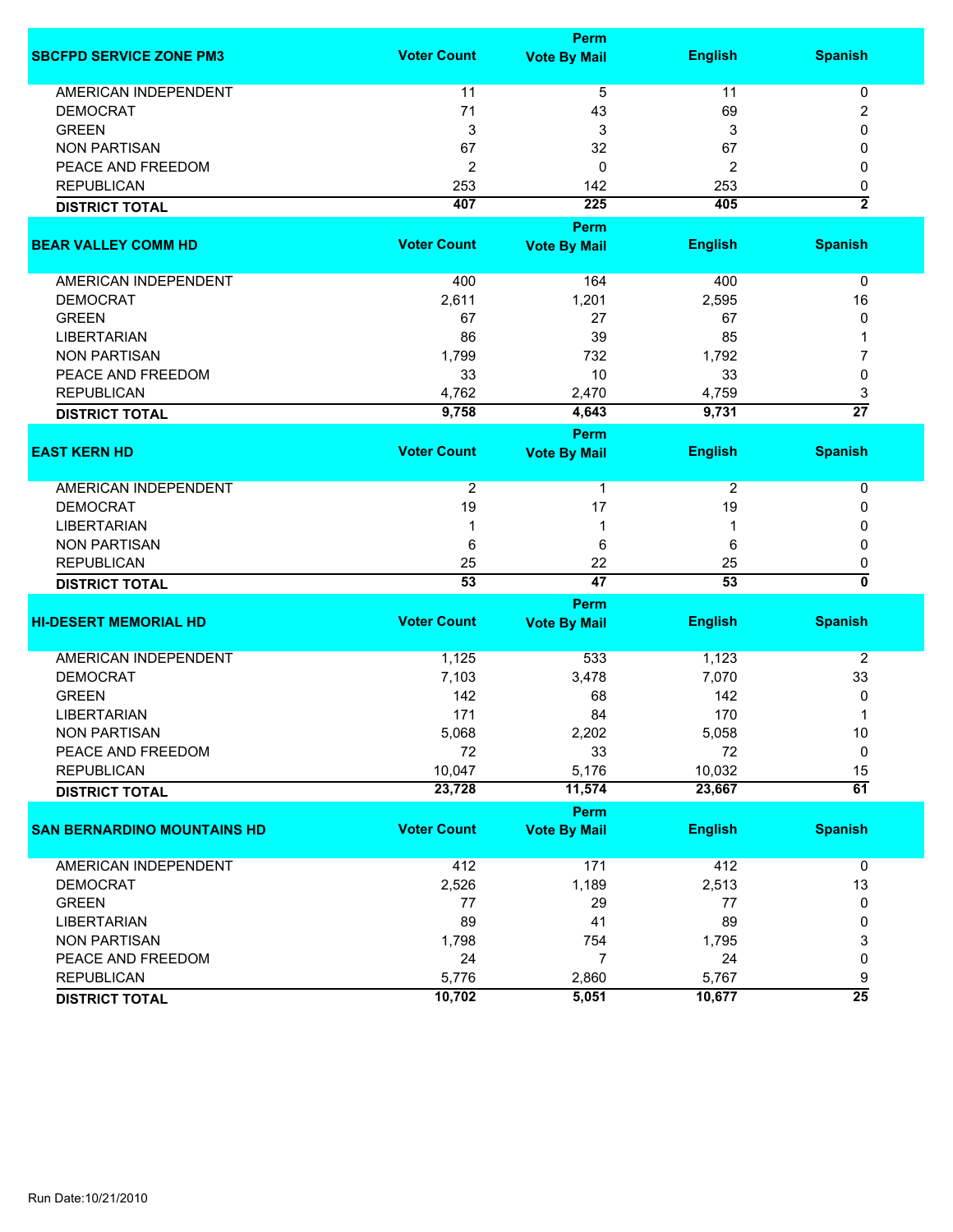| SBCFPD SERVICE ZONE PM3 | Voter Count | Perm Vote By Mail | English | Spanish |
|---|---|---|---|---|
| AMERICAN INDEPENDENT | 11 | 5 | 11 | 0 |
| DEMOCRAT | 71 | 43 | 69 | 2 |
| GREEN | 3 | 3 | 3 | 0 |
| NON PARTISAN | 67 | 32 | 67 | 0 |
| PEACE AND FREEDOM | 2 | 0 | 2 | 0 |
| REPUBLICAN | 253 | 142 | 253 | 0 |
| **DISTRICT TOTAL** | **407** | **225** | **405** | **2** |

| BEAR VALLEY COMM HD | Voter Count | Perm Vote By Mail | English | Spanish |
|---|---|---|---|---|
| AMERICAN INDEPENDENT | 400 | 164 | 400 | 0 |
| DEMOCRAT | 2,611 | 1,201 | 2,595 | 16 |
| GREEN | 67 | 27 | 67 | 0 |
| LIBERTARIAN | 86 | 39 | 85 | 1 |
| NON PARTISAN | 1,799 | 732 | 1,792 | 7 |
| PEACE AND FREEDOM | 33 | 10 | 33 | 0 |
| REPUBLICAN | 4,762 | 2,470 | 4,759 | 3 |
| **DISTRICT TOTAL** | **9,758** | **4,643** | **9,731** | **27** |

| EAST KERN HD | Voter Count | Perm Vote By Mail | English | Spanish |
|---|---|---|---|---|
| AMERICAN INDEPENDENT | 2 | 1 | 2 | 0 |
| DEMOCRAT | 19 | 17 | 19 | 0 |
| LIBERTARIAN | 1 | 1 | 1 | 0 |
| NON PARTISAN | 6 | 6 | 6 | 0 |
| REPUBLICAN | 25 | 22 | 25 | 0 |
| **DISTRICT TOTAL** | **53** | **47** | **53** | **0** |

| HI-DESERT MEMORIAL HD | Voter Count | Perm Vote By Mail | English | Spanish |
|---|---|---|---|---|
| AMERICAN INDEPENDENT | 1,125 | 533 | 1,123 | 2 |
| DEMOCRAT | 7,103 | 3,478 | 7,070 | 33 |
| GREEN | 142 | 68 | 142 | 0 |
| LIBERTARIAN | 171 | 84 | 170 | 1 |
| NON PARTISAN | 5,068 | 2,202 | 5,058 | 10 |
| PEACE AND FREEDOM | 72 | 33 | 72 | 0 |
| REPUBLICAN | 10,047 | 5,176 | 10,032 | 15 |
| **DISTRICT TOTAL** | **23,728** | **11,574** | **23,667** | **61** |

| SAN BERNARDINO MOUNTAINS HD | Voter Count | Perm Vote By Mail | English | Spanish |
|---|---|---|---|---|
| AMERICAN INDEPENDENT | 412 | 171 | 412 | 0 |
| DEMOCRAT | 2,526 | 1,189 | 2,513 | 13 |
| GREEN | 77 | 29 | 77 | 0 |
| LIBERTARIAN | 89 | 41 | 89 | 0 |
| NON PARTISAN | 1,798 | 754 | 1,795 | 3 |
| PEACE AND FREEDOM | 24 | 7 | 24 | 0 |
| REPUBLICAN | 5,776 | 2,860 | 5,767 | 9 |
| **DISTRICT TOTAL** | **10,702** | **5,051** | **10,677** | **25** |

Run Date:10/21/2010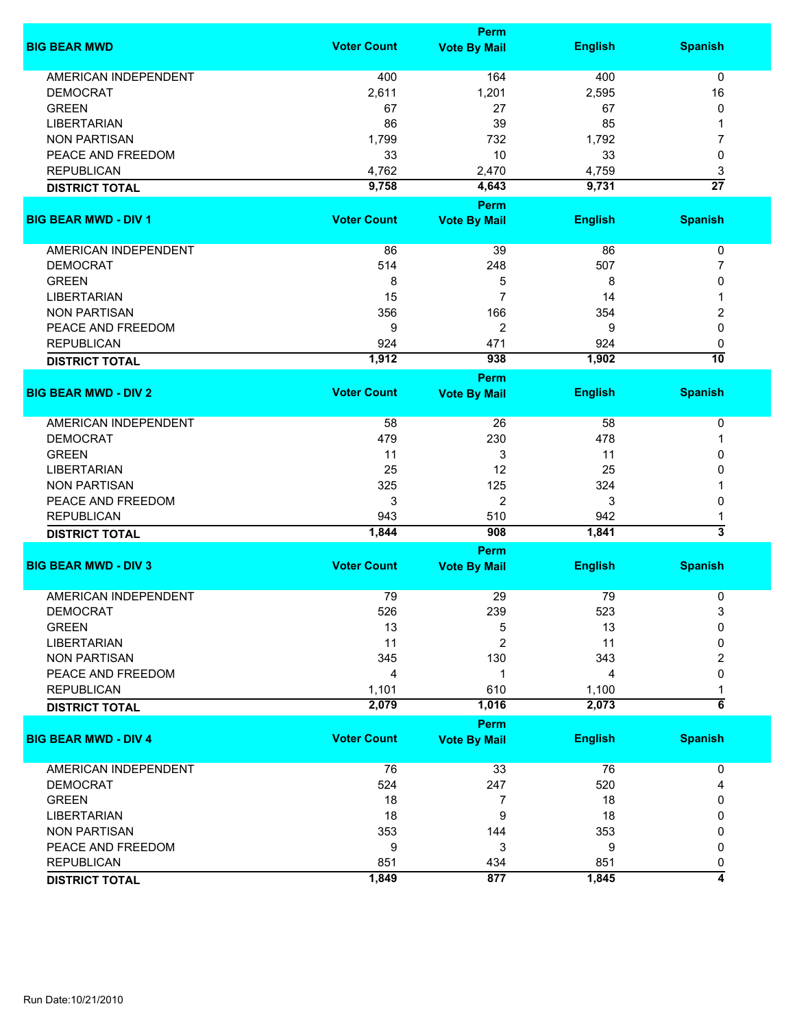| BIG BEAR MWD | Voter Count | Perm Vote By Mail | English | Spanish |
|---|---|---|---|---|
| AMERICAN INDEPENDENT | 400 | 164 | 400 | 0 |
| DEMOCRAT | 2,611 | 1,201 | 2,595 | 16 |
| GREEN | 67 | 27 | 67 | 0 |
| LIBERTARIAN | 86 | 39 | 85 | 1 |
| NON PARTISAN | 1,799 | 732 | 1,792 | 7 |
| PEACE AND FREEDOM | 33 | 10 | 33 | 0 |
| REPUBLICAN | 4,762 | 2,470 | 4,759 | 3 |
| **DISTRICT TOTAL** | **9,758** | **4,643** | **9,731** | **27** |

| BIG BEAR MWD - DIV 1 | Voter Count | Perm Vote By Mail | English | Spanish |
|---|---|---|---|---|
| AMERICAN INDEPENDENT | 86 | 39 | 86 | 0 |
| DEMOCRAT | 514 | 248 | 507 | 7 |
| GREEN | 8 | 5 | 8 | 0 |
| LIBERTARIAN | 15 | 7 | 14 | 1 |
| NON PARTISAN | 356 | 166 | 354 | 2 |
| PEACE AND FREEDOM | 9 | 2 | 9 | 0 |
| REPUBLICAN | 924 | 471 | 924 | 0 |
| **DISTRICT TOTAL** | **1,912** | **938** | **1,902** | **10** |

| BIG BEAR MWD - DIV 2 | Voter Count | Perm Vote By Mail | English | Spanish |
|---|---|---|---|---|
| AMERICAN INDEPENDENT | 58 | 26 | 58 | 0 |
| DEMOCRAT | 479 | 230 | 478 | 1 |
| GREEN | 11 | 3 | 11 | 0 |
| LIBERTARIAN | 25 | 12 | 25 | 0 |
| NON PARTISAN | 325 | 125 | 324 | 1 |
| PEACE AND FREEDOM | 3 | 2 | 3 | 0 |
| REPUBLICAN | 943 | 510 | 942 | 1 |
| **DISTRICT TOTAL** | **1,844** | **908** | **1,841** | **3** |

| BIG BEAR MWD - DIV 3 | Voter Count | Perm Vote By Mail | English | Spanish |
|---|---|---|---|---|
| AMERICAN INDEPENDENT | 79 | 29 | 79 | 0 |
| DEMOCRAT | 526 | 239 | 523 | 3 |
| GREEN | 13 | 5 | 13 | 0 |
| LIBERTARIAN | 11 | 2 | 11 | 0 |
| NON PARTISAN | 345 | 130 | 343 | 2 |
| PEACE AND FREEDOM | 4 | 1 | 4 | 0 |
| REPUBLICAN | 1,101 | 610 | 1,100 | 1 |
| **DISTRICT TOTAL** | **2,079** | **1,016** | **2,073** | **6** |

| BIG BEAR MWD - DIV 4 | Voter Count | Perm Vote By Mail | English | Spanish |
|---|---|---|---|---|
| AMERICAN INDEPENDENT | 76 | 33 | 76 | 0 |
| DEMOCRAT | 524 | 247 | 520 | 4 |
| GREEN | 18 | 7 | 18 | 0 |
| LIBERTARIAN | 18 | 9 | 18 | 0 |
| NON PARTISAN | 353 | 144 | 353 | 0 |
| PEACE AND FREEDOM | 9 | 3 | 9 | 0 |
| REPUBLICAN | 851 | 434 | 851 | 0 |
| **DISTRICT TOTAL** | **1,849** | **877** | **1,845** | **4** |

Run Date:10/21/2010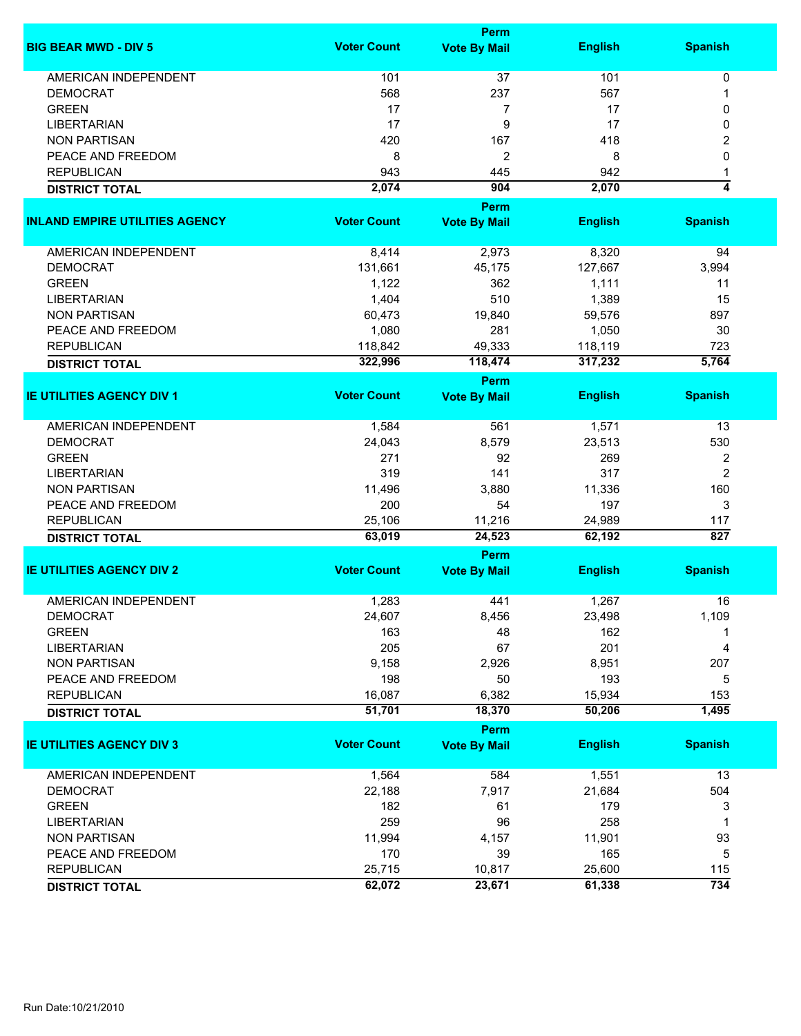| BIG BEAR MWD - DIV 5 | Voter Count | Perm Vote By Mail | English | Spanish |
|---|---|---|---|---|
| AMERICAN INDEPENDENT | 101 | 37 | 101 | 0 |
| DEMOCRAT | 568 | 237 | 567 | 1 |
| GREEN | 17 | 7 | 17 | 0 |
| LIBERTARIAN | 17 | 9 | 17 | 0 |
| NON PARTISAN | 420 | 167 | 418 | 2 |
| PEACE AND FREEDOM | 8 | 2 | 8 | 0 |
| REPUBLICAN | 943 | 445 | 942 | 1 |
| **DISTRICT TOTAL** | **2,074** | **904** | **2,070** | **4** |

| INLAND EMPIRE UTILITIES AGENCY | Voter Count | Perm Vote By Mail | English | Spanish |
|---|---|---|---|---|
| AMERICAN INDEPENDENT | 8,414 | 2,973 | 8,320 | 94 |
| DEMOCRAT | 131,661 | 45,175 | 127,667 | 3,994 |
| GREEN | 1,122 | 362 | 1,111 | 11 |
| LIBERTARIAN | 1,404 | 510 | 1,389 | 15 |
| NON PARTISAN | 60,473 | 19,840 | 59,576 | 897 |
| PEACE AND FREEDOM | 1,080 | 281 | 1,050 | 30 |
| REPUBLICAN | 118,842 | 49,333 | 118,119 | 723 |
| **DISTRICT TOTAL** | **322,996** | **118,474** | **317,232** | **5,764** |

| IE UTILITIES AGENCY DIV 1 | Voter Count | Perm Vote By Mail | English | Spanish |
|---|---|---|---|---|
| AMERICAN INDEPENDENT | 1,584 | 561 | 1,571 | 13 |
| DEMOCRAT | 24,043 | 8,579 | 23,513 | 530 |
| GREEN | 271 | 92 | 269 | 2 |
| LIBERTARIAN | 319 | 141 | 317 | 2 |
| NON PARTISAN | 11,496 | 3,880 | 11,336 | 160 |
| PEACE AND FREEDOM | 200 | 54 | 197 | 3 |
| REPUBLICAN | 25,106 | 11,216 | 24,989 | 117 |
| **DISTRICT TOTAL** | **63,019** | **24,523** | **62,192** | **827** |

| IE UTILITIES AGENCY DIV 2 | Voter Count | Perm Vote By Mail | English | Spanish |
|---|---|---|---|---|
| AMERICAN INDEPENDENT | 1,283 | 441 | 1,267 | 16 |
| DEMOCRAT | 24,607 | 8,456 | 23,498 | 1,109 |
| GREEN | 163 | 48 | 162 | 1 |
| LIBERTARIAN | 205 | 67 | 201 | 4 |
| NON PARTISAN | 9,158 | 2,926 | 8,951 | 207 |
| PEACE AND FREEDOM | 198 | 50 | 193 | 5 |
| REPUBLICAN | 16,087 | 6,382 | 15,934 | 153 |
| **DISTRICT TOTAL** | **51,701** | **18,370** | **50,206** | **1,495** |

| IE UTILITIES AGENCY DIV 3 | Voter Count | Perm Vote By Mail | English | Spanish |
|---|---|---|---|---|
| AMERICAN INDEPENDENT | 1,564 | 584 | 1,551 | 13 |
| DEMOCRAT | 22,188 | 7,917 | 21,684 | 504 |
| GREEN | 182 | 61 | 179 | 3 |
| LIBERTARIAN | 259 | 96 | 258 | 1 |
| NON PARTISAN | 11,994 | 4,157 | 11,901 | 93 |
| PEACE AND FREEDOM | 170 | 39 | 165 | 5 |
| REPUBLICAN | 25,715 | 10,817 | 25,600 | 115 |
| **DISTRICT TOTAL** | **62,072** | **23,671** | **61,338** | **734** |

Run Date:10/21/2010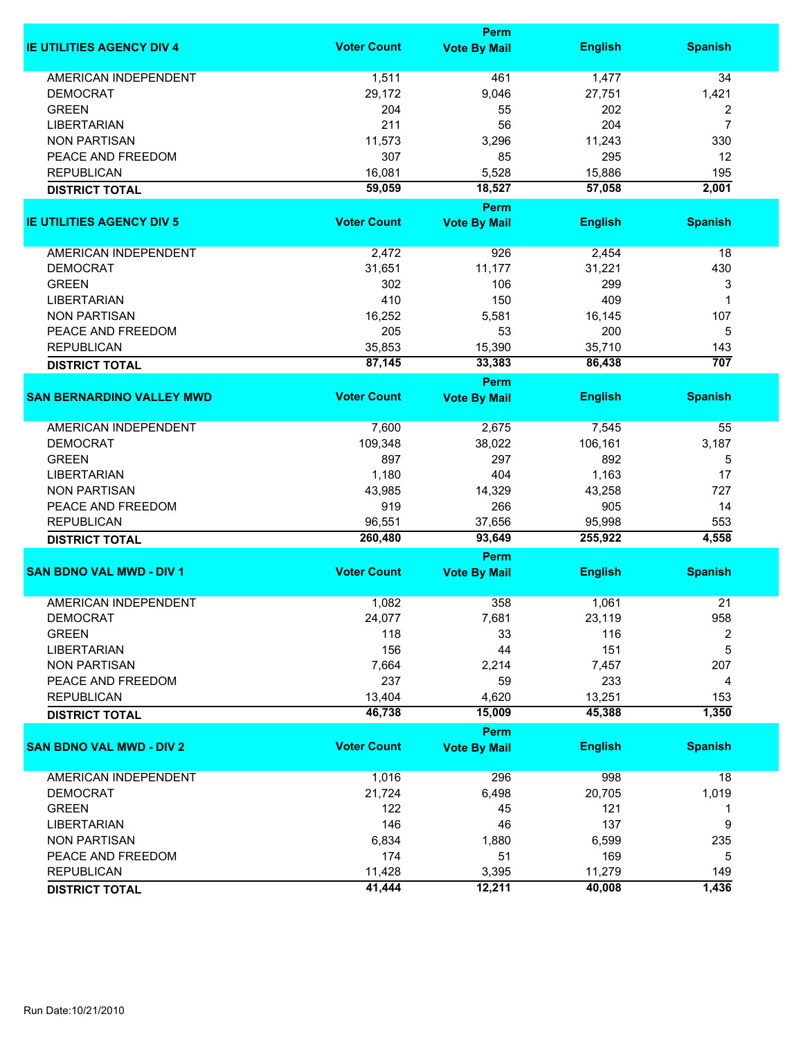| IE UTILITIES AGENCY DIV 4 | Voter Count | Perm Vote By Mail | English | Spanish |
|---|---|---|---|---|
| AMERICAN INDEPENDENT | 1,511 | 461 | 1,477 | 34 |
| DEMOCRAT | 29,172 | 9,046 | 27,751 | 1,421 |
| GREEN | 204 | 55 | 202 | 2 |
| LIBERTARIAN | 211 | 56 | 204 | 7 |
| NON PARTISAN | 11,573 | 3,296 | 11,243 | 330 |
| PEACE AND FREEDOM | 307 | 85 | 295 | 12 |
| REPUBLICAN | 16,081 | 5,528 | 15,886 | 195 |
| **DISTRICT TOTAL** | **59,059** | **18,527** | **57,058** | **2,001** |

| IE UTILITIES AGENCY DIV 5 | Voter Count | Perm Vote By Mail | English | Spanish |
|---|---|---|---|---|
| AMERICAN INDEPENDENT | 2,472 | 926 | 2,454 | 18 |
| DEMOCRAT | 31,651 | 11,177 | 31,221 | 430 |
| GREEN | 302 | 106 | 299 | 3 |
| LIBERTARIAN | 410 | 150 | 409 | 1 |
| NON PARTISAN | 16,252 | 5,581 | 16,145 | 107 |
| PEACE AND FREEDOM | 205 | 53 | 200 | 5 |
| REPUBLICAN | 35,853 | 15,390 | 35,710 | 143 |
| **DISTRICT TOTAL** | **87,145** | **33,383** | **86,438** | **707** |

| SAN BERNARDINO VALLEY MWD | Voter Count | Perm Vote By Mail | English | Spanish |
|---|---|---|---|---|
| AMERICAN INDEPENDENT | 7,600 | 2,675 | 7,545 | 55 |
| DEMOCRAT | 109,348 | 38,022 | 106,161 | 3,187 |
| GREEN | 897 | 297 | 892 | 5 |
| LIBERTARIAN | 1,180 | 404 | 1,163 | 17 |
| NON PARTISAN | 43,985 | 14,329 | 43,258 | 727 |
| PEACE AND FREEDOM | 919 | 266 | 905 | 14 |
| REPUBLICAN | 96,551 | 37,656 | 95,998 | 553 |
| **DISTRICT TOTAL** | **260,480** | **93,649** | **255,922** | **4,558** |

| SAN BDNO VAL MWD - DIV 1 | Voter Count | Perm Vote By Mail | English | Spanish |
|---|---|---|---|---|
| AMERICAN INDEPENDENT | 1,082 | 358 | 1,061 | 21 |
| DEMOCRAT | 24,077 | 7,681 | 23,119 | 958 |
| GREEN | 118 | 33 | 116 | 2 |
| LIBERTARIAN | 156 | 44 | 151 | 5 |
| NON PARTISAN | 7,664 | 2,214 | 7,457 | 207 |
| PEACE AND FREEDOM | 237 | 59 | 233 | 4 |
| REPUBLICAN | 13,404 | 4,620 | 13,251 | 153 |
| **DISTRICT TOTAL** | **46,738** | **15,009** | **45,388** | **1,350** |

| SAN BDNO VAL MWD - DIV 2 | Voter Count | Perm Vote By Mail | English | Spanish |
|---|---|---|---|---|
| AMERICAN INDEPENDENT | 1,016 | 296 | 998 | 18 |
| DEMOCRAT | 21,724 | 6,498 | 20,705 | 1,019 |
| GREEN | 122 | 45 | 121 | 1 |
| LIBERTARIAN | 146 | 46 | 137 | 9 |
| NON PARTISAN | 6,834 | 1,880 | 6,599 | 235 |
| PEACE AND FREEDOM | 174 | 51 | 169 | 5 |
| REPUBLICAN | 11,428 | 3,395 | 11,279 | 149 |
| **DISTRICT TOTAL** | **41,444** | **12,211** | **40,008** | **1,436** |

Run Date:10/21/2010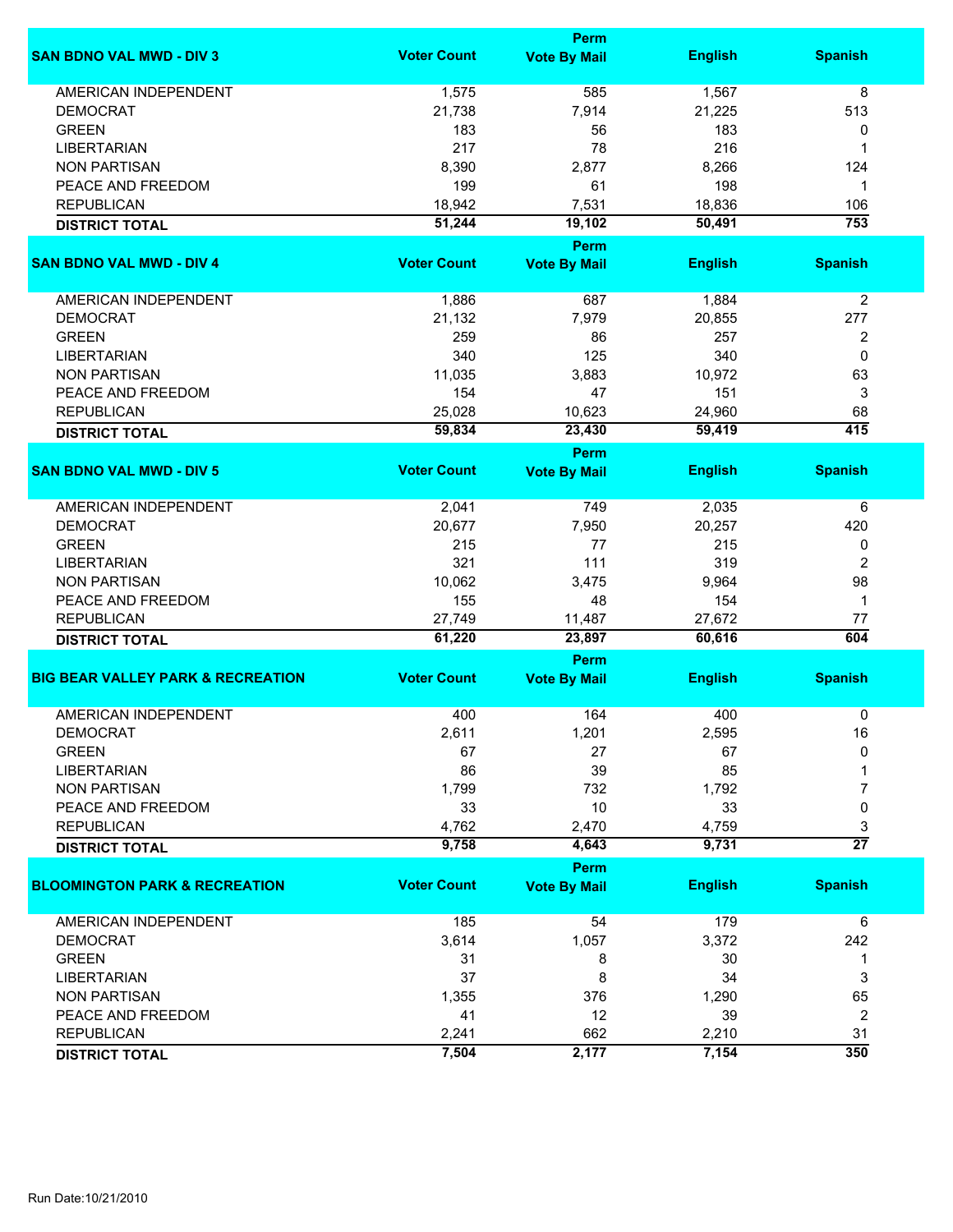| SAN BDNO VAL MWD - DIV 3 | Voter Count | Perm Vote By Mail | English | Spanish |
|---|---|---|---|---|
| AMERICAN INDEPENDENT | 1,575 | 585 | 1,567 | 8 |
| DEMOCRAT | 21,738 | 7,914 | 21,225 | 513 |
| GREEN | 183 | 56 | 183 | 0 |
| LIBERTARIAN | 217 | 78 | 216 | 1 |
| NON PARTISAN | 8,390 | 2,877 | 8,266 | 124 |
| PEACE AND FREEDOM | 199 | 61 | 198 | 1 |
| REPUBLICAN | 18,942 | 7,531 | 18,836 | 106 |
| **DISTRICT TOTAL** | **51,244** | **19,102** | **50,491** | **753** |

| SAN BDNO VAL MWD - DIV 4 | Voter Count | Perm Vote By Mail | English | Spanish |
|---|---|---|---|---|
| AMERICAN INDEPENDENT | 1,886 | 687 | 1,884 | 2 |
| DEMOCRAT | 21,132 | 7,979 | 20,855 | 277 |
| GREEN | 259 | 86 | 257 | 2 |
| LIBERTARIAN | 340 | 125 | 340 | 0 |
| NON PARTISAN | 11,035 | 3,883 | 10,972 | 63 |
| PEACE AND FREEDOM | 154 | 47 | 151 | 3 |
| REPUBLICAN | 25,028 | 10,623 | 24,960 | 68 |
| **DISTRICT TOTAL** | **59,834** | **23,430** | **59,419** | **415** |

| SAN BDNO VAL MWD - DIV 5 | Voter Count | Perm Vote By Mail | English | Spanish |
|---|---|---|---|---|
| AMERICAN INDEPENDENT | 2,041 | 749 | 2,035 | 6 |
| DEMOCRAT | 20,677 | 7,950 | 20,257 | 420 |
| GREEN | 215 | 77 | 215 | 0 |
| LIBERTARIAN | 321 | 111 | 319 | 2 |
| NON PARTISAN | 10,062 | 3,475 | 9,964 | 98 |
| PEACE AND FREEDOM | 155 | 48 | 154 | 1 |
| REPUBLICAN | 27,749 | 11,487 | 27,672 | 77 |
| **DISTRICT TOTAL** | **61,220** | **23,897** | **60,616** | **604** |

| BIG BEAR VALLEY PARK & RECREATION | Voter Count | Perm Vote By Mail | English | Spanish |
|---|---|---|---|---|
| AMERICAN INDEPENDENT | 400 | 164 | 400 | 0 |
| DEMOCRAT | 2,611 | 1,201 | 2,595 | 16 |
| GREEN | 67 | 27 | 67 | 0 |
| LIBERTARIAN | 86 | 39 | 85 | 1 |
| NON PARTISAN | 1,799 | 732 | 1,792 | 7 |
| PEACE AND FREEDOM | 33 | 10 | 33 | 0 |
| REPUBLICAN | 4,762 | 2,470 | 4,759 | 3 |
| **DISTRICT TOTAL** | **9,758** | **4,643** | **9,731** | **27** |

| BLOOMINGTON PARK & RECREATION | Voter Count | Perm Vote By Mail | English | Spanish |
|---|---|---|---|---|
| AMERICAN INDEPENDENT | 185 | 54 | 179 | 6 |
| DEMOCRAT | 3,614 | 1,057 | 3,372 | 242 |
| GREEN | 31 | 8 | 30 | 1 |
| LIBERTARIAN | 37 | 8 | 34 | 3 |
| NON PARTISAN | 1,355 | 376 | 1,290 | 65 |
| PEACE AND FREEDOM | 41 | 12 | 39 | 2 |
| REPUBLICAN | 2,241 | 662 | 2,210 | 31 |
| **DISTRICT TOTAL** | **7,504** | **2,177** | **7,154** | **350** |

Run Date:10/21/2010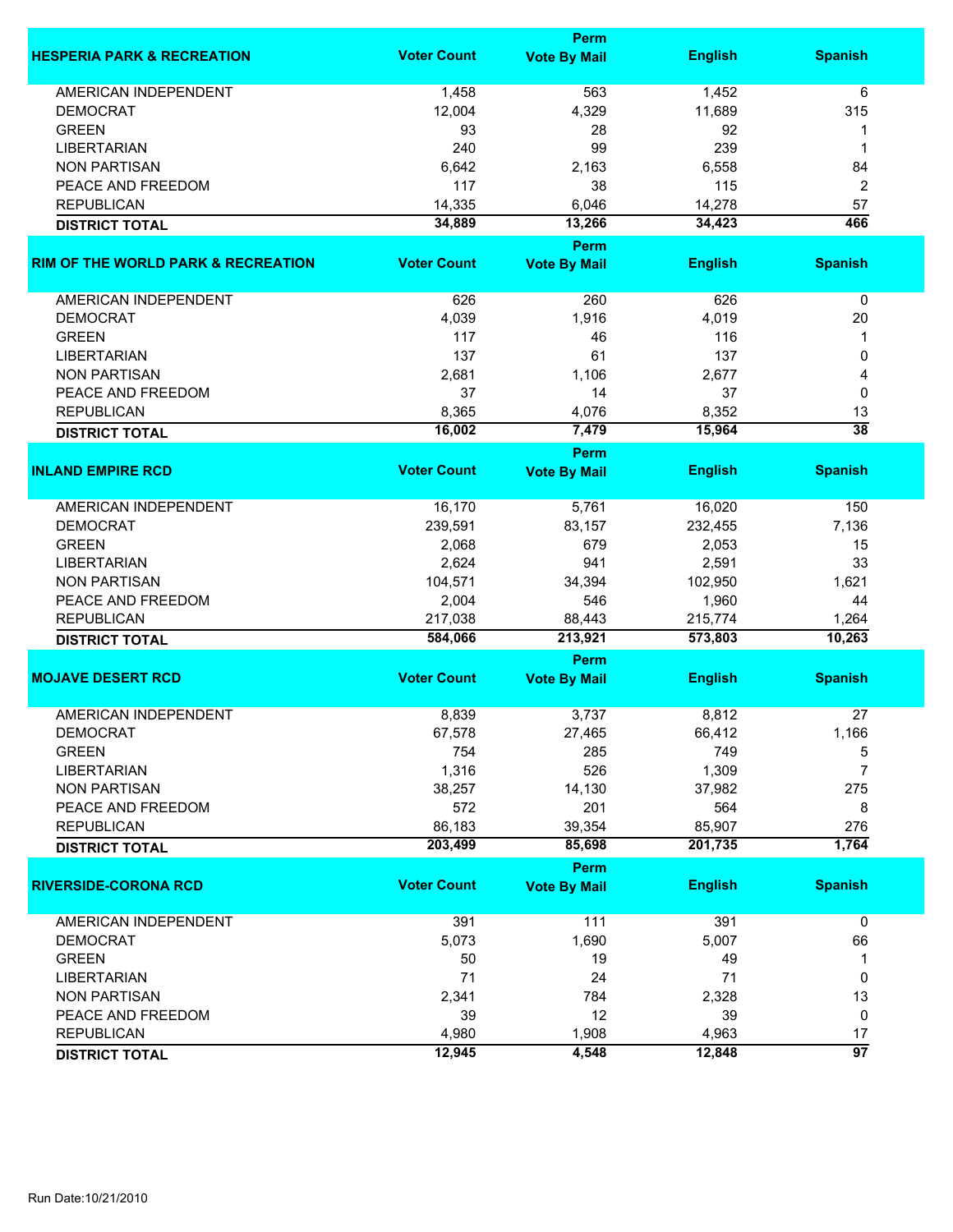| HESPERIA PARK & RECREATION | Voter Count | Perm Vote By Mail | English | Spanish |
|---|---|---|---|---|
| AMERICAN INDEPENDENT | 1,458 | 563 | 1,452 | 6 |
| DEMOCRAT | 12,004 | 4,329 | 11,689 | 315 |
| GREEN | 93 | 28 | 92 | 1 |
| LIBERTARIAN | 240 | 99 | 239 | 1 |
| NON PARTISAN | 6,642 | 2,163 | 6,558 | 84 |
| PEACE AND FREEDOM | 117 | 38 | 115 | 2 |
| REPUBLICAN | 14,335 | 6,046 | 14,278 | 57 |
| **DISTRICT TOTAL** | **34,889** | **13,266** | **34,423** | **466** |

| RIM OF THE WORLD PARK & RECREATION | Voter Count | Perm Vote By Mail | English | Spanish |
|---|---|---|---|---|
| AMERICAN INDEPENDENT | 626 | 260 | 626 | 0 |
| DEMOCRAT | 4,039 | 1,916 | 4,019 | 20 |
| GREEN | 117 | 46 | 116 | 1 |
| LIBERTARIAN | 137 | 61 | 137 | 0 |
| NON PARTISAN | 2,681 | 1,106 | 2,677 | 4 |
| PEACE AND FREEDOM | 37 | 14 | 37 | 0 |
| REPUBLICAN | 8,365 | 4,076 | 8,352 | 13 |
| **DISTRICT TOTAL** | **16,002** | **7,479** | **15,964** | **38** |

| INLAND EMPIRE RCD | Voter Count | Perm Vote By Mail | English | Spanish |
|---|---|---|---|---|
| AMERICAN INDEPENDENT | 16,170 | 5,761 | 16,020 | 150 |
| DEMOCRAT | 239,591 | 83,157 | 232,455 | 7,136 |
| GREEN | 2,068 | 679 | 2,053 | 15 |
| LIBERTARIAN | 2,624 | 941 | 2,591 | 33 |
| NON PARTISAN | 104,571 | 34,394 | 102,950 | 1,621 |
| PEACE AND FREEDOM | 2,004 | 546 | 1,960 | 44 |
| REPUBLICAN | 217,038 | 88,443 | 215,774 | 1,264 |
| **DISTRICT TOTAL** | **584,066** | **213,921** | **573,803** | **10,263** |

| MOJAVE DESERT RCD | Voter Count | Perm Vote By Mail | English | Spanish |
|---|---|---|---|---|
| AMERICAN INDEPENDENT | 8,839 | 3,737 | 8,812 | 27 |
| DEMOCRAT | 67,578 | 27,465 | 66,412 | 1,166 |
| GREEN | 754 | 285 | 749 | 5 |
| LIBERTARIAN | 1,316 | 526 | 1,309 | 7 |
| NON PARTISAN | 38,257 | 14,130 | 37,982 | 275 |
| PEACE AND FREEDOM | 572 | 201 | 564 | 8 |
| REPUBLICAN | 86,183 | 39,354 | 85,907 | 276 |
| **DISTRICT TOTAL** | **203,499** | **85,698** | **201,735** | **1,764** |

| RIVERSIDE-CORONA RCD | Voter Count | Perm Vote By Mail | English | Spanish |
|---|---|---|---|---|
| AMERICAN INDEPENDENT | 391 | 111 | 391 | 0 |
| DEMOCRAT | 5,073 | 1,690 | 5,007 | 66 |
| GREEN | 50 | 19 | 49 | 1 |
| LIBERTARIAN | 71 | 24 | 71 | 0 |
| NON PARTISAN | 2,341 | 784 | 2,328 | 13 |
| PEACE AND FREEDOM | 39 | 12 | 39 | 0 |
| REPUBLICAN | 4,980 | 1,908 | 4,963 | 17 |
| **DISTRICT TOTAL** | **12,945** | **4,548** | **12,848** | **97** |

Run Date:10/21/2010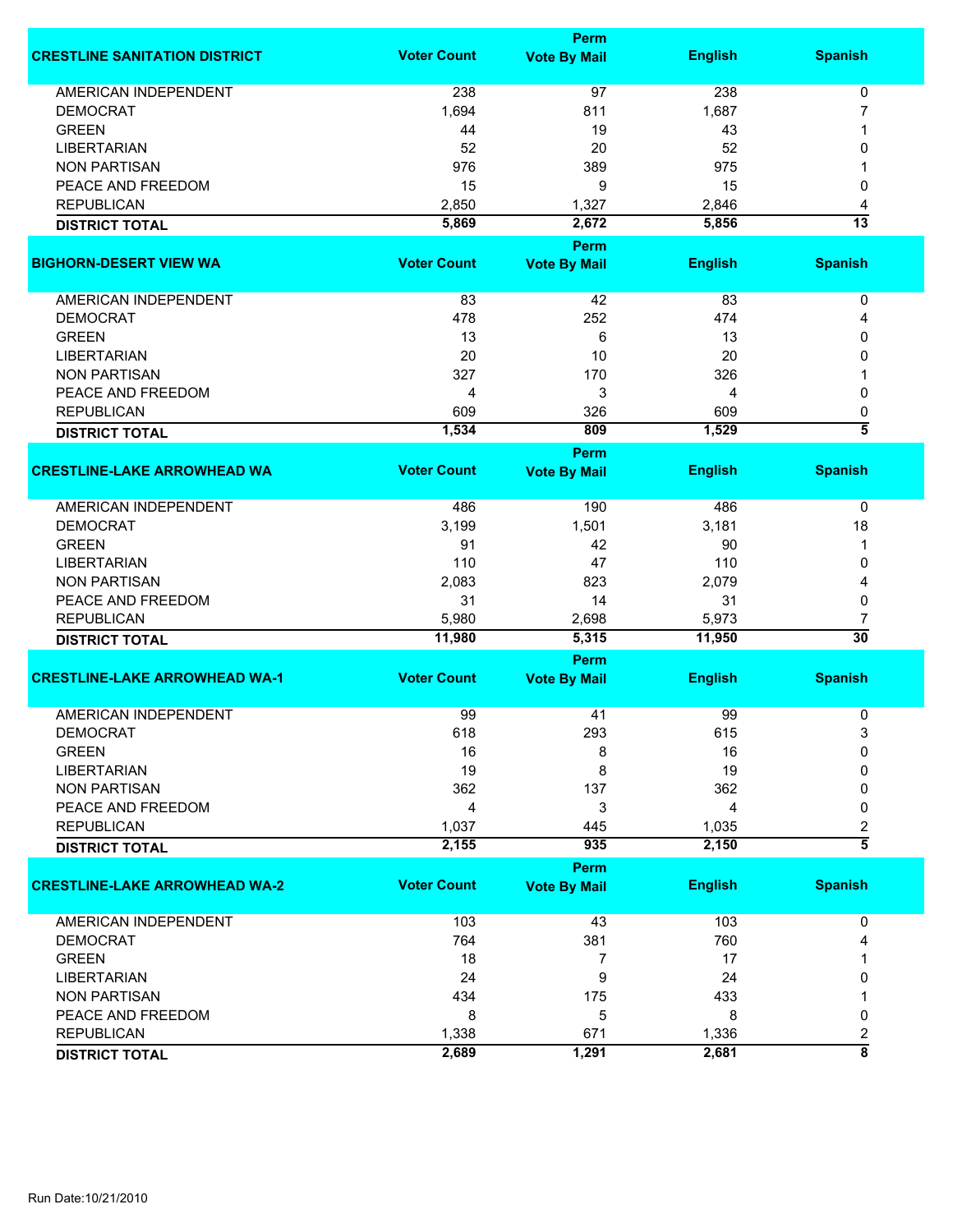| CRESTLINE SANITATION DISTRICT | Voter Count | Perm Vote By Mail | English | Spanish |
|---|---|---|---|---|
| AMERICAN INDEPENDENT | 238 | 97 | 238 | 0 |
| DEMOCRAT | 1,694 | 811 | 1,687 | 7 |
| GREEN | 44 | 19 | 43 | 1 |
| LIBERTARIAN | 52 | 20 | 52 | 0 |
| NON PARTISAN | 976 | 389 | 975 | 1 |
| PEACE AND FREEDOM | 15 | 9 | 15 | 0 |
| REPUBLICAN | 2,850 | 1,327 | 2,846 | 4 |
| **DISTRICT TOTAL** | **5,869** | **2,672** | **5,856** | **13** |

| BIGHORN-DESERT VIEW WA | Voter Count | Perm Vote By Mail | English | Spanish |
|---|---|---|---|---|
| AMERICAN INDEPENDENT | 83 | 42 | 83 | 0 |
| DEMOCRAT | 478 | 252 | 474 | 4 |
| GREEN | 13 | 6 | 13 | 0 |
| LIBERTARIAN | 20 | 10 | 20 | 0 |
| NON PARTISAN | 327 | 170 | 326 | 1 |
| PEACE AND FREEDOM | 4 | 3 | 4 | 0 |
| REPUBLICAN | 609 | 326 | 609 | 0 |
| **DISTRICT TOTAL** | **1,534** | **809** | **1,529** | **5** |

| CRESTLINE-LAKE ARROWHEAD WA | Voter Count | Perm Vote By Mail | English | Spanish |
|---|---|---|---|---|
| AMERICAN INDEPENDENT | 486 | 190 | 486 | 0 |
| DEMOCRAT | 3,199 | 1,501 | 3,181 | 18 |
| GREEN | 91 | 42 | 90 | 1 |
| LIBERTARIAN | 110 | 47 | 110 | 0 |
| NON PARTISAN | 2,083 | 823 | 2,079 | 4 |
| PEACE AND FREEDOM | 31 | 14 | 31 | 0 |
| REPUBLICAN | 5,980 | 2,698 | 5,973 | 7 |
| **DISTRICT TOTAL** | **11,980** | **5,315** | **11,950** | **30** |

| CRESTLINE-LAKE ARROWHEAD WA-1 | Voter Count | Perm Vote By Mail | English | Spanish |
|---|---|---|---|---|
| AMERICAN INDEPENDENT | 99 | 41 | 99 | 0 |
| DEMOCRAT | 618 | 293 | 615 | 3 |
| GREEN | 16 | 8 | 16 | 0 |
| LIBERTARIAN | 19 | 8 | 19 | 0 |
| NON PARTISAN | 362 | 137 | 362 | 0 |
| PEACE AND FREEDOM | 4 | 3 | 4 | 0 |
| REPUBLICAN | 1,037 | 445 | 1,035 | 2 |
| **DISTRICT TOTAL** | **2,155** | **935** | **2,150** | **5** |

| CRESTLINE-LAKE ARROWHEAD WA-2 | Voter Count | Perm Vote By Mail | English | Spanish |
|---|---|---|---|---|
| AMERICAN INDEPENDENT | 103 | 43 | 103 | 0 |
| DEMOCRAT | 764 | 381 | 760 | 4 |
| GREEN | 18 | 7 | 17 | 1 |
| LIBERTARIAN | 24 | 9 | 24 | 0 |
| NON PARTISAN | 434 | 175 | 433 | 1 |
| PEACE AND FREEDOM | 8 | 5 | 8 | 0 |
| REPUBLICAN | 1,338 | 671 | 1,336 | 2 |
| **DISTRICT TOTAL** | **2,689** | **1,291** | **2,681** | **8** |

Run Date:10/21/2010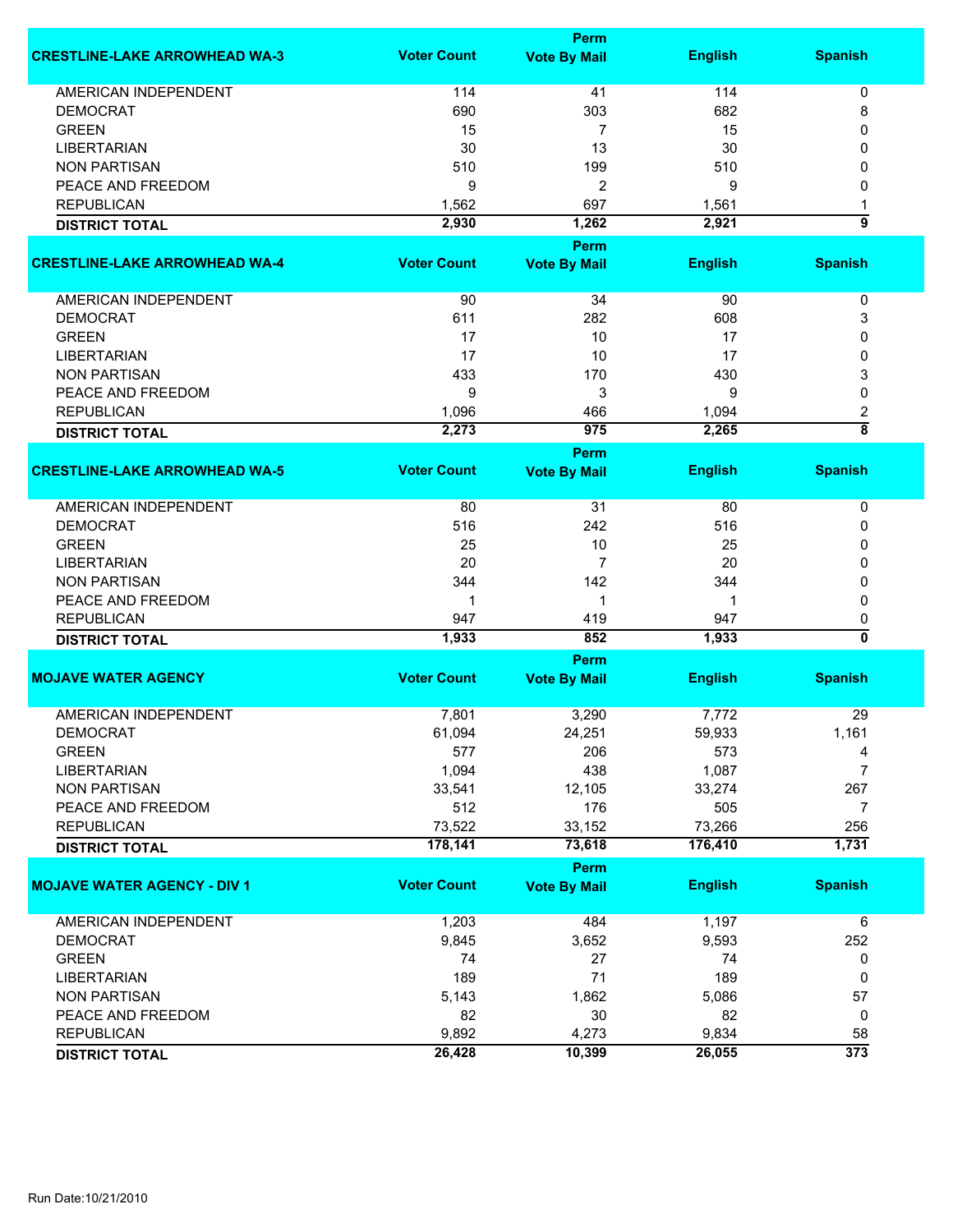| CRESTLINE-LAKE ARROWHEAD WA-3 | Voter Count | Perm Vote By Mail | English | Spanish |
|---|---|---|---|---|
| AMERICAN INDEPENDENT | 114 | 41 | 114 | 0 |
| DEMOCRAT | 690 | 303 | 682 | 8 |
| GREEN | 15 | 7 | 15 | 0 |
| LIBERTARIAN | 30 | 13 | 30 | 0 |
| NON PARTISAN | 510 | 199 | 510 | 0 |
| PEACE AND FREEDOM | 9 | 2 | 9 | 0 |
| REPUBLICAN | 1,562 | 697 | 1,561 | 1 |
| **DISTRICT TOTAL** | **2,930** | **1,262** | **2,921** | **9** |

| CRESTLINE-LAKE ARROWHEAD WA-4 | Voter Count | Perm Vote By Mail | English | Spanish |
|---|---|---|---|---|
| AMERICAN INDEPENDENT | 90 | 34 | 90 | 0 |
| DEMOCRAT | 611 | 282 | 608 | 3 |
| GREEN | 17 | 10 | 17 | 0 |
| LIBERTARIAN | 17 | 10 | 17 | 0 |
| NON PARTISAN | 433 | 170 | 430 | 3 |
| PEACE AND FREEDOM | 9 | 3 | 9 | 0 |
| REPUBLICAN | 1,096 | 466 | 1,094 | 2 |
| **DISTRICT TOTAL** | **2,273** | **975** | **2,265** | **8** |

| CRESTLINE-LAKE ARROWHEAD WA-5 | Voter Count | Perm Vote By Mail | English | Spanish |
|---|---|---|---|---|
| AMERICAN INDEPENDENT | 80 | 31 | 80 | 0 |
| DEMOCRAT | 516 | 242 | 516 | 0 |
| GREEN | 25 | 10 | 25 | 0 |
| LIBERTARIAN | 20 | 7 | 20 | 0 |
| NON PARTISAN | 344 | 142 | 344 | 0 |
| PEACE AND FREEDOM | 1 | 1 | 1 | 0 |
| REPUBLICAN | 947 | 419 | 947 | 0 |
| **DISTRICT TOTAL** | **1,933** | **852** | **1,933** | **0** |

| MOJAVE WATER AGENCY | Voter Count | Perm Vote By Mail | English | Spanish |
|---|---|---|---|---|
| AMERICAN INDEPENDENT | 7,801 | 3,290 | 7,772 | 29 |
| DEMOCRAT | 61,094 | 24,251 | 59,933 | 1,161 |
| GREEN | 577 | 206 | 573 | 4 |
| LIBERTARIAN | 1,094 | 438 | 1,087 | 7 |
| NON PARTISAN | 33,541 | 12,105 | 33,274 | 267 |
| PEACE AND FREEDOM | 512 | 176 | 505 | 7 |
| REPUBLICAN | 73,522 | 33,152 | 73,266 | 256 |
| **DISTRICT TOTAL** | **178,141** | **73,618** | **176,410** | **1,731** |

| MOJAVE WATER AGENCY - DIV 1 | Voter Count | Perm Vote By Mail | English | Spanish |
|---|---|---|---|---|
| AMERICAN INDEPENDENT | 1,203 | 484 | 1,197 | 6 |
| DEMOCRAT | 9,845 | 3,652 | 9,593 | 252 |
| GREEN | 74 | 27 | 74 | 0 |
| LIBERTARIAN | 189 | 71 | 189 | 0 |
| NON PARTISAN | 5,143 | 1,862 | 5,086 | 57 |
| PEACE AND FREEDOM | 82 | 30 | 82 | 0 |
| REPUBLICAN | 9,892 | 4,273 | 9,834 | 58 |
| **DISTRICT TOTAL** | **26,428** | **10,399** | **26,055** | **373** |

Run Date:10/21/2010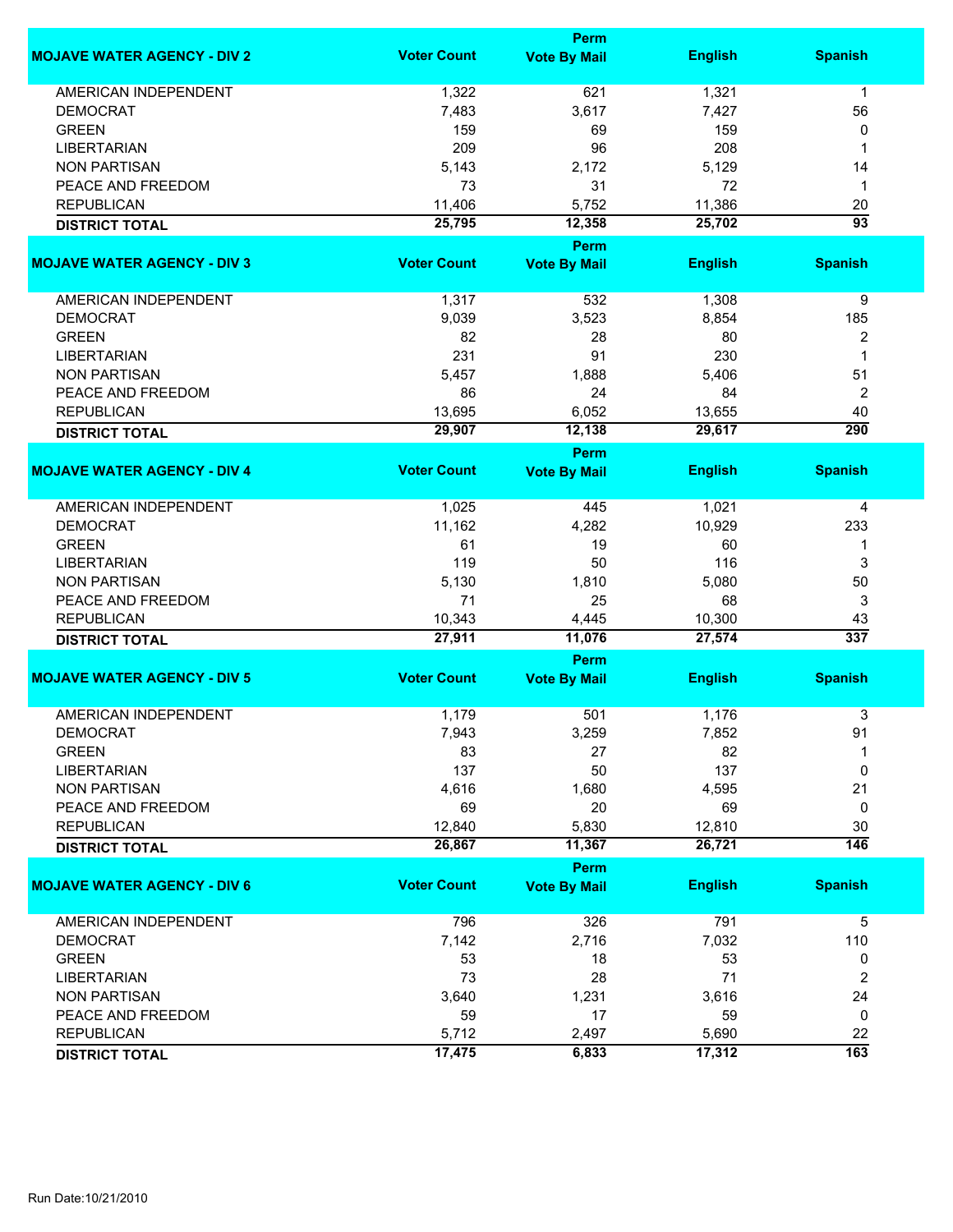| MOJAVE WATER AGENCY - DIV 2 | Voter Count | Perm Vote By Mail | English | Spanish |
|---|---|---|---|---|
| AMERICAN INDEPENDENT | 1,322 | 621 | 1,321 | 1 |
| DEMOCRAT | 7,483 | 3,617 | 7,427 | 56 |
| GREEN | 159 | 69 | 159 | 0 |
| LIBERTARIAN | 209 | 96 | 208 | 1 |
| NON PARTISAN | 5,143 | 2,172 | 5,129 | 14 |
| PEACE AND FREEDOM | 73 | 31 | 72 | 1 |
| REPUBLICAN | 11,406 | 5,752 | 11,386 | 20 |
| **DISTRICT TOTAL** | **25,795** | **12,358** | **25,702** | **93** |

| MOJAVE WATER AGENCY - DIV 3 | Voter Count | Perm Vote By Mail | English | Spanish |
|---|---|---|---|---|
| AMERICAN INDEPENDENT | 1,317 | 532 | 1,308 | 9 |
| DEMOCRAT | 9,039 | 3,523 | 8,854 | 185 |
| GREEN | 82 | 28 | 80 | 2 |
| LIBERTARIAN | 231 | 91 | 230 | 1 |
| NON PARTISAN | 5,457 | 1,888 | 5,406 | 51 |
| PEACE AND FREEDOM | 86 | 24 | 84 | 2 |
| REPUBLICAN | 13,695 | 6,052 | 13,655 | 40 |
| **DISTRICT TOTAL** | **29,907** | **12,138** | **29,617** | **290** |

| MOJAVE WATER AGENCY - DIV 4 | Voter Count | Perm Vote By Mail | English | Spanish |
|---|---|---|---|---|
| AMERICAN INDEPENDENT | 1,025 | 445 | 1,021 | 4 |
| DEMOCRAT | 11,162 | 4,282 | 10,929 | 233 |
| GREEN | 61 | 19 | 60 | 1 |
| LIBERTARIAN | 119 | 50 | 116 | 3 |
| NON PARTISAN | 5,130 | 1,810 | 5,080 | 50 |
| PEACE AND FREEDOM | 71 | 25 | 68 | 3 |
| REPUBLICAN | 10,343 | 4,445 | 10,300 | 43 |
| **DISTRICT TOTAL** | **27,911** | **11,076** | **27,574** | **337** |

| MOJAVE WATER AGENCY - DIV 5 | Voter Count | Perm Vote By Mail | English | Spanish |
|---|---|---|---|---|
| AMERICAN INDEPENDENT | 1,179 | 501 | 1,176 | 3 |
| DEMOCRAT | 7,943 | 3,259 | 7,852 | 91 |
| GREEN | 83 | 27 | 82 | 1 |
| LIBERTARIAN | 137 | 50 | 137 | 0 |
| NON PARTISAN | 4,616 | 1,680 | 4,595 | 21 |
| PEACE AND FREEDOM | 69 | 20 | 69 | 0 |
| REPUBLICAN | 12,840 | 5,830 | 12,810 | 30 |
| **DISTRICT TOTAL** | **26,867** | **11,367** | **26,721** | **146** |

| MOJAVE WATER AGENCY - DIV 6 | Voter Count | Perm Vote By Mail | English | Spanish |
|---|---|---|---|---|
| AMERICAN INDEPENDENT | 796 | 326 | 791 | 5 |
| DEMOCRAT | 7,142 | 2,716 | 7,032 | 110 |
| GREEN | 53 | 18 | 53 | 0 |
| LIBERTARIAN | 73 | 28 | 71 | 2 |
| NON PARTISAN | 3,640 | 1,231 | 3,616 | 24 |
| PEACE AND FREEDOM | 59 | 17 | 59 | 0 |
| REPUBLICAN | 5,712 | 2,497 | 5,690 | 22 |
| **DISTRICT TOTAL** | **17,475** | **6,833** | **17,312** | **163** |

Run Date:10/21/2010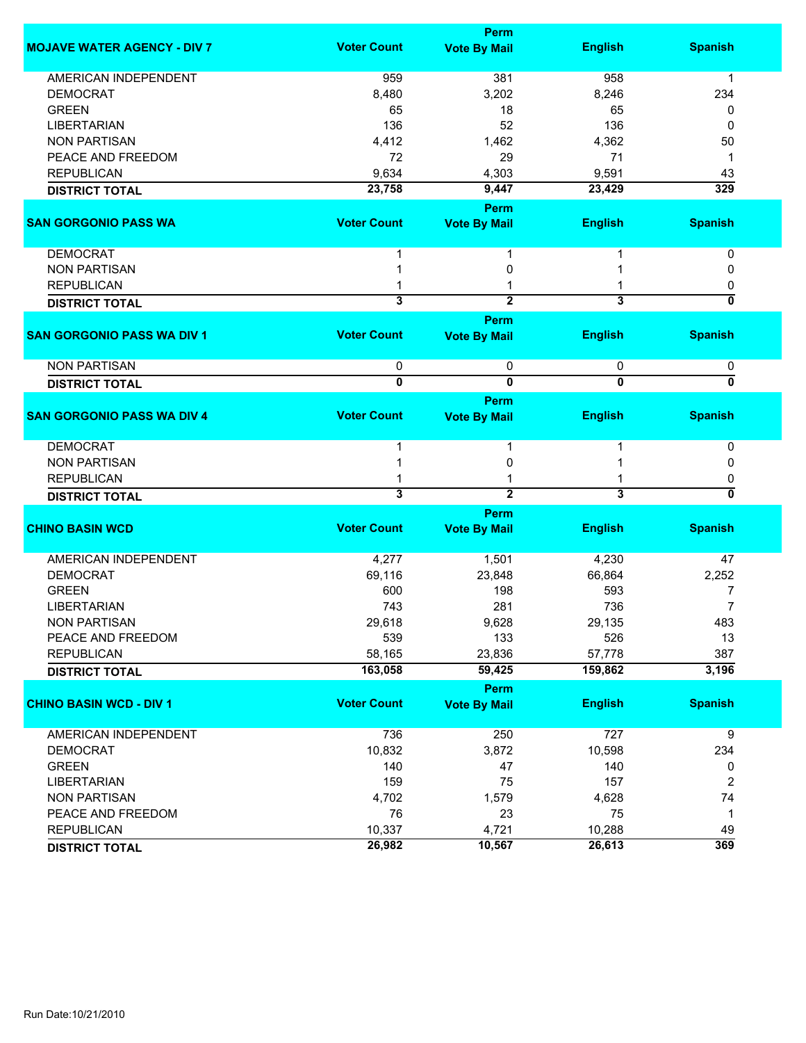| MOJAVE WATER AGENCY - DIV 7 | Voter Count | Perm Vote By Mail | English | Spanish |
|---|---|---|---|---|
| AMERICAN INDEPENDENT | 959 | 381 | 958 | 1 |
| DEMOCRAT | 8,480 | 3,202 | 8,246 | 234 |
| GREEN | 65 | 18 | 65 | 0 |
| LIBERTARIAN | 136 | 52 | 136 | 0 |
| NON PARTISAN | 4,412 | 1,462 | 4,362 | 50 |
| PEACE AND FREEDOM | 72 | 29 | 71 | 1 |
| REPUBLICAN | 9,634 | 4,303 | 9,591 | 43 |
| **DISTRICT TOTAL** | **23,758** | **9,447** | **23,429** | **329** |

| SAN GORGONIO PASS WA | Voter Count | Perm Vote By Mail | English | Spanish |
|---|---|---|---|---|
| DEMOCRAT | 1 | 1 | 1 | 0 |
| NON PARTISAN | 1 | 0 | 1 | 0 |
| REPUBLICAN | 1 | 1 | 1 | 0 |
| **DISTRICT TOTAL** | **3** | **2** | **3** | **0** |

| SAN GORGONIO PASS WA DIV 1 | Voter Count | Perm Vote By Mail | English | Spanish |
|---|---|---|---|---|
| NON PARTISAN | 0 | 0 | 0 | 0 |
| **DISTRICT TOTAL** | **0** | **0** | **0** | **0** |

| SAN GORGONIO PASS WA DIV 4 | Voter Count | Perm Vote By Mail | English | Spanish |
|---|---|---|---|---|
| DEMOCRAT | 1 | 1 | 1 | 0 |
| NON PARTISAN | 1 | 0 | 1 | 0 |
| REPUBLICAN | 1 | 1 | 1 | 0 |
| **DISTRICT TOTAL** | **3** | **2** | **3** | **0** |

| CHINO BASIN WCD | Voter Count | Perm Vote By Mail | English | Spanish |
|---|---|---|---|---|
| AMERICAN INDEPENDENT | 4,277 | 1,501 | 4,230 | 47 |
| DEMOCRAT | 69,116 | 23,848 | 66,864 | 2,252 |
| GREEN | 600 | 198 | 593 | 7 |
| LIBERTARIAN | 743 | 281 | 736 | 7 |
| NON PARTISAN | 29,618 | 9,628 | 29,135 | 483 |
| PEACE AND FREEDOM | 539 | 133 | 526 | 13 |
| REPUBLICAN | 58,165 | 23,836 | 57,778 | 387 |
| **DISTRICT TOTAL** | **163,058** | **59,425** | **159,862** | **3,196** |

| CHINO BASIN WCD - DIV 1 | Voter Count | Perm Vote By Mail | English | Spanish |
|---|---|---|---|---|
| AMERICAN INDEPENDENT | 736 | 250 | 727 | 9 |
| DEMOCRAT | 10,832 | 3,872 | 10,598 | 234 |
| GREEN | 140 | 47 | 140 | 0 |
| LIBERTARIAN | 159 | 75 | 157 | 2 |
| NON PARTISAN | 4,702 | 1,579 | 4,628 | 74 |
| PEACE AND FREEDOM | 76 | 23 | 75 | 1 |
| REPUBLICAN | 10,337 | 4,721 | 10,288 | 49 |
| **DISTRICT TOTAL** | **26,982** | **10,567** | **26,613** | **369** |

Run Date:10/21/2010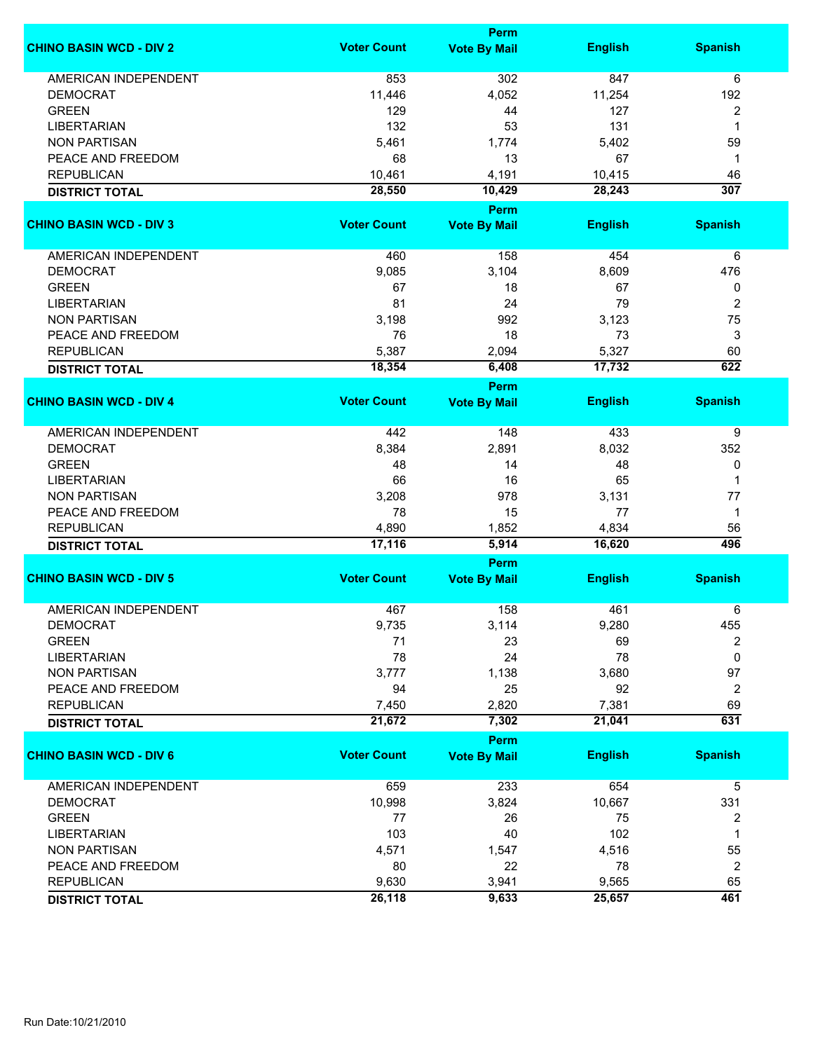| CHINO BASIN WCD - DIV 2 | Voter Count | Perm Vote By Mail | English | Spanish |
|---|---|---|---|---|
| AMERICAN INDEPENDENT | 853 | 302 | 847 | 6 |
| DEMOCRAT | 11,446 | 4,052 | 11,254 | 192 |
| GREEN | 129 | 44 | 127 | 2 |
| LIBERTARIAN | 132 | 53 | 131 | 1 |
| NON PARTISAN | 5,461 | 1,774 | 5,402 | 59 |
| PEACE AND FREEDOM | 68 | 13 | 67 | 1 |
| REPUBLICAN | 10,461 | 4,191 | 10,415 | 46 |
| **DISTRICT TOTAL** | **28,550** | **10,429** | **28,243** | **307** |

| CHINO BASIN WCD - DIV 3 | Voter Count | Perm Vote By Mail | English | Spanish |
|---|---|---|---|---|
| AMERICAN INDEPENDENT | 460 | 158 | 454 | 6 |
| DEMOCRAT | 9,085 | 3,104 | 8,609 | 476 |
| GREEN | 67 | 18 | 67 | 0 |
| LIBERTARIAN | 81 | 24 | 79 | 2 |
| NON PARTISAN | 3,198 | 992 | 3,123 | 75 |
| PEACE AND FREEDOM | 76 | 18 | 73 | 3 |
| REPUBLICAN | 5,387 | 2,094 | 5,327 | 60 |
| **DISTRICT TOTAL** | **18,354** | **6,408** | **17,732** | **622** |

| CHINO BASIN WCD - DIV 4 | Voter Count | Perm Vote By Mail | English | Spanish |
|---|---|---|---|---|
| AMERICAN INDEPENDENT | 442 | 148 | 433 | 9 |
| DEMOCRAT | 8,384 | 2,891 | 8,032 | 352 |
| GREEN | 48 | 14 | 48 | 0 |
| LIBERTARIAN | 66 | 16 | 65 | 1 |
| NON PARTISAN | 3,208 | 978 | 3,131 | 77 |
| PEACE AND FREEDOM | 78 | 15 | 77 | 1 |
| REPUBLICAN | 4,890 | 1,852 | 4,834 | 56 |
| **DISTRICT TOTAL** | **17,116** | **5,914** | **16,620** | **496** |

| CHINO BASIN WCD - DIV 5 | Voter Count | Perm Vote By Mail | English | Spanish |
|---|---|---|---|---|
| AMERICAN INDEPENDENT | 467 | 158 | 461 | 6 |
| DEMOCRAT | 9,735 | 3,114 | 9,280 | 455 |
| GREEN | 71 | 23 | 69 | 2 |
| LIBERTARIAN | 78 | 24 | 78 | 0 |
| NON PARTISAN | 3,777 | 1,138 | 3,680 | 97 |
| PEACE AND FREEDOM | 94 | 25 | 92 | 2 |
| REPUBLICAN | 7,450 | 2,820 | 7,381 | 69 |
| **DISTRICT TOTAL** | **21,672** | **7,302** | **21,041** | **631** |

| CHINO BASIN WCD - DIV 6 | Voter Count | Perm Vote By Mail | English | Spanish |
|---|---|---|---|---|
| AMERICAN INDEPENDENT | 659 | 233 | 654 | 5 |
| DEMOCRAT | 10,998 | 3,824 | 10,667 | 331 |
| GREEN | 77 | 26 | 75 | 2 |
| LIBERTARIAN | 103 | 40 | 102 | 1 |
| NON PARTISAN | 4,571 | 1,547 | 4,516 | 55 |
| PEACE AND FREEDOM | 80 | 22 | 78 | 2 |
| REPUBLICAN | 9,630 | 3,941 | 9,565 | 65 |
| **DISTRICT TOTAL** | **26,118** | **9,633** | **25,657** | **461** |

Run Date:10/21/2010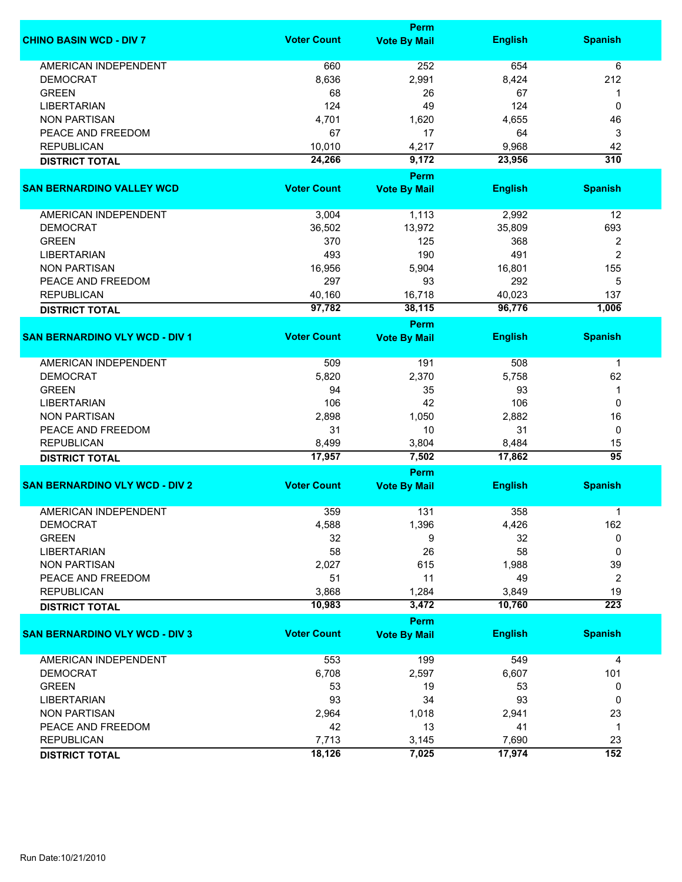| CHINO BASIN WCD - DIV 7 | Voter Count | Perm Vote By Mail | English | Spanish |
|---|---|---|---|---|
| AMERICAN INDEPENDENT | 660 | 252 | 654 | 6 |
| DEMOCRAT | 8,636 | 2,991 | 8,424 | 212 |
| GREEN | 68 | 26 | 67 | 1 |
| LIBERTARIAN | 124 | 49 | 124 | 0 |
| NON PARTISAN | 4,701 | 1,620 | 4,655 | 46 |
| PEACE AND FREEDOM | 67 | 17 | 64 | 3 |
| REPUBLICAN | 10,010 | 4,217 | 9,968 | 42 |
| **DISTRICT TOTAL** | **24,266** | **9,172** | **23,956** | **310** |

| SAN BERNARDINO VALLEY WCD | Voter Count | Perm Vote By Mail | English | Spanish |
|---|---|---|---|---|
| AMERICAN INDEPENDENT | 3,004 | 1,113 | 2,992 | 12 |
| DEMOCRAT | 36,502 | 13,972 | 35,809 | 693 |
| GREEN | 370 | 125 | 368 | 2 |
| LIBERTARIAN | 493 | 190 | 491 | 2 |
| NON PARTISAN | 16,956 | 5,904 | 16,801 | 155 |
| PEACE AND FREEDOM | 297 | 93 | 292 | 5 |
| REPUBLICAN | 40,160 | 16,718 | 40,023 | 137 |
| **DISTRICT TOTAL** | **97,782** | **38,115** | **96,776** | **1,006** |

| SAN BERNARDINO VLY WCD - DIV 1 | Voter Count | Perm Vote By Mail | English | Spanish |
|---|---|---|---|---|
| AMERICAN INDEPENDENT | 509 | 191 | 508 | 1 |
| DEMOCRAT | 5,820 | 2,370 | 5,758 | 62 |
| GREEN | 94 | 35 | 93 | 1 |
| LIBERTARIAN | 106 | 42 | 106 | 0 |
| NON PARTISAN | 2,898 | 1,050 | 2,882 | 16 |
| PEACE AND FREEDOM | 31 | 10 | 31 | 0 |
| REPUBLICAN | 8,499 | 3,804 | 8,484 | 15 |
| **DISTRICT TOTAL** | **17,957** | **7,502** | **17,862** | **95** |

| SAN BERNARDINO VLY WCD - DIV 2 | Voter Count | Perm Vote By Mail | English | Spanish |
|---|---|---|---|---|
| AMERICAN INDEPENDENT | 359 | 131 | 358 | 1 |
| DEMOCRAT | 4,588 | 1,396 | 4,426 | 162 |
| GREEN | 32 | 9 | 32 | 0 |
| LIBERTARIAN | 58 | 26 | 58 | 0 |
| NON PARTISAN | 2,027 | 615 | 1,988 | 39 |
| PEACE AND FREEDOM | 51 | 11 | 49 | 2 |
| REPUBLICAN | 3,868 | 1,284 | 3,849 | 19 |
| **DISTRICT TOTAL** | **10,983** | **3,472** | **10,760** | **223** |

| SAN BERNARDINO VLY WCD - DIV 3 | Voter Count | Perm Vote By Mail | English | Spanish |
|---|---|---|---|---|
| AMERICAN INDEPENDENT | 553 | 199 | 549 | 4 |
| DEMOCRAT | 6,708 | 2,597 | 6,607 | 101 |
| GREEN | 53 | 19 | 53 | 0 |
| LIBERTARIAN | 93 | 34 | 93 | 0 |
| NON PARTISAN | 2,964 | 1,018 | 2,941 | 23 |
| PEACE AND FREEDOM | 42 | 13 | 41 | 1 |
| REPUBLICAN | 7,713 | 3,145 | 7,690 | 23 |
| **DISTRICT TOTAL** | **18,126** | **7,025** | **17,974** | **152** |

Run Date:10/21/2010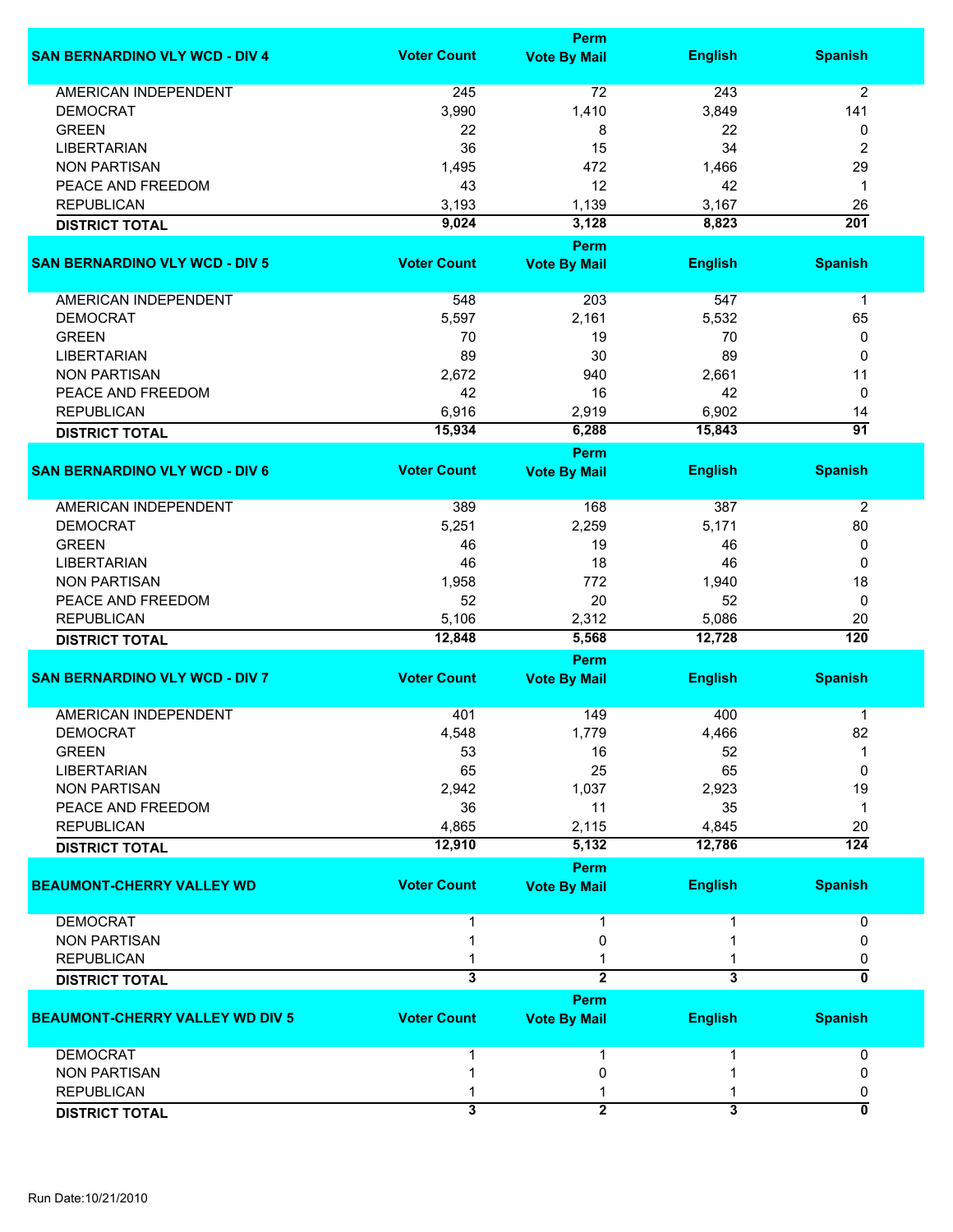| SAN BERNARDINO VLY WCD - DIV 4 | Voter Count | Perm Vote By Mail | English | Spanish |
|---|---|---|---|---|
| AMERICAN INDEPENDENT | 245 | 72 | 243 | 2 |
| DEMOCRAT | 3,990 | 1,410 | 3,849 | 141 |
| GREEN | 22 | 8 | 22 | 0 |
| LIBERTARIAN | 36 | 15 | 34 | 2 |
| NON PARTISAN | 1,495 | 472 | 1,466 | 29 |
| PEACE AND FREEDOM | 43 | 12 | 42 | 1 |
| REPUBLICAN | 3,193 | 1,139 | 3,167 | 26 |
| **DISTRICT TOTAL** | **9,024** | **3,128** | **8,823** | **201** |

| SAN BERNARDINO VLY WCD - DIV 5 | Voter Count | Perm Vote By Mail | English | Spanish |
|---|---|---|---|---|
| AMERICAN INDEPENDENT | 548 | 203 | 547 | 1 |
| DEMOCRAT | 5,597 | 2,161 | 5,532 | 65 |
| GREEN | 70 | 19 | 70 | 0 |
| LIBERTARIAN | 89 | 30 | 89 | 0 |
| NON PARTISAN | 2,672 | 940 | 2,661 | 11 |
| PEACE AND FREEDOM | 42 | 16 | 42 | 0 |
| REPUBLICAN | 6,916 | 2,919 | 6,902 | 14 |
| **DISTRICT TOTAL** | **15,934** | **6,288** | **15,843** | **91** |

| SAN BERNARDINO VLY WCD - DIV 6 | Voter Count | Perm Vote By Mail | English | Spanish |
|---|---|---|---|---|
| AMERICAN INDEPENDENT | 389 | 168 | 387 | 2 |
| DEMOCRAT | 5,251 | 2,259 | 5,171 | 80 |
| GREEN | 46 | 19 | 46 | 0 |
| LIBERTARIAN | 46 | 18 | 46 | 0 |
| NON PARTISAN | 1,958 | 772 | 1,940 | 18 |
| PEACE AND FREEDOM | 52 | 20 | 52 | 0 |
| REPUBLICAN | 5,106 | 2,312 | 5,086 | 20 |
| **DISTRICT TOTAL** | **12,848** | **5,568** | **12,728** | **120** |

| SAN BERNARDINO VLY WCD - DIV 7 | Voter Count | Perm Vote By Mail | English | Spanish |
|---|---|---|---|---|
| AMERICAN INDEPENDENT | 401 | 149 | 400 | 1 |
| DEMOCRAT | 4,548 | 1,779 | 4,466 | 82 |
| GREEN | 53 | 16 | 52 | 1 |
| LIBERTARIAN | 65 | 25 | 65 | 0 |
| NON PARTISAN | 2,942 | 1,037 | 2,923 | 19 |
| PEACE AND FREEDOM | 36 | 11 | 35 | 1 |
| REPUBLICAN | 4,865 | 2,115 | 4,845 | 20 |
| **DISTRICT TOTAL** | **12,910** | **5,132** | **12,786** | **124** |

| BEAUMONT-CHERRY VALLEY WD | Voter Count | Perm Vote By Mail | English | Spanish |
|---|---|---|---|---|
| DEMOCRAT | 1 | 1 | 1 | 0 |
| NON PARTISAN | 1 | 0 | 1 | 0 |
| REPUBLICAN | 1 | 1 | 1 | 0 |
| **DISTRICT TOTAL** | **3** | **2** | **3** | **0** |

| BEAUMONT-CHERRY VALLEY WD DIV 5 | Voter Count | Perm Vote By Mail | English | Spanish |
|---|---|---|---|---|
| DEMOCRAT | 1 | 1 | 1 | 0 |
| NON PARTISAN | 1 | 0 | 1 | 0 |
| REPUBLICAN | 1 | 1 | 1 | 0 |
| **DISTRICT TOTAL** | **3** | **2** | **3** | **0** |

Run Date:10/21/2010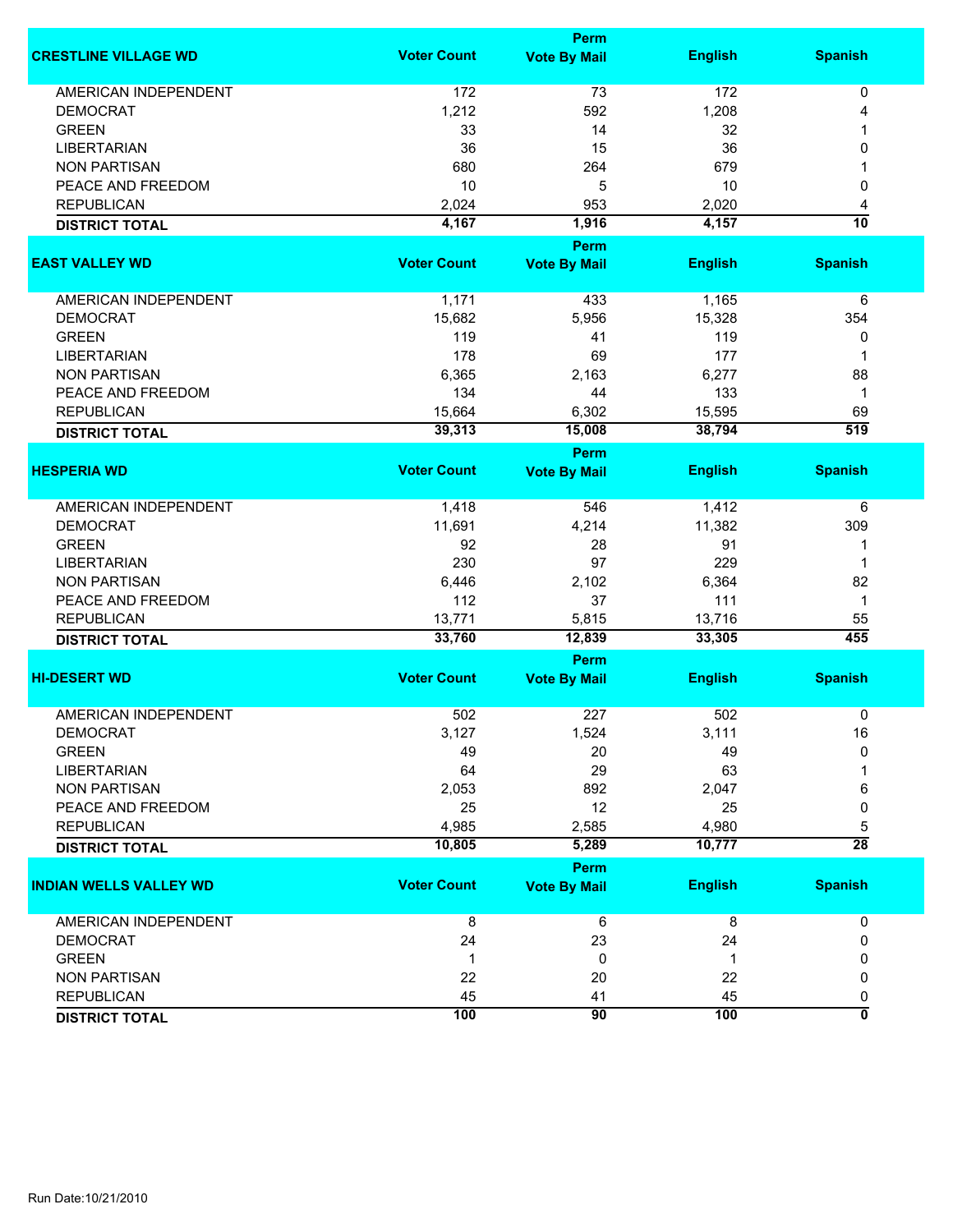| CRESTLINE VILLAGE WD | Voter Count | Perm Vote By Mail | English | Spanish |
|---|---|---|---|---|
| AMERICAN INDEPENDENT | 172 | 73 | 172 | 0 |
| DEMOCRAT | 1,212 | 592 | 1,208 | 4 |
| GREEN | 33 | 14 | 32 | 1 |
| LIBERTARIAN | 36 | 15 | 36 | 0 |
| NON PARTISAN | 680 | 264 | 679 | 1 |
| PEACE AND FREEDOM | 10 | 5 | 10 | 0 |
| REPUBLICAN | 2,024 | 953 | 2,020 | 4 |
| **DISTRICT TOTAL** | **4,167** | **1,916** | **4,157** | **10** |

| EAST VALLEY WD | Voter Count | Perm Vote By Mail | English | Spanish |
|---|---|---|---|---|
| AMERICAN INDEPENDENT | 1,171 | 433 | 1,165 | 6 |
| DEMOCRAT | 15,682 | 5,956 | 15,328 | 354 |
| GREEN | 119 | 41 | 119 | 0 |
| LIBERTARIAN | 178 | 69 | 177 | 1 |
| NON PARTISAN | 6,365 | 2,163 | 6,277 | 88 |
| PEACE AND FREEDOM | 134 | 44 | 133 | 1 |
| REPUBLICAN | 15,664 | 6,302 | 15,595 | 69 |
| **DISTRICT TOTAL** | **39,313** | **15,008** | **38,794** | **519** |

| HESPERIA WD | Voter Count | Perm Vote By Mail | English | Spanish |
|---|---|---|---|---|
| AMERICAN INDEPENDENT | 1,418 | 546 | 1,412 | 6 |
| DEMOCRAT | 11,691 | 4,214 | 11,382 | 309 |
| GREEN | 92 | 28 | 91 | 1 |
| LIBERTARIAN | 230 | 97 | 229 | 1 |
| NON PARTISAN | 6,446 | 2,102 | 6,364 | 82 |
| PEACE AND FREEDOM | 112 | 37 | 111 | 1 |
| REPUBLICAN | 13,771 | 5,815 | 13,716 | 55 |
| **DISTRICT TOTAL** | **33,760** | **12,839** | **33,305** | **455** |

| HI-DESERT WD | Voter Count | Perm Vote By Mail | English | Spanish |
|---|---|---|---|---|
| AMERICAN INDEPENDENT | 502 | 227 | 502 | 0 |
| DEMOCRAT | 3,127 | 1,524 | 3,111 | 16 |
| GREEN | 49 | 20 | 49 | 0 |
| LIBERTARIAN | 64 | 29 | 63 | 1 |
| NON PARTISAN | 2,053 | 892 | 2,047 | 6 |
| PEACE AND FREEDOM | 25 | 12 | 25 | 0 |
| REPUBLICAN | 4,985 | 2,585 | 4,980 | 5 |
| **DISTRICT TOTAL** | **10,805** | **5,289** | **10,777** | **28** |

| INDIAN WELLS VALLEY WD | Voter Count | Perm Vote By Mail | English | Spanish |
|---|---|---|---|---|
| AMERICAN INDEPENDENT | 8 | 6 | 8 | 0 |
| DEMOCRAT | 24 | 23 | 24 | 0 |
| GREEN | 1 | 0 | 1 | 0 |
| NON PARTISAN | 22 | 20 | 22 | 0 |
| REPUBLICAN | 45 | 41 | 45 | 0 |
| **DISTRICT TOTAL** | **100** | **90** | **100** | **0** |

Run Date:10/21/2010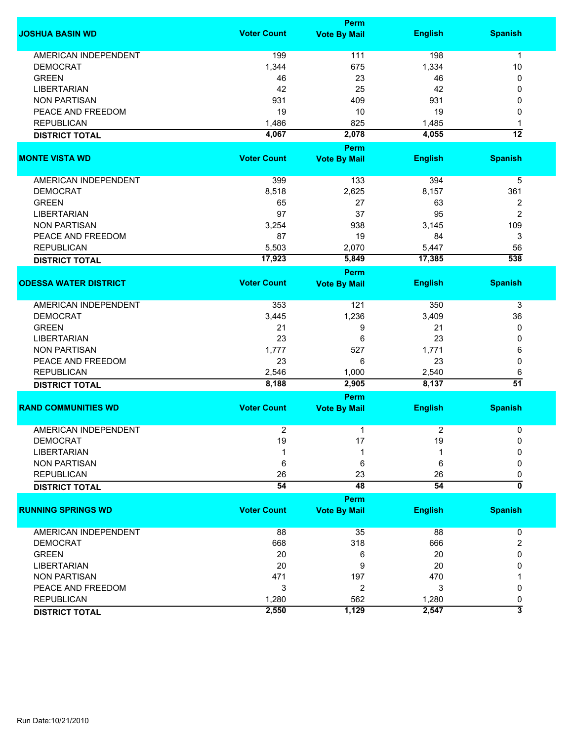| JOSHUA BASIN WD | Voter Count | Perm Vote By Mail | English | Spanish |
|---|---|---|---|---|
| AMERICAN INDEPENDENT | 199 | 111 | 198 | 1 |
| DEMOCRAT | 1,344 | 675 | 1,334 | 10 |
| GREEN | 46 | 23 | 46 | 0 |
| LIBERTARIAN | 42 | 25 | 42 | 0 |
| NON PARTISAN | 931 | 409 | 931 | 0 |
| PEACE AND FREEDOM | 19 | 10 | 19 | 0 |
| REPUBLICAN | 1,486 | 825 | 1,485 | 1 |
| **DISTRICT TOTAL** | **4,067** | **2,078** | **4,055** | **12** |

| MONTE VISTA WD | Voter Count | Perm Vote By Mail | English | Spanish |
|---|---|---|---|---|
| AMERICAN INDEPENDENT | 399 | 133 | 394 | 5 |
| DEMOCRAT | 8,518 | 2,625 | 8,157 | 361 |
| GREEN | 65 | 27 | 63 | 2 |
| LIBERTARIAN | 97 | 37 | 95 | 2 |
| NON PARTISAN | 3,254 | 938 | 3,145 | 109 |
| PEACE AND FREEDOM | 87 | 19 | 84 | 3 |
| REPUBLICAN | 5,503 | 2,070 | 5,447 | 56 |
| **DISTRICT TOTAL** | **17,923** | **5,849** | **17,385** | **538** |

| ODESSA WATER DISTRICT | Voter Count | Perm Vote By Mail | English | Spanish |
|---|---|---|---|---|
| AMERICAN INDEPENDENT | 353 | 121 | 350 | 3 |
| DEMOCRAT | 3,445 | 1,236 | 3,409 | 36 |
| GREEN | 21 | 9 | 21 | 0 |
| LIBERTARIAN | 23 | 6 | 23 | 0 |
| NON PARTISAN | 1,777 | 527 | 1,771 | 6 |
| PEACE AND FREEDOM | 23 | 6 | 23 | 0 |
| REPUBLICAN | 2,546 | 1,000 | 2,540 | 6 |
| **DISTRICT TOTAL** | **8,188** | **2,905** | **8,137** | **51** |

| RAND COMMUNITIES WD | Voter Count | Perm Vote By Mail | English | Spanish |
|---|---|---|---|---|
| AMERICAN INDEPENDENT | 2 | 1 | 2 | 0 |
| DEMOCRAT | 19 | 17 | 19 | 0 |
| LIBERTARIAN | 1 | 1 | 1 | 0 |
| NON PARTISAN | 6 | 6 | 6 | 0 |
| REPUBLICAN | 26 | 23 | 26 | 0 |
| **DISTRICT TOTAL** | **54** | **48** | **54** | **0** |

| RUNNING SPRINGS WD | Voter Count | Perm Vote By Mail | English | Spanish |
|---|---|---|---|---|
| AMERICAN INDEPENDENT | 88 | 35 | 88 | 0 |
| DEMOCRAT | 668 | 318 | 666 | 2 |
| GREEN | 20 | 6 | 20 | 0 |
| LIBERTARIAN | 20 | 9 | 20 | 0 |
| NON PARTISAN | 471 | 197 | 470 | 1 |
| PEACE AND FREEDOM | 3 | 2 | 3 | 0 |
| REPUBLICAN | 1,280 | 562 | 1,280 | 0 |
| **DISTRICT TOTAL** | **2,550** | **1,129** | **2,547** | **3** |

Run Date:10/21/2010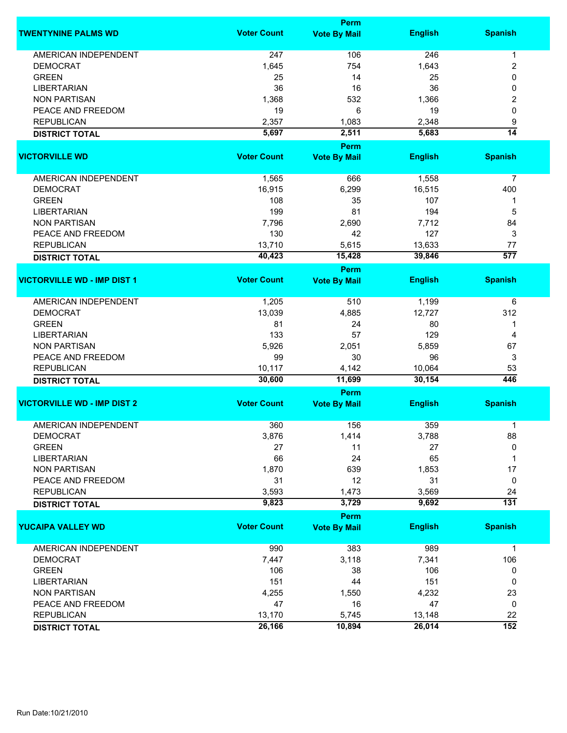| TWENTYNINE PALMS WD | Voter Count | Perm Vote By Mail | English | Spanish |
|---|---|---|---|---|
| AMERICAN INDEPENDENT | 247 | 106 | 246 | 1 |
| DEMOCRAT | 1,645 | 754 | 1,643 | 2 |
| GREEN | 25 | 14 | 25 | 0 |
| LIBERTARIAN | 36 | 16 | 36 | 0 |
| NON PARTISAN | 1,368 | 532 | 1,366 | 2 |
| PEACE AND FREEDOM | 19 | 6 | 19 | 0 |
| REPUBLICAN | 2,357 | 1,083 | 2,348 | 9 |
| **DISTRICT TOTAL** | **5,697** | **2,511** | **5,683** | **14** |

| VICTORVILLE WD | Voter Count | Perm Vote By Mail | English | Spanish |
|---|---|---|---|---|
| AMERICAN INDEPENDENT | 1,565 | 666 | 1,558 | 7 |
| DEMOCRAT | 16,915 | 6,299 | 16,515 | 400 |
| GREEN | 108 | 35 | 107 | 1 |
| LIBERTARIAN | 199 | 81 | 194 | 5 |
| NON PARTISAN | 7,796 | 2,690 | 7,712 | 84 |
| PEACE AND FREEDOM | 130 | 42 | 127 | 3 |
| REPUBLICAN | 13,710 | 5,615 | 13,633 | 77 |
| **DISTRICT TOTAL** | **40,423** | **15,428** | **39,846** | **577** |

| VICTORVILLE WD - IMP DIST 1 | Voter Count | Perm Vote By Mail | English | Spanish |
|---|---|---|---|---|
| AMERICAN INDEPENDENT | 1,205 | 510 | 1,199 | 6 |
| DEMOCRAT | 13,039 | 4,885 | 12,727 | 312 |
| GREEN | 81 | 24 | 80 | 1 |
| LIBERTARIAN | 133 | 57 | 129 | 4 |
| NON PARTISAN | 5,926 | 2,051 | 5,859 | 67 |
| PEACE AND FREEDOM | 99 | 30 | 96 | 3 |
| REPUBLICAN | 10,117 | 4,142 | 10,064 | 53 |
| **DISTRICT TOTAL** | **30,600** | **11,699** | **30,154** | **446** |

| VICTORVILLE WD - IMP DIST 2 | Voter Count | Perm Vote By Mail | English | Spanish |
|---|---|---|---|---|
| AMERICAN INDEPENDENT | 360 | 156 | 359 | 1 |
| DEMOCRAT | 3,876 | 1,414 | 3,788 | 88 |
| GREEN | 27 | 11 | 27 | 0 |
| LIBERTARIAN | 66 | 24 | 65 | 1 |
| NON PARTISAN | 1,870 | 639 | 1,853 | 17 |
| PEACE AND FREEDOM | 31 | 12 | 31 | 0 |
| REPUBLICAN | 3,593 | 1,473 | 3,569 | 24 |
| **DISTRICT TOTAL** | **9,823** | **3,729** | **9,692** | **131** |

| YUCAIPA VALLEY WD | Voter Count | Perm Vote By Mail | English | Spanish |
|---|---|---|---|---|
| AMERICAN INDEPENDENT | 990 | 383 | 989 | 1 |
| DEMOCRAT | 7,447 | 3,118 | 7,341 | 106 |
| GREEN | 106 | 38 | 106 | 0 |
| LIBERTARIAN | 151 | 44 | 151 | 0 |
| NON PARTISAN | 4,255 | 1,550 | 4,232 | 23 |
| PEACE AND FREEDOM | 47 | 16 | 47 | 0 |
| REPUBLICAN | 13,170 | 5,745 | 13,148 | 22 |
| **DISTRICT TOTAL** | **26,166** | **10,894** | **26,014** | **152** |

Run Date:10/21/2010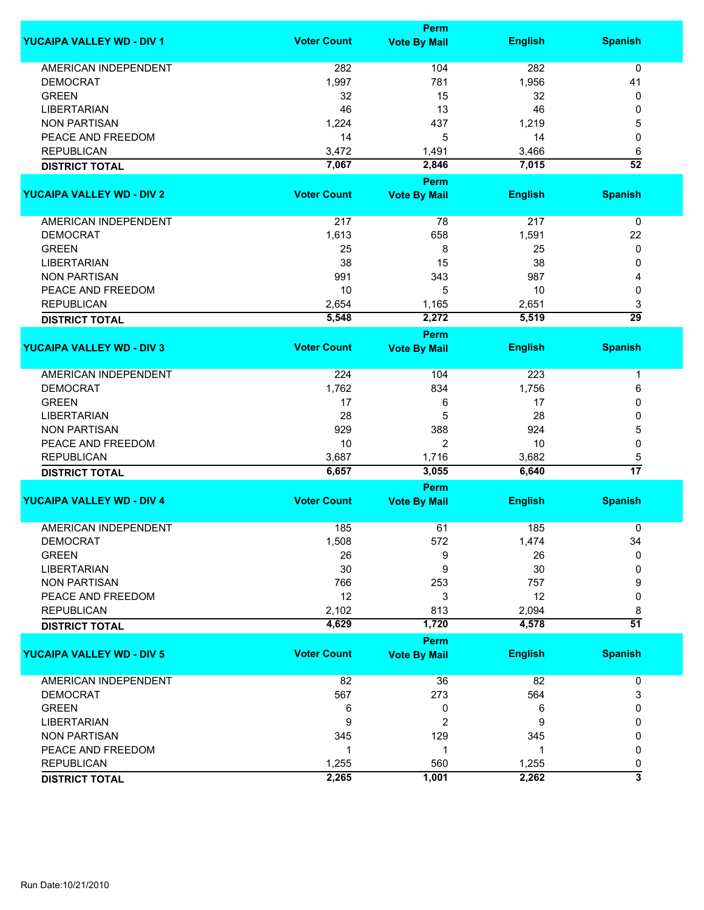| YUCAIPA VALLEY WD - DIV 1 | Voter Count | Perm Vote By Mail | English | Spanish |
|---|---|---|---|---|
| AMERICAN INDEPENDENT | 282 | 104 | 282 | 0 |
| DEMOCRAT | 1,997 | 781 | 1,956 | 41 |
| GREEN | 32 | 15 | 32 | 0 |
| LIBERTARIAN | 46 | 13 | 46 | 0 |
| NON PARTISAN | 1,224 | 437 | 1,219 | 5 |
| PEACE AND FREEDOM | 14 | 5 | 14 | 0 |
| REPUBLICAN | 3,472 | 1,491 | 3,466 | 6 |
| **DISTRICT TOTAL** | **7,067** | **2,846** | **7,015** | **52** |

| YUCAIPA VALLEY WD - DIV 2 | Voter Count | Perm Vote By Mail | English | Spanish |
|---|---|---|---|---|
| AMERICAN INDEPENDENT | 217 | 78 | 217 | 0 |
| DEMOCRAT | 1,613 | 658 | 1,591 | 22 |
| GREEN | 25 | 8 | 25 | 0 |
| LIBERTARIAN | 38 | 15 | 38 | 0 |
| NON PARTISAN | 991 | 343 | 987 | 4 |
| PEACE AND FREEDOM | 10 | 5 | 10 | 0 |
| REPUBLICAN | 2,654 | 1,165 | 2,651 | 3 |
| **DISTRICT TOTAL** | **5,548** | **2,272** | **5,519** | **29** |

| YUCAIPA VALLEY WD - DIV 3 | Voter Count | Perm Vote By Mail | English | Spanish |
|---|---|---|---|---|
| AMERICAN INDEPENDENT | 224 | 104 | 223 | 1 |
| DEMOCRAT | 1,762 | 834 | 1,756 | 6 |
| GREEN | 17 | 6 | 17 | 0 |
| LIBERTARIAN | 28 | 5 | 28 | 0 |
| NON PARTISAN | 929 | 388 | 924 | 5 |
| PEACE AND FREEDOM | 10 | 2 | 10 | 0 |
| REPUBLICAN | 3,687 | 1,716 | 3,682 | 5 |
| **DISTRICT TOTAL** | **6,657** | **3,055** | **6,640** | **17** |

| YUCAIPA VALLEY WD - DIV 4 | Voter Count | Perm Vote By Mail | English | Spanish |
|---|---|---|---|---|
| AMERICAN INDEPENDENT | 185 | 61 | 185 | 0 |
| DEMOCRAT | 1,508 | 572 | 1,474 | 34 |
| GREEN | 26 | 9 | 26 | 0 |
| LIBERTARIAN | 30 | 9 | 30 | 0 |
| NON PARTISAN | 766 | 253 | 757 | 9 |
| PEACE AND FREEDOM | 12 | 3 | 12 | 0 |
| REPUBLICAN | 2,102 | 813 | 2,094 | 8 |
| **DISTRICT TOTAL** | **4,629** | **1,720** | **4,578** | **51** |

| YUCAIPA VALLEY WD - DIV 5 | Voter Count | Perm Vote By Mail | English | Spanish |
|---|---|---|---|---|
| AMERICAN INDEPENDENT | 82 | 36 | 82 | 0 |
| DEMOCRAT | 567 | 273 | 564 | 3 |
| GREEN | 6 | 0 | 6 | 0 |
| LIBERTARIAN | 9 | 2 | 9 | 0 |
| NON PARTISAN | 345 | 129 | 345 | 0 |
| PEACE AND FREEDOM | 1 | 1 | 1 | 0 |
| REPUBLICAN | 1,255 | 560 | 1,255 | 0 |
| **DISTRICT TOTAL** | **2,265** | **1,001** | **2,262** | **3** |

Run Date:10/21/2010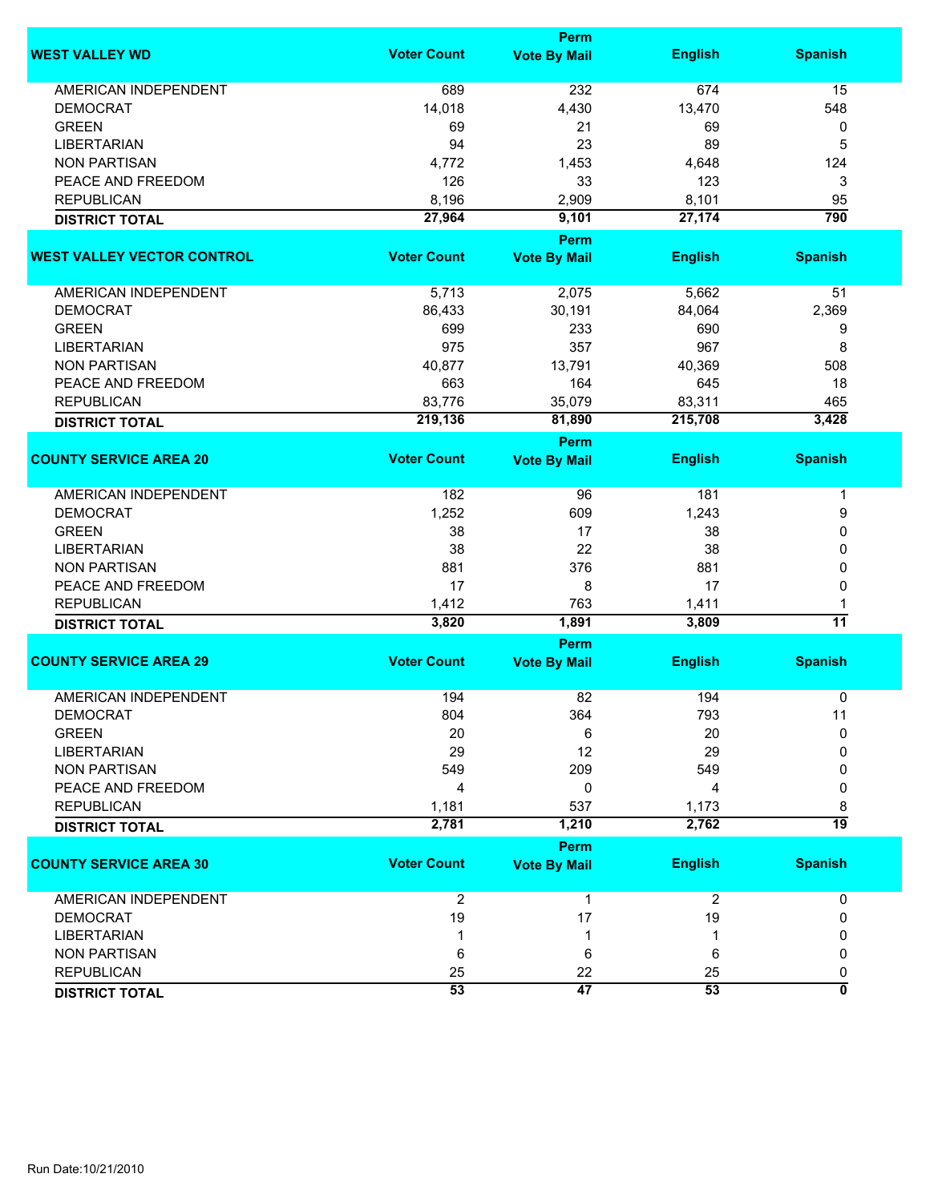| WEST VALLEY WD | Voter Count | Perm Vote By Mail | English | Spanish |
|---|---|---|---|---|
| AMERICAN INDEPENDENT | 689 | 232 | 674 | 15 |
| DEMOCRAT | 14,018 | 4,430 | 13,470 | 548 |
| GREEN | 69 | 21 | 69 | 0 |
| LIBERTARIAN | 94 | 23 | 89 | 5 |
| NON PARTISAN | 4,772 | 1,453 | 4,648 | 124 |
| PEACE AND FREEDOM | 126 | 33 | 123 | 3 |
| REPUBLICAN | 8,196 | 2,909 | 8,101 | 95 |
| **DISTRICT TOTAL** | **27,964** | **9,101** | **27,174** | **790** |

| WEST VALLEY VECTOR CONTROL | Voter Count | Perm Vote By Mail | English | Spanish |
|---|---|---|---|---|
| AMERICAN INDEPENDENT | 5,713 | 2,075 | 5,662 | 51 |
| DEMOCRAT | 86,433 | 30,191 | 84,064 | 2,369 |
| GREEN | 699 | 233 | 690 | 9 |
| LIBERTARIAN | 975 | 357 | 967 | 8 |
| NON PARTISAN | 40,877 | 13,791 | 40,369 | 508 |
| PEACE AND FREEDOM | 663 | 164 | 645 | 18 |
| REPUBLICAN | 83,776 | 35,079 | 83,311 | 465 |
| **DISTRICT TOTAL** | **219,136** | **81,890** | **215,708** | **3,428** |

| COUNTY SERVICE AREA 20 | Voter Count | Perm Vote By Mail | English | Spanish |
|---|---|---|---|---|
| AMERICAN INDEPENDENT | 182 | 96 | 181 | 1 |
| DEMOCRAT | 1,252 | 609 | 1,243 | 9 |
| GREEN | 38 | 17 | 38 | 0 |
| LIBERTARIAN | 38 | 22 | 38 | 0 |
| NON PARTISAN | 881 | 376 | 881 | 0 |
| PEACE AND FREEDOM | 17 | 8 | 17 | 0 |
| REPUBLICAN | 1,412 | 763 | 1,411 | 1 |
| **DISTRICT TOTAL** | **3,820** | **1,891** | **3,809** | **11** |

| COUNTY SERVICE AREA 29 | Voter Count | Perm Vote By Mail | English | Spanish |
|---|---|---|---|---|
| AMERICAN INDEPENDENT | 194 | 82 | 194 | 0 |
| DEMOCRAT | 804 | 364 | 793 | 11 |
| GREEN | 20 | 6 | 20 | 0 |
| LIBERTARIAN | 29 | 12 | 29 | 0 |
| NON PARTISAN | 549 | 209 | 549 | 0 |
| PEACE AND FREEDOM | 4 | 0 | 4 | 0 |
| REPUBLICAN | 1,181 | 537 | 1,173 | 8 |
| **DISTRICT TOTAL** | **2,781** | **1,210** | **2,762** | **19** |

| COUNTY SERVICE AREA 30 | Voter Count | Perm Vote By Mail | English | Spanish |
|---|---|---|---|---|
| AMERICAN INDEPENDENT | 2 | 1 | 2 | 0 |
| DEMOCRAT | 19 | 17 | 19 | 0 |
| LIBERTARIAN | 1 | 1 | 1 | 0 |
| NON PARTISAN | 6 | 6 | 6 | 0 |
| REPUBLICAN | 25 | 22 | 25 | 0 |
| **DISTRICT TOTAL** | **53** | **47** | **53** | **0** |

Run Date:10/21/2010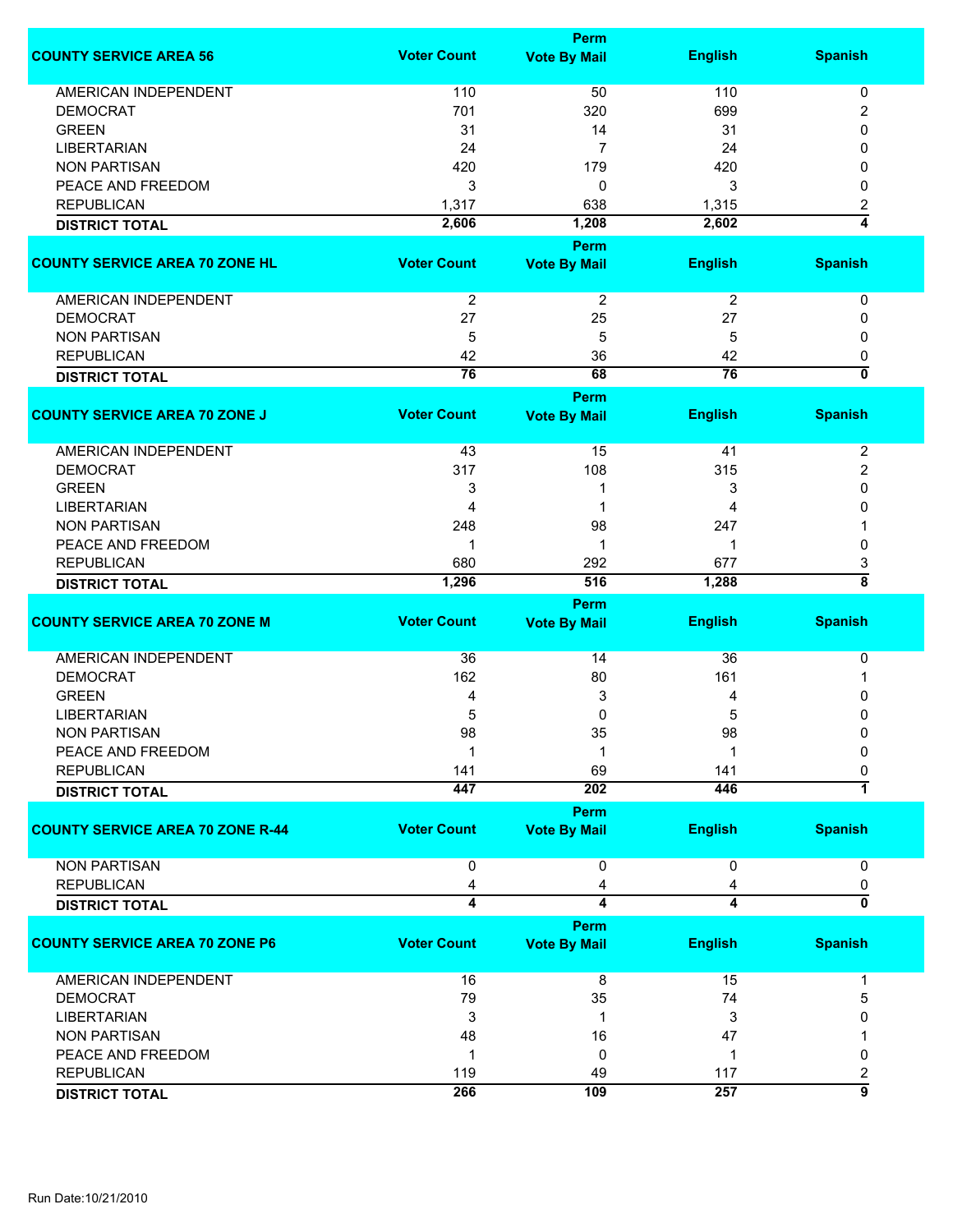| COUNTY SERVICE AREA 56 | Voter Count | Perm Vote By Mail | English | Spanish |
|---|---|---|---|---|
| AMERICAN INDEPENDENT | 110 | 50 | 110 | 0 |
| DEMOCRAT | 701 | 320 | 699 | 2 |
| GREEN | 31 | 14 | 31 | 0 |
| LIBERTARIAN | 24 | 7 | 24 | 0 |
| NON PARTISAN | 420 | 179 | 420 | 0 |
| PEACE AND FREEDOM | 3 | 0 | 3 | 0 |
| REPUBLICAN | 1,317 | 638 | 1,315 | 2 |
| **DISTRICT TOTAL** | **2,606** | **1,208** | **2,602** | **4** |

| COUNTY SERVICE AREA 70 ZONE HL | Voter Count | Perm Vote By Mail | English | Spanish |
|---|---|---|---|---|
| AMERICAN INDEPENDENT | 2 | 2 | 2 | 0 |
| DEMOCRAT | 27 | 25 | 27 | 0 |
| NON PARTISAN | 5 | 5 | 5 | 0 |
| REPUBLICAN | 42 | 36 | 42 | 0 |
| **DISTRICT TOTAL** | **76** | **68** | **76** | **0** |

| COUNTY SERVICE AREA 70 ZONE J | Voter Count | Perm Vote By Mail | English | Spanish |
|---|---|---|---|---|
| AMERICAN INDEPENDENT | 43 | 15 | 41 | 2 |
| DEMOCRAT | 317 | 108 | 315 | 2 |
| GREEN | 3 | 1 | 3 | 0 |
| LIBERTARIAN | 4 | 1 | 4 | 0 |
| NON PARTISAN | 248 | 98 | 247 | 1 |
| PEACE AND FREEDOM | 1 | 1 | 1 | 0 |
| REPUBLICAN | 680 | 292 | 677 | 3 |
| **DISTRICT TOTAL** | **1,296** | **516** | **1,288** | **8** |

| COUNTY SERVICE AREA 70 ZONE M | Voter Count | Perm Vote By Mail | English | Spanish |
|---|---|---|---|---|
| AMERICAN INDEPENDENT | 36 | 14 | 36 | 0 |
| DEMOCRAT | 162 | 80 | 161 | 1 |
| GREEN | 4 | 3 | 4 | 0 |
| LIBERTARIAN | 5 | 0 | 5 | 0 |
| NON PARTISAN | 98 | 35 | 98 | 0 |
| PEACE AND FREEDOM | 1 | 1 | 1 | 0 |
| REPUBLICAN | 141 | 69 | 141 | 0 |
| **DISTRICT TOTAL** | **447** | **202** | **446** | **1** |

| COUNTY SERVICE AREA 70 ZONE R-44 | Voter Count | Perm Vote By Mail | English | Spanish |
|---|---|---|---|---|
| NON PARTISAN | 0 | 0 | 0 | 0 |
| REPUBLICAN | 4 | 4 | 4 | 0 |
| **DISTRICT TOTAL** | **4** | **4** | **4** | **0** |

| COUNTY SERVICE AREA 70 ZONE P6 | Voter Count | Perm Vote By Mail | English | Spanish |
|---|---|---|---|---|
| AMERICAN INDEPENDENT | 16 | 8 | 15 | 1 |
| DEMOCRAT | 79 | 35 | 74 | 5 |
| LIBERTARIAN | 3 | 1 | 3 | 0 |
| NON PARTISAN | 48 | 16 | 47 | 1 |
| PEACE AND FREEDOM | 1 | 0 | 1 | 0 |
| REPUBLICAN | 119 | 49 | 117 | 2 |
| **DISTRICT TOTAL** | **266** | **109** | **257** | **9** |

Run Date:10/21/2010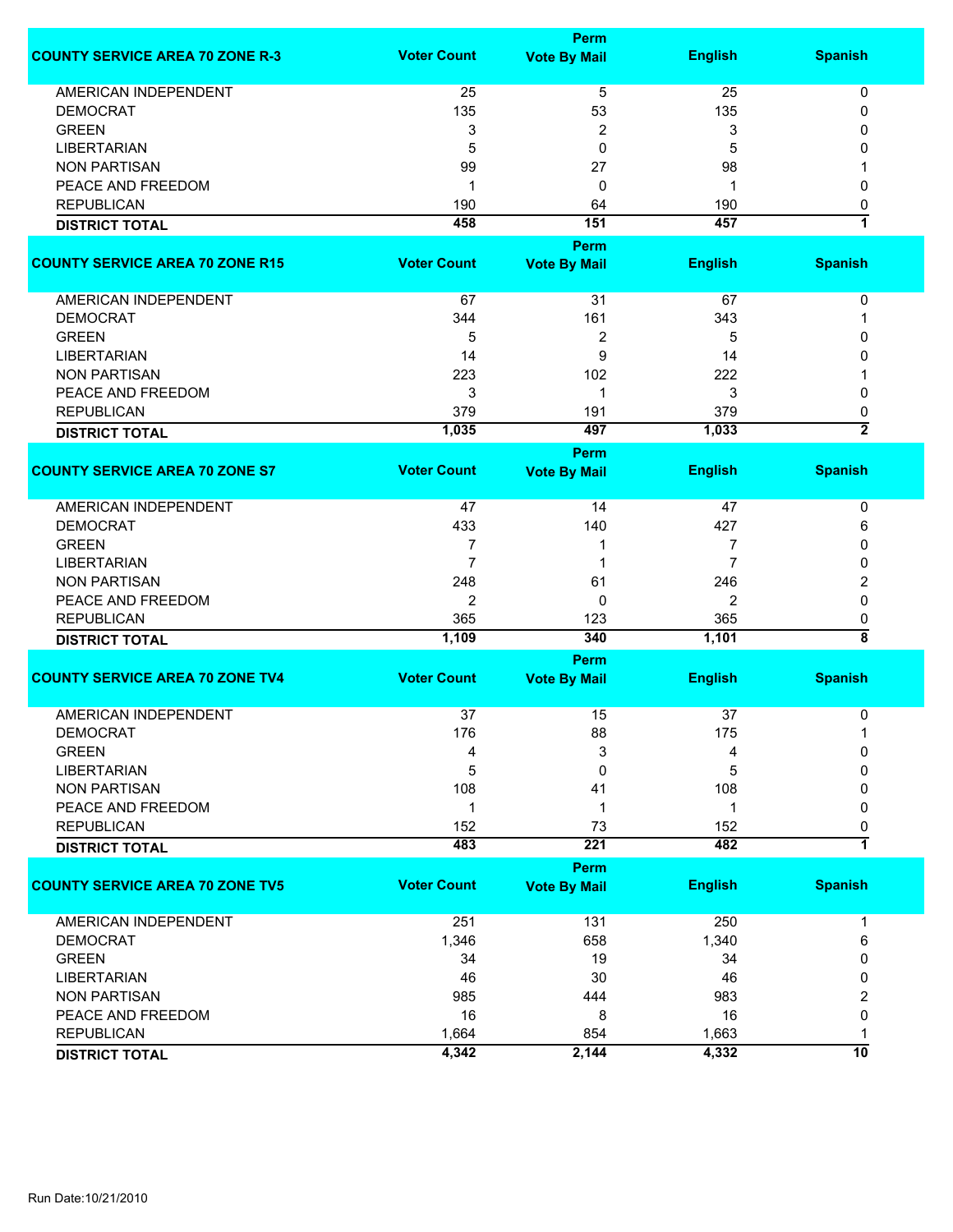| COUNTY SERVICE AREA 70 ZONE R-3 | Voter Count | Perm Vote By Mail | English | Spanish |
|---|---|---|---|---|
| AMERICAN INDEPENDENT | 25 | 5 | 25 | 0 |
| DEMOCRAT | 135 | 53 | 135 | 0 |
| GREEN | 3 | 2 | 3 | 0 |
| LIBERTARIAN | 5 | 0 | 5 | 0 |
| NON PARTISAN | 99 | 27 | 98 | 1 |
| PEACE AND FREEDOM | 1 | 0 | 1 | 0 |
| REPUBLICAN | 190 | 64 | 190 | 0 |
| **DISTRICT TOTAL** | **458** | **151** | **457** | **1** |

| COUNTY SERVICE AREA 70 ZONE R15 | Voter Count | Perm Vote By Mail | English | Spanish |
|---|---|---|---|---|
| AMERICAN INDEPENDENT | 67 | 31 | 67 | 0 |
| DEMOCRAT | 344 | 161 | 343 | 1 |
| GREEN | 5 | 2 | 5 | 0 |
| LIBERTARIAN | 14 | 9 | 14 | 0 |
| NON PARTISAN | 223 | 102 | 222 | 1 |
| PEACE AND FREEDOM | 3 | 1 | 3 | 0 |
| REPUBLICAN | 379 | 191 | 379 | 0 |
| **DISTRICT TOTAL** | **1,035** | **497** | **1,033** | **2** |

| COUNTY SERVICE AREA 70 ZONE S7 | Voter Count | Perm Vote By Mail | English | Spanish |
|---|---|---|---|---|
| AMERICAN INDEPENDENT | 47 | 14 | 47 | 0 |
| DEMOCRAT | 433 | 140 | 427 | 6 |
| GREEN | 7 | 1 | 7 | 0 |
| LIBERTARIAN | 7 | 1 | 7 | 0 |
| NON PARTISAN | 248 | 61 | 246 | 2 |
| PEACE AND FREEDOM | 2 | 0 | 2 | 0 |
| REPUBLICAN | 365 | 123 | 365 | 0 |
| **DISTRICT TOTAL** | **1,109** | **340** | **1,101** | **8** |

| COUNTY SERVICE AREA 70 ZONE TV4 | Voter Count | Perm Vote By Mail | English | Spanish |
|---|---|---|---|---|
| AMERICAN INDEPENDENT | 37 | 15 | 37 | 0 |
| DEMOCRAT | 176 | 88 | 175 | 1 |
| GREEN | 4 | 3 | 4 | 0 |
| LIBERTARIAN | 5 | 0 | 5 | 0 |
| NON PARTISAN | 108 | 41 | 108 | 0 |
| PEACE AND FREEDOM | 1 | 1 | 1 | 0 |
| REPUBLICAN | 152 | 73 | 152 | 0 |
| **DISTRICT TOTAL** | **483** | **221** | **482** | **1** |

| COUNTY SERVICE AREA 70 ZONE TV5 | Voter Count | Perm Vote By Mail | English | Spanish |
|---|---|---|---|---|
| AMERICAN INDEPENDENT | 251 | 131 | 250 | 1 |
| DEMOCRAT | 1,346 | 658 | 1,340 | 6 |
| GREEN | 34 | 19 | 34 | 0 |
| LIBERTARIAN | 46 | 30 | 46 | 0 |
| NON PARTISAN | 985 | 444 | 983 | 2 |
| PEACE AND FREEDOM | 16 | 8 | 16 | 0 |
| REPUBLICAN | 1,664 | 854 | 1,663 | 1 |
| **DISTRICT TOTAL** | **4,342** | **2,144** | **4,332** | **10** |

Run Date:10/21/2010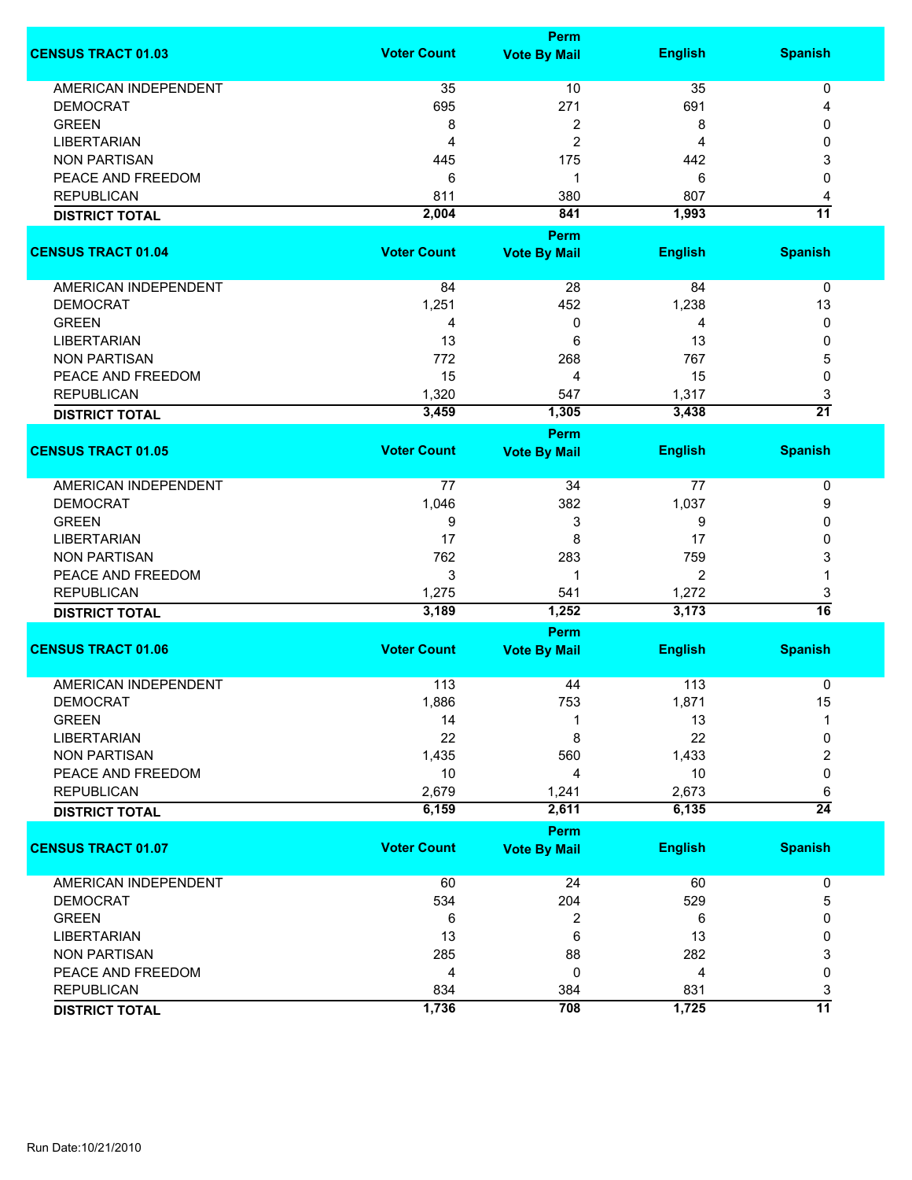| CENSUS TRACT 01.03 | Voter Count | Perm Vote By Mail | English | Spanish |
|---|---|---|---|---|
| AMERICAN INDEPENDENT | 35 | 10 | 35 | 0 |
| DEMOCRAT | 695 | 271 | 691 | 4 |
| GREEN | 8 | 2 | 8 | 0 |
| LIBERTARIAN | 4 | 2 | 4 | 0 |
| NON PARTISAN | 445 | 175 | 442 | 3 |
| PEACE AND FREEDOM | 6 | 1 | 6 | 0 |
| REPUBLICAN | 811 | 380 | 807 | 4 |
| **DISTRICT TOTAL** | **2,004** | **841** | **1,993** | **11** |

| CENSUS TRACT 01.04 | Voter Count | Perm Vote By Mail | English | Spanish |
|---|---|---|---|---|
| AMERICAN INDEPENDENT | 84 | 28 | 84 | 0 |
| DEMOCRAT | 1,251 | 452 | 1,238 | 13 |
| GREEN | 4 | 0 | 4 | 0 |
| LIBERTARIAN | 13 | 6 | 13 | 0 |
| NON PARTISAN | 772 | 268 | 767 | 5 |
| PEACE AND FREEDOM | 15 | 4 | 15 | 0 |
| REPUBLICAN | 1,320 | 547 | 1,317 | 3 |
| **DISTRICT TOTAL** | **3,459** | **1,305** | **3,438** | **21** |

| CENSUS TRACT 01.05 | Voter Count | Perm Vote By Mail | English | Spanish |
|---|---|---|---|---|
| AMERICAN INDEPENDENT | 77 | 34 | 77 | 0 |
| DEMOCRAT | 1,046 | 382 | 1,037 | 9 |
| GREEN | 9 | 3 | 9 | 0 |
| LIBERTARIAN | 17 | 8 | 17 | 0 |
| NON PARTISAN | 762 | 283 | 759 | 3 |
| PEACE AND FREEDOM | 3 | 1 | 2 | 1 |
| REPUBLICAN | 1,275 | 541 | 1,272 | 3 |
| **DISTRICT TOTAL** | **3,189** | **1,252** | **3,173** | **16** |

| CENSUS TRACT 01.06 | Voter Count | Perm Vote By Mail | English | Spanish |
|---|---|---|---|---|
| AMERICAN INDEPENDENT | 113 | 44 | 113 | 0 |
| DEMOCRAT | 1,886 | 753 | 1,871 | 15 |
| GREEN | 14 | 1 | 13 | 1 |
| LIBERTARIAN | 22 | 8 | 22 | 0 |
| NON PARTISAN | 1,435 | 560 | 1,433 | 2 |
| PEACE AND FREEDOM | 10 | 4 | 10 | 0 |
| REPUBLICAN | 2,679 | 1,241 | 2,673 | 6 |
| **DISTRICT TOTAL** | **6,159** | **2,611** | **6,135** | **24** |

| CENSUS TRACT 01.07 | Voter Count | Perm Vote By Mail | English | Spanish |
|---|---|---|---|---|
| AMERICAN INDEPENDENT | 60 | 24 | 60 | 0 |
| DEMOCRAT | 534 | 204 | 529 | 5 |
| GREEN | 6 | 2 | 6 | 0 |
| LIBERTARIAN | 13 | 6 | 13 | 0 |
| NON PARTISAN | 285 | 88 | 282 | 3 |
| PEACE AND FREEDOM | 4 | 0 | 4 | 0 |
| REPUBLICAN | 834 | 384 | 831 | 3 |
| **DISTRICT TOTAL** | **1,736** | **708** | **1,725** | **11** |

Run Date:10/21/2010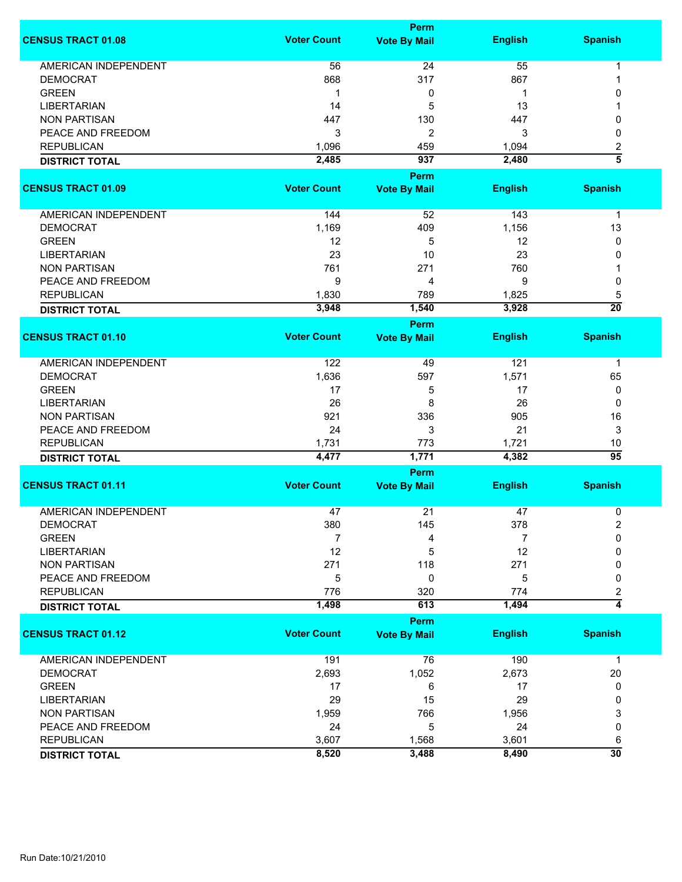| CENSUS TRACT 01.08 | Voter Count | Perm Vote By Mail | English | Spanish |
|---|---|---|---|---|
| AMERICAN INDEPENDENT | 56 | 24 | 55 | 1 |
| DEMOCRAT | 868 | 317 | 867 | 1 |
| GREEN | 1 | 0 | 1 | 0 |
| LIBERTARIAN | 14 | 5 | 13 | 1 |
| NON PARTISAN | 447 | 130 | 447 | 0 |
| PEACE AND FREEDOM | 3 | 2 | 3 | 0 |
| REPUBLICAN | 1,096 | 459 | 1,094 | 2 |
| **DISTRICT TOTAL** | **2,485** | **937** | **2,480** | **5** |

| CENSUS TRACT 01.09 | Voter Count | Perm Vote By Mail | English | Spanish |
|---|---|---|---|---|
| AMERICAN INDEPENDENT | 144 | 52 | 143 | 1 |
| DEMOCRAT | 1,169 | 409 | 1,156 | 13 |
| GREEN | 12 | 5 | 12 | 0 |
| LIBERTARIAN | 23 | 10 | 23 | 0 |
| NON PARTISAN | 761 | 271 | 760 | 1 |
| PEACE AND FREEDOM | 9 | 4 | 9 | 0 |
| REPUBLICAN | 1,830 | 789 | 1,825 | 5 |
| **DISTRICT TOTAL** | **3,948** | **1,540** | **3,928** | **20** |

| CENSUS TRACT 01.10 | Voter Count | Perm Vote By Mail | English | Spanish |
|---|---|---|---|---|
| AMERICAN INDEPENDENT | 122 | 49 | 121 | 1 |
| DEMOCRAT | 1,636 | 597 | 1,571 | 65 |
| GREEN | 17 | 5 | 17 | 0 |
| LIBERTARIAN | 26 | 8 | 26 | 0 |
| NON PARTISAN | 921 | 336 | 905 | 16 |
| PEACE AND FREEDOM | 24 | 3 | 21 | 3 |
| REPUBLICAN | 1,731 | 773 | 1,721 | 10 |
| **DISTRICT TOTAL** | **4,477** | **1,771** | **4,382** | **95** |

| CENSUS TRACT 01.11 | Voter Count | Perm Vote By Mail | English | Spanish |
|---|---|---|---|---|
| AMERICAN INDEPENDENT | 47 | 21 | 47 | 0 |
| DEMOCRAT | 380 | 145 | 378 | 2 |
| GREEN | 7 | 4 | 7 | 0 |
| LIBERTARIAN | 12 | 5 | 12 | 0 |
| NON PARTISAN | 271 | 118 | 271 | 0 |
| PEACE AND FREEDOM | 5 | 0 | 5 | 0 |
| REPUBLICAN | 776 | 320 | 774 | 2 |
| **DISTRICT TOTAL** | **1,498** | **613** | **1,494** | **4** |

| CENSUS TRACT 01.12 | Voter Count | Perm Vote By Mail | English | Spanish |
|---|---|---|---|---|
| AMERICAN INDEPENDENT | 191 | 76 | 190 | 1 |
| DEMOCRAT | 2,693 | 1,052 | 2,673 | 20 |
| GREEN | 17 | 6 | 17 | 0 |
| LIBERTARIAN | 29 | 15 | 29 | 0 |
| NON PARTISAN | 1,959 | 766 | 1,956 | 3 |
| PEACE AND FREEDOM | 24 | 5 | 24 | 0 |
| REPUBLICAN | 3,607 | 1,568 | 3,601 | 6 |
| **DISTRICT TOTAL** | **8,520** | **3,488** | **8,490** | **30** |

Run Date:10/21/2010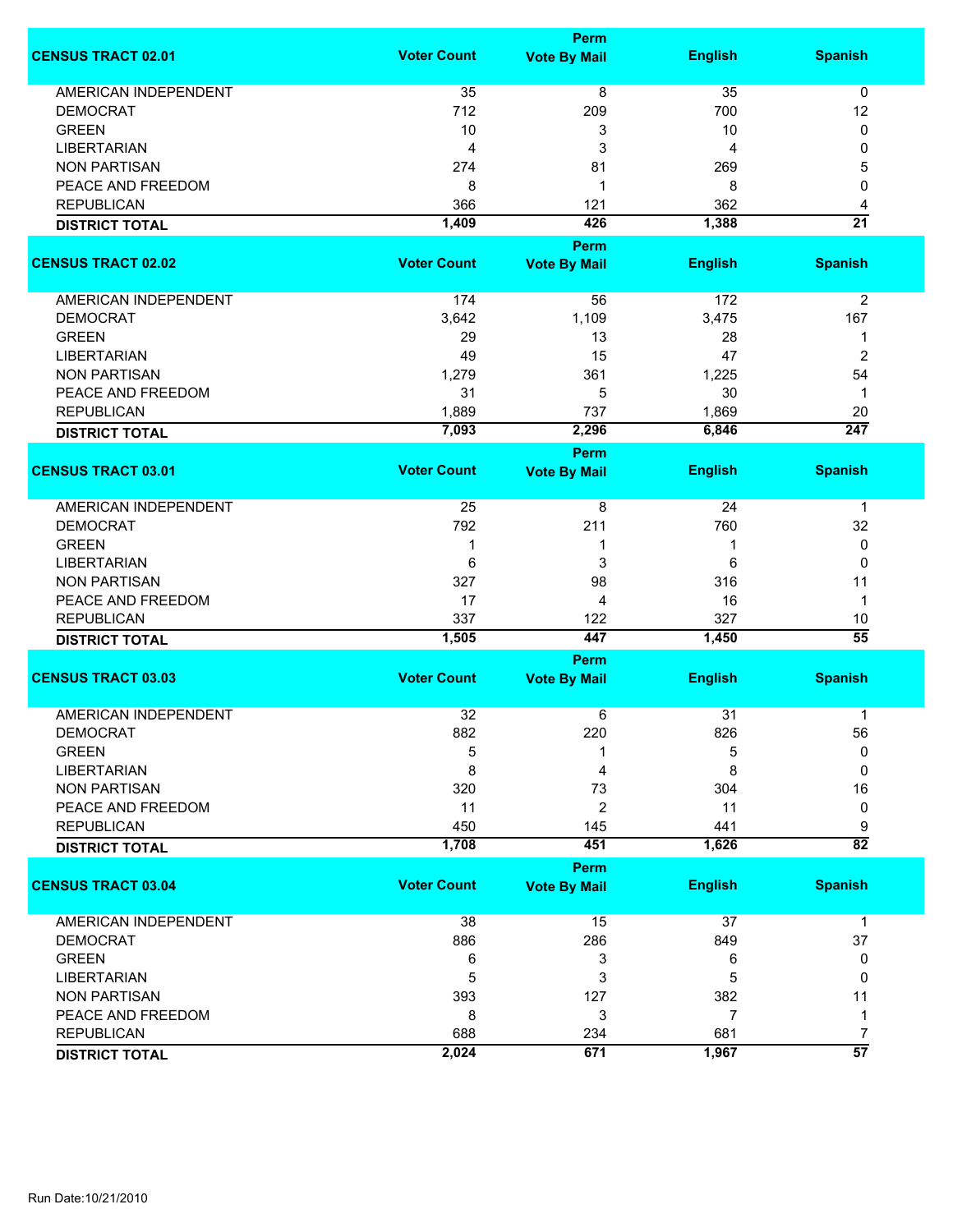| CENSUS TRACT 02.01 | Voter Count | Perm Vote By Mail | English | Spanish |
|---|---|---|---|---|
| AMERICAN INDEPENDENT | 35 | 8 | 35 | 0 |
| DEMOCRAT | 712 | 209 | 700 | 12 |
| GREEN | 10 | 3 | 10 | 0 |
| LIBERTARIAN | 4 | 3 | 4 | 0 |
| NON PARTISAN | 274 | 81 | 269 | 5 |
| PEACE AND FREEDOM | 8 | 1 | 8 | 0 |
| REPUBLICAN | 366 | 121 | 362 | 4 |
| **DISTRICT TOTAL** | **1,409** | **426** | **1,388** | **21** |

| CENSUS TRACT 02.02 | Voter Count | Perm Vote By Mail | English | Spanish |
|---|---|---|---|---|
| AMERICAN INDEPENDENT | 174 | 56 | 172 | 2 |
| DEMOCRAT | 3,642 | 1,109 | 3,475 | 167 |
| GREEN | 29 | 13 | 28 | 1 |
| LIBERTARIAN | 49 | 15 | 47 | 2 |
| NON PARTISAN | 1,279 | 361 | 1,225 | 54 |
| PEACE AND FREEDOM | 31 | 5 | 30 | 1 |
| REPUBLICAN | 1,889 | 737 | 1,869 | 20 |
| **DISTRICT TOTAL** | **7,093** | **2,296** | **6,846** | **247** |

| CENSUS TRACT 03.01 | Voter Count | Perm Vote By Mail | English | Spanish |
|---|---|---|---|---|
| AMERICAN INDEPENDENT | 25 | 8 | 24 | 1 |
| DEMOCRAT | 792 | 211 | 760 | 32 |
| GREEN | 1 | 1 | 1 | 0 |
| LIBERTARIAN | 6 | 3 | 6 | 0 |
| NON PARTISAN | 327 | 98 | 316 | 11 |
| PEACE AND FREEDOM | 17 | 4 | 16 | 1 |
| REPUBLICAN | 337 | 122 | 327 | 10 |
| **DISTRICT TOTAL** | **1,505** | **447** | **1,450** | **55** |

| CENSUS TRACT 03.03 | Voter Count | Perm Vote By Mail | English | Spanish |
|---|---|---|---|---|
| AMERICAN INDEPENDENT | 32 | 6 | 31 | 1 |
| DEMOCRAT | 882 | 220 | 826 | 56 |
| GREEN | 5 | 1 | 5 | 0 |
| LIBERTARIAN | 8 | 4 | 8 | 0 |
| NON PARTISAN | 320 | 73 | 304 | 16 |
| PEACE AND FREEDOM | 11 | 2 | 11 | 0 |
| REPUBLICAN | 450 | 145 | 441 | 9 |
| **DISTRICT TOTAL** | **1,708** | **451** | **1,626** | **82** |

| CENSUS TRACT 03.04 | Voter Count | Perm Vote By Mail | English | Spanish |
|---|---|---|---|---|
| AMERICAN INDEPENDENT | 38 | 15 | 37 | 1 |
| DEMOCRAT | 886 | 286 | 849 | 37 |
| GREEN | 6 | 3 | 6 | 0 |
| LIBERTARIAN | 5 | 3 | 5 | 0 |
| NON PARTISAN | 393 | 127 | 382 | 11 |
| PEACE AND FREEDOM | 8 | 3 | 7 | 1 |
| REPUBLICAN | 688 | 234 | 681 | 7 |
| **DISTRICT TOTAL** | **2,024** | **671** | **1,967** | **57** |

Run Date:10/21/2010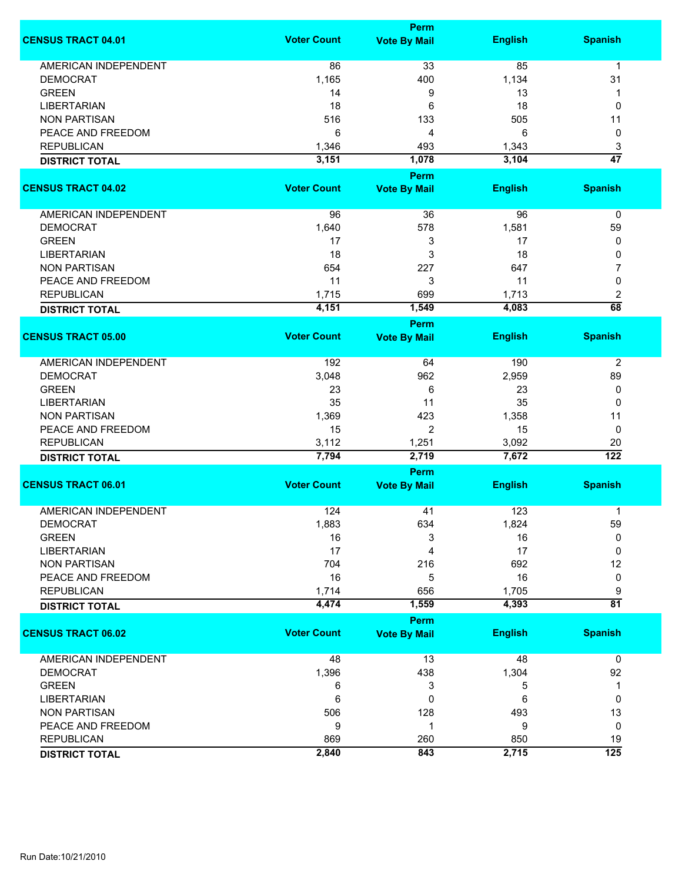| CENSUS TRACT 04.01 | Voter Count | Perm Vote By Mail | English | Spanish |
|---|---|---|---|---|
| AMERICAN INDEPENDENT | 86 | 33 | 85 | 1 |
| DEMOCRAT | 1,165 | 400 | 1,134 | 31 |
| GREEN | 14 | 9 | 13 | 1 |
| LIBERTARIAN | 18 | 6 | 18 | 0 |
| NON PARTISAN | 516 | 133 | 505 | 11 |
| PEACE AND FREEDOM | 6 | 4 | 6 | 0 |
| REPUBLICAN | 1,346 | 493 | 1,343 | 3 |
| **DISTRICT TOTAL** | **3,151** | **1,078** | **3,104** | **47** |

| CENSUS TRACT 04.02 | Voter Count | Perm Vote By Mail | English | Spanish |
|---|---|---|---|---|
| AMERICAN INDEPENDENT | 96 | 36 | 96 | 0 |
| DEMOCRAT | 1,640 | 578 | 1,581 | 59 |
| GREEN | 17 | 3 | 17 | 0 |
| LIBERTARIAN | 18 | 3 | 18 | 0 |
| NON PARTISAN | 654 | 227 | 647 | 7 |
| PEACE AND FREEDOM | 11 | 3 | 11 | 0 |
| REPUBLICAN | 1,715 | 699 | 1,713 | 2 |
| **DISTRICT TOTAL** | **4,151** | **1,549** | **4,083** | **68** |

| CENSUS TRACT 05.00 | Voter Count | Perm Vote By Mail | English | Spanish |
|---|---|---|---|---|
| AMERICAN INDEPENDENT | 192 | 64 | 190 | 2 |
| DEMOCRAT | 3,048 | 962 | 2,959 | 89 |
| GREEN | 23 | 6 | 23 | 0 |
| LIBERTARIAN | 35 | 11 | 35 | 0 |
| NON PARTISAN | 1,369 | 423 | 1,358 | 11 |
| PEACE AND FREEDOM | 15 | 2 | 15 | 0 |
| REPUBLICAN | 3,112 | 1,251 | 3,092 | 20 |
| **DISTRICT TOTAL** | **7,794** | **2,719** | **7,672** | **122** |

| CENSUS TRACT 06.01 | Voter Count | Perm Vote By Mail | English | Spanish |
|---|---|---|---|---|
| AMERICAN INDEPENDENT | 124 | 41 | 123 | 1 |
| DEMOCRAT | 1,883 | 634 | 1,824 | 59 |
| GREEN | 16 | 3 | 16 | 0 |
| LIBERTARIAN | 17 | 4 | 17 | 0 |
| NON PARTISAN | 704 | 216 | 692 | 12 |
| PEACE AND FREEDOM | 16 | 5 | 16 | 0 |
| REPUBLICAN | 1,714 | 656 | 1,705 | 9 |
| **DISTRICT TOTAL** | **4,474** | **1,559** | **4,393** | **81** |

| CENSUS TRACT 06.02 | Voter Count | Perm Vote By Mail | English | Spanish |
|---|---|---|---|---|
| AMERICAN INDEPENDENT | 48 | 13 | 48 | 0 |
| DEMOCRAT | 1,396 | 438 | 1,304 | 92 |
| GREEN | 6 | 3 | 5 | 1 |
| LIBERTARIAN | 6 | 0 | 6 | 0 |
| NON PARTISAN | 506 | 128 | 493 | 13 |
| PEACE AND FREEDOM | 9 | 1 | 9 | 0 |
| REPUBLICAN | 869 | 260 | 850 | 19 |
| **DISTRICT TOTAL** | **2,840** | **843** | **2,715** | **125** |

Run Date:10/21/2010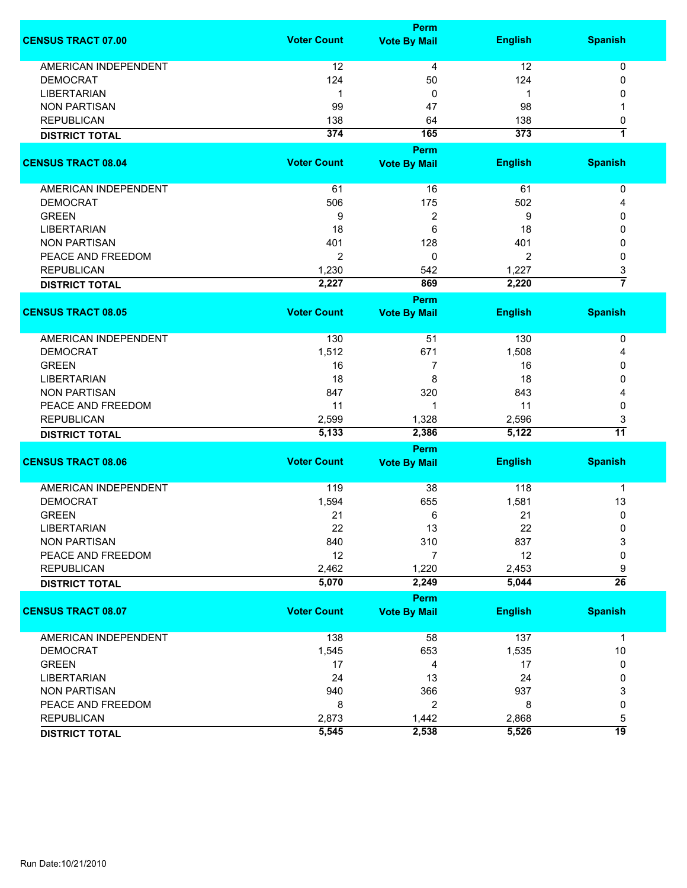| CENSUS TRACT 07.00 | Voter Count | Perm Vote By Mail | English | Spanish |
|---|---|---|---|---|
| AMERICAN INDEPENDENT | 12 | 4 | 12 | 0 |
| DEMOCRAT | 124 | 50 | 124 | 0 |
| LIBERTARIAN | 1 | 0 | 1 | 0 |
| NON PARTISAN | 99 | 47 | 98 | 1 |
| REPUBLICAN | 138 | 64 | 138 | 0 |
| **DISTRICT TOTAL** | **374** | **165** | **373** | **1** |

| CENSUS TRACT 08.04 | Voter Count | Perm Vote By Mail | English | Spanish |
|---|---|---|---|---|
| AMERICAN INDEPENDENT | 61 | 16 | 61 | 0 |
| DEMOCRAT | 506 | 175 | 502 | 4 |
| GREEN | 9 | 2 | 9 | 0 |
| LIBERTARIAN | 18 | 6 | 18 | 0 |
| NON PARTISAN | 401 | 128 | 401 | 0 |
| PEACE AND FREEDOM | 2 | 0 | 2 | 0 |
| REPUBLICAN | 1,230 | 542 | 1,227 | 3 |
| **DISTRICT TOTAL** | **2,227** | **869** | **2,220** | **7** |

| CENSUS TRACT 08.05 | Voter Count | Perm Vote By Mail | English | Spanish |
|---|---|---|---|---|
| AMERICAN INDEPENDENT | 130 | 51 | 130 | 0 |
| DEMOCRAT | 1,512 | 671 | 1,508 | 4 |
| GREEN | 16 | 7 | 16 | 0 |
| LIBERTARIAN | 18 | 8 | 18 | 0 |
| NON PARTISAN | 847 | 320 | 843 | 4 |
| PEACE AND FREEDOM | 11 | 1 | 11 | 0 |
| REPUBLICAN | 2,599 | 1,328 | 2,596 | 3 |
| **DISTRICT TOTAL** | **5,133** | **2,386** | **5,122** | **11** |

| CENSUS TRACT 08.06 | Voter Count | Perm Vote By Mail | English | Spanish |
|---|---|---|---|---|
| AMERICAN INDEPENDENT | 119 | 38 | 118 | 1 |
| DEMOCRAT | 1,594 | 655 | 1,581 | 13 |
| GREEN | 21 | 6 | 21 | 0 |
| LIBERTARIAN | 22 | 13 | 22 | 0 |
| NON PARTISAN | 840 | 310 | 837 | 3 |
| PEACE AND FREEDOM | 12 | 7 | 12 | 0 |
| REPUBLICAN | 2,462 | 1,220 | 2,453 | 9 |
| **DISTRICT TOTAL** | **5,070** | **2,249** | **5,044** | **26** |

| CENSUS TRACT 08.07 | Voter Count | Perm Vote By Mail | English | Spanish |
|---|---|---|---|---|
| AMERICAN INDEPENDENT | 138 | 58 | 137 | 1 |
| DEMOCRAT | 1,545 | 653 | 1,535 | 10 |
| GREEN | 17 | 4 | 17 | 0 |
| LIBERTARIAN | 24 | 13 | 24 | 0 |
| NON PARTISAN | 940 | 366 | 937 | 3 |
| PEACE AND FREEDOM | 8 | 2 | 8 | 0 |
| REPUBLICAN | 2,873 | 1,442 | 2,868 | 5 |
| **DISTRICT TOTAL** | **5,545** | **2,538** | **5,526** | **19** |

Run Date:10/21/2010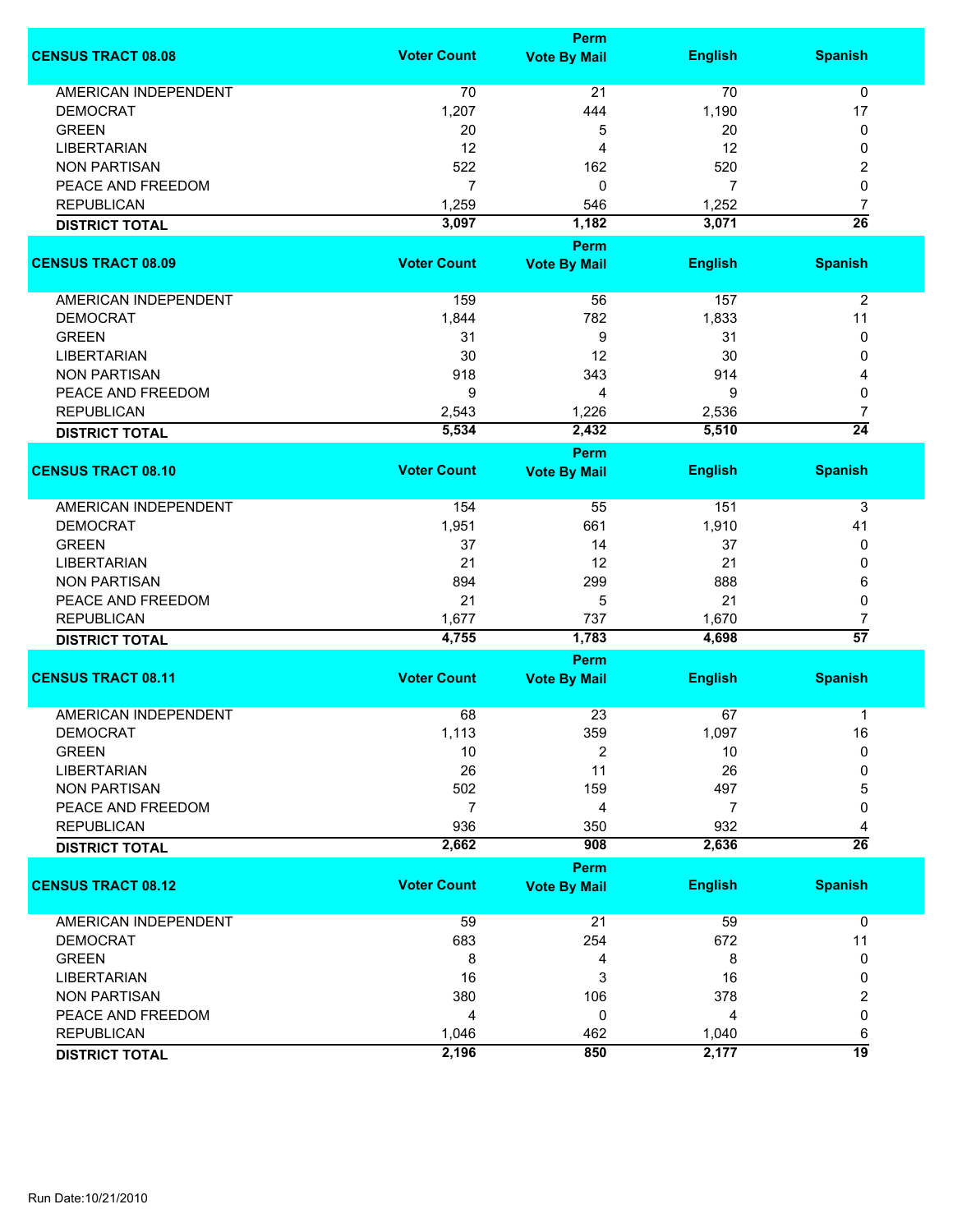| CENSUS TRACT 08.08 | Voter Count | Perm Vote By Mail | English | Spanish |
|---|---|---|---|---|
| AMERICAN INDEPENDENT | 70 | 21 | 70 | 0 |
| DEMOCRAT | 1,207 | 444 | 1,190 | 17 |
| GREEN | 20 | 5 | 20 | 0 |
| LIBERTARIAN | 12 | 4 | 12 | 0 |
| NON PARTISAN | 522 | 162 | 520 | 2 |
| PEACE AND FREEDOM | 7 | 0 | 7 | 0 |
| REPUBLICAN | 1,259 | 546 | 1,252 | 7 |
| **DISTRICT TOTAL** | **3,097** | **1,182** | **3,071** | **26** |

| CENSUS TRACT 08.09 | Voter Count | Perm Vote By Mail | English | Spanish |
|---|---|---|---|---|
| AMERICAN INDEPENDENT | 159 | 56 | 157 | 2 |
| DEMOCRAT | 1,844 | 782 | 1,833 | 11 |
| GREEN | 31 | 9 | 31 | 0 |
| LIBERTARIAN | 30 | 12 | 30 | 0 |
| NON PARTISAN | 918 | 343 | 914 | 4 |
| PEACE AND FREEDOM | 9 | 4 | 9 | 0 |
| REPUBLICAN | 2,543 | 1,226 | 2,536 | 7 |
| **DISTRICT TOTAL** | **5,534** | **2,432** | **5,510** | **24** |

| CENSUS TRACT 08.10 | Voter Count | Perm Vote By Mail | English | Spanish |
|---|---|---|---|---|
| AMERICAN INDEPENDENT | 154 | 55 | 151 | 3 |
| DEMOCRAT | 1,951 | 661 | 1,910 | 41 |
| GREEN | 37 | 14 | 37 | 0 |
| LIBERTARIAN | 21 | 12 | 21 | 0 |
| NON PARTISAN | 894 | 299 | 888 | 6 |
| PEACE AND FREEDOM | 21 | 5 | 21 | 0 |
| REPUBLICAN | 1,677 | 737 | 1,670 | 7 |
| **DISTRICT TOTAL** | **4,755** | **1,783** | **4,698** | **57** |

| CENSUS TRACT 08.11 | Voter Count | Perm Vote By Mail | English | Spanish |
|---|---|---|---|---|
| AMERICAN INDEPENDENT | 68 | 23 | 67 | 1 |
| DEMOCRAT | 1,113 | 359 | 1,097 | 16 |
| GREEN | 10 | 2 | 10 | 0 |
| LIBERTARIAN | 26 | 11 | 26 | 0 |
| NON PARTISAN | 502 | 159 | 497 | 5 |
| PEACE AND FREEDOM | 7 | 4 | 7 | 0 |
| REPUBLICAN | 936 | 350 | 932 | 4 |
| **DISTRICT TOTAL** | **2,662** | **908** | **2,636** | **26** |

| CENSUS TRACT 08.12 | Voter Count | Perm Vote By Mail | English | Spanish |
|---|---|---|---|---|
| AMERICAN INDEPENDENT | 59 | 21 | 59 | 0 |
| DEMOCRAT | 683 | 254 | 672 | 11 |
| GREEN | 8 | 4 | 8 | 0 |
| LIBERTARIAN | 16 | 3 | 16 | 0 |
| NON PARTISAN | 380 | 106 | 378 | 2 |
| PEACE AND FREEDOM | 4 | 0 | 4 | 0 |
| REPUBLICAN | 1,046 | 462 | 1,040 | 6 |
| **DISTRICT TOTAL** | **2,196** | **850** | **2,177** | **19** |

Run Date:10/21/2010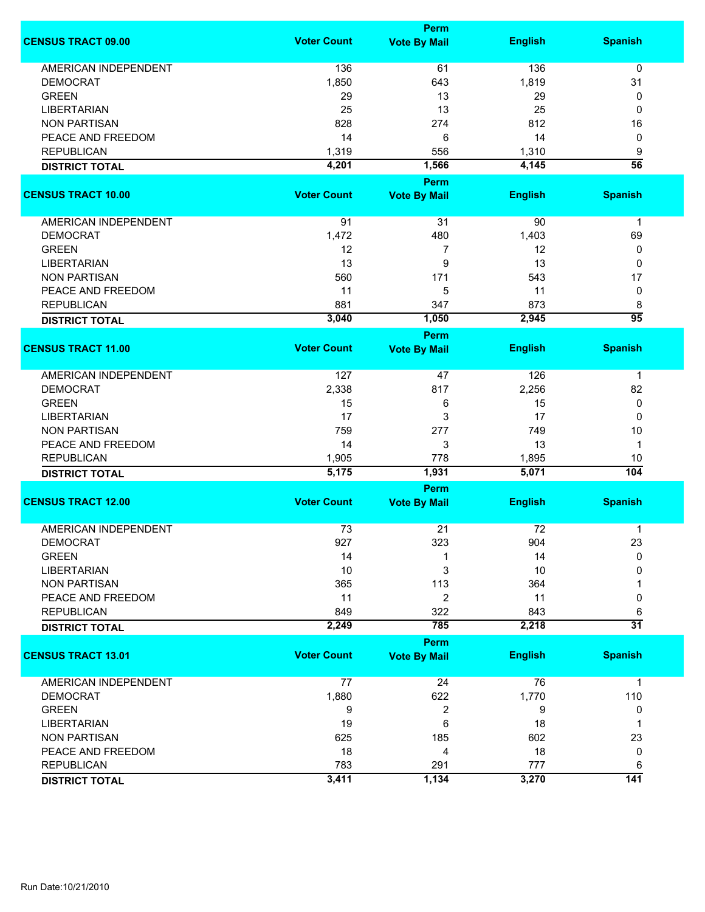| CENSUS TRACT 09.00 | Voter Count | Perm Vote By Mail | English | Spanish |
|---|---|---|---|---|
| AMERICAN INDEPENDENT | 136 | 61 | 136 | 0 |
| DEMOCRAT | 1,850 | 643 | 1,819 | 31 |
| GREEN | 29 | 13 | 29 | 0 |
| LIBERTARIAN | 25 | 13 | 25 | 0 |
| NON PARTISAN | 828 | 274 | 812 | 16 |
| PEACE AND FREEDOM | 14 | 6 | 14 | 0 |
| REPUBLICAN | 1,319 | 556 | 1,310 | 9 |
| **DISTRICT TOTAL** | **4,201** | **1,566** | **4,145** | **56** |

| CENSUS TRACT 10.00 | Voter Count | Perm Vote By Mail | English | Spanish |
|---|---|---|---|---|
| AMERICAN INDEPENDENT | 91 | 31 | 90 | 1 |
| DEMOCRAT | 1,472 | 480 | 1,403 | 69 |
| GREEN | 12 | 7 | 12 | 0 |
| LIBERTARIAN | 13 | 9 | 13 | 0 |
| NON PARTISAN | 560 | 171 | 543 | 17 |
| PEACE AND FREEDOM | 11 | 5 | 11 | 0 |
| REPUBLICAN | 881 | 347 | 873 | 8 |
| **DISTRICT TOTAL** | **3,040** | **1,050** | **2,945** | **95** |

| CENSUS TRACT 11.00 | Voter Count | Perm Vote By Mail | English | Spanish |
|---|---|---|---|---|
| AMERICAN INDEPENDENT | 127 | 47 | 126 | 1 |
| DEMOCRAT | 2,338 | 817 | 2,256 | 82 |
| GREEN | 15 | 6 | 15 | 0 |
| LIBERTARIAN | 17 | 3 | 17 | 0 |
| NON PARTISAN | 759 | 277 | 749 | 10 |
| PEACE AND FREEDOM | 14 | 3 | 13 | 1 |
| REPUBLICAN | 1,905 | 778 | 1,895 | 10 |
| **DISTRICT TOTAL** | **5,175** | **1,931** | **5,071** | **104** |

| CENSUS TRACT 12.00 | Voter Count | Perm Vote By Mail | English | Spanish |
|---|---|---|---|---|
| AMERICAN INDEPENDENT | 73 | 21 | 72 | 1 |
| DEMOCRAT | 927 | 323 | 904 | 23 |
| GREEN | 14 | 1 | 14 | 0 |
| LIBERTARIAN | 10 | 3 | 10 | 0 |
| NON PARTISAN | 365 | 113 | 364 | 1 |
| PEACE AND FREEDOM | 11 | 2 | 11 | 0 |
| REPUBLICAN | 849 | 322 | 843 | 6 |
| **DISTRICT TOTAL** | **2,249** | **785** | **2,218** | **31** |

| CENSUS TRACT 13.01 | Voter Count | Perm Vote By Mail | English | Spanish |
|---|---|---|---|---|
| AMERICAN INDEPENDENT | 77 | 24 | 76 | 1 |
| DEMOCRAT | 1,880 | 622 | 1,770 | 110 |
| GREEN | 9 | 2 | 9 | 0 |
| LIBERTARIAN | 19 | 6 | 18 | 1 |
| NON PARTISAN | 625 | 185 | 602 | 23 |
| PEACE AND FREEDOM | 18 | 4 | 18 | 0 |
| REPUBLICAN | 783 | 291 | 777 | 6 |
| **DISTRICT TOTAL** | **3,411** | **1,134** | **3,270** | **141** |

Run Date:10/21/2010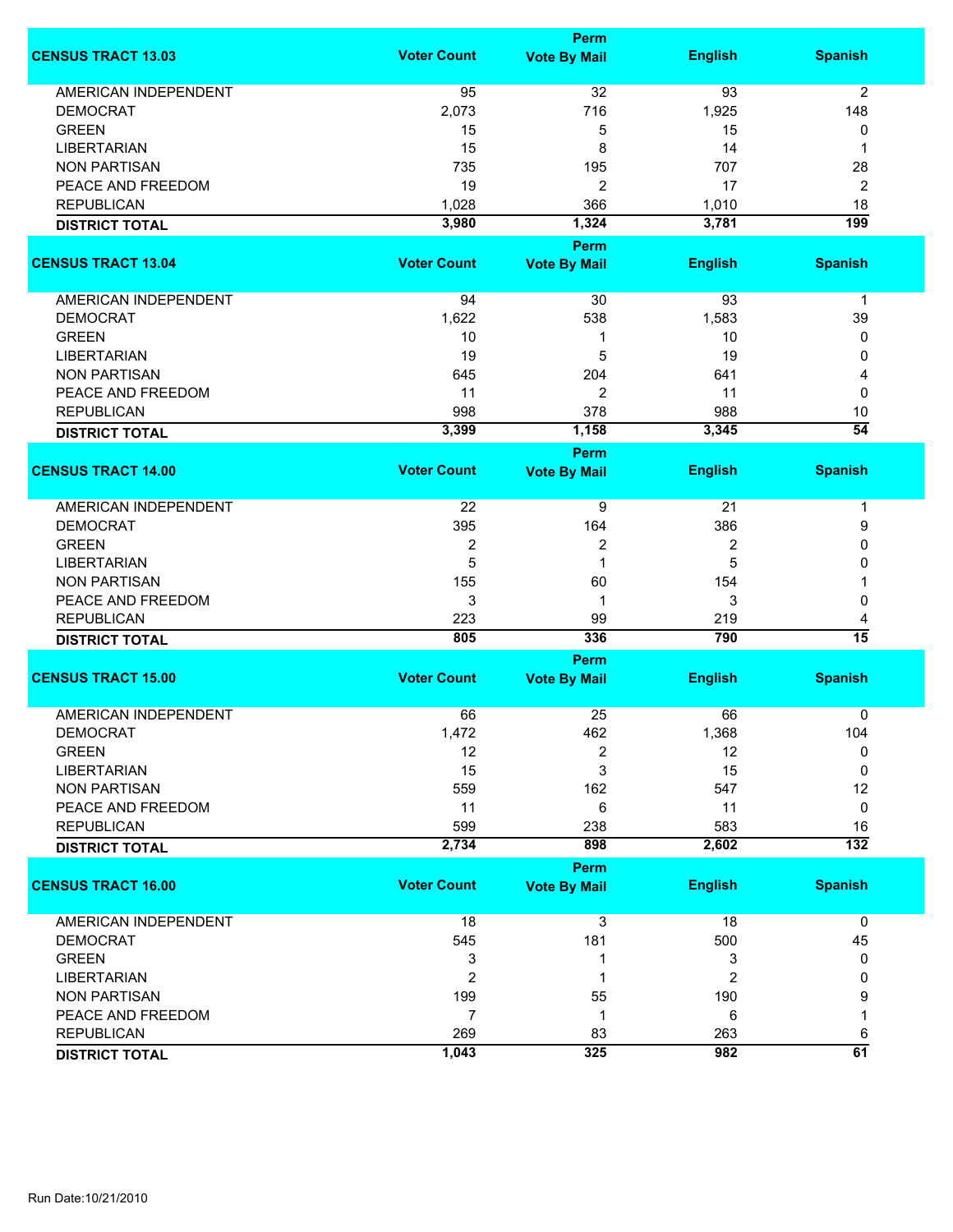| CENSUS TRACT 13.03 | Voter Count | Perm Vote By Mail | English | Spanish |
|---|---|---|---|---|
| AMERICAN INDEPENDENT | 95 | 32 | 93 | 2 |
| DEMOCRAT | 2,073 | 716 | 1,925 | 148 |
| GREEN | 15 | 5 | 15 | 0 |
| LIBERTARIAN | 15 | 8 | 14 | 1 |
| NON PARTISAN | 735 | 195 | 707 | 28 |
| PEACE AND FREEDOM | 19 | 2 | 17 | 2 |
| REPUBLICAN | 1,028 | 366 | 1,010 | 18 |
| **DISTRICT TOTAL** | **3,980** | **1,324** | **3,781** | **199** |

| CENSUS TRACT 13.04 | Voter Count | Perm Vote By Mail | English | Spanish |
|---|---|---|---|---|
| AMERICAN INDEPENDENT | 94 | 30 | 93 | 1 |
| DEMOCRAT | 1,622 | 538 | 1,583 | 39 |
| GREEN | 10 | 1 | 10 | 0 |
| LIBERTARIAN | 19 | 5 | 19 | 0 |
| NON PARTISAN | 645 | 204 | 641 | 4 |
| PEACE AND FREEDOM | 11 | 2 | 11 | 0 |
| REPUBLICAN | 998 | 378 | 988 | 10 |
| **DISTRICT TOTAL** | **3,399** | **1,158** | **3,345** | **54** |

| CENSUS TRACT 14.00 | Voter Count | Perm Vote By Mail | English | Spanish |
|---|---|---|---|---|
| AMERICAN INDEPENDENT | 22 | 9 | 21 | 1 |
| DEMOCRAT | 395 | 164 | 386 | 9 |
| GREEN | 2 | 2 | 2 | 0 |
| LIBERTARIAN | 5 | 1 | 5 | 0 |
| NON PARTISAN | 155 | 60 | 154 | 1 |
| PEACE AND FREEDOM | 3 | 1 | 3 | 0 |
| REPUBLICAN | 223 | 99 | 219 | 4 |
| **DISTRICT TOTAL** | **805** | **336** | **790** | **15** |

| CENSUS TRACT 15.00 | Voter Count | Perm Vote By Mail | English | Spanish |
|---|---|---|---|---|
| AMERICAN INDEPENDENT | 66 | 25 | 66 | 0 |
| DEMOCRAT | 1,472 | 462 | 1,368 | 104 |
| GREEN | 12 | 2 | 12 | 0 |
| LIBERTARIAN | 15 | 3 | 15 | 0 |
| NON PARTISAN | 559 | 162 | 547 | 12 |
| PEACE AND FREEDOM | 11 | 6 | 11 | 0 |
| REPUBLICAN | 599 | 238 | 583 | 16 |
| **DISTRICT TOTAL** | **2,734** | **898** | **2,602** | **132** |

| CENSUS TRACT 16.00 | Voter Count | Perm Vote By Mail | English | Spanish |
|---|---|---|---|---|
| AMERICAN INDEPENDENT | 18 | 3 | 18 | 0 |
| DEMOCRAT | 545 | 181 | 500 | 45 |
| GREEN | 3 | 1 | 3 | 0 |
| LIBERTARIAN | 2 | 1 | 2 | 0 |
| NON PARTISAN | 199 | 55 | 190 | 9 |
| PEACE AND FREEDOM | 7 | 1 | 6 | 1 |
| REPUBLICAN | 269 | 83 | 263 | 6 |
| **DISTRICT TOTAL** | **1,043** | **325** | **982** | **61** |

Run Date:10/21/2010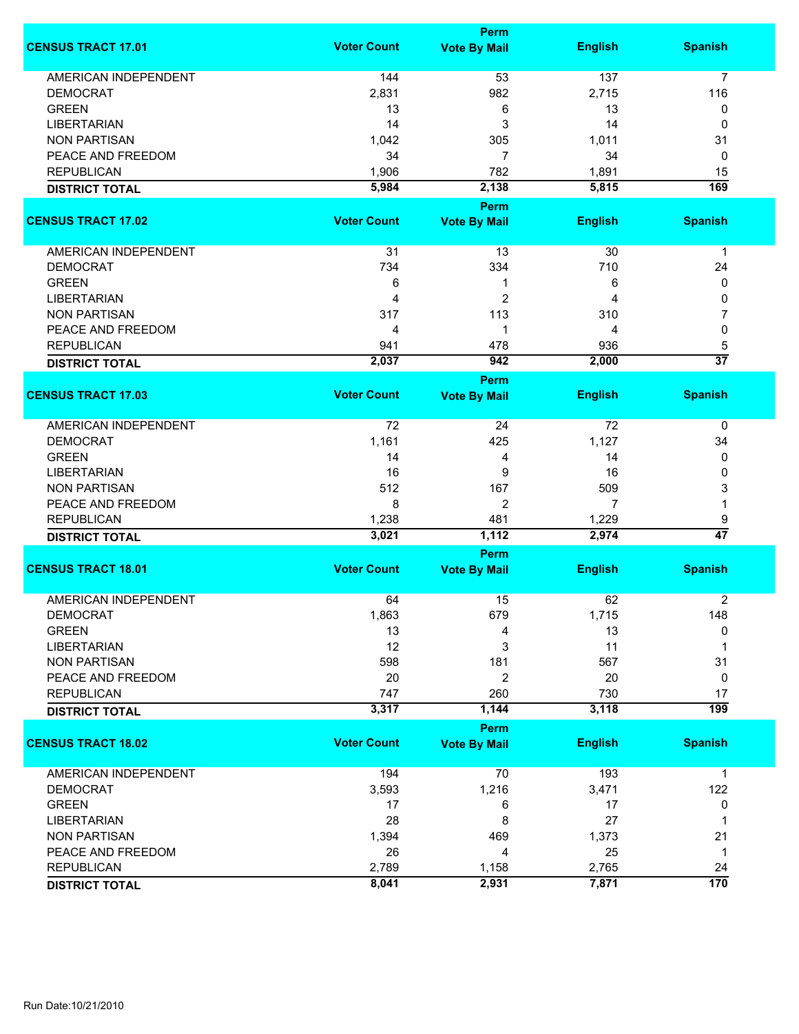| CENSUS TRACT 17.01 | Voter Count | Perm Vote By Mail | English | Spanish |
|---|---|---|---|---|
| AMERICAN INDEPENDENT | 144 | 53 | 137 | 7 |
| DEMOCRAT | 2,831 | 982 | 2,715 | 116 |
| GREEN | 13 | 6 | 13 | 0 |
| LIBERTARIAN | 14 | 3 | 14 | 0 |
| NON PARTISAN | 1,042 | 305 | 1,011 | 31 |
| PEACE AND FREEDOM | 34 | 7 | 34 | 0 |
| REPUBLICAN | 1,906 | 782 | 1,891 | 15 |
| **DISTRICT TOTAL** | **5,984** | **2,138** | **5,815** | **169** |

| CENSUS TRACT 17.02 | Voter Count | Perm Vote By Mail | English | Spanish |
|---|---|---|---|---|
| AMERICAN INDEPENDENT | 31 | 13 | 30 | 1 |
| DEMOCRAT | 734 | 334 | 710 | 24 |
| GREEN | 6 | 1 | 6 | 0 |
| LIBERTARIAN | 4 | 2 | 4 | 0 |
| NON PARTISAN | 317 | 113 | 310 | 7 |
| PEACE AND FREEDOM | 4 | 1 | 4 | 0 |
| REPUBLICAN | 941 | 478 | 936 | 5 |
| **DISTRICT TOTAL** | **2,037** | **942** | **2,000** | **37** |

| CENSUS TRACT 17.03 | Voter Count | Perm Vote By Mail | English | Spanish |
|---|---|---|---|---|
| AMERICAN INDEPENDENT | 72 | 24 | 72 | 0 |
| DEMOCRAT | 1,161 | 425 | 1,127 | 34 |
| GREEN | 14 | 4 | 14 | 0 |
| LIBERTARIAN | 16 | 9 | 16 | 0 |
| NON PARTISAN | 512 | 167 | 509 | 3 |
| PEACE AND FREEDOM | 8 | 2 | 7 | 1 |
| REPUBLICAN | 1,238 | 481 | 1,229 | 9 |
| **DISTRICT TOTAL** | **3,021** | **1,112** | **2,974** | **47** |

| CENSUS TRACT 18.01 | Voter Count | Perm Vote By Mail | English | Spanish |
|---|---|---|---|---|
| AMERICAN INDEPENDENT | 64 | 15 | 62 | 2 |
| DEMOCRAT | 1,863 | 679 | 1,715 | 148 |
| GREEN | 13 | 4 | 13 | 0 |
| LIBERTARIAN | 12 | 3 | 11 | 1 |
| NON PARTISAN | 598 | 181 | 567 | 31 |
| PEACE AND FREEDOM | 20 | 2 | 20 | 0 |
| REPUBLICAN | 747 | 260 | 730 | 17 |
| **DISTRICT TOTAL** | **3,317** | **1,144** | **3,118** | **199** |

| CENSUS TRACT 18.02 | Voter Count | Perm Vote By Mail | English | Spanish |
|---|---|---|---|---|
| AMERICAN INDEPENDENT | 194 | 70 | 193 | 1 |
| DEMOCRAT | 3,593 | 1,216 | 3,471 | 122 |
| GREEN | 17 | 6 | 17 | 0 |
| LIBERTARIAN | 28 | 8 | 27 | 1 |
| NON PARTISAN | 1,394 | 469 | 1,373 | 21 |
| PEACE AND FREEDOM | 26 | 4 | 25 | 1 |
| REPUBLICAN | 2,789 | 1,158 | 2,765 | 24 |
| **DISTRICT TOTAL** | **8,041** | **2,931** | **7,871** | **170** |

Run Date:10/21/2010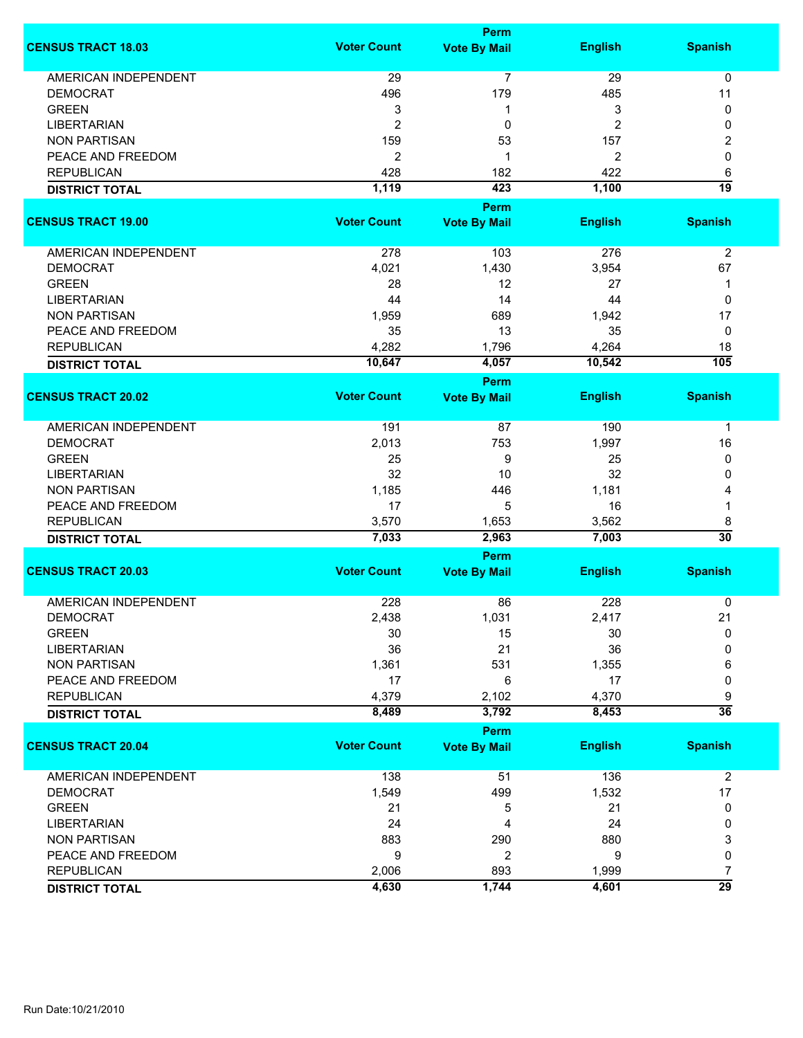| CENSUS TRACT 18.03 | Voter Count | Perm Vote By Mail | English | Spanish |
|---|---|---|---|---|
| AMERICAN INDEPENDENT | 29 | 7 | 29 | 0 |
| DEMOCRAT | 496 | 179 | 485 | 11 |
| GREEN | 3 | 1 | 3 | 0 |
| LIBERTARIAN | 2 | 0 | 2 | 0 |
| NON PARTISAN | 159 | 53 | 157 | 2 |
| PEACE AND FREEDOM | 2 | 1 | 2 | 0 |
| REPUBLICAN | 428 | 182 | 422 | 6 |
| **DISTRICT TOTAL** | **1,119** | **423** | **1,100** | **19** |

| CENSUS TRACT 19.00 | Voter Count | Perm Vote By Mail | English | Spanish |
|---|---|---|---|---|
| AMERICAN INDEPENDENT | 278 | 103 | 276 | 2 |
| DEMOCRAT | 4,021 | 1,430 | 3,954 | 67 |
| GREEN | 28 | 12 | 27 | 1 |
| LIBERTARIAN | 44 | 14 | 44 | 0 |
| NON PARTISAN | 1,959 | 689 | 1,942 | 17 |
| PEACE AND FREEDOM | 35 | 13 | 35 | 0 |
| REPUBLICAN | 4,282 | 1,796 | 4,264 | 18 |
| **DISTRICT TOTAL** | **10,647** | **4,057** | **10,542** | **105** |

| CENSUS TRACT 20.02 | Voter Count | Perm Vote By Mail | English | Spanish |
|---|---|---|---|---|
| AMERICAN INDEPENDENT | 191 | 87 | 190 | 1 |
| DEMOCRAT | 2,013 | 753 | 1,997 | 16 |
| GREEN | 25 | 9 | 25 | 0 |
| LIBERTARIAN | 32 | 10 | 32 | 0 |
| NON PARTISAN | 1,185 | 446 | 1,181 | 4 |
| PEACE AND FREEDOM | 17 | 5 | 16 | 1 |
| REPUBLICAN | 3,570 | 1,653 | 3,562 | 8 |
| **DISTRICT TOTAL** | **7,033** | **2,963** | **7,003** | **30** |

| CENSUS TRACT 20.03 | Voter Count | Perm Vote By Mail | English | Spanish |
|---|---|---|---|---|
| AMERICAN INDEPENDENT | 228 | 86 | 228 | 0 |
| DEMOCRAT | 2,438 | 1,031 | 2,417 | 21 |
| GREEN | 30 | 15 | 30 | 0 |
| LIBERTARIAN | 36 | 21 | 36 | 0 |
| NON PARTISAN | 1,361 | 531 | 1,355 | 6 |
| PEACE AND FREEDOM | 17 | 6 | 17 | 0 |
| REPUBLICAN | 4,379 | 2,102 | 4,370 | 9 |
| **DISTRICT TOTAL** | **8,489** | **3,792** | **8,453** | **36** |

| CENSUS TRACT 20.04 | Voter Count | Perm Vote By Mail | English | Spanish |
|---|---|---|---|---|
| AMERICAN INDEPENDENT | 138 | 51 | 136 | 2 |
| DEMOCRAT | 1,549 | 499 | 1,532 | 17 |
| GREEN | 21 | 5 | 21 | 0 |
| LIBERTARIAN | 24 | 4 | 24 | 0 |
| NON PARTISAN | 883 | 290 | 880 | 3 |
| PEACE AND FREEDOM | 9 | 2 | 9 | 0 |
| REPUBLICAN | 2,006 | 893 | 1,999 | 7 |
| **DISTRICT TOTAL** | **4,630** | **1,744** | **4,601** | **29** |

Run Date:10/21/2010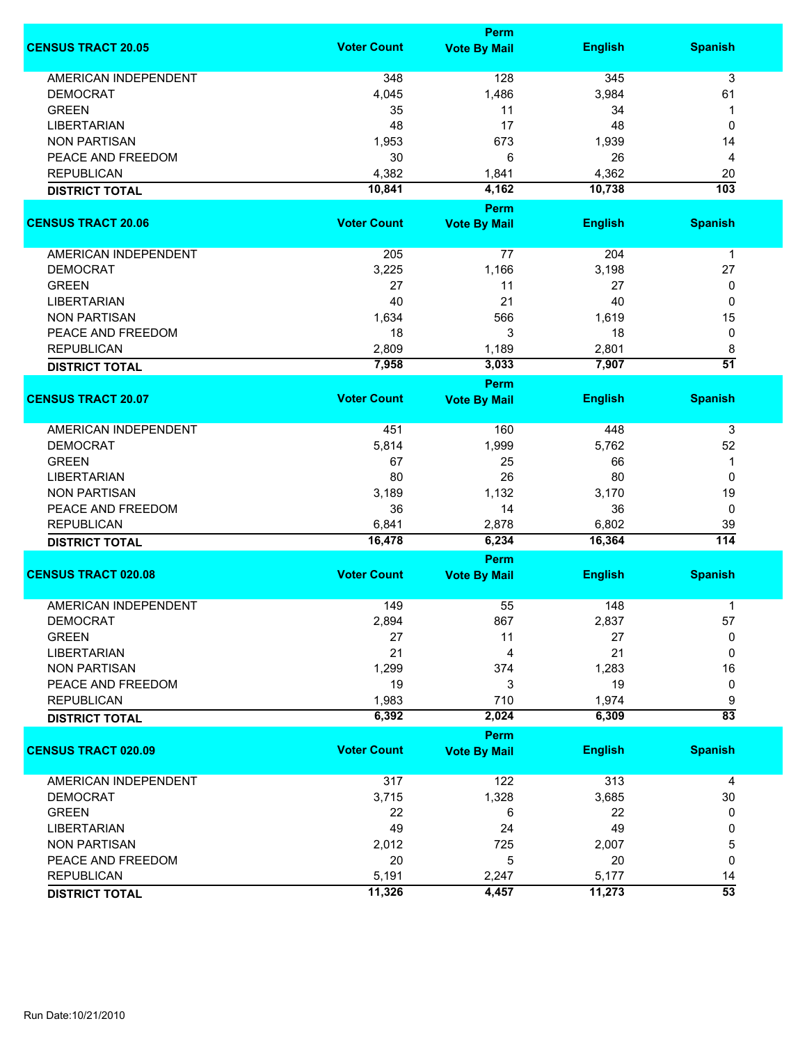| CENSUS TRACT 20.05 | Voter Count | Perm Vote By Mail | English | Spanish |
|---|---|---|---|---|
| AMERICAN INDEPENDENT | 348 | 128 | 345 | 3 |
| DEMOCRAT | 4,045 | 1,486 | 3,984 | 61 |
| GREEN | 35 | 11 | 34 | 1 |
| LIBERTARIAN | 48 | 17 | 48 | 0 |
| NON PARTISAN | 1,953 | 673 | 1,939 | 14 |
| PEACE AND FREEDOM | 30 | 6 | 26 | 4 |
| REPUBLICAN | 4,382 | 1,841 | 4,362 | 20 |
| **DISTRICT TOTAL** | **10,841** | **4,162** | **10,738** | **103** |

| CENSUS TRACT 20.06 | Voter Count | Perm Vote By Mail | English | Spanish |
|---|---|---|---|---|
| AMERICAN INDEPENDENT | 205 | 77 | 204 | 1 |
| DEMOCRAT | 3,225 | 1,166 | 3,198 | 27 |
| GREEN | 27 | 11 | 27 | 0 |
| LIBERTARIAN | 40 | 21 | 40 | 0 |
| NON PARTISAN | 1,634 | 566 | 1,619 | 15 |
| PEACE AND FREEDOM | 18 | 3 | 18 | 0 |
| REPUBLICAN | 2,809 | 1,189 | 2,801 | 8 |
| **DISTRICT TOTAL** | **7,958** | **3,033** | **7,907** | **51** |

| CENSUS TRACT 20.07 | Voter Count | Perm Vote By Mail | English | Spanish |
|---|---|---|---|---|
| AMERICAN INDEPENDENT | 451 | 160 | 448 | 3 |
| DEMOCRAT | 5,814 | 1,999 | 5,762 | 52 |
| GREEN | 67 | 25 | 66 | 1 |
| LIBERTARIAN | 80 | 26 | 80 | 0 |
| NON PARTISAN | 3,189 | 1,132 | 3,170 | 19 |
| PEACE AND FREEDOM | 36 | 14 | 36 | 0 |
| REPUBLICAN | 6,841 | 2,878 | 6,802 | 39 |
| **DISTRICT TOTAL** | **16,478** | **6,234** | **16,364** | **114** |

| CENSUS TRACT 020.08 | Voter Count | Perm Vote By Mail | English | Spanish |
|---|---|---|---|---|
| AMERICAN INDEPENDENT | 149 | 55 | 148 | 1 |
| DEMOCRAT | 2,894 | 867 | 2,837 | 57 |
| GREEN | 27 | 11 | 27 | 0 |
| LIBERTARIAN | 21 | 4 | 21 | 0 |
| NON PARTISAN | 1,299 | 374 | 1,283 | 16 |
| PEACE AND FREEDOM | 19 | 3 | 19 | 0 |
| REPUBLICAN | 1,983 | 710 | 1,974 | 9 |
| **DISTRICT TOTAL** | **6,392** | **2,024** | **6,309** | **83** |

| CENSUS TRACT 020.09 | Voter Count | Perm Vote By Mail | English | Spanish |
|---|---|---|---|---|
| AMERICAN INDEPENDENT | 317 | 122 | 313 | 4 |
| DEMOCRAT | 3,715 | 1,328 | 3,685 | 30 |
| GREEN | 22 | 6 | 22 | 0 |
| LIBERTARIAN | 49 | 24 | 49 | 0 |
| NON PARTISAN | 2,012 | 725 | 2,007 | 5 |
| PEACE AND FREEDOM | 20 | 5 | 20 | 0 |
| REPUBLICAN | 5,191 | 2,247 | 5,177 | 14 |
| **DISTRICT TOTAL** | **11,326** | **4,457** | **11,273** | **53** |

Run Date:10/21/2010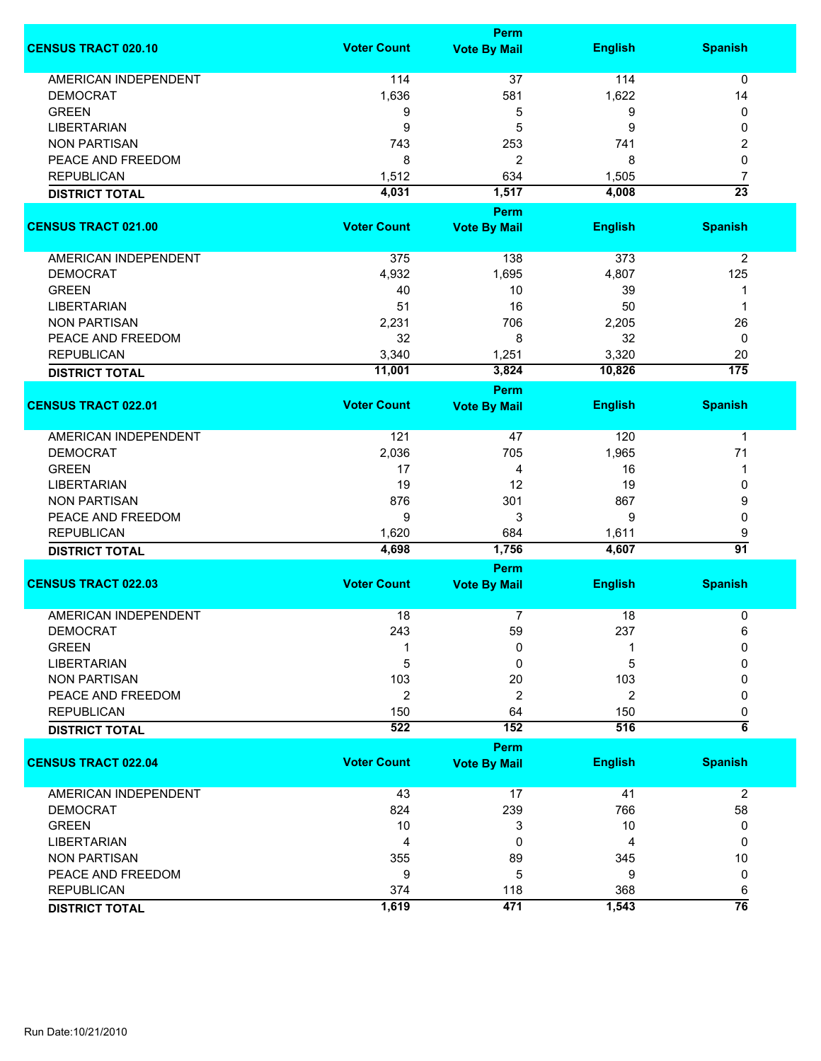| CENSUS TRACT 020.10 | Voter Count | Perm Vote By Mail | English | Spanish |
|---|---|---|---|---|
| AMERICAN INDEPENDENT | 114 | 37 | 114 | 0 |
| DEMOCRAT | 1,636 | 581 | 1,622 | 14 |
| GREEN | 9 | 5 | 9 | 0 |
| LIBERTARIAN | 9 | 5 | 9 | 0 |
| NON PARTISAN | 743 | 253 | 741 | 2 |
| PEACE AND FREEDOM | 8 | 2 | 8 | 0 |
| REPUBLICAN | 1,512 | 634 | 1,505 | 7 |
| **DISTRICT TOTAL** | **4,031** | **1,517** | **4,008** | **23** |

| CENSUS TRACT 021.00 | Voter Count | Perm Vote By Mail | English | Spanish |
|---|---|---|---|---|
| AMERICAN INDEPENDENT | 375 | 138 | 373 | 2 |
| DEMOCRAT | 4,932 | 1,695 | 4,807 | 125 |
| GREEN | 40 | 10 | 39 | 1 |
| LIBERTARIAN | 51 | 16 | 50 | 1 |
| NON PARTISAN | 2,231 | 706 | 2,205 | 26 |
| PEACE AND FREEDOM | 32 | 8 | 32 | 0 |
| REPUBLICAN | 3,340 | 1,251 | 3,320 | 20 |
| **DISTRICT TOTAL** | **11,001** | **3,824** | **10,826** | **175** |

| CENSUS TRACT 022.01 | Voter Count | Perm Vote By Mail | English | Spanish |
|---|---|---|---|---|
| AMERICAN INDEPENDENT | 121 | 47 | 120 | 1 |
| DEMOCRAT | 2,036 | 705 | 1,965 | 71 |
| GREEN | 17 | 4 | 16 | 1 |
| LIBERTARIAN | 19 | 12 | 19 | 0 |
| NON PARTISAN | 876 | 301 | 867 | 9 |
| PEACE AND FREEDOM | 9 | 3 | 9 | 0 |
| REPUBLICAN | 1,620 | 684 | 1,611 | 9 |
| **DISTRICT TOTAL** | **4,698** | **1,756** | **4,607** | **91** |

| CENSUS TRACT 022.03 | Voter Count | Perm Vote By Mail | English | Spanish |
|---|---|---|---|---|
| AMERICAN INDEPENDENT | 18 | 7 | 18 | 0 |
| DEMOCRAT | 243 | 59 | 237 | 6 |
| GREEN | 1 | 0 | 1 | 0 |
| LIBERTARIAN | 5 | 0 | 5 | 0 |
| NON PARTISAN | 103 | 20 | 103 | 0 |
| PEACE AND FREEDOM | 2 | 2 | 2 | 0 |
| REPUBLICAN | 150 | 64 | 150 | 0 |
| **DISTRICT TOTAL** | **522** | **152** | **516** | **6** |

| CENSUS TRACT 022.04 | Voter Count | Perm Vote By Mail | English | Spanish |
|---|---|---|---|---|
| AMERICAN INDEPENDENT | 43 | 17 | 41 | 2 |
| DEMOCRAT | 824 | 239 | 766 | 58 |
| GREEN | 10 | 3 | 10 | 0 |
| LIBERTARIAN | 4 | 0 | 4 | 0 |
| NON PARTISAN | 355 | 89 | 345 | 10 |
| PEACE AND FREEDOM | 9 | 5 | 9 | 0 |
| REPUBLICAN | 374 | 118 | 368 | 6 |
| **DISTRICT TOTAL** | **1,619** | **471** | **1,543** | **76** |

Run Date:10/21/2010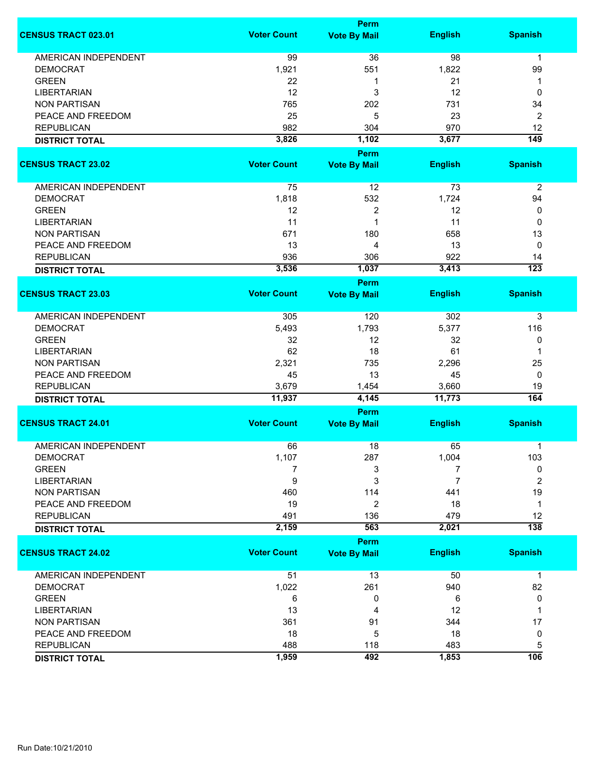| CENSUS TRACT 023.01 | Voter Count | Perm Vote By Mail | English | Spanish |
|---|---|---|---|---|
| AMERICAN INDEPENDENT | 99 | 36 | 98 | 1 |
| DEMOCRAT | 1,921 | 551 | 1,822 | 99 |
| GREEN | 22 | 1 | 21 | 1 |
| LIBERTARIAN | 12 | 3 | 12 | 0 |
| NON PARTISAN | 765 | 202 | 731 | 34 |
| PEACE AND FREEDOM | 25 | 5 | 23 | 2 |
| REPUBLICAN | 982 | 304 | 970 | 12 |
| **DISTRICT TOTAL** | **3,826** | **1,102** | **3,677** | **149** |

| CENSUS TRACT 23.02 | Voter Count | Perm Vote By Mail | English | Spanish |
|---|---|---|---|---|
| AMERICAN INDEPENDENT | 75 | 12 | 73 | 2 |
| DEMOCRAT | 1,818 | 532 | 1,724 | 94 |
| GREEN | 12 | 2 | 12 | 0 |
| LIBERTARIAN | 11 | 1 | 11 | 0 |
| NON PARTISAN | 671 | 180 | 658 | 13 |
| PEACE AND FREEDOM | 13 | 4 | 13 | 0 |
| REPUBLICAN | 936 | 306 | 922 | 14 |
| **DISTRICT TOTAL** | **3,536** | **1,037** | **3,413** | **123** |

| CENSUS TRACT 23.03 | Voter Count | Perm Vote By Mail | English | Spanish |
|---|---|---|---|---|
| AMERICAN INDEPENDENT | 305 | 120 | 302 | 3 |
| DEMOCRAT | 5,493 | 1,793 | 5,377 | 116 |
| GREEN | 32 | 12 | 32 | 0 |
| LIBERTARIAN | 62 | 18 | 61 | 1 |
| NON PARTISAN | 2,321 | 735 | 2,296 | 25 |
| PEACE AND FREEDOM | 45 | 13 | 45 | 0 |
| REPUBLICAN | 3,679 | 1,454 | 3,660 | 19 |
| **DISTRICT TOTAL** | **11,937** | **4,145** | **11,773** | **164** |

| CENSUS TRACT 24.01 | Voter Count | Perm Vote By Mail | English | Spanish |
|---|---|---|---|---|
| AMERICAN INDEPENDENT | 66 | 18 | 65 | 1 |
| DEMOCRAT | 1,107 | 287 | 1,004 | 103 |
| GREEN | 7 | 3 | 7 | 0 |
| LIBERTARIAN | 9 | 3 | 7 | 2 |
| NON PARTISAN | 460 | 114 | 441 | 19 |
| PEACE AND FREEDOM | 19 | 2 | 18 | 1 |
| REPUBLICAN | 491 | 136 | 479 | 12 |
| **DISTRICT TOTAL** | **2,159** | **563** | **2,021** | **138** |

| CENSUS TRACT 24.02 | Voter Count | Perm Vote By Mail | English | Spanish |
|---|---|---|---|---|
| AMERICAN INDEPENDENT | 51 | 13 | 50 | 1 |
| DEMOCRAT | 1,022 | 261 | 940 | 82 |
| GREEN | 6 | 0 | 6 | 0 |
| LIBERTARIAN | 13 | 4 | 12 | 1 |
| NON PARTISAN | 361 | 91 | 344 | 17 |
| PEACE AND FREEDOM | 18 | 5 | 18 | 0 |
| REPUBLICAN | 488 | 118 | 483 | 5 |
| **DISTRICT TOTAL** | **1,959** | **492** | **1,853** | **106** |

Run Date:10/21/2010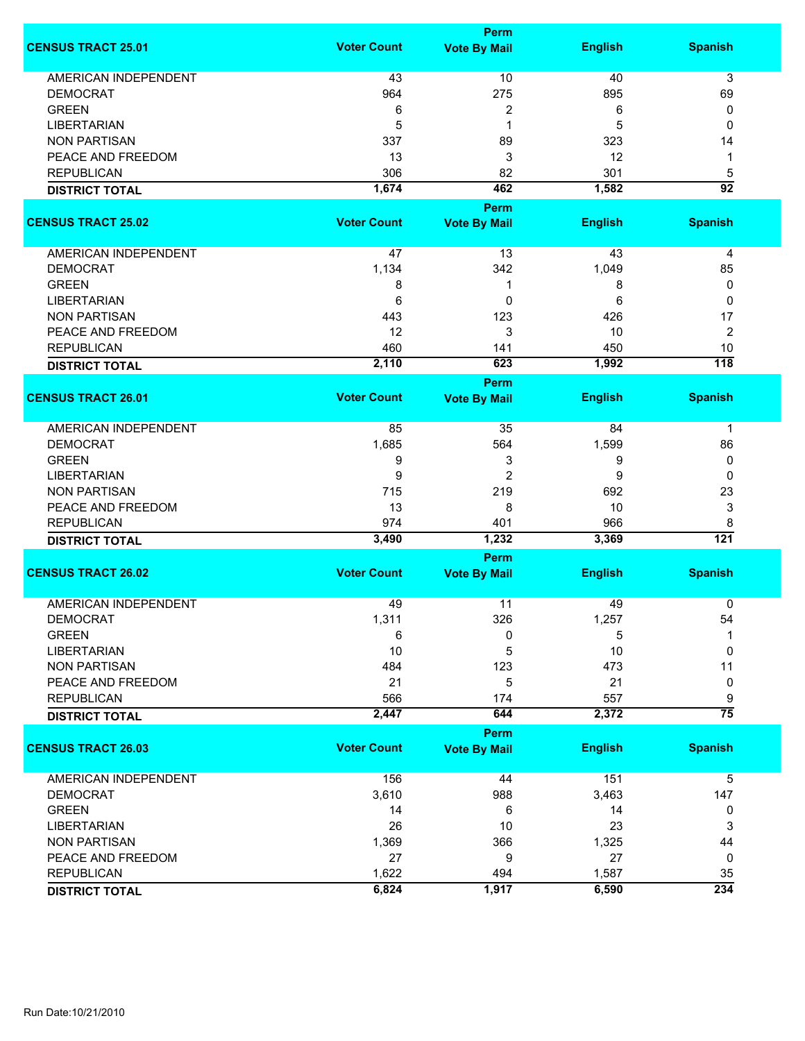| CENSUS TRACT 25.01 | Voter Count | Perm Vote By Mail | English | Spanish |
|---|---|---|---|---|
| AMERICAN INDEPENDENT | 43 | 10 | 40 | 3 |
| DEMOCRAT | 964 | 275 | 895 | 69 |
| GREEN | 6 | 2 | 6 | 0 |
| LIBERTARIAN | 5 | 1 | 5 | 0 |
| NON PARTISAN | 337 | 89 | 323 | 14 |
| PEACE AND FREEDOM | 13 | 3 | 12 | 1 |
| REPUBLICAN | 306 | 82 | 301 | 5 |
| **DISTRICT TOTAL** | **1,674** | **462** | **1,582** | **92** |

| CENSUS TRACT 25.02 | Voter Count | Perm Vote By Mail | English | Spanish |
|---|---|---|---|---|
| AMERICAN INDEPENDENT | 47 | 13 | 43 | 4 |
| DEMOCRAT | 1,134 | 342 | 1,049 | 85 |
| GREEN | 8 | 1 | 8 | 0 |
| LIBERTARIAN | 6 | 0 | 6 | 0 |
| NON PARTISAN | 443 | 123 | 426 | 17 |
| PEACE AND FREEDOM | 12 | 3 | 10 | 2 |
| REPUBLICAN | 460 | 141 | 450 | 10 |
| **DISTRICT TOTAL** | **2,110** | **623** | **1,992** | **118** |

| CENSUS TRACT 26.01 | Voter Count | Perm Vote By Mail | English | Spanish |
|---|---|---|---|---|
| AMERICAN INDEPENDENT | 85 | 35 | 84 | 1 |
| DEMOCRAT | 1,685 | 564 | 1,599 | 86 |
| GREEN | 9 | 3 | 9 | 0 |
| LIBERTARIAN | 9 | 2 | 9 | 0 |
| NON PARTISAN | 715 | 219 | 692 | 23 |
| PEACE AND FREEDOM | 13 | 8 | 10 | 3 |
| REPUBLICAN | 974 | 401 | 966 | 8 |
| **DISTRICT TOTAL** | **3,490** | **1,232** | **3,369** | **121** |

| CENSUS TRACT 26.02 | Voter Count | Perm Vote By Mail | English | Spanish |
|---|---|---|---|---|
| AMERICAN INDEPENDENT | 49 | 11 | 49 | 0 |
| DEMOCRAT | 1,311 | 326 | 1,257 | 54 |
| GREEN | 6 | 0 | 5 | 1 |
| LIBERTARIAN | 10 | 5 | 10 | 0 |
| NON PARTISAN | 484 | 123 | 473 | 11 |
| PEACE AND FREEDOM | 21 | 5 | 21 | 0 |
| REPUBLICAN | 566 | 174 | 557 | 9 |
| **DISTRICT TOTAL** | **2,447** | **644** | **2,372** | **75** |

| CENSUS TRACT 26.03 | Voter Count | Perm Vote By Mail | English | Spanish |
|---|---|---|---|---|
| AMERICAN INDEPENDENT | 156 | 44 | 151 | 5 |
| DEMOCRAT | 3,610 | 988 | 3,463 | 147 |
| GREEN | 14 | 6 | 14 | 0 |
| LIBERTARIAN | 26 | 10 | 23 | 3 |
| NON PARTISAN | 1,369 | 366 | 1,325 | 44 |
| PEACE AND FREEDOM | 27 | 9 | 27 | 0 |
| REPUBLICAN | 1,622 | 494 | 1,587 | 35 |
| **DISTRICT TOTAL** | **6,824** | **1,917** | **6,590** | **234** |

Run Date:10/21/2010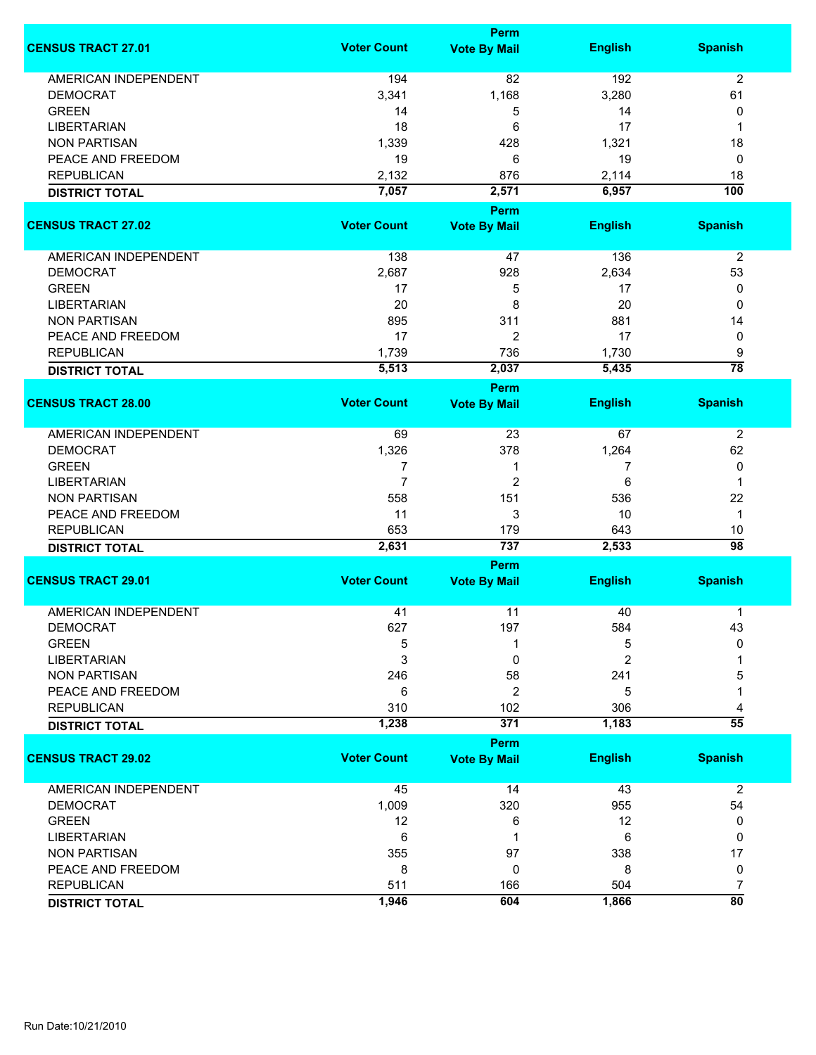| CENSUS TRACT 27.01 | Voter Count | Perm Vote By Mail | English | Spanish |
|---|---|---|---|---|
| AMERICAN INDEPENDENT | 194 | 82 | 192 | 2 |
| DEMOCRAT | 3,341 | 1,168 | 3,280 | 61 |
| GREEN | 14 | 5 | 14 | 0 |
| LIBERTARIAN | 18 | 6 | 17 | 1 |
| NON PARTISAN | 1,339 | 428 | 1,321 | 18 |
| PEACE AND FREEDOM | 19 | 6 | 19 | 0 |
| REPUBLICAN | 2,132 | 876 | 2,114 | 18 |
| **DISTRICT TOTAL** | **7,057** | **2,571** | **6,957** | **100** |

| CENSUS TRACT 27.02 | Voter Count | Perm Vote By Mail | English | Spanish |
|---|---|---|---|---|
| AMERICAN INDEPENDENT | 138 | 47 | 136 | 2 |
| DEMOCRAT | 2,687 | 928 | 2,634 | 53 |
| GREEN | 17 | 5 | 17 | 0 |
| LIBERTARIAN | 20 | 8 | 20 | 0 |
| NON PARTISAN | 895 | 311 | 881 | 14 |
| PEACE AND FREEDOM | 17 | 2 | 17 | 0 |
| REPUBLICAN | 1,739 | 736 | 1,730 | 9 |
| **DISTRICT TOTAL** | **5,513** | **2,037** | **5,435** | **78** |

| CENSUS TRACT 28.00 | Voter Count | Perm Vote By Mail | English | Spanish |
|---|---|---|---|---|
| AMERICAN INDEPENDENT | 69 | 23 | 67 | 2 |
| DEMOCRAT | 1,326 | 378 | 1,264 | 62 |
| GREEN | 7 | 1 | 7 | 0 |
| LIBERTARIAN | 7 | 2 | 6 | 1 |
| NON PARTISAN | 558 | 151 | 536 | 22 |
| PEACE AND FREEDOM | 11 | 3 | 10 | 1 |
| REPUBLICAN | 653 | 179 | 643 | 10 |
| **DISTRICT TOTAL** | **2,631** | **737** | **2,533** | **98** |

| CENSUS TRACT 29.01 | Voter Count | Perm Vote By Mail | English | Spanish |
|---|---|---|---|---|
| AMERICAN INDEPENDENT | 41 | 11 | 40 | 1 |
| DEMOCRAT | 627 | 197 | 584 | 43 |
| GREEN | 5 | 1 | 5 | 0 |
| LIBERTARIAN | 3 | 0 | 2 | 1 |
| NON PARTISAN | 246 | 58 | 241 | 5 |
| PEACE AND FREEDOM | 6 | 2 | 5 | 1 |
| REPUBLICAN | 310 | 102 | 306 | 4 |
| **DISTRICT TOTAL** | **1,238** | **371** | **1,183** | **55** |

| CENSUS TRACT 29.02 | Voter Count | Perm Vote By Mail | English | Spanish |
|---|---|---|---|---|
| AMERICAN INDEPENDENT | 45 | 14 | 43 | 2 |
| DEMOCRAT | 1,009 | 320 | 955 | 54 |
| GREEN | 12 | 6 | 12 | 0 |
| LIBERTARIAN | 6 | 1 | 6 | 0 |
| NON PARTISAN | 355 | 97 | 338 | 17 |
| PEACE AND FREEDOM | 8 | 0 | 8 | 0 |
| REPUBLICAN | 511 | 166 | 504 | 7 |
| **DISTRICT TOTAL** | **1,946** | **604** | **1,866** | **80** |

Run Date:10/21/2010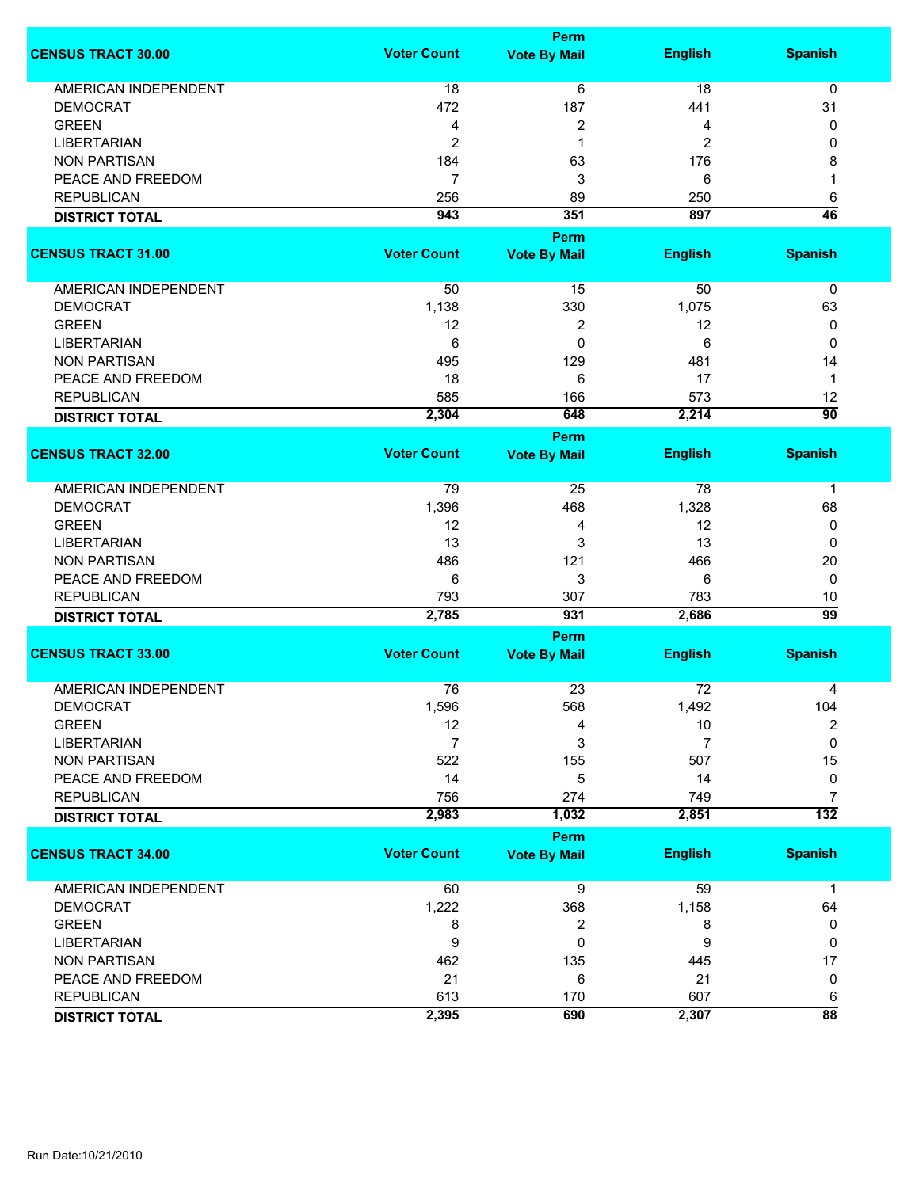| CENSUS TRACT 30.00 | Voter Count | Perm Vote By Mail | English | Spanish |
|---|---|---|---|---|
| AMERICAN INDEPENDENT | 18 | 6 | 18 | 0 |
| DEMOCRAT | 472 | 187 | 441 | 31 |
| GREEN | 4 | 2 | 4 | 0 |
| LIBERTARIAN | 2 | 1 | 2 | 0 |
| NON PARTISAN | 184 | 63 | 176 | 8 |
| PEACE AND FREEDOM | 7 | 3 | 6 | 1 |
| REPUBLICAN | 256 | 89 | 250 | 6 |
| **DISTRICT TOTAL** | **943** | **351** | **897** | **46** |

| CENSUS TRACT 31.00 | Voter Count | Perm Vote By Mail | English | Spanish |
|---|---|---|---|---|
| AMERICAN INDEPENDENT | 50 | 15 | 50 | 0 |
| DEMOCRAT | 1,138 | 330 | 1,075 | 63 |
| GREEN | 12 | 2 | 12 | 0 |
| LIBERTARIAN | 6 | 0 | 6 | 0 |
| NON PARTISAN | 495 | 129 | 481 | 14 |
| PEACE AND FREEDOM | 18 | 6 | 17 | 1 |
| REPUBLICAN | 585 | 166 | 573 | 12 |
| **DISTRICT TOTAL** | **2,304** | **648** | **2,214** | **90** |

| CENSUS TRACT 32.00 | Voter Count | Perm Vote By Mail | English | Spanish |
|---|---|---|---|---|
| AMERICAN INDEPENDENT | 79 | 25 | 78 | 1 |
| DEMOCRAT | 1,396 | 468 | 1,328 | 68 |
| GREEN | 12 | 4 | 12 | 0 |
| LIBERTARIAN | 13 | 3 | 13 | 0 |
| NON PARTISAN | 486 | 121 | 466 | 20 |
| PEACE AND FREEDOM | 6 | 3 | 6 | 0 |
| REPUBLICAN | 793 | 307 | 783 | 10 |
| **DISTRICT TOTAL** | **2,785** | **931** | **2,686** | **99** |

| CENSUS TRACT 33.00 | Voter Count | Perm Vote By Mail | English | Spanish |
|---|---|---|---|---|
| AMERICAN INDEPENDENT | 76 | 23 | 72 | 4 |
| DEMOCRAT | 1,596 | 568 | 1,492 | 104 |
| GREEN | 12 | 4 | 10 | 2 |
| LIBERTARIAN | 7 | 3 | 7 | 0 |
| NON PARTISAN | 522 | 155 | 507 | 15 |
| PEACE AND FREEDOM | 14 | 5 | 14 | 0 |
| REPUBLICAN | 756 | 274 | 749 | 7 |
| **DISTRICT TOTAL** | **2,983** | **1,032** | **2,851** | **132** |

| CENSUS TRACT 34.00 | Voter Count | Perm Vote By Mail | English | Spanish |
|---|---|---|---|---|
| AMERICAN INDEPENDENT | 60 | 9 | 59 | 1 |
| DEMOCRAT | 1,222 | 368 | 1,158 | 64 |
| GREEN | 8 | 2 | 8 | 0 |
| LIBERTARIAN | 9 | 0 | 9 | 0 |
| NON PARTISAN | 462 | 135 | 445 | 17 |
| PEACE AND FREEDOM | 21 | 6 | 21 | 0 |
| REPUBLICAN | 613 | 170 | 607 | 6 |
| **DISTRICT TOTAL** | **2,395** | **690** | **2,307** | **88** |

Run Date:10/21/2010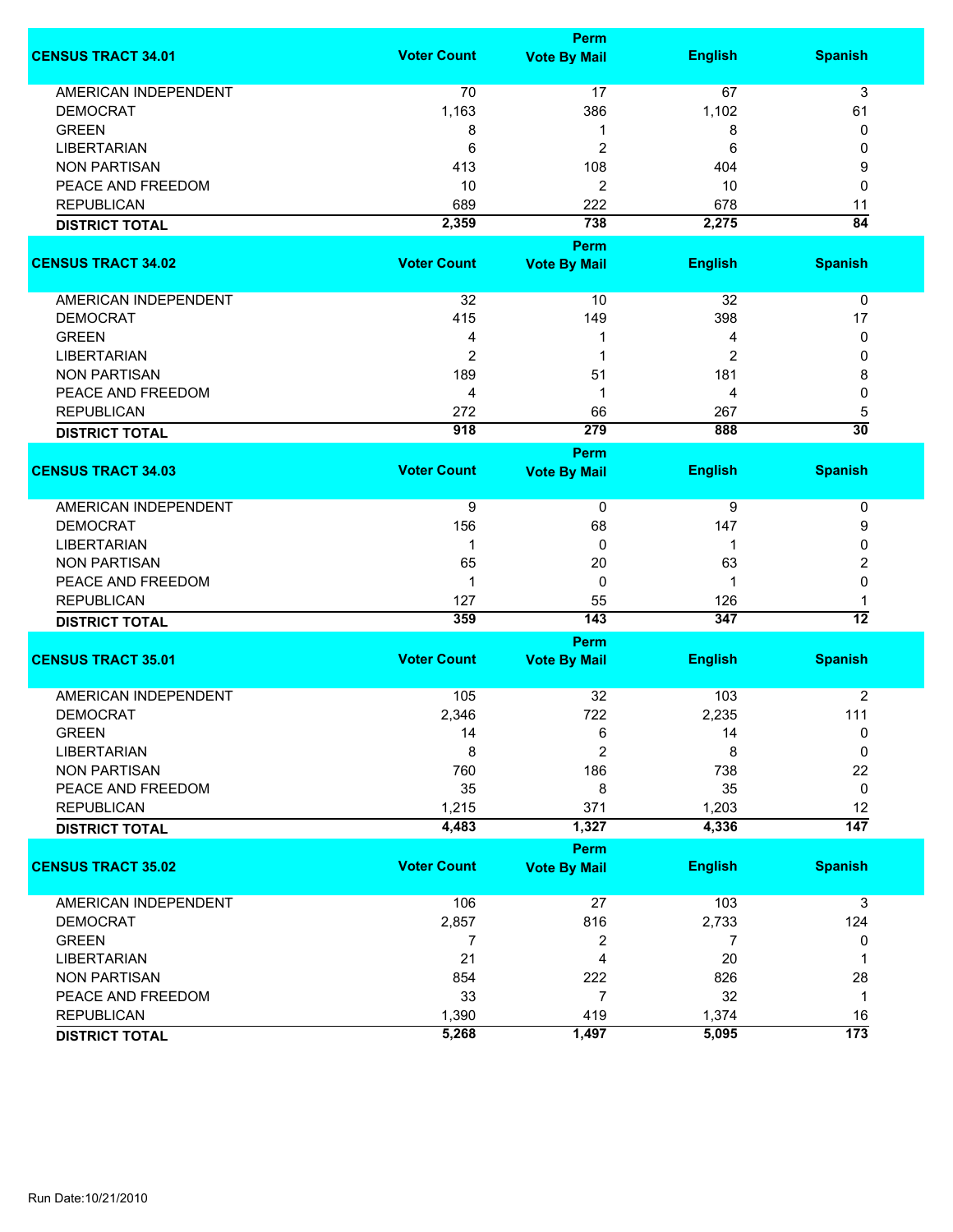| CENSUS TRACT 34.01 | Voter Count | Perm Vote By Mail | English | Spanish |
|---|---|---|---|---|
| AMERICAN INDEPENDENT | 70 | 17 | 67 | 3 |
| DEMOCRAT | 1,163 | 386 | 1,102 | 61 |
| GREEN | 8 | 1 | 8 | 0 |
| LIBERTARIAN | 6 | 2 | 6 | 0 |
| NON PARTISAN | 413 | 108 | 404 | 9 |
| PEACE AND FREEDOM | 10 | 2 | 10 | 0 |
| REPUBLICAN | 689 | 222 | 678 | 11 |
| **DISTRICT TOTAL** | **2,359** | **738** | **2,275** | **84** |

| CENSUS TRACT 34.02 | Voter Count | Perm Vote By Mail | English | Spanish |
|---|---|---|---|---|
| AMERICAN INDEPENDENT | 32 | 10 | 32 | 0 |
| DEMOCRAT | 415 | 149 | 398 | 17 |
| GREEN | 4 | 1 | 4 | 0 |
| LIBERTARIAN | 2 | 1 | 2 | 0 |
| NON PARTISAN | 189 | 51 | 181 | 8 |
| PEACE AND FREEDOM | 4 | 1 | 4 | 0 |
| REPUBLICAN | 272 | 66 | 267 | 5 |
| **DISTRICT TOTAL** | **918** | **279** | **888** | **30** |

| CENSUS TRACT 34.03 | Voter Count | Perm Vote By Mail | English | Spanish |
|---|---|---|---|---|
| AMERICAN INDEPENDENT | 9 | 0 | 9 | 0 |
| DEMOCRAT | 156 | 68 | 147 | 9 |
| LIBERTARIAN | 1 | 0 | 1 | 0 |
| NON PARTISAN | 65 | 20 | 63 | 2 |
| PEACE AND FREEDOM | 1 | 0 | 1 | 0 |
| REPUBLICAN | 127 | 55 | 126 | 1 |
| **DISTRICT TOTAL** | **359** | **143** | **347** | **12** |

| CENSUS TRACT 35.01 | Voter Count | Perm Vote By Mail | English | Spanish |
|---|---|---|---|---|
| AMERICAN INDEPENDENT | 105 | 32 | 103 | 2 |
| DEMOCRAT | 2,346 | 722 | 2,235 | 111 |
| GREEN | 14 | 6 | 14 | 0 |
| LIBERTARIAN | 8 | 2 | 8 | 0 |
| NON PARTISAN | 760 | 186 | 738 | 22 |
| PEACE AND FREEDOM | 35 | 8 | 35 | 0 |
| REPUBLICAN | 1,215 | 371 | 1,203 | 12 |
| **DISTRICT TOTAL** | **4,483** | **1,327** | **4,336** | **147** |

| CENSUS TRACT 35.02 | Voter Count | Perm Vote By Mail | English | Spanish |
|---|---|---|---|---|
| AMERICAN INDEPENDENT | 106 | 27 | 103 | 3 |
| DEMOCRAT | 2,857 | 816 | 2,733 | 124 |
| GREEN | 7 | 2 | 7 | 0 |
| LIBERTARIAN | 21 | 4 | 20 | 1 |
| NON PARTISAN | 854 | 222 | 826 | 28 |
| PEACE AND FREEDOM | 33 | 7 | 32 | 1 |
| REPUBLICAN | 1,390 | 419 | 1,374 | 16 |
| **DISTRICT TOTAL** | **5,268** | **1,497** | **5,095** | **173** |

Run Date:10/21/2010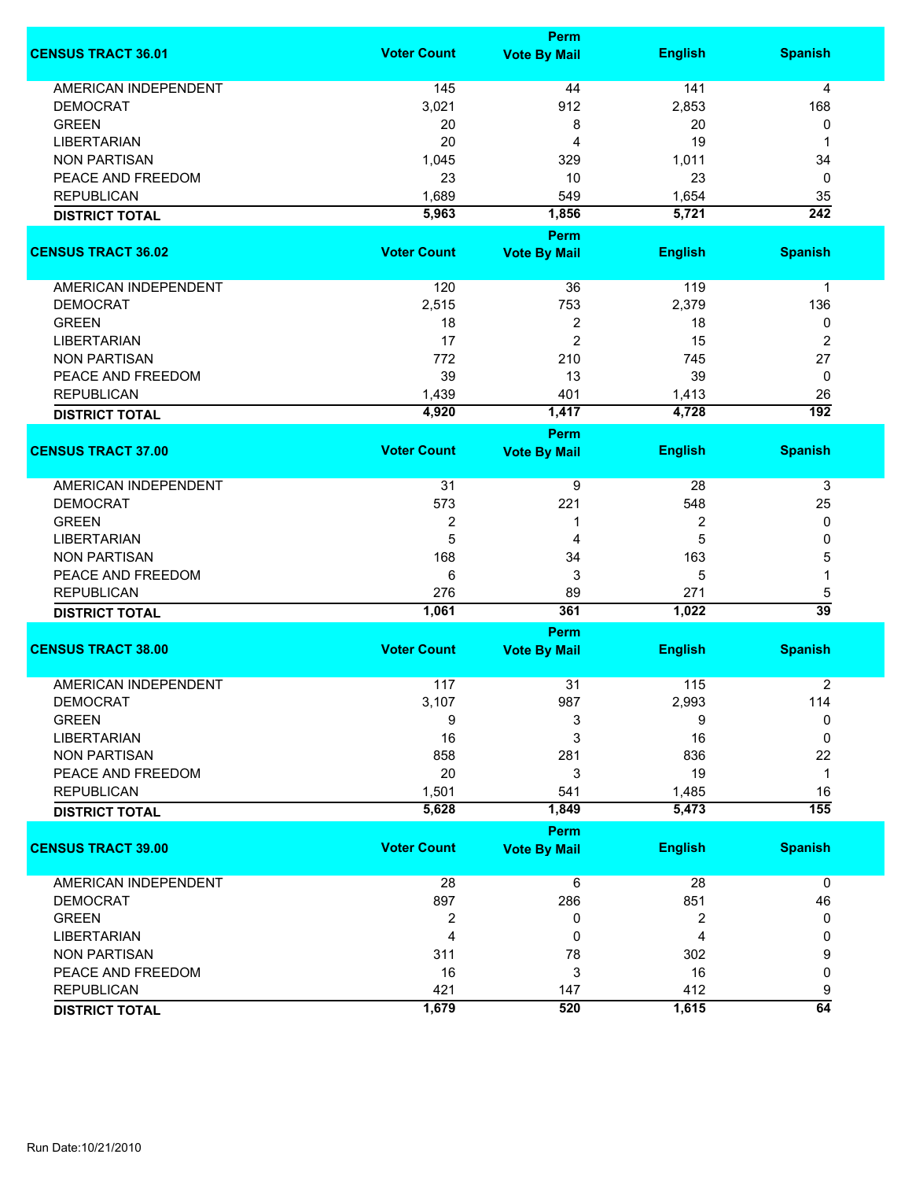| CENSUS TRACT 36.01 | Voter Count | Perm Vote By Mail | English | Spanish |
|---|---|---|---|---|
| AMERICAN INDEPENDENT | 145 | 44 | 141 | 4 |
| DEMOCRAT | 3,021 | 912 | 2,853 | 168 |
| GREEN | 20 | 8 | 20 | 0 |
| LIBERTARIAN | 20 | 4 | 19 | 1 |
| NON PARTISAN | 1,045 | 329 | 1,011 | 34 |
| PEACE AND FREEDOM | 23 | 10 | 23 | 0 |
| REPUBLICAN | 1,689 | 549 | 1,654 | 35 |
| **DISTRICT TOTAL** | **5,963** | **1,856** | **5,721** | **242** |

| CENSUS TRACT 36.02 | Voter Count | Perm Vote By Mail | English | Spanish |
|---|---|---|---|---|
| AMERICAN INDEPENDENT | 120 | 36 | 119 | 1 |
| DEMOCRAT | 2,515 | 753 | 2,379 | 136 |
| GREEN | 18 | 2 | 18 | 0 |
| LIBERTARIAN | 17 | 2 | 15 | 2 |
| NON PARTISAN | 772 | 210 | 745 | 27 |
| PEACE AND FREEDOM | 39 | 13 | 39 | 0 |
| REPUBLICAN | 1,439 | 401 | 1,413 | 26 |
| **DISTRICT TOTAL** | **4,920** | **1,417** | **4,728** | **192** |

| CENSUS TRACT 37.00 | Voter Count | Perm Vote By Mail | English | Spanish |
|---|---|---|---|---|
| AMERICAN INDEPENDENT | 31 | 9 | 28 | 3 |
| DEMOCRAT | 573 | 221 | 548 | 25 |
| GREEN | 2 | 1 | 2 | 0 |
| LIBERTARIAN | 5 | 4 | 5 | 0 |
| NON PARTISAN | 168 | 34 | 163 | 5 |
| PEACE AND FREEDOM | 6 | 3 | 5 | 1 |
| REPUBLICAN | 276 | 89 | 271 | 5 |
| **DISTRICT TOTAL** | **1,061** | **361** | **1,022** | **39** |

| CENSUS TRACT 38.00 | Voter Count | Perm Vote By Mail | English | Spanish |
|---|---|---|---|---|
| AMERICAN INDEPENDENT | 117 | 31 | 115 | 2 |
| DEMOCRAT | 3,107 | 987 | 2,993 | 114 |
| GREEN | 9 | 3 | 9 | 0 |
| LIBERTARIAN | 16 | 3 | 16 | 0 |
| NON PARTISAN | 858 | 281 | 836 | 22 |
| PEACE AND FREEDOM | 20 | 3 | 19 | 1 |
| REPUBLICAN | 1,501 | 541 | 1,485 | 16 |
| **DISTRICT TOTAL** | **5,628** | **1,849** | **5,473** | **155** |

| CENSUS TRACT 39.00 | Voter Count | Perm Vote By Mail | English | Spanish |
|---|---|---|---|---|
| AMERICAN INDEPENDENT | 28 | 6 | 28 | 0 |
| DEMOCRAT | 897 | 286 | 851 | 46 |
| GREEN | 2 | 0 | 2 | 0 |
| LIBERTARIAN | 4 | 0 | 4 | 0 |
| NON PARTISAN | 311 | 78 | 302 | 9 |
| PEACE AND FREEDOM | 16 | 3 | 16 | 0 |
| REPUBLICAN | 421 | 147 | 412 | 9 |
| **DISTRICT TOTAL** | **1,679** | **520** | **1,615** | **64** |

Run Date:10/21/2010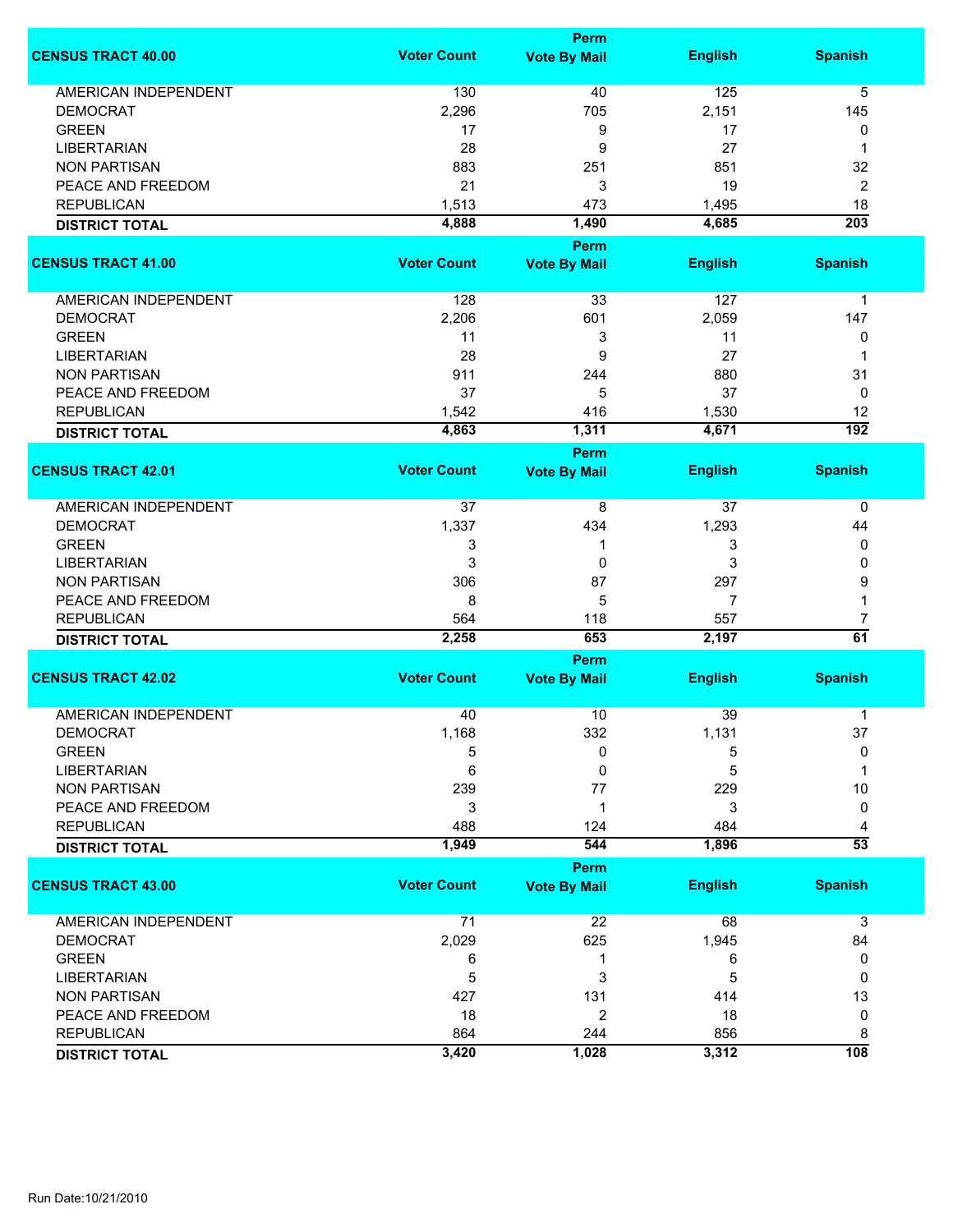| CENSUS TRACT 40.00 | Voter Count | Perm Vote By Mail | English | Spanish |
|---|---|---|---|---|
| AMERICAN INDEPENDENT | 130 | 40 | 125 | 5 |
| DEMOCRAT | 2,296 | 705 | 2,151 | 145 |
| GREEN | 17 | 9 | 17 | 0 |
| LIBERTARIAN | 28 | 9 | 27 | 1 |
| NON PARTISAN | 883 | 251 | 851 | 32 |
| PEACE AND FREEDOM | 21 | 3 | 19 | 2 |
| REPUBLICAN | 1,513 | 473 | 1,495 | 18 |
| **DISTRICT TOTAL** | **4,888** | **1,490** | **4,685** | **203** |

| CENSUS TRACT 41.00 | Voter Count | Perm Vote By Mail | English | Spanish |
|---|---|---|---|---|
| AMERICAN INDEPENDENT | 128 | 33 | 127 | 1 |
| DEMOCRAT | 2,206 | 601 | 2,059 | 147 |
| GREEN | 11 | 3 | 11 | 0 |
| LIBERTARIAN | 28 | 9 | 27 | 1 |
| NON PARTISAN | 911 | 244 | 880 | 31 |
| PEACE AND FREEDOM | 37 | 5 | 37 | 0 |
| REPUBLICAN | 1,542 | 416 | 1,530 | 12 |
| **DISTRICT TOTAL** | **4,863** | **1,311** | **4,671** | **192** |

| CENSUS TRACT 42.01 | Voter Count | Perm Vote By Mail | English | Spanish |
|---|---|---|---|---|
| AMERICAN INDEPENDENT | 37 | 8 | 37 | 0 |
| DEMOCRAT | 1,337 | 434 | 1,293 | 44 |
| GREEN | 3 | 1 | 3 | 0 |
| LIBERTARIAN | 3 | 0 | 3 | 0 |
| NON PARTISAN | 306 | 87 | 297 | 9 |
| PEACE AND FREEDOM | 8 | 5 | 7 | 1 |
| REPUBLICAN | 564 | 118 | 557 | 7 |
| **DISTRICT TOTAL** | **2,258** | **653** | **2,197** | **61** |

| CENSUS TRACT 42.02 | Voter Count | Perm Vote By Mail | English | Spanish |
|---|---|---|---|---|
| AMERICAN INDEPENDENT | 40 | 10 | 39 | 1 |
| DEMOCRAT | 1,168 | 332 | 1,131 | 37 |
| GREEN | 5 | 0 | 5 | 0 |
| LIBERTARIAN | 6 | 0 | 5 | 1 |
| NON PARTISAN | 239 | 77 | 229 | 10 |
| PEACE AND FREEDOM | 3 | 1 | 3 | 0 |
| REPUBLICAN | 488 | 124 | 484 | 4 |
| **DISTRICT TOTAL** | **1,949** | **544** | **1,896** | **53** |

| CENSUS TRACT 43.00 | Voter Count | Perm Vote By Mail | English | Spanish |
|---|---|---|---|---|
| AMERICAN INDEPENDENT | 71 | 22 | 68 | 3 |
| DEMOCRAT | 2,029 | 625 | 1,945 | 84 |
| GREEN | 6 | 1 | 6 | 0 |
| LIBERTARIAN | 5 | 3 | 5 | 0 |
| NON PARTISAN | 427 | 131 | 414 | 13 |
| PEACE AND FREEDOM | 18 | 2 | 18 | 0 |
| REPUBLICAN | 864 | 244 | 856 | 8 |
| **DISTRICT TOTAL** | **3,420** | **1,028** | **3,312** | **108** |

Run Date:10/21/2010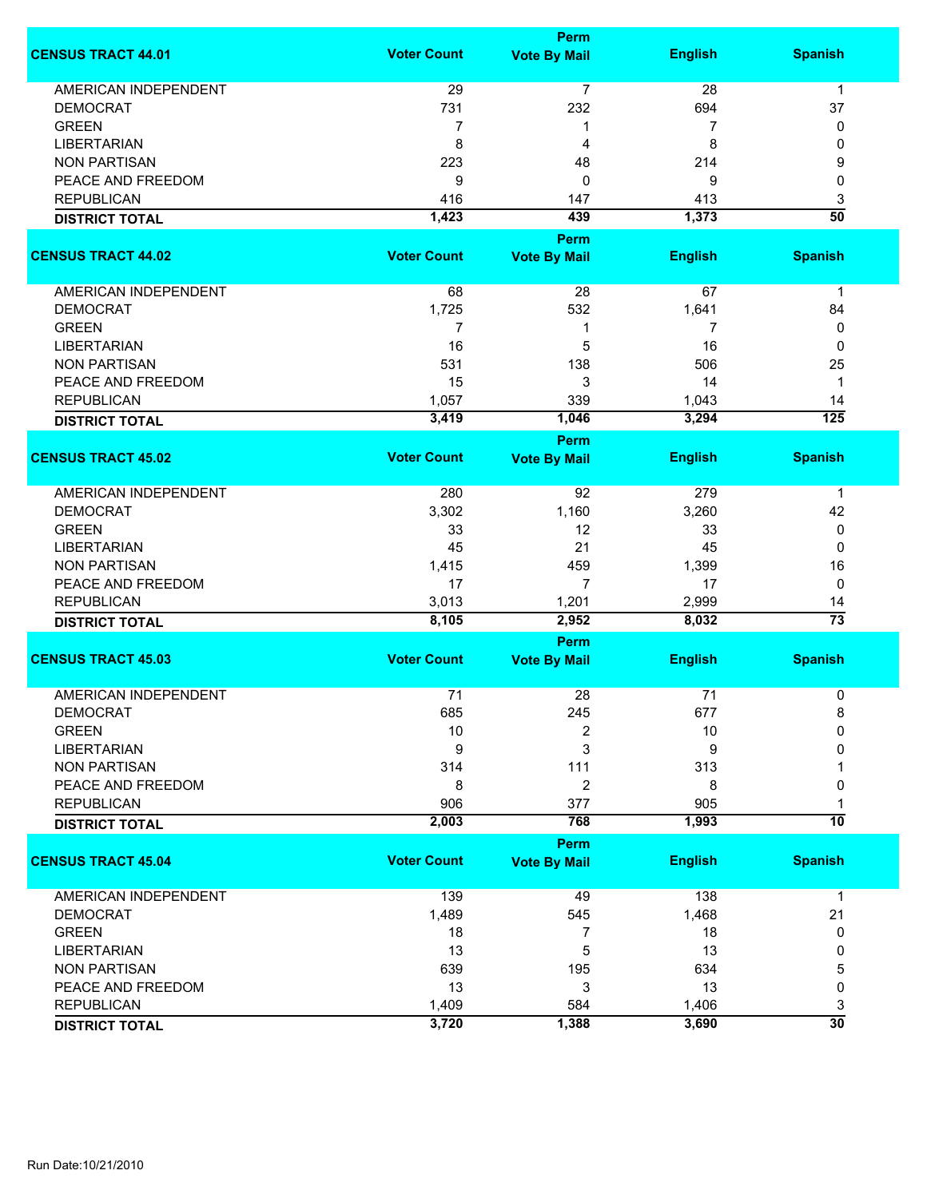| CENSUS TRACT 44.01 | Voter Count | Perm Vote By Mail | English | Spanish |
|---|---|---|---|---|
| AMERICAN INDEPENDENT | 29 | 7 | 28 | 1 |
| DEMOCRAT | 731 | 232 | 694 | 37 |
| GREEN | 7 | 1 | 7 | 0 |
| LIBERTARIAN | 8 | 4 | 8 | 0 |
| NON PARTISAN | 223 | 48 | 214 | 9 |
| PEACE AND FREEDOM | 9 | 0 | 9 | 0 |
| REPUBLICAN | 416 | 147 | 413 | 3 |
| **DISTRICT TOTAL** | **1,423** | **439** | **1,373** | **50** |

| CENSUS TRACT 44.02 | Voter Count | Perm Vote By Mail | English | Spanish |
|---|---|---|---|---|
| AMERICAN INDEPENDENT | 68 | 28 | 67 | 1 |
| DEMOCRAT | 1,725 | 532 | 1,641 | 84 |
| GREEN | 7 | 1 | 7 | 0 |
| LIBERTARIAN | 16 | 5 | 16 | 0 |
| NON PARTISAN | 531 | 138 | 506 | 25 |
| PEACE AND FREEDOM | 15 | 3 | 14 | 1 |
| REPUBLICAN | 1,057 | 339 | 1,043 | 14 |
| **DISTRICT TOTAL** | **3,419** | **1,046** | **3,294** | **125** |

| CENSUS TRACT 45.02 | Voter Count | Perm Vote By Mail | English | Spanish |
|---|---|---|---|---|
| AMERICAN INDEPENDENT | 280 | 92 | 279 | 1 |
| DEMOCRAT | 3,302 | 1,160 | 3,260 | 42 |
| GREEN | 33 | 12 | 33 | 0 |
| LIBERTARIAN | 45 | 21 | 45 | 0 |
| NON PARTISAN | 1,415 | 459 | 1,399 | 16 |
| PEACE AND FREEDOM | 17 | 7 | 17 | 0 |
| REPUBLICAN | 3,013 | 1,201 | 2,999 | 14 |
| **DISTRICT TOTAL** | **8,105** | **2,952** | **8,032** | **73** |

| CENSUS TRACT 45.03 | Voter Count | Perm Vote By Mail | English | Spanish |
|---|---|---|---|---|
| AMERICAN INDEPENDENT | 71 | 28 | 71 | 0 |
| DEMOCRAT | 685 | 245 | 677 | 8 |
| GREEN | 10 | 2 | 10 | 0 |
| LIBERTARIAN | 9 | 3 | 9 | 0 |
| NON PARTISAN | 314 | 111 | 313 | 1 |
| PEACE AND FREEDOM | 8 | 2 | 8 | 0 |
| REPUBLICAN | 906 | 377 | 905 | 1 |
| **DISTRICT TOTAL** | **2,003** | **768** | **1,993** | **10** |

| CENSUS TRACT 45.04 | Voter Count | Perm Vote By Mail | English | Spanish |
|---|---|---|---|---|
| AMERICAN INDEPENDENT | 139 | 49 | 138 | 1 |
| DEMOCRAT | 1,489 | 545 | 1,468 | 21 |
| GREEN | 18 | 7 | 18 | 0 |
| LIBERTARIAN | 13 | 5 | 13 | 0 |
| NON PARTISAN | 639 | 195 | 634 | 5 |
| PEACE AND FREEDOM | 13 | 3 | 13 | 0 |
| REPUBLICAN | 1,409 | 584 | 1,406 | 3 |
| **DISTRICT TOTAL** | **3,720** | **1,388** | **3,690** | **30** |

Run Date:10/21/2010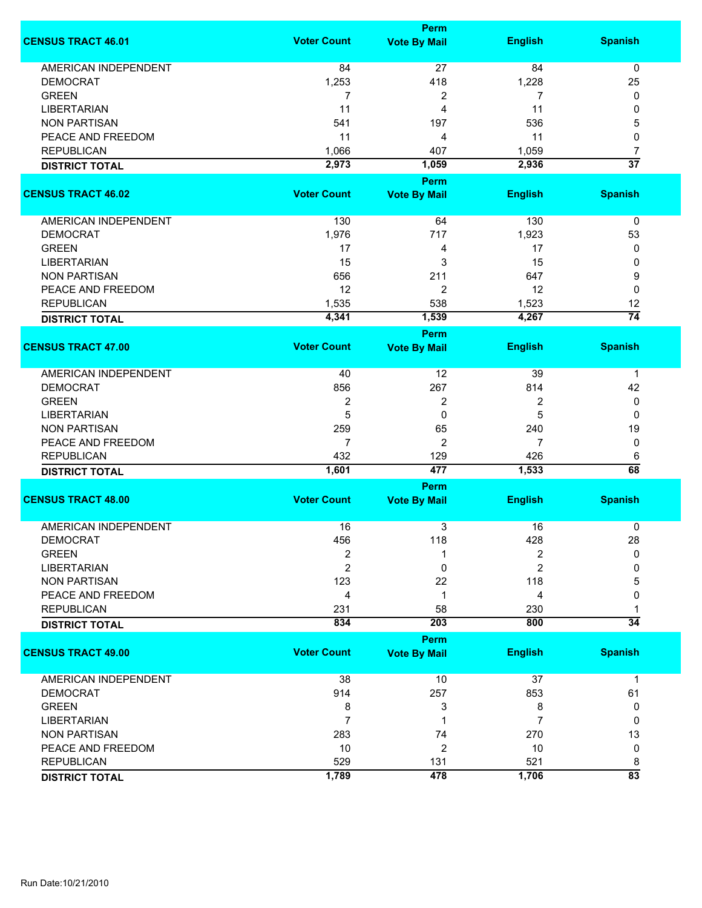| CENSUS TRACT 46.01 | Voter Count | Perm Vote By Mail | English | Spanish |
|---|---|---|---|---|
| AMERICAN INDEPENDENT | 84 | 27 | 84 | 0 |
| DEMOCRAT | 1,253 | 418 | 1,228 | 25 |
| GREEN | 7 | 2 | 7 | 0 |
| LIBERTARIAN | 11 | 4 | 11 | 0 |
| NON PARTISAN | 541 | 197 | 536 | 5 |
| PEACE AND FREEDOM | 11 | 4 | 11 | 0 |
| REPUBLICAN | 1,066 | 407 | 1,059 | 7 |
| **DISTRICT TOTAL** | **2,973** | **1,059** | **2,936** | **37** |

| CENSUS TRACT 46.02 | Voter Count | Perm Vote By Mail | English | Spanish |
|---|---|---|---|---|
| AMERICAN INDEPENDENT | 130 | 64 | 130 | 0 |
| DEMOCRAT | 1,976 | 717 | 1,923 | 53 |
| GREEN | 17 | 4 | 17 | 0 |
| LIBERTARIAN | 15 | 3 | 15 | 0 |
| NON PARTISAN | 656 | 211 | 647 | 9 |
| PEACE AND FREEDOM | 12 | 2 | 12 | 0 |
| REPUBLICAN | 1,535 | 538 | 1,523 | 12 |
| **DISTRICT TOTAL** | **4,341** | **1,539** | **4,267** | **74** |

| CENSUS TRACT 47.00 | Voter Count | Perm Vote By Mail | English | Spanish |
|---|---|---|---|---|
| AMERICAN INDEPENDENT | 40 | 12 | 39 | 1 |
| DEMOCRAT | 856 | 267 | 814 | 42 |
| GREEN | 2 | 2 | 2 | 0 |
| LIBERTARIAN | 5 | 0 | 5 | 0 |
| NON PARTISAN | 259 | 65 | 240 | 19 |
| PEACE AND FREEDOM | 7 | 2 | 7 | 0 |
| REPUBLICAN | 432 | 129 | 426 | 6 |
| **DISTRICT TOTAL** | **1,601** | **477** | **1,533** | **68** |

| CENSUS TRACT 48.00 | Voter Count | Perm Vote By Mail | English | Spanish |
|---|---|---|---|---|
| AMERICAN INDEPENDENT | 16 | 3 | 16 | 0 |
| DEMOCRAT | 456 | 118 | 428 | 28 |
| GREEN | 2 | 1 | 2 | 0 |
| LIBERTARIAN | 2 | 0 | 2 | 0 |
| NON PARTISAN | 123 | 22 | 118 | 5 |
| PEACE AND FREEDOM | 4 | 1 | 4 | 0 |
| REPUBLICAN | 231 | 58 | 230 | 1 |
| **DISTRICT TOTAL** | **834** | **203** | **800** | **34** |

| CENSUS TRACT 49.00 | Voter Count | Perm Vote By Mail | English | Spanish |
|---|---|---|---|---|
| AMERICAN INDEPENDENT | 38 | 10 | 37 | 1 |
| DEMOCRAT | 914 | 257 | 853 | 61 |
| GREEN | 8 | 3 | 8 | 0 |
| LIBERTARIAN | 7 | 1 | 7 | 0 |
| NON PARTISAN | 283 | 74 | 270 | 13 |
| PEACE AND FREEDOM | 10 | 2 | 10 | 0 |
| REPUBLICAN | 529 | 131 | 521 | 8 |
| **DISTRICT TOTAL** | **1,789** | **478** | **1,706** | **83** |

Run Date:10/21/2010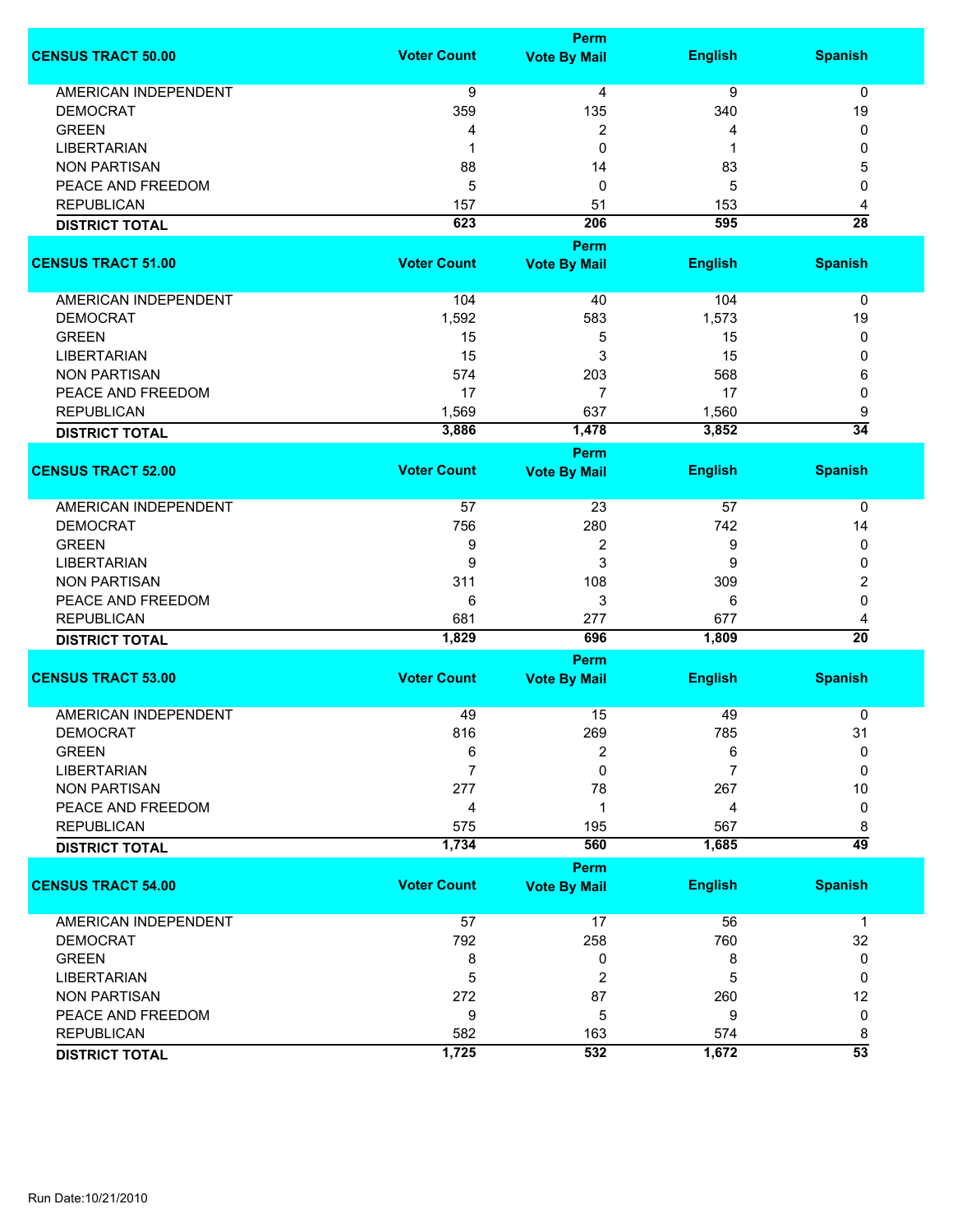| CENSUS TRACT 50.00 | Voter Count | Perm Vote By Mail | English | Spanish |
|---|---|---|---|---|
| AMERICAN INDEPENDENT | 9 | 4 | 9 | 0 |
| DEMOCRAT | 359 | 135 | 340 | 19 |
| GREEN | 4 | 2 | 4 | 0 |
| LIBERTARIAN | 1 | 0 | 1 | 0 |
| NON PARTISAN | 88 | 14 | 83 | 5 |
| PEACE AND FREEDOM | 5 | 0 | 5 | 0 |
| REPUBLICAN | 157 | 51 | 153 | 4 |
| **DISTRICT TOTAL** | **623** | **206** | **595** | **28** |

| CENSUS TRACT 51.00 | Voter Count | Perm Vote By Mail | English | Spanish |
|---|---|---|---|---|
| AMERICAN INDEPENDENT | 104 | 40 | 104 | 0 |
| DEMOCRAT | 1,592 | 583 | 1,573 | 19 |
| GREEN | 15 | 5 | 15 | 0 |
| LIBERTARIAN | 15 | 3 | 15 | 0 |
| NON PARTISAN | 574 | 203 | 568 | 6 |
| PEACE AND FREEDOM | 17 | 7 | 17 | 0 |
| REPUBLICAN | 1,569 | 637 | 1,560 | 9 |
| **DISTRICT TOTAL** | **3,886** | **1,478** | **3,852** | **34** |

| CENSUS TRACT 52.00 | Voter Count | Perm Vote By Mail | English | Spanish |
|---|---|---|---|---|
| AMERICAN INDEPENDENT | 57 | 23 | 57 | 0 |
| DEMOCRAT | 756 | 280 | 742 | 14 |
| GREEN | 9 | 2 | 9 | 0 |
| LIBERTARIAN | 9 | 3 | 9 | 0 |
| NON PARTISAN | 311 | 108 | 309 | 2 |
| PEACE AND FREEDOM | 6 | 3 | 6 | 0 |
| REPUBLICAN | 681 | 277 | 677 | 4 |
| **DISTRICT TOTAL** | **1,829** | **696** | **1,809** | **20** |

| CENSUS TRACT 53.00 | Voter Count | Perm Vote By Mail | English | Spanish |
|---|---|---|---|---|
| AMERICAN INDEPENDENT | 49 | 15 | 49 | 0 |
| DEMOCRAT | 816 | 269 | 785 | 31 |
| GREEN | 6 | 2 | 6 | 0 |
| LIBERTARIAN | 7 | 0 | 7 | 0 |
| NON PARTISAN | 277 | 78 | 267 | 10 |
| PEACE AND FREEDOM | 4 | 1 | 4 | 0 |
| REPUBLICAN | 575 | 195 | 567 | 8 |
| **DISTRICT TOTAL** | **1,734** | **560** | **1,685** | **49** |

| CENSUS TRACT 54.00 | Voter Count | Perm Vote By Mail | English | Spanish |
|---|---|---|---|---|
| AMERICAN INDEPENDENT | 57 | 17 | 56 | 1 |
| DEMOCRAT | 792 | 258 | 760 | 32 |
| GREEN | 8 | 0 | 8 | 0 |
| LIBERTARIAN | 5 | 2 | 5 | 0 |
| NON PARTISAN | 272 | 87 | 260 | 12 |
| PEACE AND FREEDOM | 9 | 5 | 9 | 0 |
| REPUBLICAN | 582 | 163 | 574 | 8 |
| **DISTRICT TOTAL** | **1,725** | **532** | **1,672** | **53** |

Run Date:10/21/2010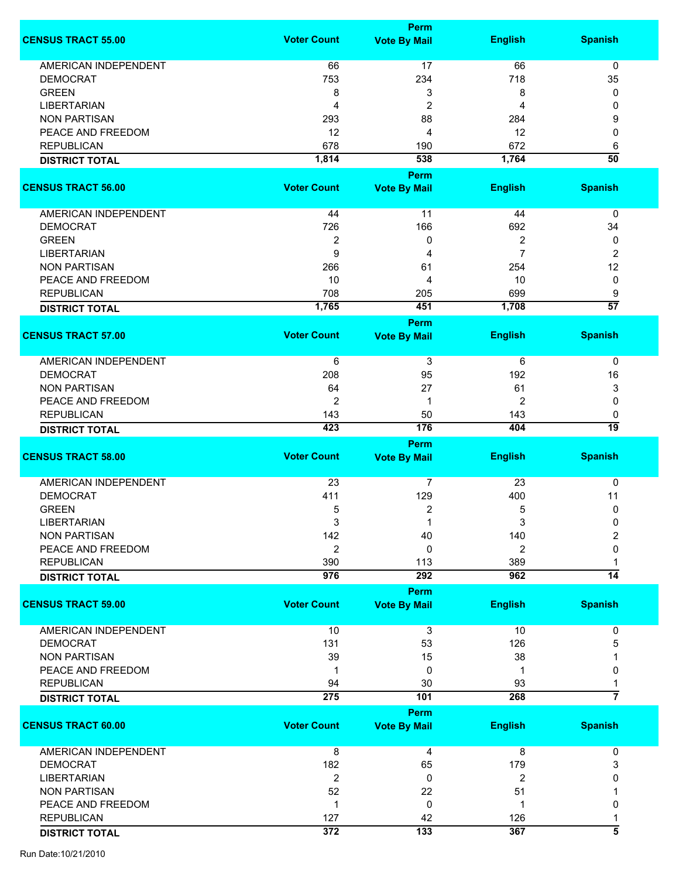| CENSUS TRACT 55.00 | Voter Count | Perm Vote By Mail | English | Spanish |
|---|---|---|---|---|
| AMERICAN INDEPENDENT | 66 | 17 | 66 | 0 |
| DEMOCRAT | 753 | 234 | 718 | 35 |
| GREEN | 8 | 3 | 8 | 0 |
| LIBERTARIAN | 4 | 2 | 4 | 0 |
| NON PARTISAN | 293 | 88 | 284 | 9 |
| PEACE AND FREEDOM | 12 | 4 | 12 | 0 |
| REPUBLICAN | 678 | 190 | 672 | 6 |
| **DISTRICT TOTAL** | **1,814** | **538** | **1,764** | **50** |

| CENSUS TRACT 56.00 | Voter Count | Perm Vote By Mail | English | Spanish |
|---|---|---|---|---|
| AMERICAN INDEPENDENT | 44 | 11 | 44 | 0 |
| DEMOCRAT | 726 | 166 | 692 | 34 |
| GREEN | 2 | 0 | 2 | 0 |
| LIBERTARIAN | 9 | 4 | 7 | 2 |
| NON PARTISAN | 266 | 61 | 254 | 12 |
| PEACE AND FREEDOM | 10 | 4 | 10 | 0 |
| REPUBLICAN | 708 | 205 | 699 | 9 |
| **DISTRICT TOTAL** | **1,765** | **451** | **1,708** | **57** |

| CENSUS TRACT 57.00 | Voter Count | Perm Vote By Mail | English | Spanish |
|---|---|---|---|---|
| AMERICAN INDEPENDENT | 6 | 3 | 6 | 0 |
| DEMOCRAT | 208 | 95 | 192 | 16 |
| NON PARTISAN | 64 | 27 | 61 | 3 |
| PEACE AND FREEDOM | 2 | 1 | 2 | 0 |
| REPUBLICAN | 143 | 50 | 143 | 0 |
| **DISTRICT TOTAL** | **423** | **176** | **404** | **19** |

| CENSUS TRACT 58.00 | Voter Count | Perm Vote By Mail | English | Spanish |
|---|---|---|---|---|
| AMERICAN INDEPENDENT | 23 | 7 | 23 | 0 |
| DEMOCRAT | 411 | 129 | 400 | 11 |
| GREEN | 5 | 2 | 5 | 0 |
| LIBERTARIAN | 3 | 1 | 3 | 0 |
| NON PARTISAN | 142 | 40 | 140 | 2 |
| PEACE AND FREEDOM | 2 | 0 | 2 | 0 |
| REPUBLICAN | 390 | 113 | 389 | 1 |
| **DISTRICT TOTAL** | **976** | **292** | **962** | **14** |

| CENSUS TRACT 59.00 | Voter Count | Perm Vote By Mail | English | Spanish |
|---|---|---|---|---|
| AMERICAN INDEPENDENT | 10 | 3 | 10 | 0 |
| DEMOCRAT | 131 | 53 | 126 | 5 |
| NON PARTISAN | 39 | 15 | 38 | 1 |
| PEACE AND FREEDOM | 1 | 0 | 1 | 0 |
| REPUBLICAN | 94 | 30 | 93 | 1 |
| **DISTRICT TOTAL** | **275** | **101** | **268** | **7** |

| CENSUS TRACT 60.00 | Voter Count | Perm Vote By Mail | English | Spanish |
|---|---|---|---|---|
| AMERICAN INDEPENDENT | 8 | 4 | 8 | 0 |
| DEMOCRAT | 182 | 65 | 179 | 3 |
| LIBERTARIAN | 2 | 0 | 2 | 0 |
| NON PARTISAN | 52 | 22 | 51 | 1 |
| PEACE AND FREEDOM | 1 | 0 | 1 | 0 |
| REPUBLICAN | 127 | 42 | 126 | 1 |
| **DISTRICT TOTAL** | **372** | **133** | **367** | **5** |

Run Date:10/21/2010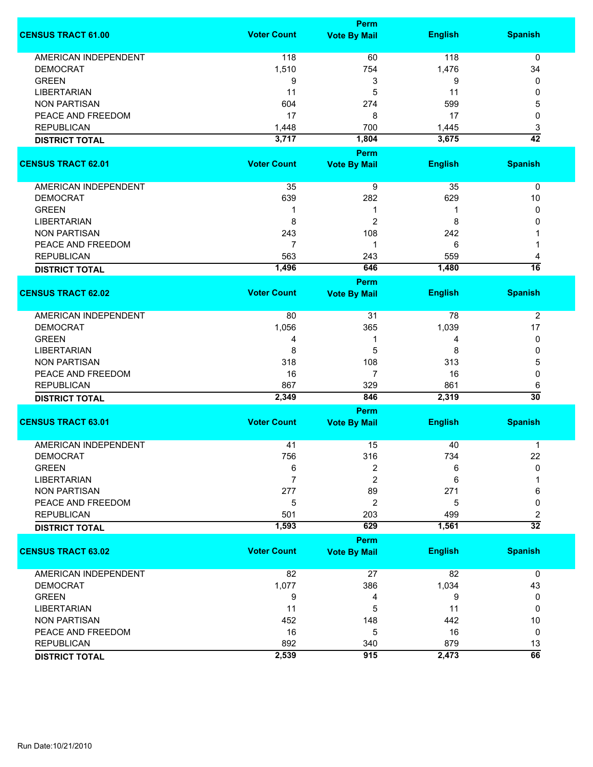| CENSUS TRACT 61.00 | Voter Count | Perm Vote By Mail | English | Spanish |
|---|---|---|---|---|
| AMERICAN INDEPENDENT | 118 | 60 | 118 | 0 |
| DEMOCRAT | 1,510 | 754 | 1,476 | 34 |
| GREEN | 9 | 3 | 9 | 0 |
| LIBERTARIAN | 11 | 5 | 11 | 0 |
| NON PARTISAN | 604 | 274 | 599 | 5 |
| PEACE AND FREEDOM | 17 | 8 | 17 | 0 |
| REPUBLICAN | 1,448 | 700 | 1,445 | 3 |
| **DISTRICT TOTAL** | **3,717** | **1,804** | **3,675** | **42** |

| CENSUS TRACT 62.01 | Voter Count | Perm Vote By Mail | English | Spanish |
|---|---|---|---|---|
| AMERICAN INDEPENDENT | 35 | 9 | 35 | 0 |
| DEMOCRAT | 639 | 282 | 629 | 10 |
| GREEN | 1 | 1 | 1 | 0 |
| LIBERTARIAN | 8 | 2 | 8 | 0 |
| NON PARTISAN | 243 | 108 | 242 | 1 |
| PEACE AND FREEDOM | 7 | 1 | 6 | 1 |
| REPUBLICAN | 563 | 243 | 559 | 4 |
| **DISTRICT TOTAL** | **1,496** | **646** | **1,480** | **16** |

| CENSUS TRACT 62.02 | Voter Count | Perm Vote By Mail | English | Spanish |
|---|---|---|---|---|
| AMERICAN INDEPENDENT | 80 | 31 | 78 | 2 |
| DEMOCRAT | 1,056 | 365 | 1,039 | 17 |
| GREEN | 4 | 1 | 4 | 0 |
| LIBERTARIAN | 8 | 5 | 8 | 0 |
| NON PARTISAN | 318 | 108 | 313 | 5 |
| PEACE AND FREEDOM | 16 | 7 | 16 | 0 |
| REPUBLICAN | 867 | 329 | 861 | 6 |
| **DISTRICT TOTAL** | **2,349** | **846** | **2,319** | **30** |

| CENSUS TRACT 63.01 | Voter Count | Perm Vote By Mail | English | Spanish |
|---|---|---|---|---|
| AMERICAN INDEPENDENT | 41 | 15 | 40 | 1 |
| DEMOCRAT | 756 | 316 | 734 | 22 |
| GREEN | 6 | 2 | 6 | 0 |
| LIBERTARIAN | 7 | 2 | 6 | 1 |
| NON PARTISAN | 277 | 89 | 271 | 6 |
| PEACE AND FREEDOM | 5 | 2 | 5 | 0 |
| REPUBLICAN | 501 | 203 | 499 | 2 |
| **DISTRICT TOTAL** | **1,593** | **629** | **1,561** | **32** |

| CENSUS TRACT 63.02 | Voter Count | Perm Vote By Mail | English | Spanish |
|---|---|---|---|---|
| AMERICAN INDEPENDENT | 82 | 27 | 82 | 0 |
| DEMOCRAT | 1,077 | 386 | 1,034 | 43 |
| GREEN | 9 | 4 | 9 | 0 |
| LIBERTARIAN | 11 | 5 | 11 | 0 |
| NON PARTISAN | 452 | 148 | 442 | 10 |
| PEACE AND FREEDOM | 16 | 5 | 16 | 0 |
| REPUBLICAN | 892 | 340 | 879 | 13 |
| **DISTRICT TOTAL** | **2,539** | **915** | **2,473** | **66** |

Run Date:10/21/2010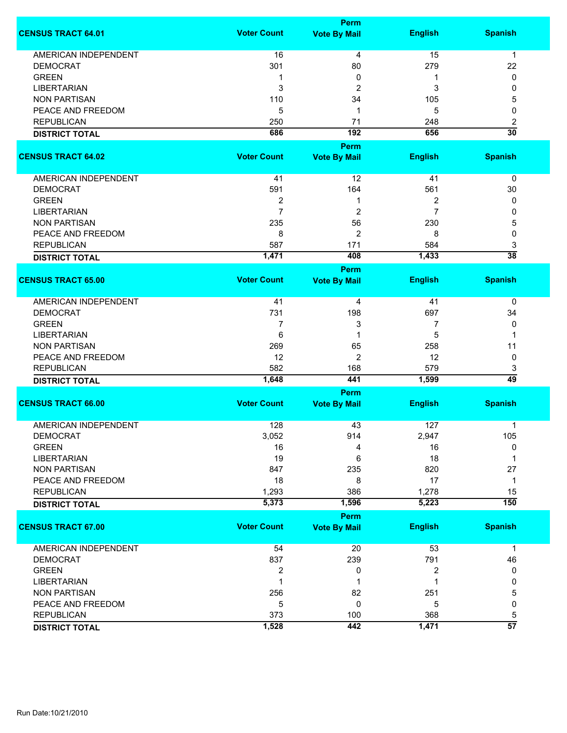| CENSUS TRACT 64.01 | Voter Count | Perm Vote By Mail | English | Spanish |
|---|---|---|---|---|
| AMERICAN INDEPENDENT | 16 | 4 | 15 | 1 |
| DEMOCRAT | 301 | 80 | 279 | 22 |
| GREEN | 1 | 0 | 1 | 0 |
| LIBERTARIAN | 3 | 2 | 3 | 0 |
| NON PARTISAN | 110 | 34 | 105 | 5 |
| PEACE AND FREEDOM | 5 | 1 | 5 | 0 |
| REPUBLICAN | 250 | 71 | 248 | 2 |
| **DISTRICT TOTAL** | **686** | **192** | **656** | **30** |

| CENSUS TRACT 64.02 | Voter Count | Perm Vote By Mail | English | Spanish |
|---|---|---|---|---|
| AMERICAN INDEPENDENT | 41 | 12 | 41 | 0 |
| DEMOCRAT | 591 | 164 | 561 | 30 |
| GREEN | 2 | 1 | 2 | 0 |
| LIBERTARIAN | 7 | 2 | 7 | 0 |
| NON PARTISAN | 235 | 56 | 230 | 5 |
| PEACE AND FREEDOM | 8 | 2 | 8 | 0 |
| REPUBLICAN | 587 | 171 | 584 | 3 |
| **DISTRICT TOTAL** | **1,471** | **408** | **1,433** | **38** |

| CENSUS TRACT 65.00 | Voter Count | Perm Vote By Mail | English | Spanish |
|---|---|---|---|---|
| AMERICAN INDEPENDENT | 41 | 4 | 41 | 0 |
| DEMOCRAT | 731 | 198 | 697 | 34 |
| GREEN | 7 | 3 | 7 | 0 |
| LIBERTARIAN | 6 | 1 | 5 | 1 |
| NON PARTISAN | 269 | 65 | 258 | 11 |
| PEACE AND FREEDOM | 12 | 2 | 12 | 0 |
| REPUBLICAN | 582 | 168 | 579 | 3 |
| **DISTRICT TOTAL** | **1,648** | **441** | **1,599** | **49** |

| CENSUS TRACT 66.00 | Voter Count | Perm Vote By Mail | English | Spanish |
|---|---|---|---|---|
| AMERICAN INDEPENDENT | 128 | 43 | 127 | 1 |
| DEMOCRAT | 3,052 | 914 | 2,947 | 105 |
| GREEN | 16 | 4 | 16 | 0 |
| LIBERTARIAN | 19 | 6 | 18 | 1 |
| NON PARTISAN | 847 | 235 | 820 | 27 |
| PEACE AND FREEDOM | 18 | 8 | 17 | 1 |
| REPUBLICAN | 1,293 | 386 | 1,278 | 15 |
| **DISTRICT TOTAL** | **5,373** | **1,596** | **5,223** | **150** |

| CENSUS TRACT 67.00 | Voter Count | Perm Vote By Mail | English | Spanish |
|---|---|---|---|---|
| AMERICAN INDEPENDENT | 54 | 20 | 53 | 1 |
| DEMOCRAT | 837 | 239 | 791 | 46 |
| GREEN | 2 | 0 | 2 | 0 |
| LIBERTARIAN | 1 | 1 | 1 | 0 |
| NON PARTISAN | 256 | 82 | 251 | 5 |
| PEACE AND FREEDOM | 5 | 0 | 5 | 0 |
| REPUBLICAN | 373 | 100 | 368 | 5 |
| **DISTRICT TOTAL** | **1,528** | **442** | **1,471** | **57** |

Run Date:10/21/2010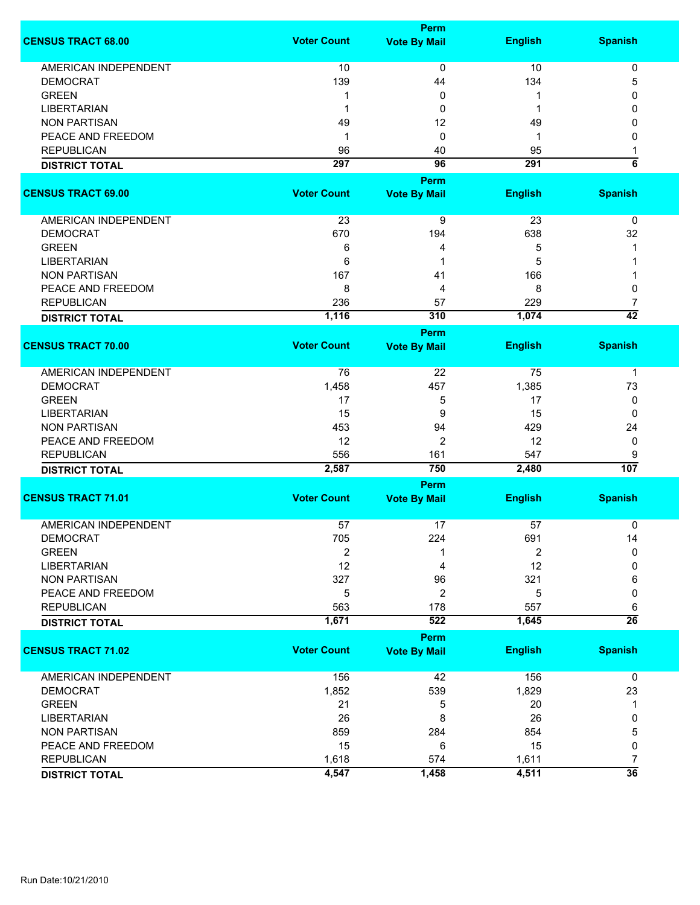| CENSUS TRACT 68.00 | Voter Count | Perm Vote By Mail | English | Spanish |
|---|---|---|---|---|
| AMERICAN INDEPENDENT | 10 | 0 | 10 | 0 |
| DEMOCRAT | 139 | 44 | 134 | 5 |
| GREEN | 1 | 0 | 1 | 0 |
| LIBERTARIAN | 1 | 0 | 1 | 0 |
| NON PARTISAN | 49 | 12 | 49 | 0 |
| PEACE AND FREEDOM | 1 | 0 | 1 | 0 |
| REPUBLICAN | 96 | 40 | 95 | 1 |
| **DISTRICT TOTAL** | **297** | **96** | **291** | **6** |

| CENSUS TRACT 69.00 | Voter Count | Perm Vote By Mail | English | Spanish |
|---|---|---|---|---|
| AMERICAN INDEPENDENT | 23 | 9 | 23 | 0 |
| DEMOCRAT | 670 | 194 | 638 | 32 |
| GREEN | 6 | 4 | 5 | 1 |
| LIBERTARIAN | 6 | 1 | 5 | 1 |
| NON PARTISAN | 167 | 41 | 166 | 1 |
| PEACE AND FREEDOM | 8 | 4 | 8 | 0 |
| REPUBLICAN | 236 | 57 | 229 | 7 |
| **DISTRICT TOTAL** | **1,116** | **310** | **1,074** | **42** |

| CENSUS TRACT 70.00 | Voter Count | Perm Vote By Mail | English | Spanish |
|---|---|---|---|---|
| AMERICAN INDEPENDENT | 76 | 22 | 75 | 1 |
| DEMOCRAT | 1,458 | 457 | 1,385 | 73 |
| GREEN | 17 | 5 | 17 | 0 |
| LIBERTARIAN | 15 | 9 | 15 | 0 |
| NON PARTISAN | 453 | 94 | 429 | 24 |
| PEACE AND FREEDOM | 12 | 2 | 12 | 0 |
| REPUBLICAN | 556 | 161 | 547 | 9 |
| **DISTRICT TOTAL** | **2,587** | **750** | **2,480** | **107** |

| CENSUS TRACT 71.01 | Voter Count | Perm Vote By Mail | English | Spanish |
|---|---|---|---|---|
| AMERICAN INDEPENDENT | 57 | 17 | 57 | 0 |
| DEMOCRAT | 705 | 224 | 691 | 14 |
| GREEN | 2 | 1 | 2 | 0 |
| LIBERTARIAN | 12 | 4 | 12 | 0 |
| NON PARTISAN | 327 | 96 | 321 | 6 |
| PEACE AND FREEDOM | 5 | 2 | 5 | 0 |
| REPUBLICAN | 563 | 178 | 557 | 6 |
| **DISTRICT TOTAL** | **1,671** | **522** | **1,645** | **26** |

| CENSUS TRACT 71.02 | Voter Count | Perm Vote By Mail | English | Spanish |
|---|---|---|---|---|
| AMERICAN INDEPENDENT | 156 | 42 | 156 | 0 |
| DEMOCRAT | 1,852 | 539 | 1,829 | 23 |
| GREEN | 21 | 5 | 20 | 1 |
| LIBERTARIAN | 26 | 8 | 26 | 0 |
| NON PARTISAN | 859 | 284 | 854 | 5 |
| PEACE AND FREEDOM | 15 | 6 | 15 | 0 |
| REPUBLICAN | 1,618 | 574 | 1,611 | 7 |
| **DISTRICT TOTAL** | **4,547** | **1,458** | **4,511** | **36** |

Run Date:10/21/2010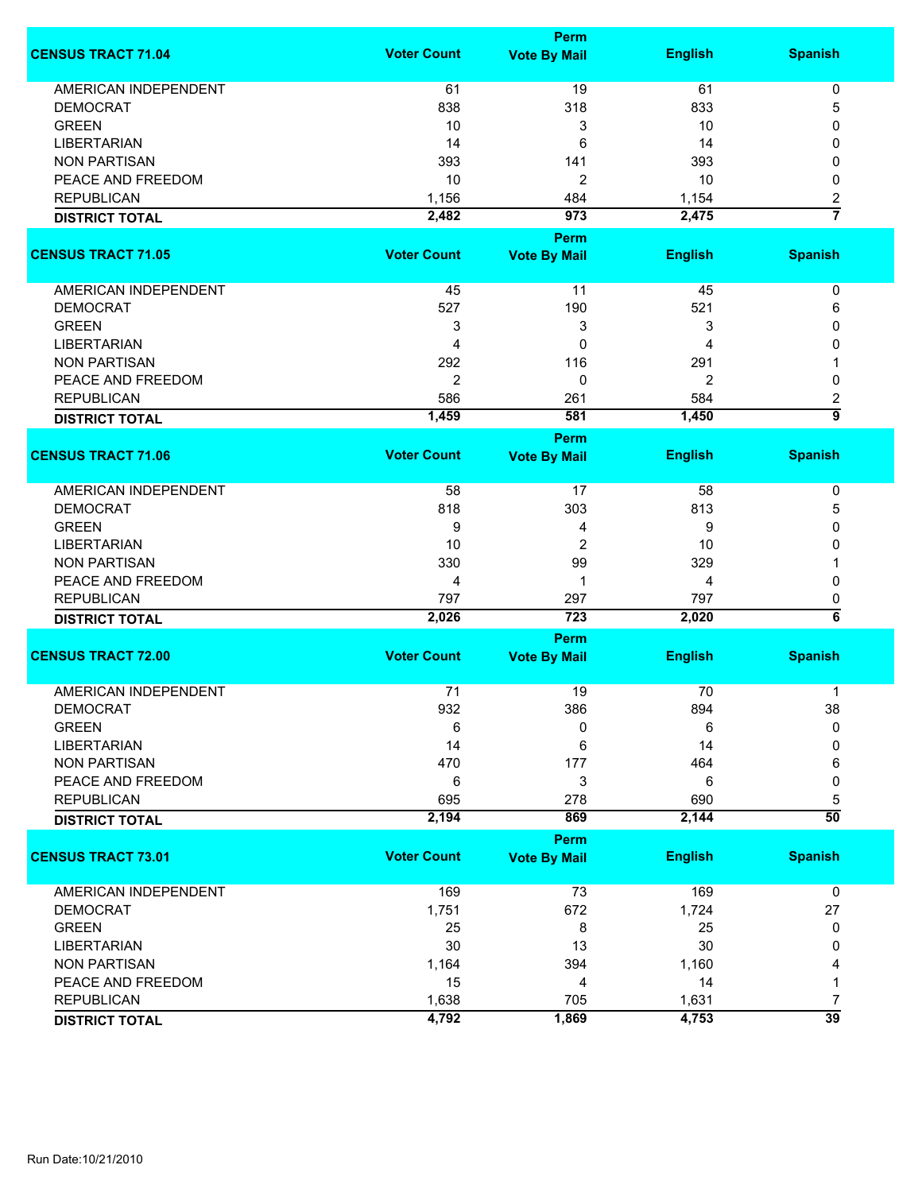| CENSUS TRACT 71.04 | Voter Count | Perm Vote By Mail | English | Spanish |
|---|---|---|---|---|
| AMERICAN INDEPENDENT | 61 | 19 | 61 | 0 |
| DEMOCRAT | 838 | 318 | 833 | 5 |
| GREEN | 10 | 3 | 10 | 0 |
| LIBERTARIAN | 14 | 6 | 14 | 0 |
| NON PARTISAN | 393 | 141 | 393 | 0 |
| PEACE AND FREEDOM | 10 | 2 | 10 | 0 |
| REPUBLICAN | 1,156 | 484 | 1,154 | 2 |
| **DISTRICT TOTAL** | **2,482** | **973** | **2,475** | **7** |

| CENSUS TRACT 71.05 | Voter Count | Perm Vote By Mail | English | Spanish |
|---|---|---|---|---|
| AMERICAN INDEPENDENT | 45 | 11 | 45 | 0 |
| DEMOCRAT | 527 | 190 | 521 | 6 |
| GREEN | 3 | 3 | 3 | 0 |
| LIBERTARIAN | 4 | 0 | 4 | 0 |
| NON PARTISAN | 292 | 116 | 291 | 1 |
| PEACE AND FREEDOM | 2 | 0 | 2 | 0 |
| REPUBLICAN | 586 | 261 | 584 | 2 |
| **DISTRICT TOTAL** | **1,459** | **581** | **1,450** | **9** |

| CENSUS TRACT 71.06 | Voter Count | Perm Vote By Mail | English | Spanish |
|---|---|---|---|---|
| AMERICAN INDEPENDENT | 58 | 17 | 58 | 0 |
| DEMOCRAT | 818 | 303 | 813 | 5 |
| GREEN | 9 | 4 | 9 | 0 |
| LIBERTARIAN | 10 | 2 | 10 | 0 |
| NON PARTISAN | 330 | 99 | 329 | 1 |
| PEACE AND FREEDOM | 4 | 1 | 4 | 0 |
| REPUBLICAN | 797 | 297 | 797 | 0 |
| **DISTRICT TOTAL** | **2,026** | **723** | **2,020** | **6** |

| CENSUS TRACT 72.00 | Voter Count | Perm Vote By Mail | English | Spanish |
|---|---|---|---|---|
| AMERICAN INDEPENDENT | 71 | 19 | 70 | 1 |
| DEMOCRAT | 932 | 386 | 894 | 38 |
| GREEN | 6 | 0 | 6 | 0 |
| LIBERTARIAN | 14 | 6 | 14 | 0 |
| NON PARTISAN | 470 | 177 | 464 | 6 |
| PEACE AND FREEDOM | 6 | 3 | 6 | 0 |
| REPUBLICAN | 695 | 278 | 690 | 5 |
| **DISTRICT TOTAL** | **2,194** | **869** | **2,144** | **50** |

| CENSUS TRACT 73.01 | Voter Count | Perm Vote By Mail | English | Spanish |
|---|---|---|---|---|
| AMERICAN INDEPENDENT | 169 | 73 | 169 | 0 |
| DEMOCRAT | 1,751 | 672 | 1,724 | 27 |
| GREEN | 25 | 8 | 25 | 0 |
| LIBERTARIAN | 30 | 13 | 30 | 0 |
| NON PARTISAN | 1,164 | 394 | 1,160 | 4 |
| PEACE AND FREEDOM | 15 | 4 | 14 | 1 |
| REPUBLICAN | 1,638 | 705 | 1,631 | 7 |
| **DISTRICT TOTAL** | **4,792** | **1,869** | **4,753** | **39** |

Run Date:10/21/2010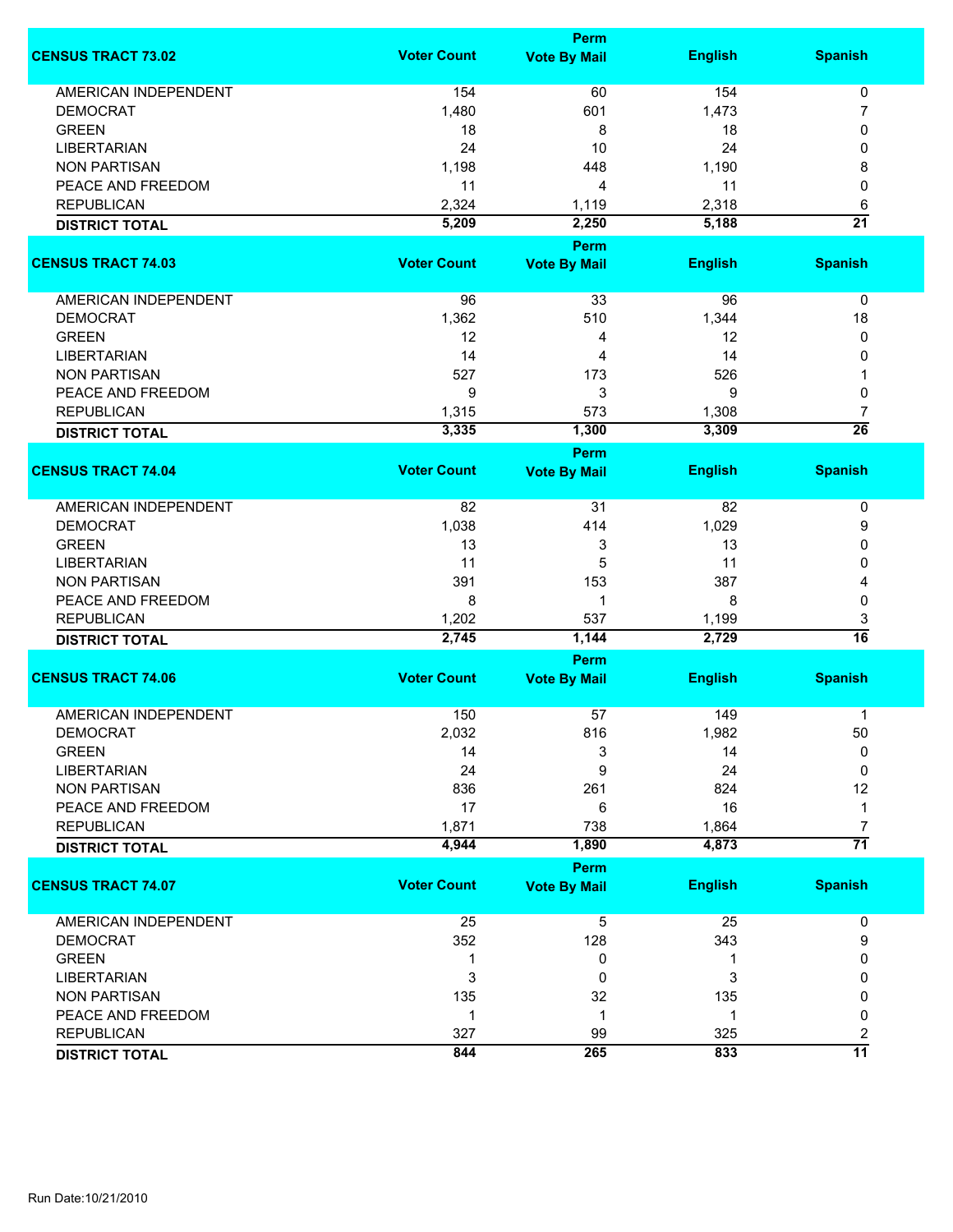| CENSUS TRACT 73.02 | Voter Count | Perm Vote By Mail | English | Spanish |
|---|---|---|---|---|
| AMERICAN INDEPENDENT | 154 | 60 | 154 | 0 |
| DEMOCRAT | 1,480 | 601 | 1,473 | 7 |
| GREEN | 18 | 8 | 18 | 0 |
| LIBERTARIAN | 24 | 10 | 24 | 0 |
| NON PARTISAN | 1,198 | 448 | 1,190 | 8 |
| PEACE AND FREEDOM | 11 | 4 | 11 | 0 |
| REPUBLICAN | 2,324 | 1,119 | 2,318 | 6 |
| **DISTRICT TOTAL** | **5,209** | **2,250** | **5,188** | **21** |

| CENSUS TRACT 74.03 | Voter Count | Perm Vote By Mail | English | Spanish |
|---|---|---|---|---|
| AMERICAN INDEPENDENT | 96 | 33 | 96 | 0 |
| DEMOCRAT | 1,362 | 510 | 1,344 | 18 |
| GREEN | 12 | 4 | 12 | 0 |
| LIBERTARIAN | 14 | 4 | 14 | 0 |
| NON PARTISAN | 527 | 173 | 526 | 1 |
| PEACE AND FREEDOM | 9 | 3 | 9 | 0 |
| REPUBLICAN | 1,315 | 573 | 1,308 | 7 |
| **DISTRICT TOTAL** | **3,335** | **1,300** | **3,309** | **26** |

| CENSUS TRACT 74.04 | Voter Count | Perm Vote By Mail | English | Spanish |
|---|---|---|---|---|
| AMERICAN INDEPENDENT | 82 | 31 | 82 | 0 |
| DEMOCRAT | 1,038 | 414 | 1,029 | 9 |
| GREEN | 13 | 3 | 13 | 0 |
| LIBERTARIAN | 11 | 5 | 11 | 0 |
| NON PARTISAN | 391 | 153 | 387 | 4 |
| PEACE AND FREEDOM | 8 | 1 | 8 | 0 |
| REPUBLICAN | 1,202 | 537 | 1,199 | 3 |
| **DISTRICT TOTAL** | **2,745** | **1,144** | **2,729** | **16** |

| CENSUS TRACT 74.06 | Voter Count | Perm Vote By Mail | English | Spanish |
|---|---|---|---|---|
| AMERICAN INDEPENDENT | 150 | 57 | 149 | 1 |
| DEMOCRAT | 2,032 | 816 | 1,982 | 50 |
| GREEN | 14 | 3 | 14 | 0 |
| LIBERTARIAN | 24 | 9 | 24 | 0 |
| NON PARTISAN | 836 | 261 | 824 | 12 |
| PEACE AND FREEDOM | 17 | 6 | 16 | 1 |
| REPUBLICAN | 1,871 | 738 | 1,864 | 7 |
| **DISTRICT TOTAL** | **4,944** | **1,890** | **4,873** | **71** |

| CENSUS TRACT 74.07 | Voter Count | Perm Vote By Mail | English | Spanish |
|---|---|---|---|---|
| AMERICAN INDEPENDENT | 25 | 5 | 25 | 0 |
| DEMOCRAT | 352 | 128 | 343 | 9 |
| GREEN | 1 | 0 | 1 | 0 |
| LIBERTARIAN | 3 | 0 | 3 | 0 |
| NON PARTISAN | 135 | 32 | 135 | 0 |
| PEACE AND FREEDOM | 1 | 1 | 1 | 0 |
| REPUBLICAN | 327 | 99 | 325 | 2 |
| **DISTRICT TOTAL** | **844** | **265** | **833** | **11** |

Run Date:10/21/2010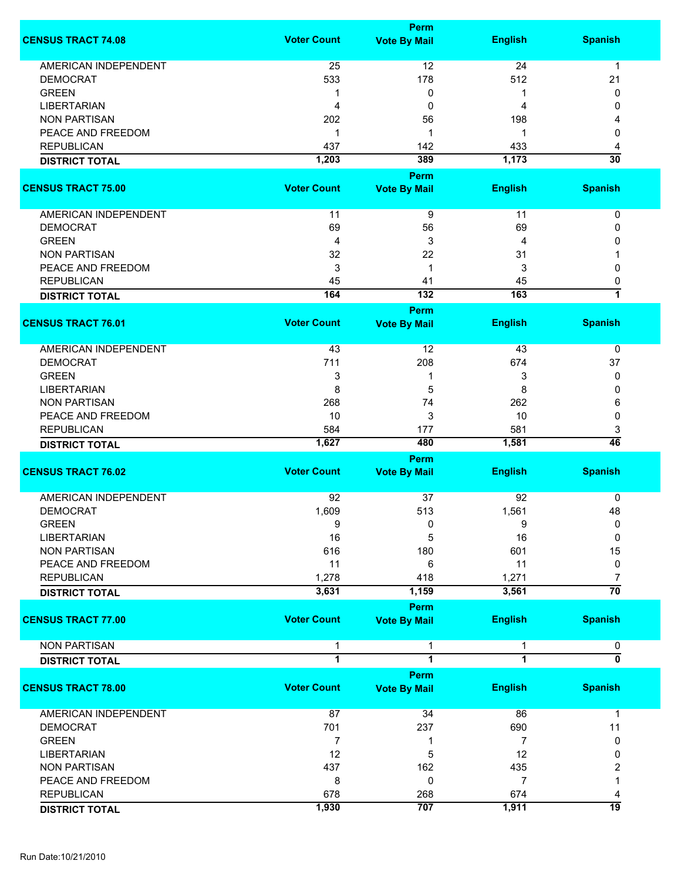| CENSUS TRACT 74.08 | Voter Count | Perm Vote By Mail | English | Spanish |
|---|---|---|---|---|
| AMERICAN INDEPENDENT | 25 | 12 | 24 | 1 |
| DEMOCRAT | 533 | 178 | 512 | 21 |
| GREEN | 1 | 0 | 1 | 0 |
| LIBERTARIAN | 4 | 0 | 4 | 0 |
| NON PARTISAN | 202 | 56 | 198 | 4 |
| PEACE AND FREEDOM | 1 | 1 | 1 | 0 |
| REPUBLICAN | 437 | 142 | 433 | 4 |
| **DISTRICT TOTAL** | **1,203** | **389** | **1,173** | **30** |

| CENSUS TRACT 75.00 | Voter Count | Perm Vote By Mail | English | Spanish |
|---|---|---|---|---|
| AMERICAN INDEPENDENT | 11 | 9 | 11 | 0 |
| DEMOCRAT | 69 | 56 | 69 | 0 |
| GREEN | 4 | 3 | 4 | 0 |
| NON PARTISAN | 32 | 22 | 31 | 1 |
| PEACE AND FREEDOM | 3 | 1 | 3 | 0 |
| REPUBLICAN | 45 | 41 | 45 | 0 |
| **DISTRICT TOTAL** | **164** | **132** | **163** | **1** |

| CENSUS TRACT 76.01 | Voter Count | Perm Vote By Mail | English | Spanish |
|---|---|---|---|---|
| AMERICAN INDEPENDENT | 43 | 12 | 43 | 0 |
| DEMOCRAT | 711 | 208 | 674 | 37 |
| GREEN | 3 | 1 | 3 | 0 |
| LIBERTARIAN | 8 | 5 | 8 | 0 |
| NON PARTISAN | 268 | 74 | 262 | 6 |
| PEACE AND FREEDOM | 10 | 3 | 10 | 0 |
| REPUBLICAN | 584 | 177 | 581 | 3 |
| **DISTRICT TOTAL** | **1,627** | **480** | **1,581** | **46** |

| CENSUS TRACT 76.02 | Voter Count | Perm Vote By Mail | English | Spanish |
|---|---|---|---|---|
| AMERICAN INDEPENDENT | 92 | 37 | 92 | 0 |
| DEMOCRAT | 1,609 | 513 | 1,561 | 48 |
| GREEN | 9 | 0 | 9 | 0 |
| LIBERTARIAN | 16 | 5 | 16 | 0 |
| NON PARTISAN | 616 | 180 | 601 | 15 |
| PEACE AND FREEDOM | 11 | 6 | 11 | 0 |
| REPUBLICAN | 1,278 | 418 | 1,271 | 7 |
| **DISTRICT TOTAL** | **3,631** | **1,159** | **3,561** | **70** |

| CENSUS TRACT 77.00 | Voter Count | Perm Vote By Mail | English | Spanish |
|---|---|---|---|---|
| NON PARTISAN | 1 | 1 | 1 | 0 |
| **DISTRICT TOTAL** | **1** | **1** | **1** | **0** |

| CENSUS TRACT 78.00 | Voter Count | Perm Vote By Mail | English | Spanish |
|---|---|---|---|---|
| AMERICAN INDEPENDENT | 87 | 34 | 86 | 1 |
| DEMOCRAT | 701 | 237 | 690 | 11 |
| GREEN | 7 | 1 | 7 | 0 |
| LIBERTARIAN | 12 | 5 | 12 | 0 |
| NON PARTISAN | 437 | 162 | 435 | 2 |
| PEACE AND FREEDOM | 8 | 0 | 7 | 1 |
| REPUBLICAN | 678 | 268 | 674 | 4 |
| **DISTRICT TOTAL** | **1,930** | **707** | **1,911** | **19** |

Run Date:10/21/2010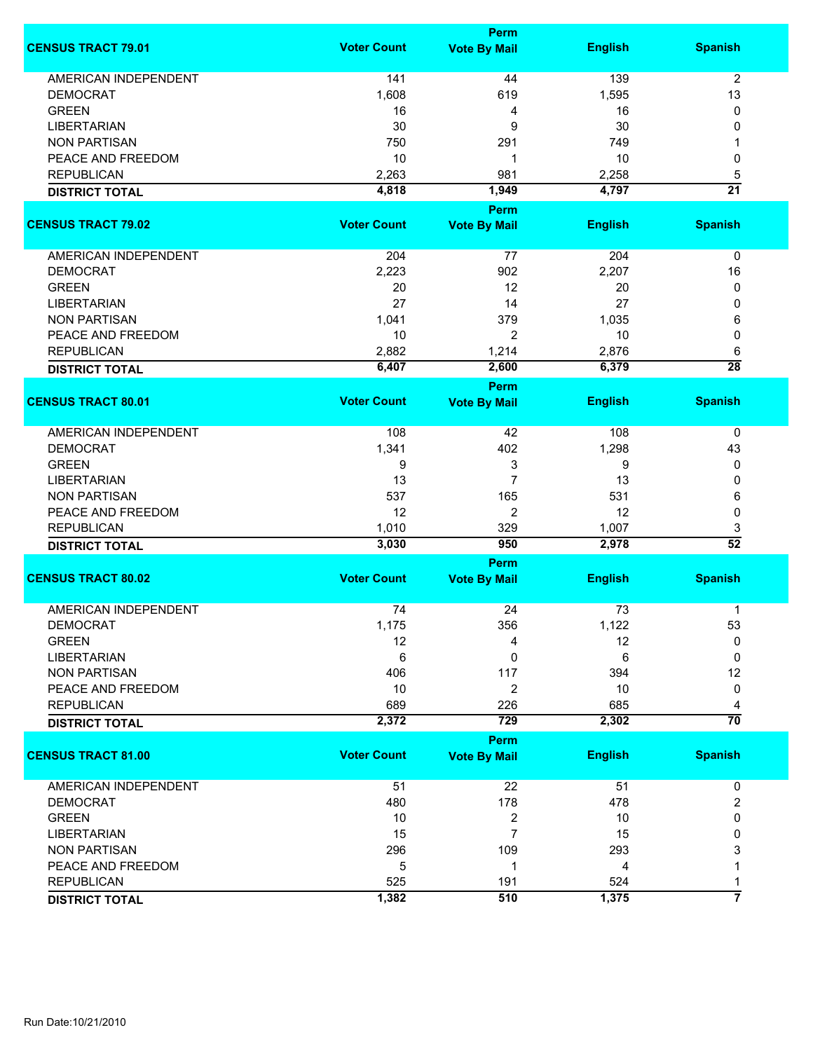| CENSUS TRACT 79.01 | Voter Count | Perm Vote By Mail | English | Spanish |
|---|---|---|---|---|
| AMERICAN INDEPENDENT | 141 | 44 | 139 | 2 |
| DEMOCRAT | 1,608 | 619 | 1,595 | 13 |
| GREEN | 16 | 4 | 16 | 0 |
| LIBERTARIAN | 30 | 9 | 30 | 0 |
| NON PARTISAN | 750 | 291 | 749 | 1 |
| PEACE AND FREEDOM | 10 | 1 | 10 | 0 |
| REPUBLICAN | 2,263 | 981 | 2,258 | 5 |
| **DISTRICT TOTAL** | **4,818** | **1,949** | **4,797** | **21** |

| CENSUS TRACT 79.02 | Voter Count | Perm Vote By Mail | English | Spanish |
|---|---|---|---|---|
| AMERICAN INDEPENDENT | 204 | 77 | 204 | 0 |
| DEMOCRAT | 2,223 | 902 | 2,207 | 16 |
| GREEN | 20 | 12 | 20 | 0 |
| LIBERTARIAN | 27 | 14 | 27 | 0 |
| NON PARTISAN | 1,041 | 379 | 1,035 | 6 |
| PEACE AND FREEDOM | 10 | 2 | 10 | 0 |
| REPUBLICAN | 2,882 | 1,214 | 2,876 | 6 |
| **DISTRICT TOTAL** | **6,407** | **2,600** | **6,379** | **28** |

| CENSUS TRACT 80.01 | Voter Count | Perm Vote By Mail | English | Spanish |
|---|---|---|---|---|
| AMERICAN INDEPENDENT | 108 | 42 | 108 | 0 |
| DEMOCRAT | 1,341 | 402 | 1,298 | 43 |
| GREEN | 9 | 3 | 9 | 0 |
| LIBERTARIAN | 13 | 7 | 13 | 0 |
| NON PARTISAN | 537 | 165 | 531 | 6 |
| PEACE AND FREEDOM | 12 | 2 | 12 | 0 |
| REPUBLICAN | 1,010 | 329 | 1,007 | 3 |
| **DISTRICT TOTAL** | **3,030** | **950** | **2,978** | **52** |

| CENSUS TRACT 80.02 | Voter Count | Perm Vote By Mail | English | Spanish |
|---|---|---|---|---|
| AMERICAN INDEPENDENT | 74 | 24 | 73 | 1 |
| DEMOCRAT | 1,175 | 356 | 1,122 | 53 |
| GREEN | 12 | 4 | 12 | 0 |
| LIBERTARIAN | 6 | 0 | 6 | 0 |
| NON PARTISAN | 406 | 117 | 394 | 12 |
| PEACE AND FREEDOM | 10 | 2 | 10 | 0 |
| REPUBLICAN | 689 | 226 | 685 | 4 |
| **DISTRICT TOTAL** | **2,372** | **729** | **2,302** | **70** |

| CENSUS TRACT 81.00 | Voter Count | Perm Vote By Mail | English | Spanish |
|---|---|---|---|---|
| AMERICAN INDEPENDENT | 51 | 22 | 51 | 0 |
| DEMOCRAT | 480 | 178 | 478 | 2 |
| GREEN | 10 | 2 | 10 | 0 |
| LIBERTARIAN | 15 | 7 | 15 | 0 |
| NON PARTISAN | 296 | 109 | 293 | 3 |
| PEACE AND FREEDOM | 5 | 1 | 4 | 1 |
| REPUBLICAN | 525 | 191 | 524 | 1 |
| **DISTRICT TOTAL** | **1,382** | **510** | **1,375** | **7** |

Run Date:10/21/2010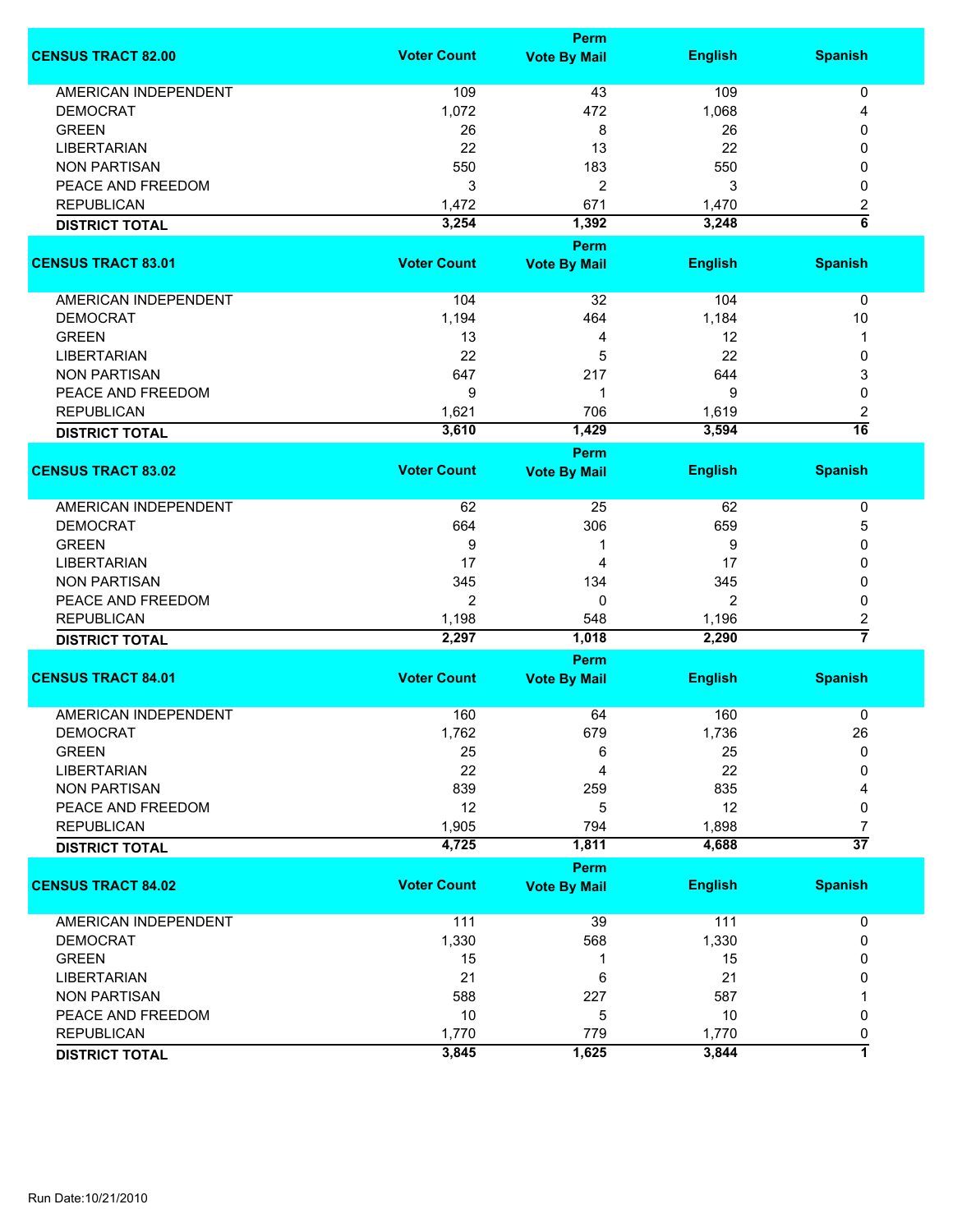| CENSUS TRACT 82.00 | Voter Count | Perm Vote By Mail | English | Spanish |
|---|---|---|---|---|
| AMERICAN INDEPENDENT | 109 | 43 | 109 | 0 |
| DEMOCRAT | 1,072 | 472 | 1,068 | 4 |
| GREEN | 26 | 8 | 26 | 0 |
| LIBERTARIAN | 22 | 13 | 22 | 0 |
| NON PARTISAN | 550 | 183 | 550 | 0 |
| PEACE AND FREEDOM | 3 | 2 | 3 | 0 |
| REPUBLICAN | 1,472 | 671 | 1,470 | 2 |
| **DISTRICT TOTAL** | **3,254** | **1,392** | **3,248** | **6** |

| CENSUS TRACT 83.01 | Voter Count | Perm Vote By Mail | English | Spanish |
|---|---|---|---|---|
| AMERICAN INDEPENDENT | 104 | 32 | 104 | 0 |
| DEMOCRAT | 1,194 | 464 | 1,184 | 10 |
| GREEN | 13 | 4 | 12 | 1 |
| LIBERTARIAN | 22 | 5 | 22 | 0 |
| NON PARTISAN | 647 | 217 | 644 | 3 |
| PEACE AND FREEDOM | 9 | 1 | 9 | 0 |
| REPUBLICAN | 1,621 | 706 | 1,619 | 2 |
| **DISTRICT TOTAL** | **3,610** | **1,429** | **3,594** | **16** |

| CENSUS TRACT 83.02 | Voter Count | Perm Vote By Mail | English | Spanish |
|---|---|---|---|---|
| AMERICAN INDEPENDENT | 62 | 25 | 62 | 0 |
| DEMOCRAT | 664 | 306 | 659 | 5 |
| GREEN | 9 | 1 | 9 | 0 |
| LIBERTARIAN | 17 | 4 | 17 | 0 |
| NON PARTISAN | 345 | 134 | 345 | 0 |
| PEACE AND FREEDOM | 2 | 0 | 2 | 0 |
| REPUBLICAN | 1,198 | 548 | 1,196 | 2 |
| **DISTRICT TOTAL** | **2,297** | **1,018** | **2,290** | **7** |

| CENSUS TRACT 84.01 | Voter Count | Perm Vote By Mail | English | Spanish |
|---|---|---|---|---|
| AMERICAN INDEPENDENT | 160 | 64 | 160 | 0 |
| DEMOCRAT | 1,762 | 679 | 1,736 | 26 |
| GREEN | 25 | 6 | 25 | 0 |
| LIBERTARIAN | 22 | 4 | 22 | 0 |
| NON PARTISAN | 839 | 259 | 835 | 4 |
| PEACE AND FREEDOM | 12 | 5 | 12 | 0 |
| REPUBLICAN | 1,905 | 794 | 1,898 | 7 |
| **DISTRICT TOTAL** | **4,725** | **1,811** | **4,688** | **37** |

| CENSUS TRACT 84.02 | Voter Count | Perm Vote By Mail | English | Spanish |
|---|---|---|---|---|
| AMERICAN INDEPENDENT | 111 | 39 | 111 | 0 |
| DEMOCRAT | 1,330 | 568 | 1,330 | 0 |
| GREEN | 15 | 1 | 15 | 0 |
| LIBERTARIAN | 21 | 6 | 21 | 0 |
| NON PARTISAN | 588 | 227 | 587 | 1 |
| PEACE AND FREEDOM | 10 | 5 | 10 | 0 |
| REPUBLICAN | 1,770 | 779 | 1,770 | 0 |
| **DISTRICT TOTAL** | **3,845** | **1,625** | **3,844** | **1** |

Run Date:10/21/2010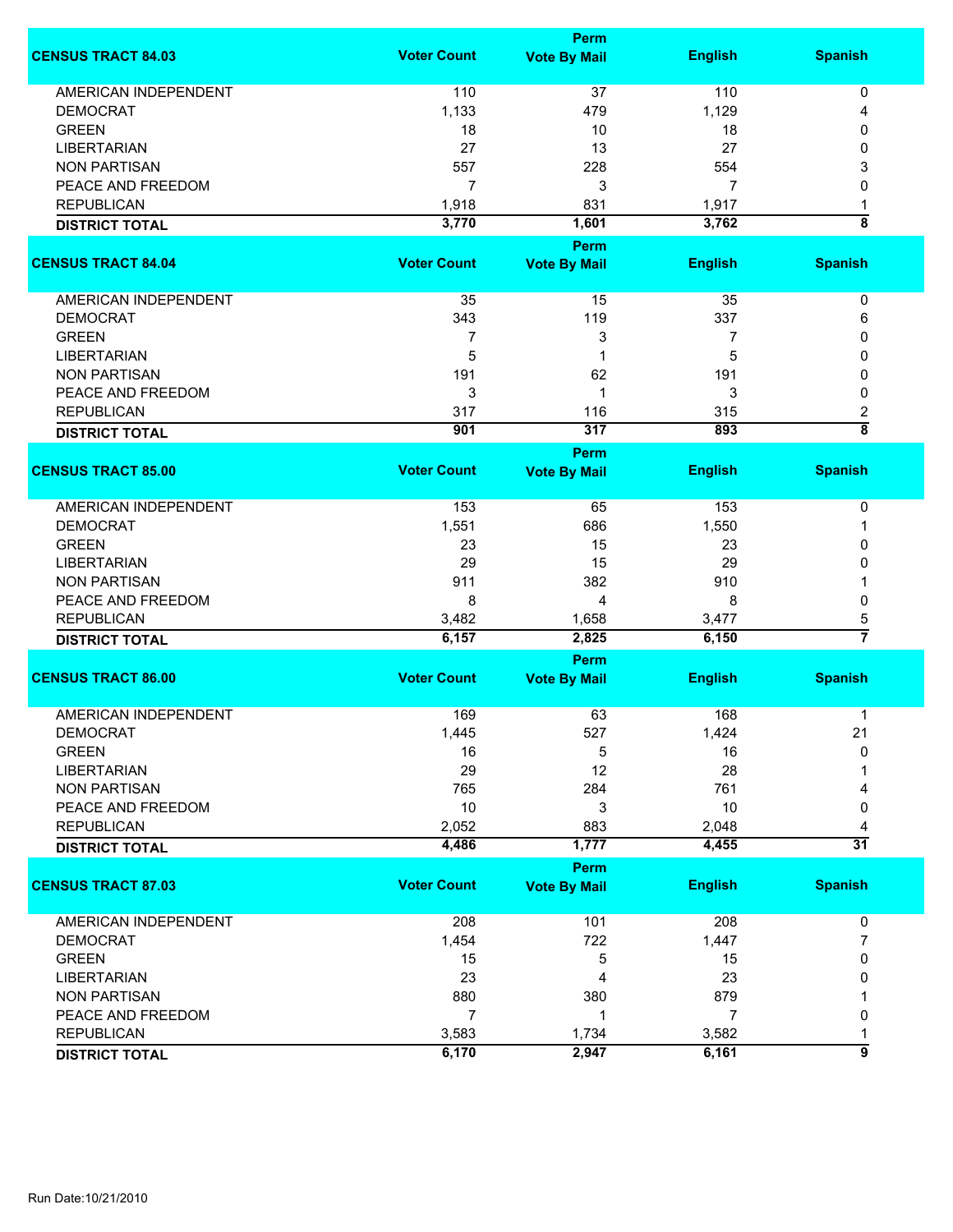| CENSUS TRACT 84.03 | Voter Count | Perm Vote By Mail | English | Spanish |
|---|---|---|---|---|
| AMERICAN INDEPENDENT | 110 | 37 | 110 | 0 |
| DEMOCRAT | 1,133 | 479 | 1,129 | 4 |
| GREEN | 18 | 10 | 18 | 0 |
| LIBERTARIAN | 27 | 13 | 27 | 0 |
| NON PARTISAN | 557 | 228 | 554 | 3 |
| PEACE AND FREEDOM | 7 | 3 | 7 | 0 |
| REPUBLICAN | 1,918 | 831 | 1,917 | 1 |
| **DISTRICT TOTAL** | **3,770** | **1,601** | **3,762** | **8** |

| CENSUS TRACT 84.04 | Voter Count | Perm Vote By Mail | English | Spanish |
|---|---|---|---|---|
| AMERICAN INDEPENDENT | 35 | 15 | 35 | 0 |
| DEMOCRAT | 343 | 119 | 337 | 6 |
| GREEN | 7 | 3 | 7 | 0 |
| LIBERTARIAN | 5 | 1 | 5 | 0 |
| NON PARTISAN | 191 | 62 | 191 | 0 |
| PEACE AND FREEDOM | 3 | 1 | 3 | 0 |
| REPUBLICAN | 317 | 116 | 315 | 2 |
| **DISTRICT TOTAL** | **901** | **317** | **893** | **8** |

| CENSUS TRACT 85.00 | Voter Count | Perm Vote By Mail | English | Spanish |
|---|---|---|---|---|
| AMERICAN INDEPENDENT | 153 | 65 | 153 | 0 |
| DEMOCRAT | 1,551 | 686 | 1,550 | 1 |
| GREEN | 23 | 15 | 23 | 0 |
| LIBERTARIAN | 29 | 15 | 29 | 0 |
| NON PARTISAN | 911 | 382 | 910 | 1 |
| PEACE AND FREEDOM | 8 | 4 | 8 | 0 |
| REPUBLICAN | 3,482 | 1,658 | 3,477 | 5 |
| **DISTRICT TOTAL** | **6,157** | **2,825** | **6,150** | **7** |

| CENSUS TRACT 86.00 | Voter Count | Perm Vote By Mail | English | Spanish |
|---|---|---|---|---|
| AMERICAN INDEPENDENT | 169 | 63 | 168 | 1 |
| DEMOCRAT | 1,445 | 527 | 1,424 | 21 |
| GREEN | 16 | 5 | 16 | 0 |
| LIBERTARIAN | 29 | 12 | 28 | 1 |
| NON PARTISAN | 765 | 284 | 761 | 4 |
| PEACE AND FREEDOM | 10 | 3 | 10 | 0 |
| REPUBLICAN | 2,052 | 883 | 2,048 | 4 |
| **DISTRICT TOTAL** | **4,486** | **1,777** | **4,455** | **31** |

| CENSUS TRACT 87.03 | Voter Count | Perm Vote By Mail | English | Spanish |
|---|---|---|---|---|
| AMERICAN INDEPENDENT | 208 | 101 | 208 | 0 |
| DEMOCRAT | 1,454 | 722 | 1,447 | 7 |
| GREEN | 15 | 5 | 15 | 0 |
| LIBERTARIAN | 23 | 4 | 23 | 0 |
| NON PARTISAN | 880 | 380 | 879 | 1 |
| PEACE AND FREEDOM | 7 | 1 | 7 | 0 |
| REPUBLICAN | 3,583 | 1,734 | 3,582 | 1 |
| **DISTRICT TOTAL** | **6,170** | **2,947** | **6,161** | **9** |

Run Date:10/21/2010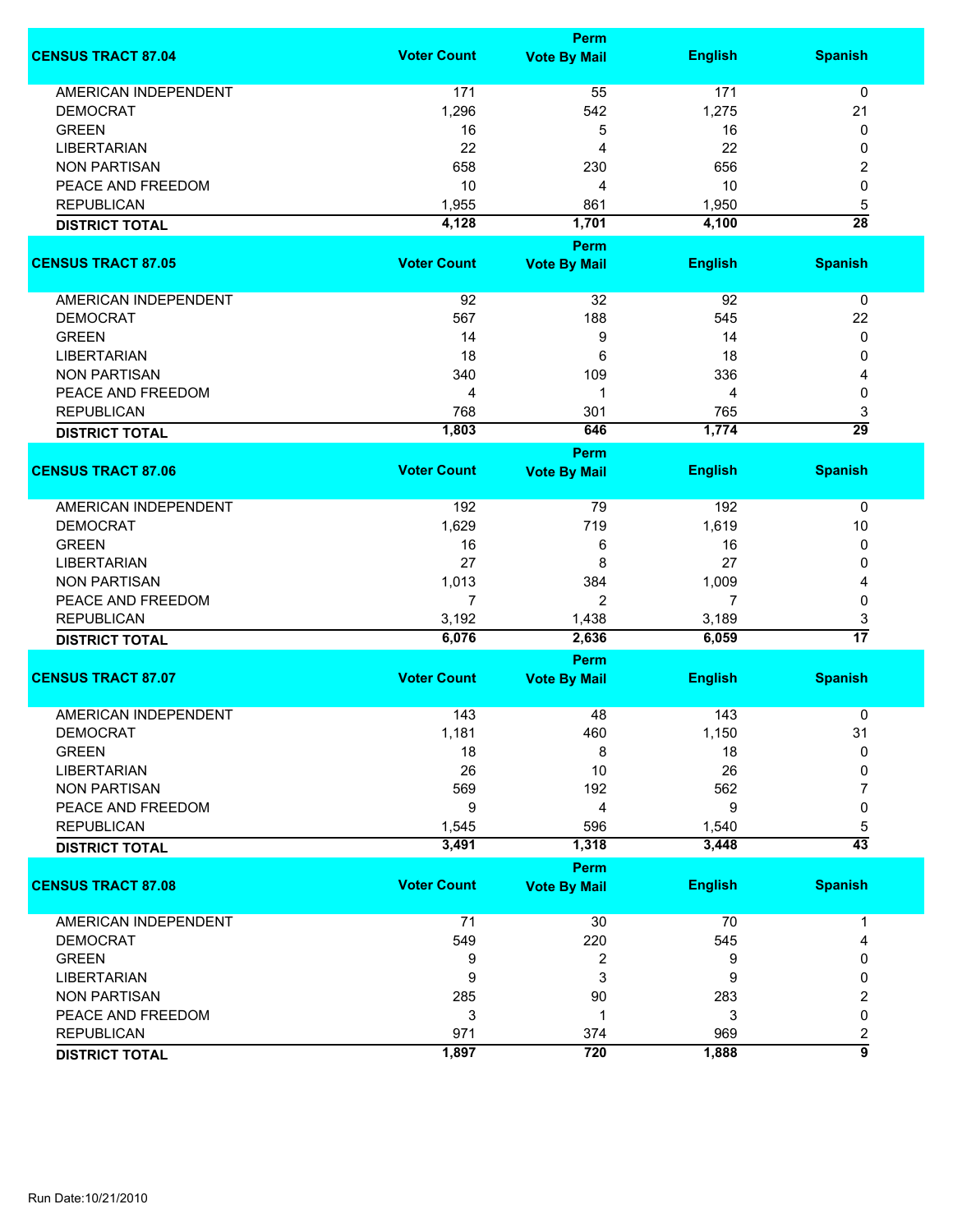| CENSUS TRACT 87.04 | Voter Count | Perm Vote By Mail | English | Spanish |
|---|---|---|---|---|
| AMERICAN INDEPENDENT | 171 | 55 | 171 | 0 |
| DEMOCRAT | 1,296 | 542 | 1,275 | 21 |
| GREEN | 16 | 5 | 16 | 0 |
| LIBERTARIAN | 22 | 4 | 22 | 0 |
| NON PARTISAN | 658 | 230 | 656 | 2 |
| PEACE AND FREEDOM | 10 | 4 | 10 | 0 |
| REPUBLICAN | 1,955 | 861 | 1,950 | 5 |
| **DISTRICT TOTAL** | **4,128** | **1,701** | **4,100** | **28** |

| CENSUS TRACT 87.05 | Voter Count | Perm Vote By Mail | English | Spanish |
|---|---|---|---|---|
| AMERICAN INDEPENDENT | 92 | 32 | 92 | 0 |
| DEMOCRAT | 567 | 188 | 545 | 22 |
| GREEN | 14 | 9 | 14 | 0 |
| LIBERTARIAN | 18 | 6 | 18 | 0 |
| NON PARTISAN | 340 | 109 | 336 | 4 |
| PEACE AND FREEDOM | 4 | 1 | 4 | 0 |
| REPUBLICAN | 768 | 301 | 765 | 3 |
| **DISTRICT TOTAL** | **1,803** | **646** | **1,774** | **29** |

| CENSUS TRACT 87.06 | Voter Count | Perm Vote By Mail | English | Spanish |
|---|---|---|---|---|
| AMERICAN INDEPENDENT | 192 | 79 | 192 | 0 |
| DEMOCRAT | 1,629 | 719 | 1,619 | 10 |
| GREEN | 16 | 6 | 16 | 0 |
| LIBERTARIAN | 27 | 8 | 27 | 0 |
| NON PARTISAN | 1,013 | 384 | 1,009 | 4 |
| PEACE AND FREEDOM | 7 | 2 | 7 | 0 |
| REPUBLICAN | 3,192 | 1,438 | 3,189 | 3 |
| **DISTRICT TOTAL** | **6,076** | **2,636** | **6,059** | **17** |

| CENSUS TRACT 87.07 | Voter Count | Perm Vote By Mail | English | Spanish |
|---|---|---|---|---|
| AMERICAN INDEPENDENT | 143 | 48 | 143 | 0 |
| DEMOCRAT | 1,181 | 460 | 1,150 | 31 |
| GREEN | 18 | 8 | 18 | 0 |
| LIBERTARIAN | 26 | 10 | 26 | 0 |
| NON PARTISAN | 569 | 192 | 562 | 7 |
| PEACE AND FREEDOM | 9 | 4 | 9 | 0 |
| REPUBLICAN | 1,545 | 596 | 1,540 | 5 |
| **DISTRICT TOTAL** | **3,491** | **1,318** | **3,448** | **43** |

| CENSUS TRACT 87.08 | Voter Count | Perm Vote By Mail | English | Spanish |
|---|---|---|---|---|
| AMERICAN INDEPENDENT | 71 | 30 | 70 | 1 |
| DEMOCRAT | 549 | 220 | 545 | 4 |
| GREEN | 9 | 2 | 9 | 0 |
| LIBERTARIAN | 9 | 3 | 9 | 0 |
| NON PARTISAN | 285 | 90 | 283 | 2 |
| PEACE AND FREEDOM | 3 | 1 | 3 | 0 |
| REPUBLICAN | 971 | 374 | 969 | 2 |
| **DISTRICT TOTAL** | **1,897** | **720** | **1,888** | **9** |

Run Date:10/21/2010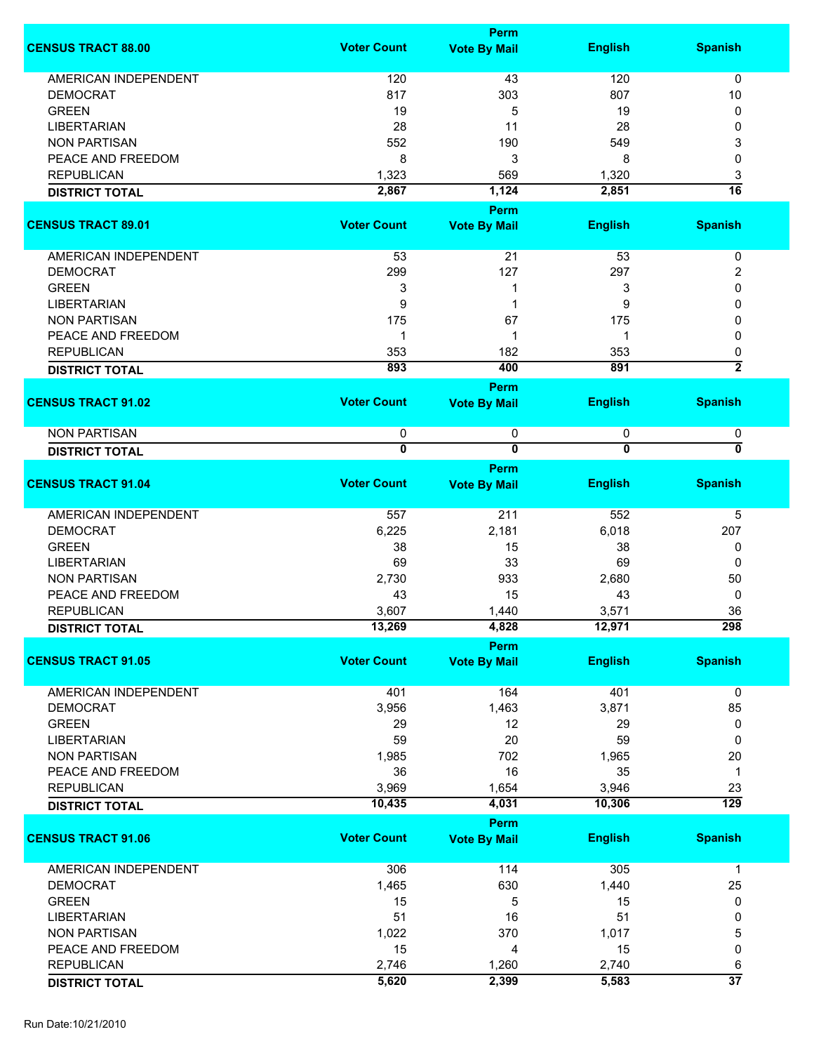| CENSUS TRACT 88.00 | Voter Count | Perm Vote By Mail | English | Spanish |
|---|---|---|---|---|
| AMERICAN INDEPENDENT | 120 | 43 | 120 | 0 |
| DEMOCRAT | 817 | 303 | 807 | 10 |
| GREEN | 19 | 5 | 19 | 0 |
| LIBERTARIAN | 28 | 11 | 28 | 0 |
| NON PARTISAN | 552 | 190 | 549 | 3 |
| PEACE AND FREEDOM | 8 | 3 | 8 | 0 |
| REPUBLICAN | 1,323 | 569 | 1,320 | 3 |
| **DISTRICT TOTAL** | **2,867** | **1,124** | **2,851** | **16** |

| CENSUS TRACT 89.01 | Voter Count | Perm Vote By Mail | English | Spanish |
|---|---|---|---|---|
| AMERICAN INDEPENDENT | 53 | 21 | 53 | 0 |
| DEMOCRAT | 299 | 127 | 297 | 2 |
| GREEN | 3 | 1 | 3 | 0 |
| LIBERTARIAN | 9 | 1 | 9 | 0 |
| NON PARTISAN | 175 | 67 | 175 | 0 |
| PEACE AND FREEDOM | 1 | 1 | 1 | 0 |
| REPUBLICAN | 353 | 182 | 353 | 0 |
| **DISTRICT TOTAL** | **893** | **400** | **891** | **2** |

| CENSUS TRACT 91.02 | Voter Count | Perm Vote By Mail | English | Spanish |
|---|---|---|---|---|
| NON PARTISAN | 0 | 0 | 0 | 0 |
| **DISTRICT TOTAL** | **0** | **0** | **0** | **0** |

| CENSUS TRACT 91.04 | Voter Count | Perm Vote By Mail | English | Spanish |
|---|---|---|---|---|
| AMERICAN INDEPENDENT | 557 | 211 | 552 | 5 |
| DEMOCRAT | 6,225 | 2,181 | 6,018 | 207 |
| GREEN | 38 | 15 | 38 | 0 |
| LIBERTARIAN | 69 | 33 | 69 | 0 |
| NON PARTISAN | 2,730 | 933 | 2,680 | 50 |
| PEACE AND FREEDOM | 43 | 15 | 43 | 0 |
| REPUBLICAN | 3,607 | 1,440 | 3,571 | 36 |
| **DISTRICT TOTAL** | **13,269** | **4,828** | **12,971** | **298** |

| CENSUS TRACT 91.05 | Voter Count | Perm Vote By Mail | English | Spanish |
|---|---|---|---|---|
| AMERICAN INDEPENDENT | 401 | 164 | 401 | 0 |
| DEMOCRAT | 3,956 | 1,463 | 3,871 | 85 |
| GREEN | 29 | 12 | 29 | 0 |
| LIBERTARIAN | 59 | 20 | 59 | 0 |
| NON PARTISAN | 1,985 | 702 | 1,965 | 20 |
| PEACE AND FREEDOM | 36 | 16 | 35 | 1 |
| REPUBLICAN | 3,969 | 1,654 | 3,946 | 23 |
| **DISTRICT TOTAL** | **10,435** | **4,031** | **10,306** | **129** |

| CENSUS TRACT 91.06 | Voter Count | Perm Vote By Mail | English | Spanish |
|---|---|---|---|---|
| AMERICAN INDEPENDENT | 306 | 114 | 305 | 1 |
| DEMOCRAT | 1,465 | 630 | 1,440 | 25 |
| GREEN | 15 | 5 | 15 | 0 |
| LIBERTARIAN | 51 | 16 | 51 | 0 |
| NON PARTISAN | 1,022 | 370 | 1,017 | 5 |
| PEACE AND FREEDOM | 15 | 4 | 15 | 0 |
| REPUBLICAN | 2,746 | 1,260 | 2,740 | 6 |
| **DISTRICT TOTAL** | **5,620** | **2,399** | **5,583** | **37** |

Run Date:10/21/2010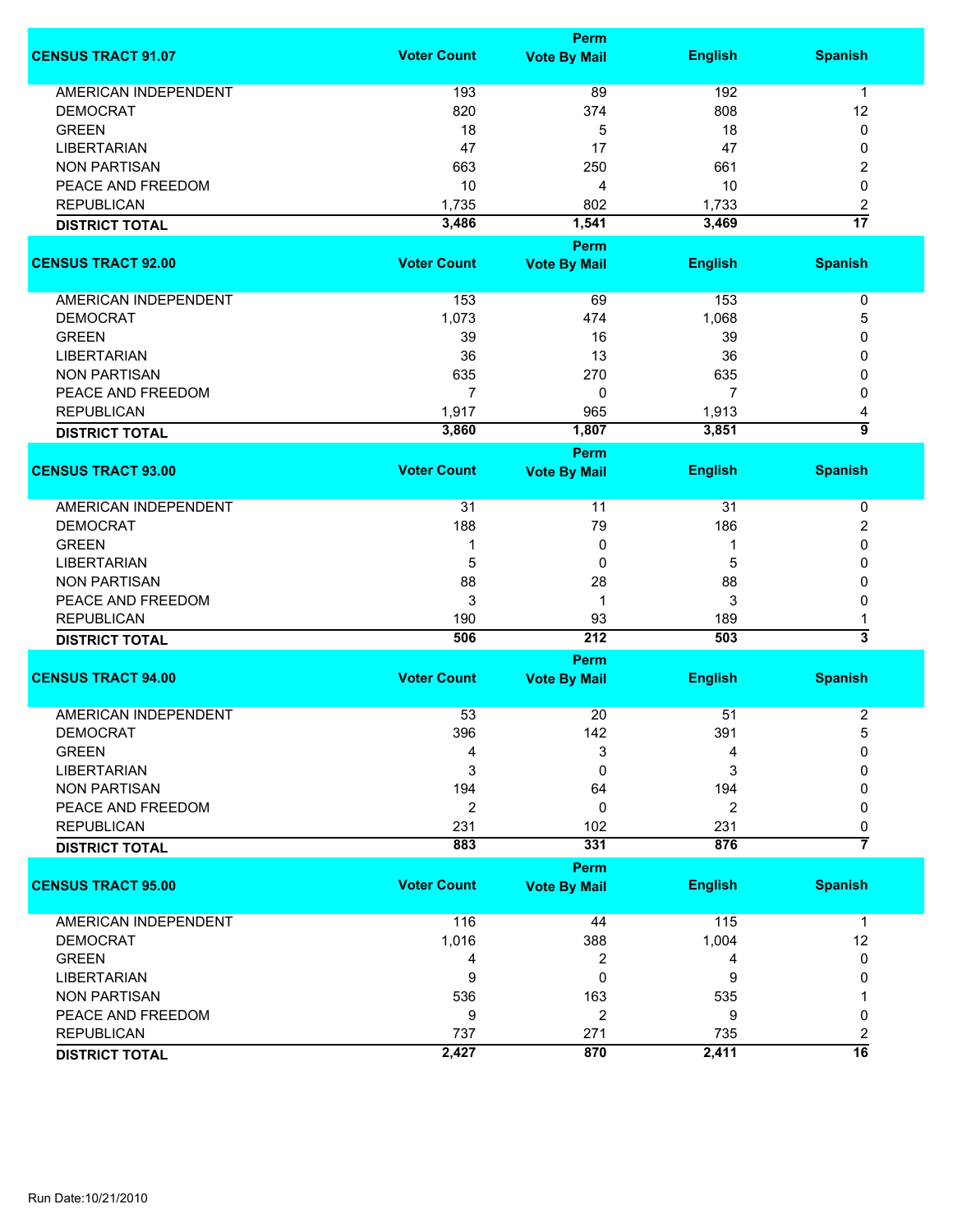| CENSUS TRACT 91.07 | Voter Count | Perm Vote By Mail | English | Spanish |
|---|---|---|---|---|
| AMERICAN INDEPENDENT | 193 | 89 | 192 | 1 |
| DEMOCRAT | 820 | 374 | 808 | 12 |
| GREEN | 18 | 5 | 18 | 0 |
| LIBERTARIAN | 47 | 17 | 47 | 0 |
| NON PARTISAN | 663 | 250 | 661 | 2 |
| PEACE AND FREEDOM | 10 | 4 | 10 | 0 |
| REPUBLICAN | 1,735 | 802 | 1,733 | 2 |
| **DISTRICT TOTAL** | **3,486** | **1,541** | **3,469** | **17** |

| CENSUS TRACT 92.00 | Voter Count | Perm Vote By Mail | English | Spanish |
|---|---|---|---|---|
| AMERICAN INDEPENDENT | 153 | 69 | 153 | 0 |
| DEMOCRAT | 1,073 | 474 | 1,068 | 5 |
| GREEN | 39 | 16 | 39 | 0 |
| LIBERTARIAN | 36 | 13 | 36 | 0 |
| NON PARTISAN | 635 | 270 | 635 | 0 |
| PEACE AND FREEDOM | 7 | 0 | 7 | 0 |
| REPUBLICAN | 1,917 | 965 | 1,913 | 4 |
| **DISTRICT TOTAL** | **3,860** | **1,807** | **3,851** | **9** |

| CENSUS TRACT 93.00 | Voter Count | Perm Vote By Mail | English | Spanish |
|---|---|---|---|---|
| AMERICAN INDEPENDENT | 31 | 11 | 31 | 0 |
| DEMOCRAT | 188 | 79 | 186 | 2 |
| GREEN | 1 | 0 | 1 | 0 |
| LIBERTARIAN | 5 | 0 | 5 | 0 |
| NON PARTISAN | 88 | 28 | 88 | 0 |
| PEACE AND FREEDOM | 3 | 1 | 3 | 0 |
| REPUBLICAN | 190 | 93 | 189 | 1 |
| **DISTRICT TOTAL** | **506** | **212** | **503** | **3** |

| CENSUS TRACT 94.00 | Voter Count | Perm Vote By Mail | English | Spanish |
|---|---|---|---|---|
| AMERICAN INDEPENDENT | 53 | 20 | 51 | 2 |
| DEMOCRAT | 396 | 142 | 391 | 5 |
| GREEN | 4 | 3 | 4 | 0 |
| LIBERTARIAN | 3 | 0 | 3 | 0 |
| NON PARTISAN | 194 | 64 | 194 | 0 |
| PEACE AND FREEDOM | 2 | 0 | 2 | 0 |
| REPUBLICAN | 231 | 102 | 231 | 0 |
| **DISTRICT TOTAL** | **883** | **331** | **876** | **7** |

| CENSUS TRACT 95.00 | Voter Count | Perm Vote By Mail | English | Spanish |
|---|---|---|---|---|
| AMERICAN INDEPENDENT | 116 | 44 | 115 | 1 |
| DEMOCRAT | 1,016 | 388 | 1,004 | 12 |
| GREEN | 4 | 2 | 4 | 0 |
| LIBERTARIAN | 9 | 0 | 9 | 0 |
| NON PARTISAN | 536 | 163 | 535 | 1 |
| PEACE AND FREEDOM | 9 | 2 | 9 | 0 |
| REPUBLICAN | 737 | 271 | 735 | 2 |
| **DISTRICT TOTAL** | **2,427** | **870** | **2,411** | **16** |

Run Date:10/21/2010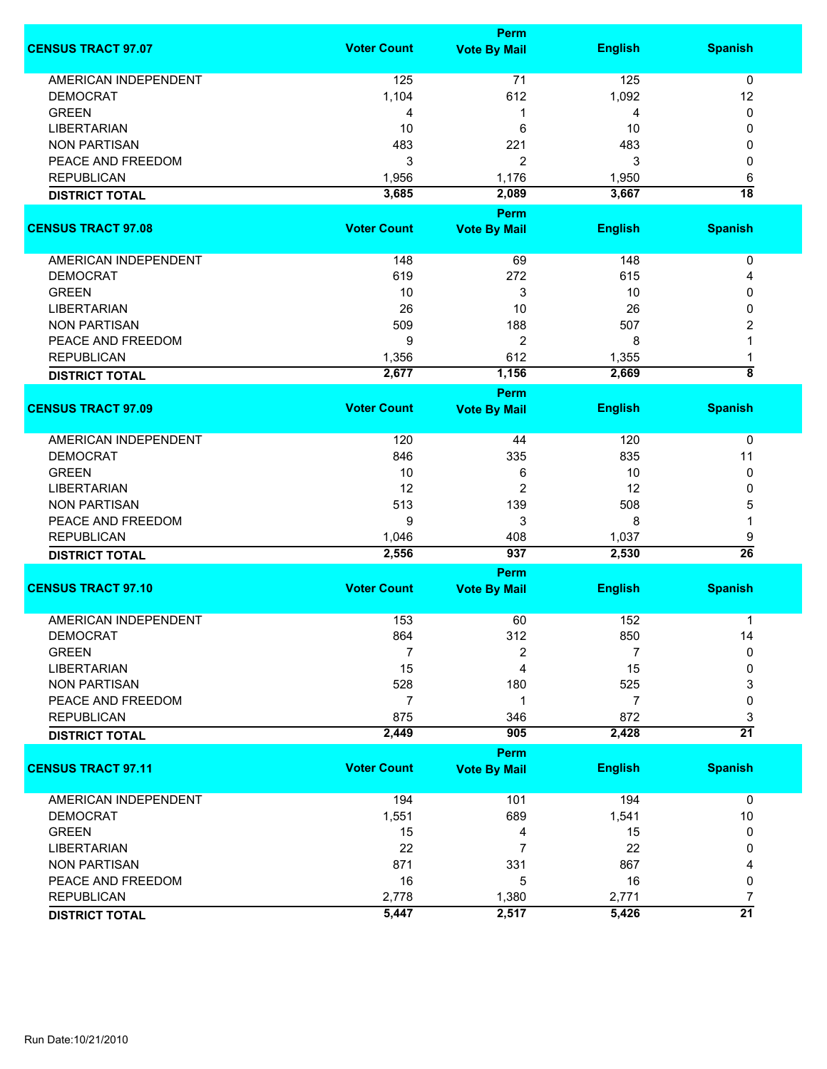| CENSUS TRACT 97.07 | Voter Count | Perm Vote By Mail | English | Spanish |
|---|---|---|---|---|
| AMERICAN INDEPENDENT | 125 | 71 | 125 | 0 |
| DEMOCRAT | 1,104 | 612 | 1,092 | 12 |
| GREEN | 4 | 1 | 4 | 0 |
| LIBERTARIAN | 10 | 6 | 10 | 0 |
| NON PARTISAN | 483 | 221 | 483 | 0 |
| PEACE AND FREEDOM | 3 | 2 | 3 | 0 |
| REPUBLICAN | 1,956 | 1,176 | 1,950 | 6 |
| **DISTRICT TOTAL** | **3,685** | **2,089** | **3,667** | **18** |

| CENSUS TRACT 97.08 | Voter Count | Perm Vote By Mail | English | Spanish |
|---|---|---|---|---|
| AMERICAN INDEPENDENT | 148 | 69 | 148 | 0 |
| DEMOCRAT | 619 | 272 | 615 | 4 |
| GREEN | 10 | 3 | 10 | 0 |
| LIBERTARIAN | 26 | 10 | 26 | 0 |
| NON PARTISAN | 509 | 188 | 507 | 2 |
| PEACE AND FREEDOM | 9 | 2 | 8 | 1 |
| REPUBLICAN | 1,356 | 612 | 1,355 | 1 |
| **DISTRICT TOTAL** | **2,677** | **1,156** | **2,669** | **8** |

| CENSUS TRACT 97.09 | Voter Count | Perm Vote By Mail | English | Spanish |
|---|---|---|---|---|
| AMERICAN INDEPENDENT | 120 | 44 | 120 | 0 |
| DEMOCRAT | 846 | 335 | 835 | 11 |
| GREEN | 10 | 6 | 10 | 0 |
| LIBERTARIAN | 12 | 2 | 12 | 0 |
| NON PARTISAN | 513 | 139 | 508 | 5 |
| PEACE AND FREEDOM | 9 | 3 | 8 | 1 |
| REPUBLICAN | 1,046 | 408 | 1,037 | 9 |
| **DISTRICT TOTAL** | **2,556** | **937** | **2,530** | **26** |

| CENSUS TRACT 97.10 | Voter Count | Perm Vote By Mail | English | Spanish |
|---|---|---|---|---|
| AMERICAN INDEPENDENT | 153 | 60 | 152 | 1 |
| DEMOCRAT | 864 | 312 | 850 | 14 |
| GREEN | 7 | 2 | 7 | 0 |
| LIBERTARIAN | 15 | 4 | 15 | 0 |
| NON PARTISAN | 528 | 180 | 525 | 3 |
| PEACE AND FREEDOM | 7 | 1 | 7 | 0 |
| REPUBLICAN | 875 | 346 | 872 | 3 |
| **DISTRICT TOTAL** | **2,449** | **905** | **2,428** | **21** |

| CENSUS TRACT 97.11 | Voter Count | Perm Vote By Mail | English | Spanish |
|---|---|---|---|---|
| AMERICAN INDEPENDENT | 194 | 101 | 194 | 0 |
| DEMOCRAT | 1,551 | 689 | 1,541 | 10 |
| GREEN | 15 | 4 | 15 | 0 |
| LIBERTARIAN | 22 | 7 | 22 | 0 |
| NON PARTISAN | 871 | 331 | 867 | 4 |
| PEACE AND FREEDOM | 16 | 5 | 16 | 0 |
| REPUBLICAN | 2,778 | 1,380 | 2,771 | 7 |
| **DISTRICT TOTAL** | **5,447** | **2,517** | **5,426** | **21** |

Run Date:10/21/2010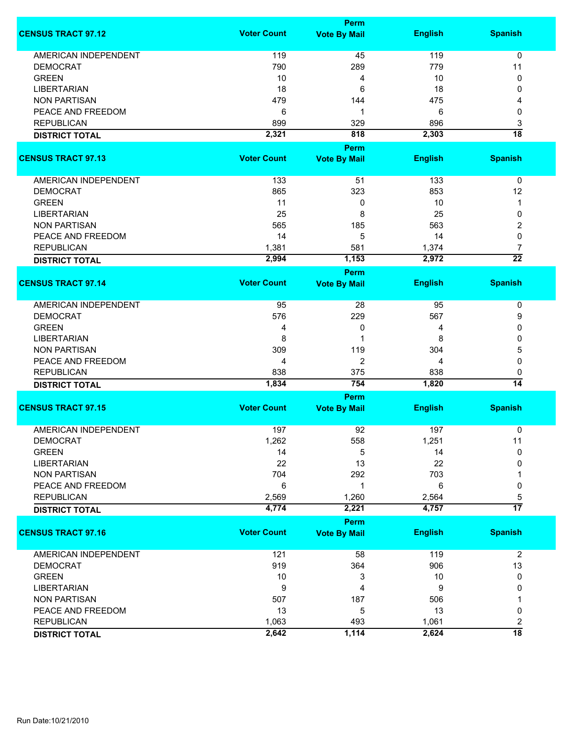| CENSUS TRACT 97.12 | Voter Count | Perm Vote By Mail | English | Spanish |
|---|---|---|---|---|
| AMERICAN INDEPENDENT | 119 | 45 | 119 | 0 |
| DEMOCRAT | 790 | 289 | 779 | 11 |
| GREEN | 10 | 4 | 10 | 0 |
| LIBERTARIAN | 18 | 6 | 18 | 0 |
| NON PARTISAN | 479 | 144 | 475 | 4 |
| PEACE AND FREEDOM | 6 | 1 | 6 | 0 |
| REPUBLICAN | 899 | 329 | 896 | 3 |
| **DISTRICT TOTAL** | **2,321** | **818** | **2,303** | **18** |

| CENSUS TRACT 97.13 | Voter Count | Perm Vote By Mail | English | Spanish |
|---|---|---|---|---|
| AMERICAN INDEPENDENT | 133 | 51 | 133 | 0 |
| DEMOCRAT | 865 | 323 | 853 | 12 |
| GREEN | 11 | 0 | 10 | 1 |
| LIBERTARIAN | 25 | 8 | 25 | 0 |
| NON PARTISAN | 565 | 185 | 563 | 2 |
| PEACE AND FREEDOM | 14 | 5 | 14 | 0 |
| REPUBLICAN | 1,381 | 581 | 1,374 | 7 |
| **DISTRICT TOTAL** | **2,994** | **1,153** | **2,972** | **22** |

| CENSUS TRACT 97.14 | Voter Count | Perm Vote By Mail | English | Spanish |
|---|---|---|---|---|
| AMERICAN INDEPENDENT | 95 | 28 | 95 | 0 |
| DEMOCRAT | 576 | 229 | 567 | 9 |
| GREEN | 4 | 0 | 4 | 0 |
| LIBERTARIAN | 8 | 1 | 8 | 0 |
| NON PARTISAN | 309 | 119 | 304 | 5 |
| PEACE AND FREEDOM | 4 | 2 | 4 | 0 |
| REPUBLICAN | 838 | 375 | 838 | 0 |
| **DISTRICT TOTAL** | **1,834** | **754** | **1,820** | **14** |

| CENSUS TRACT 97.15 | Voter Count | Perm Vote By Mail | English | Spanish |
|---|---|---|---|---|
| AMERICAN INDEPENDENT | 197 | 92 | 197 | 0 |
| DEMOCRAT | 1,262 | 558 | 1,251 | 11 |
| GREEN | 14 | 5 | 14 | 0 |
| LIBERTARIAN | 22 | 13 | 22 | 0 |
| NON PARTISAN | 704 | 292 | 703 | 1 |
| PEACE AND FREEDOM | 6 | 1 | 6 | 0 |
| REPUBLICAN | 2,569 | 1,260 | 2,564 | 5 |
| **DISTRICT TOTAL** | **4,774** | **2,221** | **4,757** | **17** |

| CENSUS TRACT 97.16 | Voter Count | Perm Vote By Mail | English | Spanish |
|---|---|---|---|---|
| AMERICAN INDEPENDENT | 121 | 58 | 119 | 2 |
| DEMOCRAT | 919 | 364 | 906 | 13 |
| GREEN | 10 | 3 | 10 | 0 |
| LIBERTARIAN | 9 | 4 | 9 | 0 |
| NON PARTISAN | 507 | 187 | 506 | 1 |
| PEACE AND FREEDOM | 13 | 5 | 13 | 0 |
| REPUBLICAN | 1,063 | 493 | 1,061 | 2 |
| **DISTRICT TOTAL** | **2,642** | **1,114** | **2,624** | **18** |

Run Date:10/21/2010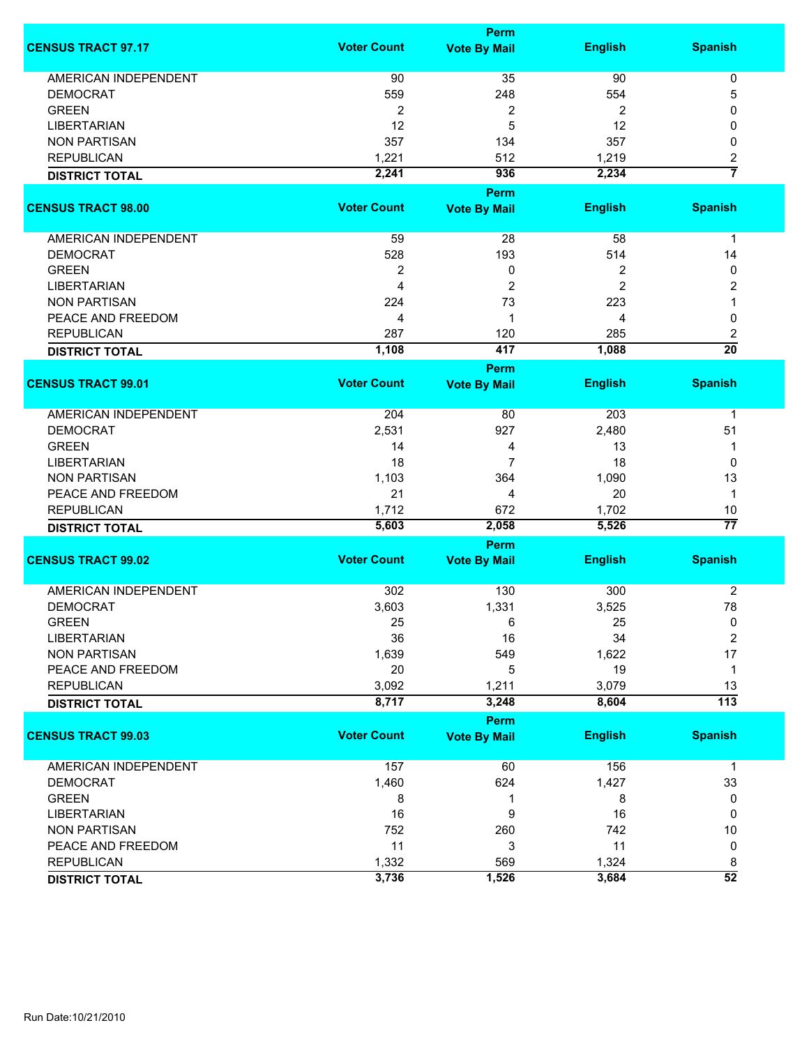| CENSUS TRACT 97.17 | Voter Count | Perm Vote By Mail | English | Spanish |
|---|---|---|---|---|
| AMERICAN INDEPENDENT | 90 | 35 | 90 | 0 |
| DEMOCRAT | 559 | 248 | 554 | 5 |
| GREEN | 2 | 2 | 2 | 0 |
| LIBERTARIAN | 12 | 5 | 12 | 0 |
| NON PARTISAN | 357 | 134 | 357 | 0 |
| REPUBLICAN | 1,221 | 512 | 1,219 | 2 |
| **DISTRICT TOTAL** | **2,241** | **936** | **2,234** | **7** |

| CENSUS TRACT 98.00 | Voter Count | Perm Vote By Mail | English | Spanish |
|---|---|---|---|---|
| AMERICAN INDEPENDENT | 59 | 28 | 58 | 1 |
| DEMOCRAT | 528 | 193 | 514 | 14 |
| GREEN | 2 | 0 | 2 | 0 |
| LIBERTARIAN | 4 | 2 | 2 | 2 |
| NON PARTISAN | 224 | 73 | 223 | 1 |
| PEACE AND FREEDOM | 4 | 1 | 4 | 0 |
| REPUBLICAN | 287 | 120 | 285 | 2 |
| **DISTRICT TOTAL** | **1,108** | **417** | **1,088** | **20** |

| CENSUS TRACT 99.01 | Voter Count | Perm Vote By Mail | English | Spanish |
|---|---|---|---|---|
| AMERICAN INDEPENDENT | 204 | 80 | 203 | 1 |
| DEMOCRAT | 2,531 | 927 | 2,480 | 51 |
| GREEN | 14 | 4 | 13 | 1 |
| LIBERTARIAN | 18 | 7 | 18 | 0 |
| NON PARTISAN | 1,103 | 364 | 1,090 | 13 |
| PEACE AND FREEDOM | 21 | 4 | 20 | 1 |
| REPUBLICAN | 1,712 | 672 | 1,702 | 10 |
| **DISTRICT TOTAL** | **5,603** | **2,058** | **5,526** | **77** |

| CENSUS TRACT 99.02 | Voter Count | Perm Vote By Mail | English | Spanish |
|---|---|---|---|---|
| AMERICAN INDEPENDENT | 302 | 130 | 300 | 2 |
| DEMOCRAT | 3,603 | 1,331 | 3,525 | 78 |
| GREEN | 25 | 6 | 25 | 0 |
| LIBERTARIAN | 36 | 16 | 34 | 2 |
| NON PARTISAN | 1,639 | 549 | 1,622 | 17 |
| PEACE AND FREEDOM | 20 | 5 | 19 | 1 |
| REPUBLICAN | 3,092 | 1,211 | 3,079 | 13 |
| **DISTRICT TOTAL** | **8,717** | **3,248** | **8,604** | **113** |

| CENSUS TRACT 99.03 | Voter Count | Perm Vote By Mail | English | Spanish |
|---|---|---|---|---|
| AMERICAN INDEPENDENT | 157 | 60 | 156 | 1 |
| DEMOCRAT | 1,460 | 624 | 1,427 | 33 |
| GREEN | 8 | 1 | 8 | 0 |
| LIBERTARIAN | 16 | 9 | 16 | 0 |
| NON PARTISAN | 752 | 260 | 742 | 10 |
| PEACE AND FREEDOM | 11 | 3 | 11 | 0 |
| REPUBLICAN | 1,332 | 569 | 1,324 | 8 |
| **DISTRICT TOTAL** | **3,736** | **1,526** | **3,684** | **52** |

Run Date:10/21/2010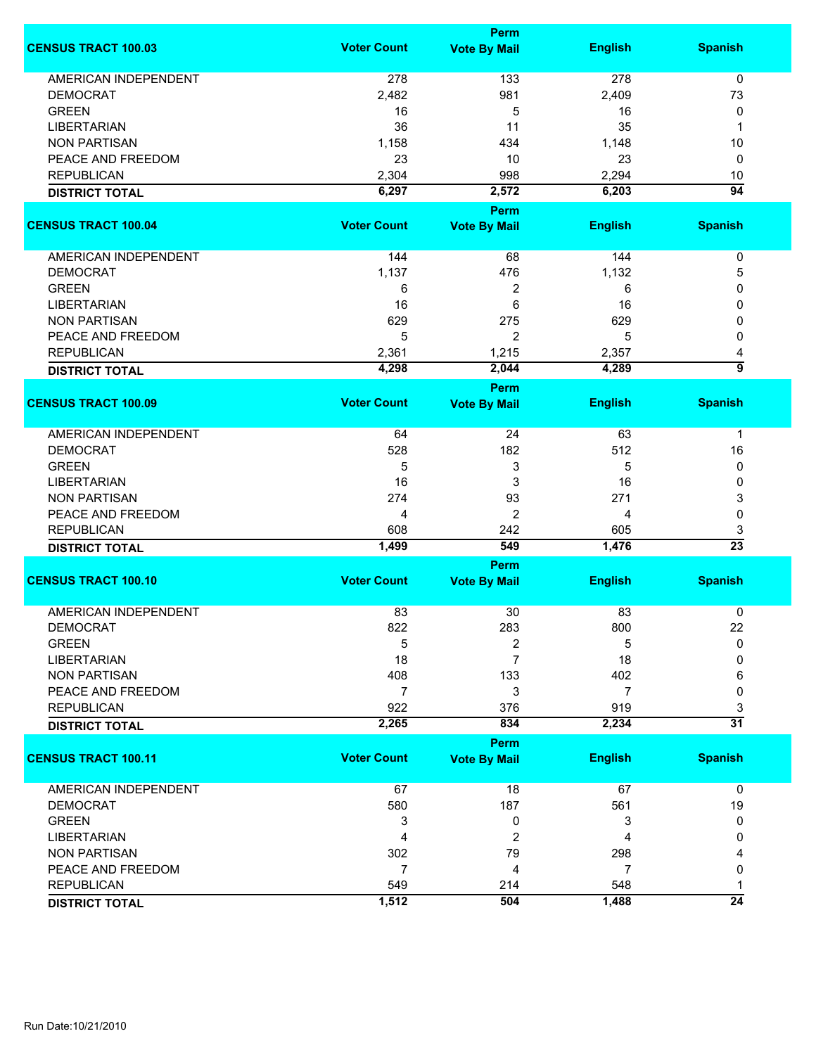| CENSUS TRACT 100.03 | Voter Count | Perm Vote By Mail | English | Spanish |
|---|---|---|---|---|
| AMERICAN INDEPENDENT | 278 | 133 | 278 | 0 |
| DEMOCRAT | 2,482 | 981 | 2,409 | 73 |
| GREEN | 16 | 5 | 16 | 0 |
| LIBERTARIAN | 36 | 11 | 35 | 1 |
| NON PARTISAN | 1,158 | 434 | 1,148 | 10 |
| PEACE AND FREEDOM | 23 | 10 | 23 | 0 |
| REPUBLICAN | 2,304 | 998 | 2,294 | 10 |
| **DISTRICT TOTAL** | **6,297** | **2,572** | **6,203** | **94** |

| CENSUS TRACT 100.04 | Voter Count | Perm Vote By Mail | English | Spanish |
|---|---|---|---|---|
| AMERICAN INDEPENDENT | 144 | 68 | 144 | 0 |
| DEMOCRAT | 1,137 | 476 | 1,132 | 5 |
| GREEN | 6 | 2 | 6 | 0 |
| LIBERTARIAN | 16 | 6 | 16 | 0 |
| NON PARTISAN | 629 | 275 | 629 | 0 |
| PEACE AND FREEDOM | 5 | 2 | 5 | 0 |
| REPUBLICAN | 2,361 | 1,215 | 2,357 | 4 |
| **DISTRICT TOTAL** | **4,298** | **2,044** | **4,289** | **9** |

| CENSUS TRACT 100.09 | Voter Count | Perm Vote By Mail | English | Spanish |
|---|---|---|---|---|
| AMERICAN INDEPENDENT | 64 | 24 | 63 | 1 |
| DEMOCRAT | 528 | 182 | 512 | 16 |
| GREEN | 5 | 3 | 5 | 0 |
| LIBERTARIAN | 16 | 3 | 16 | 0 |
| NON PARTISAN | 274 | 93 | 271 | 3 |
| PEACE AND FREEDOM | 4 | 2 | 4 | 0 |
| REPUBLICAN | 608 | 242 | 605 | 3 |
| **DISTRICT TOTAL** | **1,499** | **549** | **1,476** | **23** |

| CENSUS TRACT 100.10 | Voter Count | Perm Vote By Mail | English | Spanish |
|---|---|---|---|---|
| AMERICAN INDEPENDENT | 83 | 30 | 83 | 0 |
| DEMOCRAT | 822 | 283 | 800 | 22 |
| GREEN | 5 | 2 | 5 | 0 |
| LIBERTARIAN | 18 | 7 | 18 | 0 |
| NON PARTISAN | 408 | 133 | 402 | 6 |
| PEACE AND FREEDOM | 7 | 3 | 7 | 0 |
| REPUBLICAN | 922 | 376 | 919 | 3 |
| **DISTRICT TOTAL** | **2,265** | **834** | **2,234** | **31** |

| CENSUS TRACT 100.11 | Voter Count | Perm Vote By Mail | English | Spanish |
|---|---|---|---|---|
| AMERICAN INDEPENDENT | 67 | 18 | 67 | 0 |
| DEMOCRAT | 580 | 187 | 561 | 19 |
| GREEN | 3 | 0 | 3 | 0 |
| LIBERTARIAN | 4 | 2 | 4 | 0 |
| NON PARTISAN | 302 | 79 | 298 | 4 |
| PEACE AND FREEDOM | 7 | 4 | 7 | 0 |
| REPUBLICAN | 549 | 214 | 548 | 1 |
| **DISTRICT TOTAL** | **1,512** | **504** | **1,488** | **24** |

Run Date:10/21/2010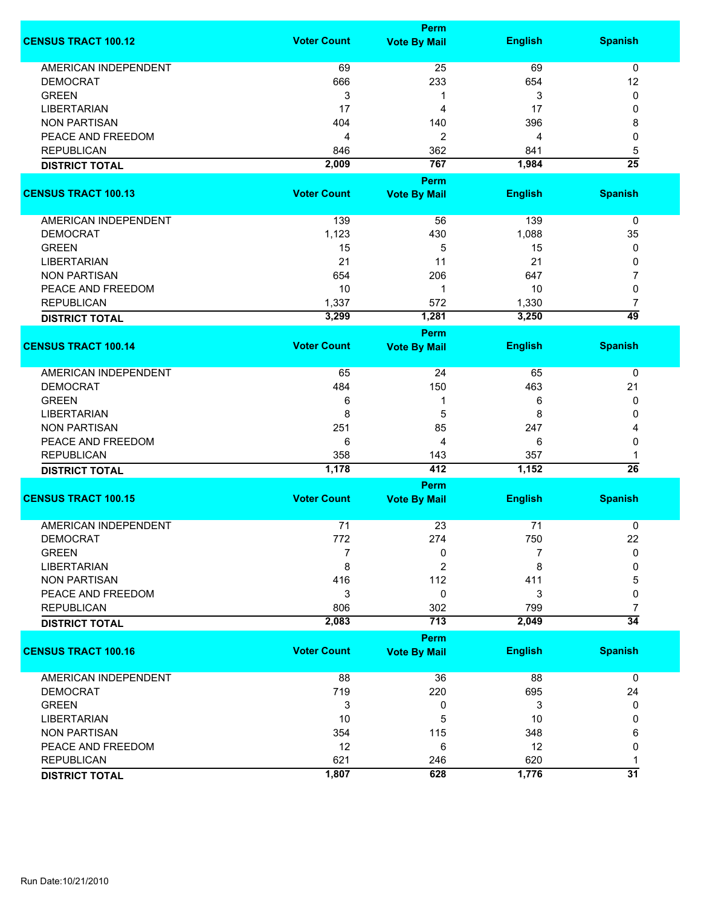| CENSUS TRACT 100.12 | Voter Count | Perm Vote By Mail | English | Spanish |
|---|---|---|---|---|
| AMERICAN INDEPENDENT | 69 | 25 | 69 | 0 |
| DEMOCRAT | 666 | 233 | 654 | 12 |
| GREEN | 3 | 1 | 3 | 0 |
| LIBERTARIAN | 17 | 4 | 17 | 0 |
| NON PARTISAN | 404 | 140 | 396 | 8 |
| PEACE AND FREEDOM | 4 | 2 | 4 | 0 |
| REPUBLICAN | 846 | 362 | 841 | 5 |
| **DISTRICT TOTAL** | **2,009** | **767** | **1,984** | **25** |

| CENSUS TRACT 100.13 | Voter Count | Perm Vote By Mail | English | Spanish |
|---|---|---|---|---|
| AMERICAN INDEPENDENT | 139 | 56 | 139 | 0 |
| DEMOCRAT | 1,123 | 430 | 1,088 | 35 |
| GREEN | 15 | 5 | 15 | 0 |
| LIBERTARIAN | 21 | 11 | 21 | 0 |
| NON PARTISAN | 654 | 206 | 647 | 7 |
| PEACE AND FREEDOM | 10 | 1 | 10 | 0 |
| REPUBLICAN | 1,337 | 572 | 1,330 | 7 |
| **DISTRICT TOTAL** | **3,299** | **1,281** | **3,250** | **49** |

| CENSUS TRACT 100.14 | Voter Count | Perm Vote By Mail | English | Spanish |
|---|---|---|---|---|
| AMERICAN INDEPENDENT | 65 | 24 | 65 | 0 |
| DEMOCRAT | 484 | 150 | 463 | 21 |
| GREEN | 6 | 1 | 6 | 0 |
| LIBERTARIAN | 8 | 5 | 8 | 0 |
| NON PARTISAN | 251 | 85 | 247 | 4 |
| PEACE AND FREEDOM | 6 | 4 | 6 | 0 |
| REPUBLICAN | 358 | 143 | 357 | 1 |
| **DISTRICT TOTAL** | **1,178** | **412** | **1,152** | **26** |

| CENSUS TRACT 100.15 | Voter Count | Perm Vote By Mail | English | Spanish |
|---|---|---|---|---|
| AMERICAN INDEPENDENT | 71 | 23 | 71 | 0 |
| DEMOCRAT | 772 | 274 | 750 | 22 |
| GREEN | 7 | 0 | 7 | 0 |
| LIBERTARIAN | 8 | 2 | 8 | 0 |
| NON PARTISAN | 416 | 112 | 411 | 5 |
| PEACE AND FREEDOM | 3 | 0 | 3 | 0 |
| REPUBLICAN | 806 | 302 | 799 | 7 |
| **DISTRICT TOTAL** | **2,083** | **713** | **2,049** | **34** |

| CENSUS TRACT 100.16 | Voter Count | Perm Vote By Mail | English | Spanish |
|---|---|---|---|---|
| AMERICAN INDEPENDENT | 88 | 36 | 88 | 0 |
| DEMOCRAT | 719 | 220 | 695 | 24 |
| GREEN | 3 | 0 | 3 | 0 |
| LIBERTARIAN | 10 | 5 | 10 | 0 |
| NON PARTISAN | 354 | 115 | 348 | 6 |
| PEACE AND FREEDOM | 12 | 6 | 12 | 0 |
| REPUBLICAN | 621 | 246 | 620 | 1 |
| **DISTRICT TOTAL** | **1,807** | **628** | **1,776** | **31** |

Run Date:10/21/2010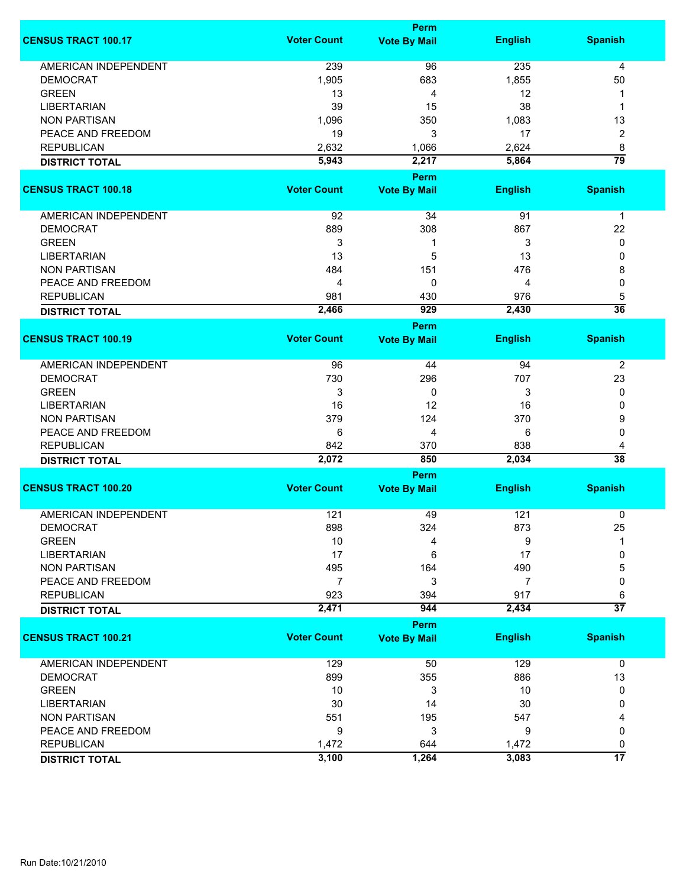| CENSUS TRACT 100.17 | Voter Count | Perm Vote By Mail | English | Spanish |
|---|---|---|---|---|
| AMERICAN INDEPENDENT | 239 | 96 | 235 | 4 |
| DEMOCRAT | 1,905 | 683 | 1,855 | 50 |
| GREEN | 13 | 4 | 12 | 1 |
| LIBERTARIAN | 39 | 15 | 38 | 1 |
| NON PARTISAN | 1,096 | 350 | 1,083 | 13 |
| PEACE AND FREEDOM | 19 | 3 | 17 | 2 |
| REPUBLICAN | 2,632 | 1,066 | 2,624 | 8 |
| **DISTRICT TOTAL** | **5,943** | **2,217** | **5,864** | **79** |

| CENSUS TRACT 100.18 | Voter Count | Perm Vote By Mail | English | Spanish |
|---|---|---|---|---|
| AMERICAN INDEPENDENT | 92 | 34 | 91 | 1 |
| DEMOCRAT | 889 | 308 | 867 | 22 |
| GREEN | 3 | 1 | 3 | 0 |
| LIBERTARIAN | 13 | 5 | 13 | 0 |
| NON PARTISAN | 484 | 151 | 476 | 8 |
| PEACE AND FREEDOM | 4 | 0 | 4 | 0 |
| REPUBLICAN | 981 | 430 | 976 | 5 |
| **DISTRICT TOTAL** | **2,466** | **929** | **2,430** | **36** |

| CENSUS TRACT 100.19 | Voter Count | Perm Vote By Mail | English | Spanish |
|---|---|---|---|---|
| AMERICAN INDEPENDENT | 96 | 44 | 94 | 2 |
| DEMOCRAT | 730 | 296 | 707 | 23 |
| GREEN | 3 | 0 | 3 | 0 |
| LIBERTARIAN | 16 | 12 | 16 | 0 |
| NON PARTISAN | 379 | 124 | 370 | 9 |
| PEACE AND FREEDOM | 6 | 4 | 6 | 0 |
| REPUBLICAN | 842 | 370 | 838 | 4 |
| **DISTRICT TOTAL** | **2,072** | **850** | **2,034** | **38** |

| CENSUS TRACT 100.20 | Voter Count | Perm Vote By Mail | English | Spanish |
|---|---|---|---|---|
| AMERICAN INDEPENDENT | 121 | 49 | 121 | 0 |
| DEMOCRAT | 898 | 324 | 873 | 25 |
| GREEN | 10 | 4 | 9 | 1 |
| LIBERTARIAN | 17 | 6 | 17 | 0 |
| NON PARTISAN | 495 | 164 | 490 | 5 |
| PEACE AND FREEDOM | 7 | 3 | 7 | 0 |
| REPUBLICAN | 923 | 394 | 917 | 6 |
| **DISTRICT TOTAL** | **2,471** | **944** | **2,434** | **37** |

| CENSUS TRACT 100.21 | Voter Count | Perm Vote By Mail | English | Spanish |
|---|---|---|---|---|
| AMERICAN INDEPENDENT | 129 | 50 | 129 | 0 |
| DEMOCRAT | 899 | 355 | 886 | 13 |
| GREEN | 10 | 3 | 10 | 0 |
| LIBERTARIAN | 30 | 14 | 30 | 0 |
| NON PARTISAN | 551 | 195 | 547 | 4 |
| PEACE AND FREEDOM | 9 | 3 | 9 | 0 |
| REPUBLICAN | 1,472 | 644 | 1,472 | 0 |
| **DISTRICT TOTAL** | **3,100** | **1,264** | **3,083** | **17** |

Run Date:10/21/2010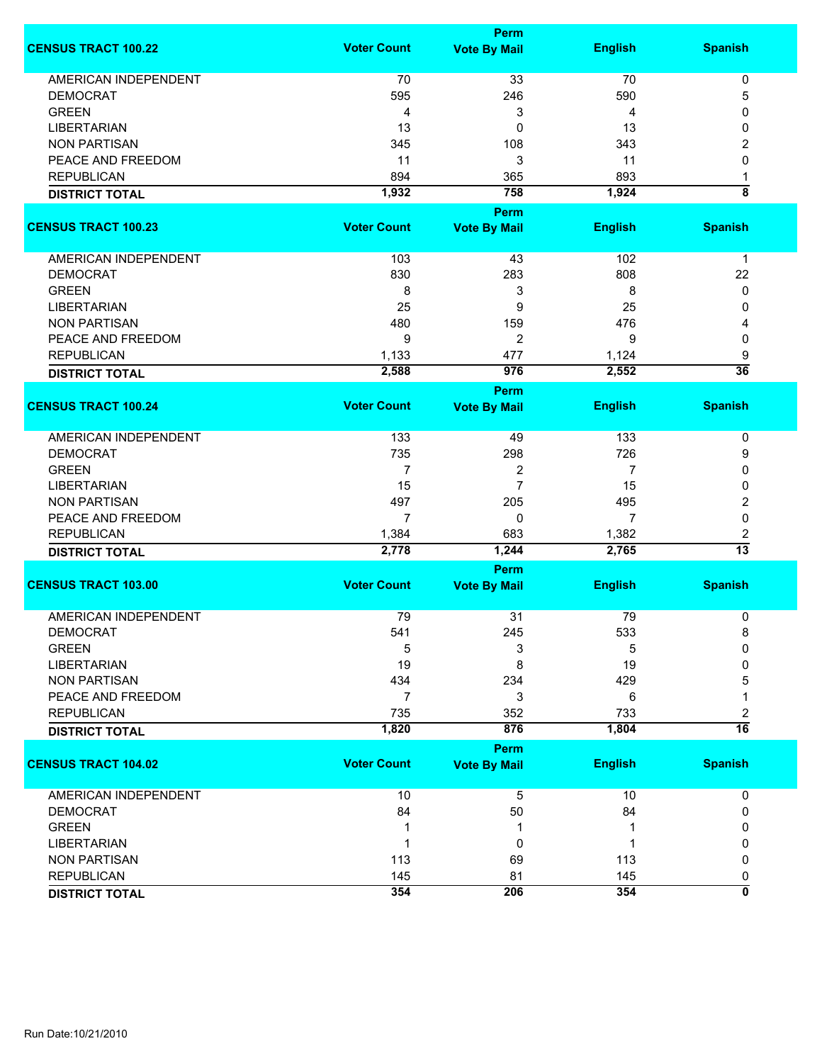| CENSUS TRACT 100.22 | Voter Count | Perm Vote By Mail | English | Spanish |
|---|---|---|---|---|
| AMERICAN INDEPENDENT | 70 | 33 | 70 | 0 |
| DEMOCRAT | 595 | 246 | 590 | 5 |
| GREEN | 4 | 3 | 4 | 0 |
| LIBERTARIAN | 13 | 0 | 13 | 0 |
| NON PARTISAN | 345 | 108 | 343 | 2 |
| PEACE AND FREEDOM | 11 | 3 | 11 | 0 |
| REPUBLICAN | 894 | 365 | 893 | 1 |
| **DISTRICT TOTAL** | **1,932** | **758** | **1,924** | **8** |

| CENSUS TRACT 100.23 | Voter Count | Perm Vote By Mail | English | Spanish |
|---|---|---|---|---|
| AMERICAN INDEPENDENT | 103 | 43 | 102 | 1 |
| DEMOCRAT | 830 | 283 | 808 | 22 |
| GREEN | 8 | 3 | 8 | 0 |
| LIBERTARIAN | 25 | 9 | 25 | 0 |
| NON PARTISAN | 480 | 159 | 476 | 4 |
| PEACE AND FREEDOM | 9 | 2 | 9 | 0 |
| REPUBLICAN | 1,133 | 477 | 1,124 | 9 |
| **DISTRICT TOTAL** | **2,588** | **976** | **2,552** | **36** |

| CENSUS TRACT 100.24 | Voter Count | Perm Vote By Mail | English | Spanish |
|---|---|---|---|---|
| AMERICAN INDEPENDENT | 133 | 49 | 133 | 0 |
| DEMOCRAT | 735 | 298 | 726 | 9 |
| GREEN | 7 | 2 | 7 | 0 |
| LIBERTARIAN | 15 | 7 | 15 | 0 |
| NON PARTISAN | 497 | 205 | 495 | 2 |
| PEACE AND FREEDOM | 7 | 0 | 7 | 0 |
| REPUBLICAN | 1,384 | 683 | 1,382 | 2 |
| **DISTRICT TOTAL** | **2,778** | **1,244** | **2,765** | **13** |

| CENSUS TRACT 103.00 | Voter Count | Perm Vote By Mail | English | Spanish |
|---|---|---|---|---|
| AMERICAN INDEPENDENT | 79 | 31 | 79 | 0 |
| DEMOCRAT | 541 | 245 | 533 | 8 |
| GREEN | 5 | 3 | 5 | 0 |
| LIBERTARIAN | 19 | 8 | 19 | 0 |
| NON PARTISAN | 434 | 234 | 429 | 5 |
| PEACE AND FREEDOM | 7 | 3 | 6 | 1 |
| REPUBLICAN | 735 | 352 | 733 | 2 |
| **DISTRICT TOTAL** | **1,820** | **876** | **1,804** | **16** |

| CENSUS TRACT 104.02 | Voter Count | Perm Vote By Mail | English | Spanish |
|---|---|---|---|---|
| AMERICAN INDEPENDENT | 10 | 5 | 10 | 0 |
| DEMOCRAT | 84 | 50 | 84 | 0 |
| GREEN | 1 | 1 | 1 | 0 |
| LIBERTARIAN | 1 | 0 | 1 | 0 |
| NON PARTISAN | 113 | 69 | 113 | 0 |
| REPUBLICAN | 145 | 81 | 145 | 0 |
| **DISTRICT TOTAL** | **354** | **206** | **354** | **0** |

Run Date:10/21/2010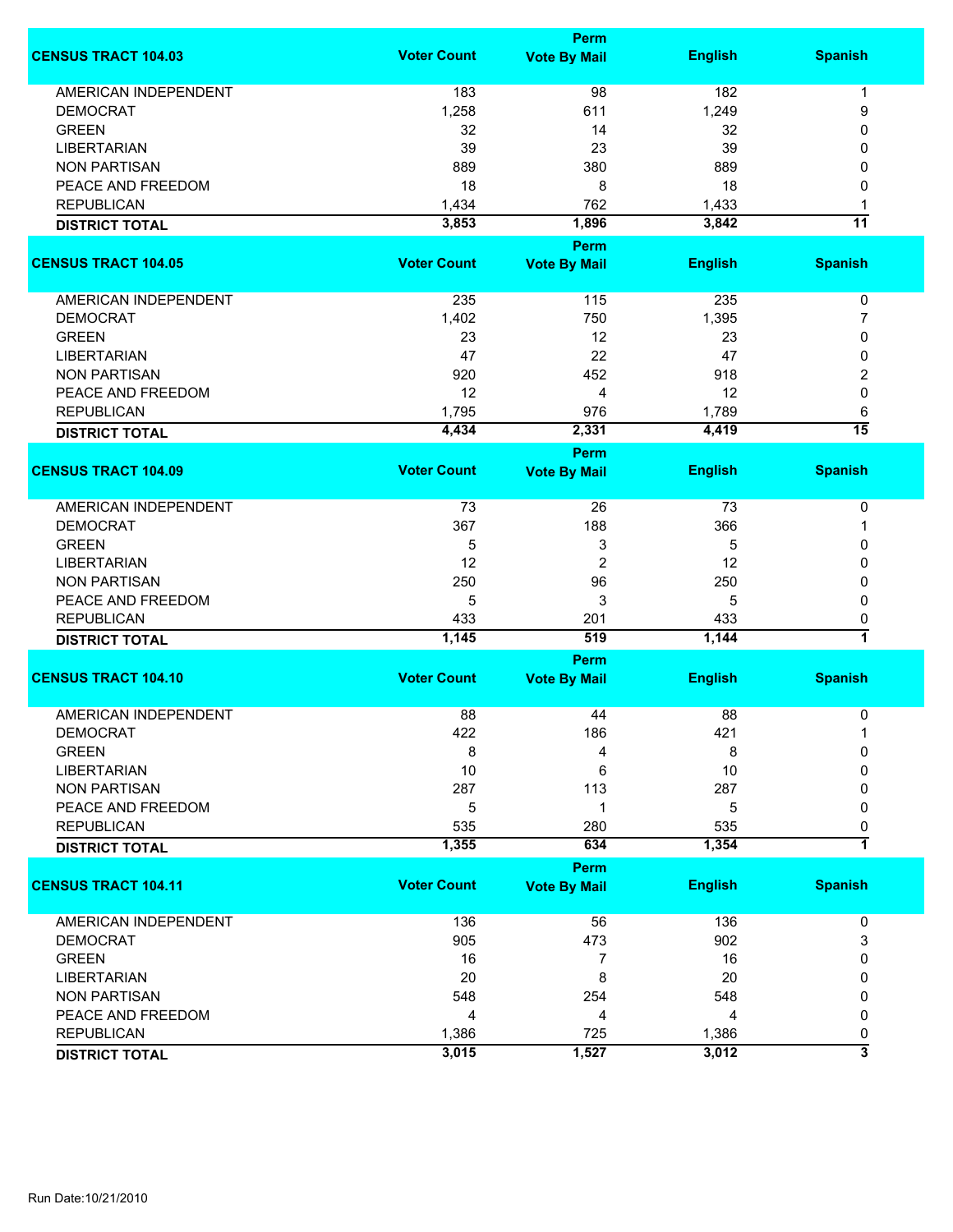| CENSUS TRACT 104.03 | Voter Count | Perm Vote By Mail | English | Spanish |
|---|---|---|---|---|
| AMERICAN INDEPENDENT | 183 | 98 | 182 | 1 |
| DEMOCRAT | 1,258 | 611 | 1,249 | 9 |
| GREEN | 32 | 14 | 32 | 0 |
| LIBERTARIAN | 39 | 23 | 39 | 0 |
| NON PARTISAN | 889 | 380 | 889 | 0 |
| PEACE AND FREEDOM | 18 | 8 | 18 | 0 |
| REPUBLICAN | 1,434 | 762 | 1,433 | 1 |
| **DISTRICT TOTAL** | **3,853** | **1,896** | **3,842** | **11** |

| CENSUS TRACT 104.05 | Voter Count | Perm Vote By Mail | English | Spanish |
|---|---|---|---|---|
| AMERICAN INDEPENDENT | 235 | 115 | 235 | 0 |
| DEMOCRAT | 1,402 | 750 | 1,395 | 7 |
| GREEN | 23 | 12 | 23 | 0 |
| LIBERTARIAN | 47 | 22 | 47 | 0 |
| NON PARTISAN | 920 | 452 | 918 | 2 |
| PEACE AND FREEDOM | 12 | 4 | 12 | 0 |
| REPUBLICAN | 1,795 | 976 | 1,789 | 6 |
| **DISTRICT TOTAL** | **4,434** | **2,331** | **4,419** | **15** |

| CENSUS TRACT 104.09 | Voter Count | Perm Vote By Mail | English | Spanish |
|---|---|---|---|---|
| AMERICAN INDEPENDENT | 73 | 26 | 73 | 0 |
| DEMOCRAT | 367 | 188 | 366 | 1 |
| GREEN | 5 | 3 | 5 | 0 |
| LIBERTARIAN | 12 | 2 | 12 | 0 |
| NON PARTISAN | 250 | 96 | 250 | 0 |
| PEACE AND FREEDOM | 5 | 3 | 5 | 0 |
| REPUBLICAN | 433 | 201 | 433 | 0 |
| **DISTRICT TOTAL** | **1,145** | **519** | **1,144** | **1** |

| CENSUS TRACT 104.10 | Voter Count | Perm Vote By Mail | English | Spanish |
|---|---|---|---|---|
| AMERICAN INDEPENDENT | 88 | 44 | 88 | 0 |
| DEMOCRAT | 422 | 186 | 421 | 1 |
| GREEN | 8 | 4 | 8 | 0 |
| LIBERTARIAN | 10 | 6 | 10 | 0 |
| NON PARTISAN | 287 | 113 | 287 | 0 |
| PEACE AND FREEDOM | 5 | 1 | 5 | 0 |
| REPUBLICAN | 535 | 280 | 535 | 0 |
| **DISTRICT TOTAL** | **1,355** | **634** | **1,354** | **1** |

| CENSUS TRACT 104.11 | Voter Count | Perm Vote By Mail | English | Spanish |
|---|---|---|---|---|
| AMERICAN INDEPENDENT | 136 | 56 | 136 | 0 |
| DEMOCRAT | 905 | 473 | 902 | 3 |
| GREEN | 16 | 7 | 16 | 0 |
| LIBERTARIAN | 20 | 8 | 20 | 0 |
| NON PARTISAN | 548 | 254 | 548 | 0 |
| PEACE AND FREEDOM | 4 | 4 | 4 | 0 |
| REPUBLICAN | 1,386 | 725 | 1,386 | 0 |
| **DISTRICT TOTAL** | **3,015** | **1,527** | **3,012** | **3** |

Run Date:10/21/2010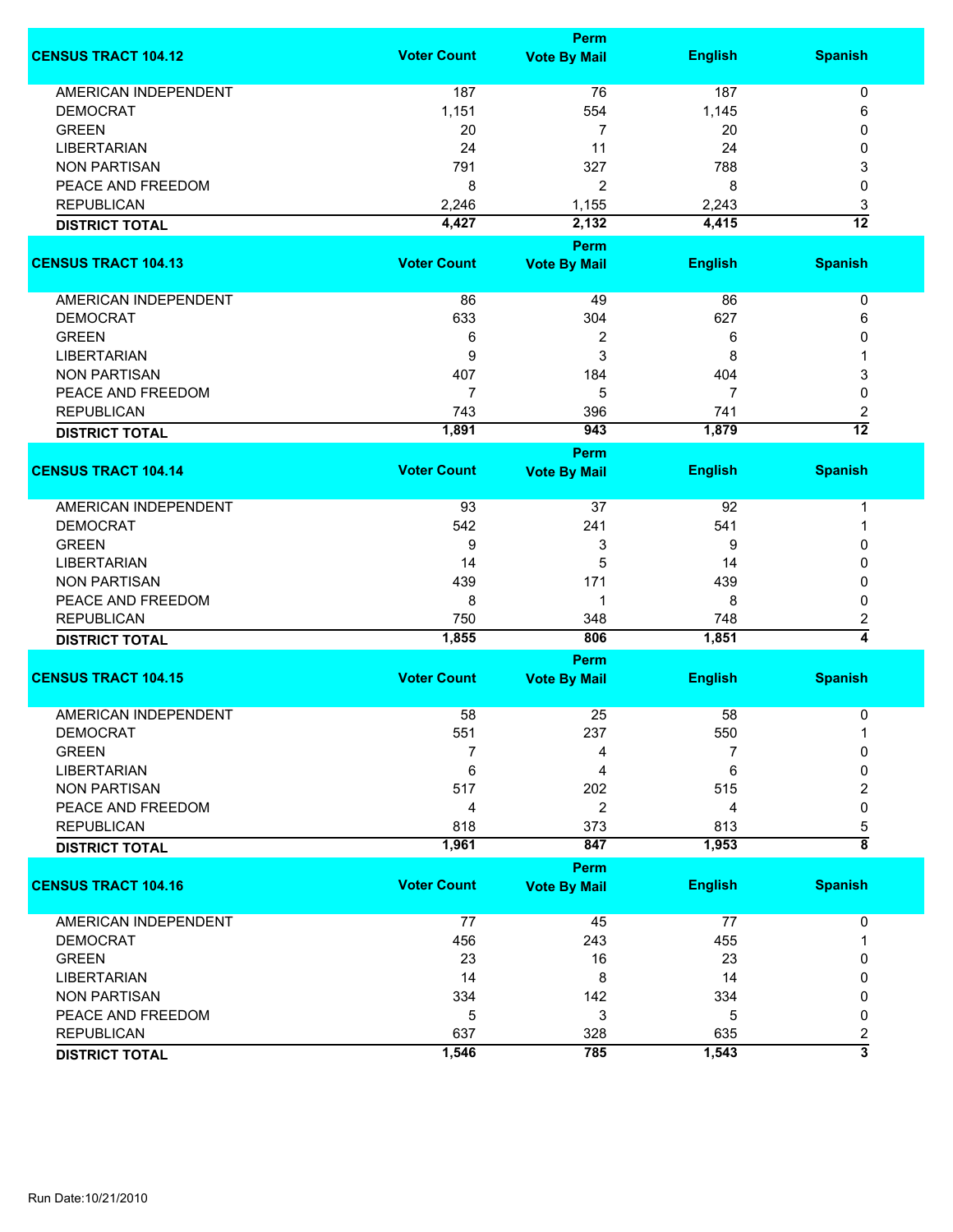| CENSUS TRACT 104.12 | Voter Count | Perm Vote By Mail | English | Spanish |
|---|---|---|---|---|
| AMERICAN INDEPENDENT | 187 | 76 | 187 | 0 |
| DEMOCRAT | 1,151 | 554 | 1,145 | 6 |
| GREEN | 20 | 7 | 20 | 0 |
| LIBERTARIAN | 24 | 11 | 24 | 0 |
| NON PARTISAN | 791 | 327 | 788 | 3 |
| PEACE AND FREEDOM | 8 | 2 | 8 | 0 |
| REPUBLICAN | 2,246 | 1,155 | 2,243 | 3 |
| **DISTRICT TOTAL** | **4,427** | **2,132** | **4,415** | **12** |

| CENSUS TRACT 104.13 | Voter Count | Perm Vote By Mail | English | Spanish |
|---|---|---|---|---|
| AMERICAN INDEPENDENT | 86 | 49 | 86 | 0 |
| DEMOCRAT | 633 | 304 | 627 | 6 |
| GREEN | 6 | 2 | 6 | 0 |
| LIBERTARIAN | 9 | 3 | 8 | 1 |
| NON PARTISAN | 407 | 184 | 404 | 3 |
| PEACE AND FREEDOM | 7 | 5 | 7 | 0 |
| REPUBLICAN | 743 | 396 | 741 | 2 |
| **DISTRICT TOTAL** | **1,891** | **943** | **1,879** | **12** |

| CENSUS TRACT 104.14 | Voter Count | Perm Vote By Mail | English | Spanish |
|---|---|---|---|---|
| AMERICAN INDEPENDENT | 93 | 37 | 92 | 1 |
| DEMOCRAT | 542 | 241 | 541 | 1 |
| GREEN | 9 | 3 | 9 | 0 |
| LIBERTARIAN | 14 | 5 | 14 | 0 |
| NON PARTISAN | 439 | 171 | 439 | 0 |
| PEACE AND FREEDOM | 8 | 1 | 8 | 0 |
| REPUBLICAN | 750 | 348 | 748 | 2 |
| **DISTRICT TOTAL** | **1,855** | **806** | **1,851** | **4** |

| CENSUS TRACT 104.15 | Voter Count | Perm Vote By Mail | English | Spanish |
|---|---|---|---|---|
| AMERICAN INDEPENDENT | 58 | 25 | 58 | 0 |
| DEMOCRAT | 551 | 237 | 550 | 1 |
| GREEN | 7 | 4 | 7 | 0 |
| LIBERTARIAN | 6 | 4 | 6 | 0 |
| NON PARTISAN | 517 | 202 | 515 | 2 |
| PEACE AND FREEDOM | 4 | 2 | 4 | 0 |
| REPUBLICAN | 818 | 373 | 813 | 5 |
| **DISTRICT TOTAL** | **1,961** | **847** | **1,953** | **8** |

| CENSUS TRACT 104.16 | Voter Count | Perm Vote By Mail | English | Spanish |
|---|---|---|---|---|
| AMERICAN INDEPENDENT | 77 | 45 | 77 | 0 |
| DEMOCRAT | 456 | 243 | 455 | 1 |
| GREEN | 23 | 16 | 23 | 0 |
| LIBERTARIAN | 14 | 8 | 14 | 0 |
| NON PARTISAN | 334 | 142 | 334 | 0 |
| PEACE AND FREEDOM | 5 | 3 | 5 | 0 |
| REPUBLICAN | 637 | 328 | 635 | 2 |
| **DISTRICT TOTAL** | **1,546** | **785** | **1,543** | **3** |

Run Date:10/21/2010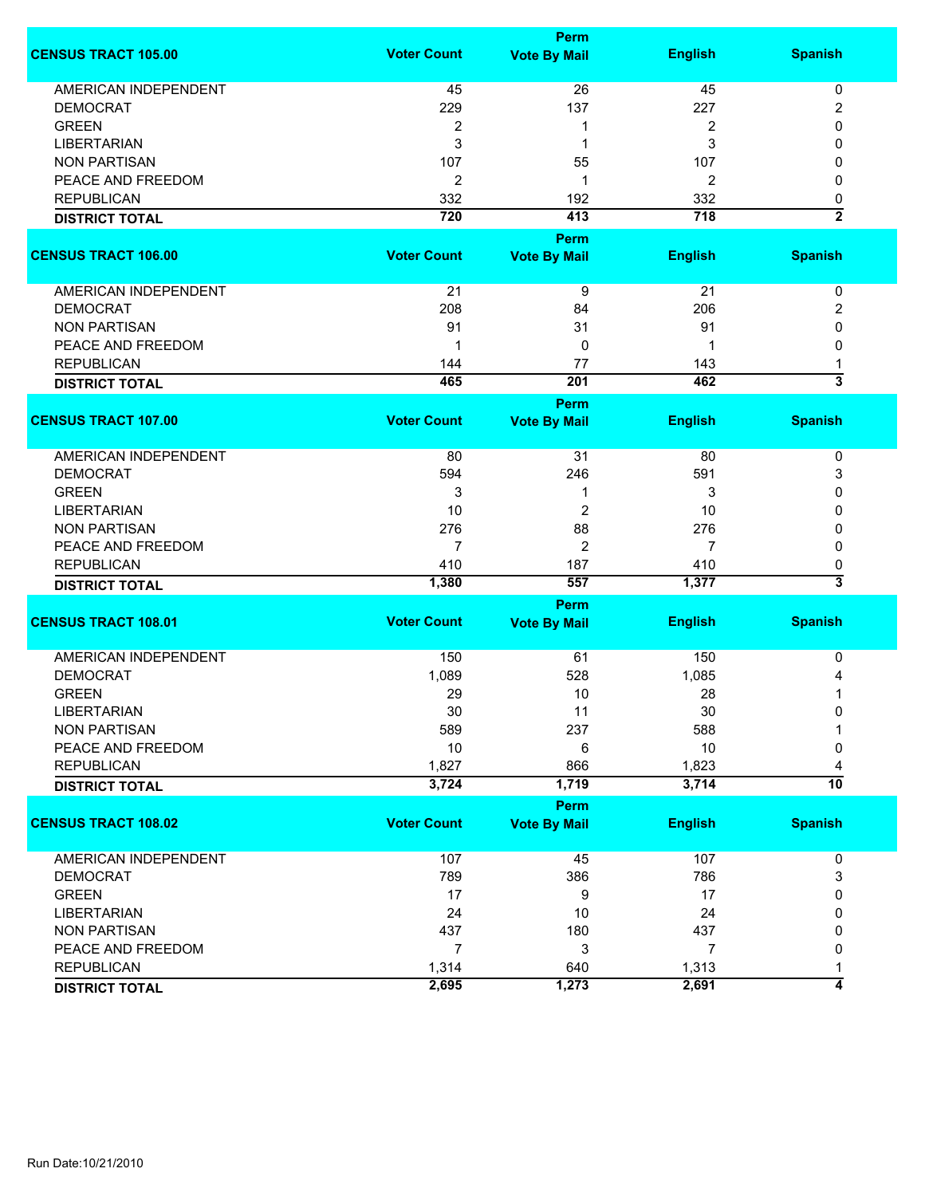| CENSUS TRACT 105.00 | Voter Count | Perm Vote By Mail | English | Spanish |
|---|---|---|---|---|
| AMERICAN INDEPENDENT | 45 | 26 | 45 | 0 |
| DEMOCRAT | 229 | 137 | 227 | 2 |
| GREEN | 2 | 1 | 2 | 0 |
| LIBERTARIAN | 3 | 1 | 3 | 0 |
| NON PARTISAN | 107 | 55 | 107 | 0 |
| PEACE AND FREEDOM | 2 | 1 | 2 | 0 |
| REPUBLICAN | 332 | 192 | 332 | 0 |
| **DISTRICT TOTAL** | **720** | **413** | **718** | **2** |

| CENSUS TRACT 106.00 | Voter Count | Perm Vote By Mail | English | Spanish |
|---|---|---|---|---|
| AMERICAN INDEPENDENT | 21 | 9 | 21 | 0 |
| DEMOCRAT | 208 | 84 | 206 | 2 |
| NON PARTISAN | 91 | 31 | 91 | 0 |
| PEACE AND FREEDOM | 1 | 0 | 1 | 0 |
| REPUBLICAN | 144 | 77 | 143 | 1 |
| **DISTRICT TOTAL** | **465** | **201** | **462** | **3** |

| CENSUS TRACT 107.00 | Voter Count | Perm Vote By Mail | English | Spanish |
|---|---|---|---|---|
| AMERICAN INDEPENDENT | 80 | 31 | 80 | 0 |
| DEMOCRAT | 594 | 246 | 591 | 3 |
| GREEN | 3 | 1 | 3 | 0 |
| LIBERTARIAN | 10 | 2 | 10 | 0 |
| NON PARTISAN | 276 | 88 | 276 | 0 |
| PEACE AND FREEDOM | 7 | 2 | 7 | 0 |
| REPUBLICAN | 410 | 187 | 410 | 0 |
| **DISTRICT TOTAL** | **1,380** | **557** | **1,377** | **3** |

| CENSUS TRACT 108.01 | Voter Count | Perm Vote By Mail | English | Spanish |
|---|---|---|---|---|
| AMERICAN INDEPENDENT | 150 | 61 | 150 | 0 |
| DEMOCRAT | 1,089 | 528 | 1,085 | 4 |
| GREEN | 29 | 10 | 28 | 1 |
| LIBERTARIAN | 30 | 11 | 30 | 0 |
| NON PARTISAN | 589 | 237 | 588 | 1 |
| PEACE AND FREEDOM | 10 | 6 | 10 | 0 |
| REPUBLICAN | 1,827 | 866 | 1,823 | 4 |
| **DISTRICT TOTAL** | **3,724** | **1,719** | **3,714** | **10** |

| CENSUS TRACT 108.02 | Voter Count | Perm Vote By Mail | English | Spanish |
|---|---|---|---|---|
| AMERICAN INDEPENDENT | 107 | 45 | 107 | 0 |
| DEMOCRAT | 789 | 386 | 786 | 3 |
| GREEN | 17 | 9 | 17 | 0 |
| LIBERTARIAN | 24 | 10 | 24 | 0 |
| NON PARTISAN | 437 | 180 | 437 | 0 |
| PEACE AND FREEDOM | 7 | 3 | 7 | 0 |
| REPUBLICAN | 1,314 | 640 | 1,313 | 1 |
| **DISTRICT TOTAL** | **2,695** | **1,273** | **2,691** | **4** |

Run Date:10/21/2010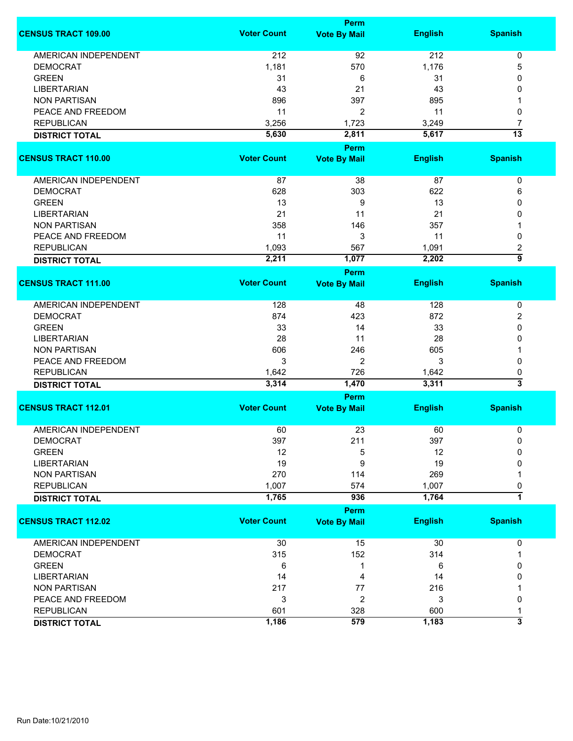| CENSUS TRACT 109.00 | Voter Count | Perm Vote By Mail | English | Spanish |
|---|---|---|---|---|
| AMERICAN INDEPENDENT | 212 | 92 | 212 | 0 |
| DEMOCRAT | 1,181 | 570 | 1,176 | 5 |
| GREEN | 31 | 6 | 31 | 0 |
| LIBERTARIAN | 43 | 21 | 43 | 0 |
| NON PARTISAN | 896 | 397 | 895 | 1 |
| PEACE AND FREEDOM | 11 | 2 | 11 | 0 |
| REPUBLICAN | 3,256 | 1,723 | 3,249 | 7 |
| **DISTRICT TOTAL** | **5,630** | **2,811** | **5,617** | **13** |

| CENSUS TRACT 110.00 | Voter Count | Perm Vote By Mail | English | Spanish |
|---|---|---|---|---|
| AMERICAN INDEPENDENT | 87 | 38 | 87 | 0 |
| DEMOCRAT | 628 | 303 | 622 | 6 |
| GREEN | 13 | 9 | 13 | 0 |
| LIBERTARIAN | 21 | 11 | 21 | 0 |
| NON PARTISAN | 358 | 146 | 357 | 1 |
| PEACE AND FREEDOM | 11 | 3 | 11 | 0 |
| REPUBLICAN | 1,093 | 567 | 1,091 | 2 |
| **DISTRICT TOTAL** | **2,211** | **1,077** | **2,202** | **9** |

| CENSUS TRACT 111.00 | Voter Count | Perm Vote By Mail | English | Spanish |
|---|---|---|---|---|
| AMERICAN INDEPENDENT | 128 | 48 | 128 | 0 |
| DEMOCRAT | 874 | 423 | 872 | 2 |
| GREEN | 33 | 14 | 33 | 0 |
| LIBERTARIAN | 28 | 11 | 28 | 0 |
| NON PARTISAN | 606 | 246 | 605 | 1 |
| PEACE AND FREEDOM | 3 | 2 | 3 | 0 |
| REPUBLICAN | 1,642 | 726 | 1,642 | 0 |
| **DISTRICT TOTAL** | **3,314** | **1,470** | **3,311** | **3** |

| CENSUS TRACT 112.01 | Voter Count | Perm Vote By Mail | English | Spanish |
|---|---|---|---|---|
| AMERICAN INDEPENDENT | 60 | 23 | 60 | 0 |
| DEMOCRAT | 397 | 211 | 397 | 0 |
| GREEN | 12 | 5 | 12 | 0 |
| LIBERTARIAN | 19 | 9 | 19 | 0 |
| NON PARTISAN | 270 | 114 | 269 | 1 |
| REPUBLICAN | 1,007 | 574 | 1,007 | 0 |
| **DISTRICT TOTAL** | **1,765** | **936** | **1,764** | **1** |

| CENSUS TRACT 112.02 | Voter Count | Perm Vote By Mail | English | Spanish |
|---|---|---|---|---|
| AMERICAN INDEPENDENT | 30 | 15 | 30 | 0 |
| DEMOCRAT | 315 | 152 | 314 | 1 |
| GREEN | 6 | 1 | 6 | 0 |
| LIBERTARIAN | 14 | 4 | 14 | 0 |
| NON PARTISAN | 217 | 77 | 216 | 1 |
| PEACE AND FREEDOM | 3 | 2 | 3 | 0 |
| REPUBLICAN | 601 | 328 | 600 | 1 |
| **DISTRICT TOTAL** | **1,186** | **579** | **1,183** | **3** |

Run Date:10/21/2010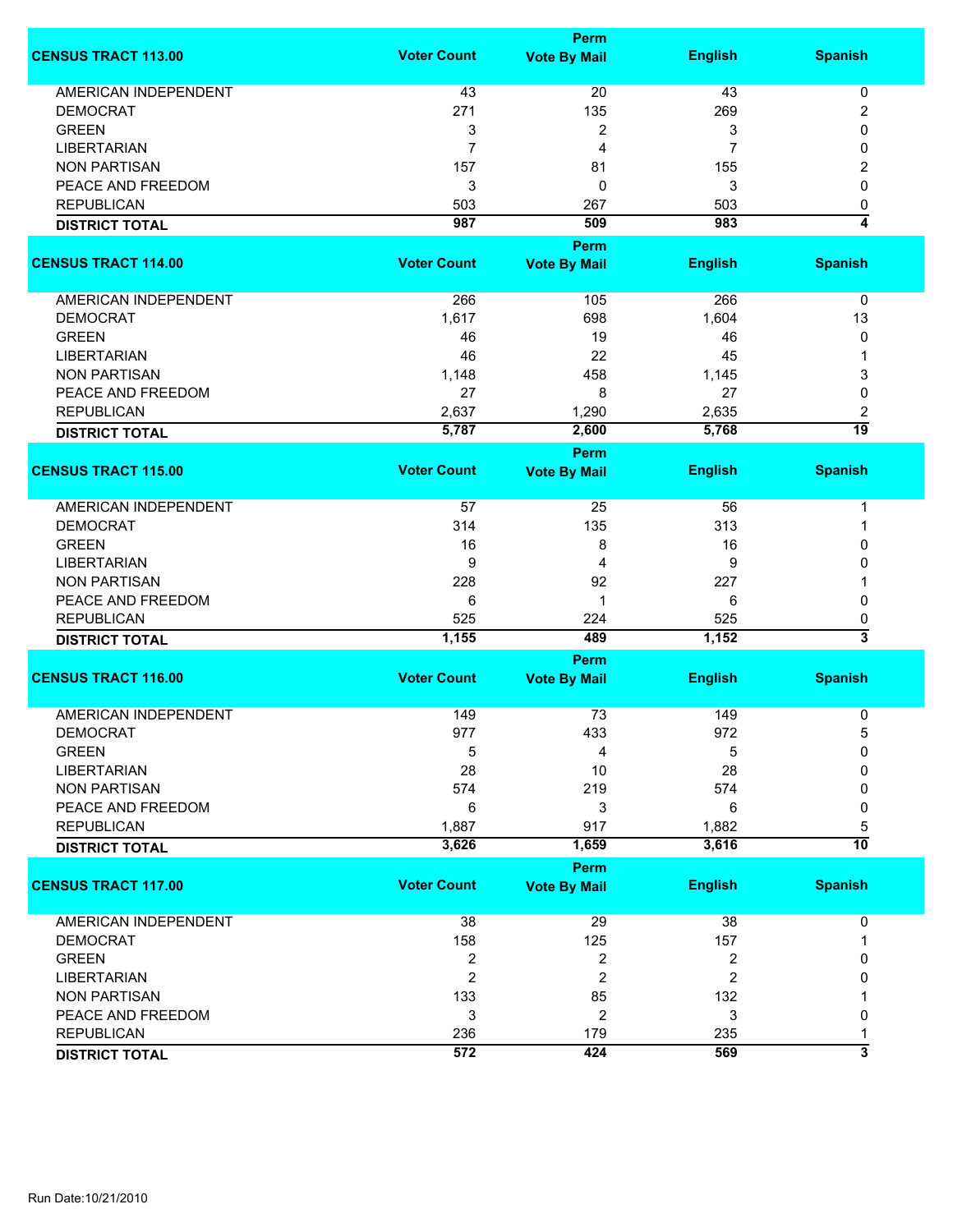| CENSUS TRACT 113.00 | Voter Count | Perm Vote By Mail | English | Spanish |
|---|---|---|---|---|
| AMERICAN INDEPENDENT | 43 | 20 | 43 | 0 |
| DEMOCRAT | 271 | 135 | 269 | 2 |
| GREEN | 3 | 2 | 3 | 0 |
| LIBERTARIAN | 7 | 4 | 7 | 0 |
| NON PARTISAN | 157 | 81 | 155 | 2 |
| PEACE AND FREEDOM | 3 | 0 | 3 | 0 |
| REPUBLICAN | 503 | 267 | 503 | 0 |
| **DISTRICT TOTAL** | **987** | **509** | **983** | **4** |

| CENSUS TRACT 114.00 | Voter Count | Perm Vote By Mail | English | Spanish |
|---|---|---|---|---|
| AMERICAN INDEPENDENT | 266 | 105 | 266 | 0 |
| DEMOCRAT | 1,617 | 698 | 1,604 | 13 |
| GREEN | 46 | 19 | 46 | 0 |
| LIBERTARIAN | 46 | 22 | 45 | 1 |
| NON PARTISAN | 1,148 | 458 | 1,145 | 3 |
| PEACE AND FREEDOM | 27 | 8 | 27 | 0 |
| REPUBLICAN | 2,637 | 1,290 | 2,635 | 2 |
| **DISTRICT TOTAL** | **5,787** | **2,600** | **5,768** | **19** |

| CENSUS TRACT 115.00 | Voter Count | Perm Vote By Mail | English | Spanish |
|---|---|---|---|---|
| AMERICAN INDEPENDENT | 57 | 25 | 56 | 1 |
| DEMOCRAT | 314 | 135 | 313 | 1 |
| GREEN | 16 | 8 | 16 | 0 |
| LIBERTARIAN | 9 | 4 | 9 | 0 |
| NON PARTISAN | 228 | 92 | 227 | 1 |
| PEACE AND FREEDOM | 6 | 1 | 6 | 0 |
| REPUBLICAN | 525 | 224 | 525 | 0 |
| **DISTRICT TOTAL** | **1,155** | **489** | **1,152** | **3** |

| CENSUS TRACT 116.00 | Voter Count | Perm Vote By Mail | English | Spanish |
|---|---|---|---|---|
| AMERICAN INDEPENDENT | 149 | 73 | 149 | 0 |
| DEMOCRAT | 977 | 433 | 972 | 5 |
| GREEN | 5 | 4 | 5 | 0 |
| LIBERTARIAN | 28 | 10 | 28 | 0 |
| NON PARTISAN | 574 | 219 | 574 | 0 |
| PEACE AND FREEDOM | 6 | 3 | 6 | 0 |
| REPUBLICAN | 1,887 | 917 | 1,882 | 5 |
| **DISTRICT TOTAL** | **3,626** | **1,659** | **3,616** | **10** |

| CENSUS TRACT 117.00 | Voter Count | Perm Vote By Mail | English | Spanish |
|---|---|---|---|---|
| AMERICAN INDEPENDENT | 38 | 29 | 38 | 0 |
| DEMOCRAT | 158 | 125 | 157 | 1 |
| GREEN | 2 | 2 | 2 | 0 |
| LIBERTARIAN | 2 | 2 | 2 | 0 |
| NON PARTISAN | 133 | 85 | 132 | 1 |
| PEACE AND FREEDOM | 3 | 2 | 3 | 0 |
| REPUBLICAN | 236 | 179 | 235 | 1 |
| **DISTRICT TOTAL** | **572** | **424** | **569** | **3** |

Run Date:10/21/2010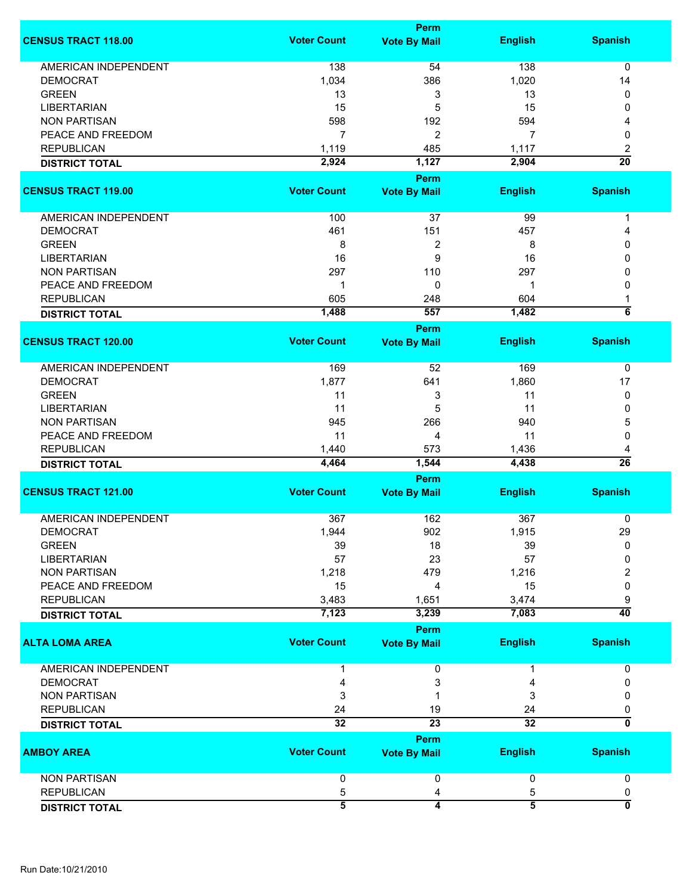| CENSUS TRACT 118.00 | Voter Count | Perm Vote By Mail | English | Spanish |
|---|---|---|---|---|
| AMERICAN INDEPENDENT | 138 | 54 | 138 | 0 |
| DEMOCRAT | 1,034 | 386 | 1,020 | 14 |
| GREEN | 13 | 3 | 13 | 0 |
| LIBERTARIAN | 15 | 5 | 15 | 0 |
| NON PARTISAN | 598 | 192 | 594 | 4 |
| PEACE AND FREEDOM | 7 | 2 | 7 | 0 |
| REPUBLICAN | 1,119 | 485 | 1,117 | 2 |
| **DISTRICT TOTAL** | **2,924** | **1,127** | **2,904** | **20** |

| CENSUS TRACT 119.00 | Voter Count | Perm Vote By Mail | English | Spanish |
|---|---|---|---|---|
| AMERICAN INDEPENDENT | 100 | 37 | 99 | 1 |
| DEMOCRAT | 461 | 151 | 457 | 4 |
| GREEN | 8 | 2 | 8 | 0 |
| LIBERTARIAN | 16 | 9 | 16 | 0 |
| NON PARTISAN | 297 | 110 | 297 | 0 |
| PEACE AND FREEDOM | 1 | 0 | 1 | 0 |
| REPUBLICAN | 605 | 248 | 604 | 1 |
| **DISTRICT TOTAL** | **1,488** | **557** | **1,482** | **6** |

| CENSUS TRACT 120.00 | Voter Count | Perm Vote By Mail | English | Spanish |
|---|---|---|---|---|
| AMERICAN INDEPENDENT | 169 | 52 | 169 | 0 |
| DEMOCRAT | 1,877 | 641 | 1,860 | 17 |
| GREEN | 11 | 3 | 11 | 0 |
| LIBERTARIAN | 11 | 5 | 11 | 0 |
| NON PARTISAN | 945 | 266 | 940 | 5 |
| PEACE AND FREEDOM | 11 | 4 | 11 | 0 |
| REPUBLICAN | 1,440 | 573 | 1,436 | 4 |
| **DISTRICT TOTAL** | **4,464** | **1,544** | **4,438** | **26** |

| CENSUS TRACT 121.00 | Voter Count | Perm Vote By Mail | English | Spanish |
|---|---|---|---|---|
| AMERICAN INDEPENDENT | 367 | 162 | 367 | 0 |
| DEMOCRAT | 1,944 | 902 | 1,915 | 29 |
| GREEN | 39 | 18 | 39 | 0 |
| LIBERTARIAN | 57 | 23 | 57 | 0 |
| NON PARTISAN | 1,218 | 479 | 1,216 | 2 |
| PEACE AND FREEDOM | 15 | 4 | 15 | 0 |
| REPUBLICAN | 3,483 | 1,651 | 3,474 | 9 |
| **DISTRICT TOTAL** | **7,123** | **3,239** | **7,083** | **40** |

| ALTA LOMA AREA | Voter Count | Perm Vote By Mail | English | Spanish |
|---|---|---|---|---|
| AMERICAN INDEPENDENT | 1 | 0 | 1 | 0 |
| DEMOCRAT | 4 | 3 | 4 | 0 |
| NON PARTISAN | 3 | 1 | 3 | 0 |
| REPUBLICAN | 24 | 19 | 24 | 0 |
| **DISTRICT TOTAL** | **32** | **23** | **32** | **0** |

| AMBOY AREA | Voter Count | Perm Vote By Mail | English | Spanish |
|---|---|---|---|---|
| NON PARTISAN | 0 | 0 | 0 | 0 |
| REPUBLICAN | 5 | 4 | 5 | 0 |
| **DISTRICT TOTAL** | **5** | **4** | **5** | **0** |

Run Date:10/21/2010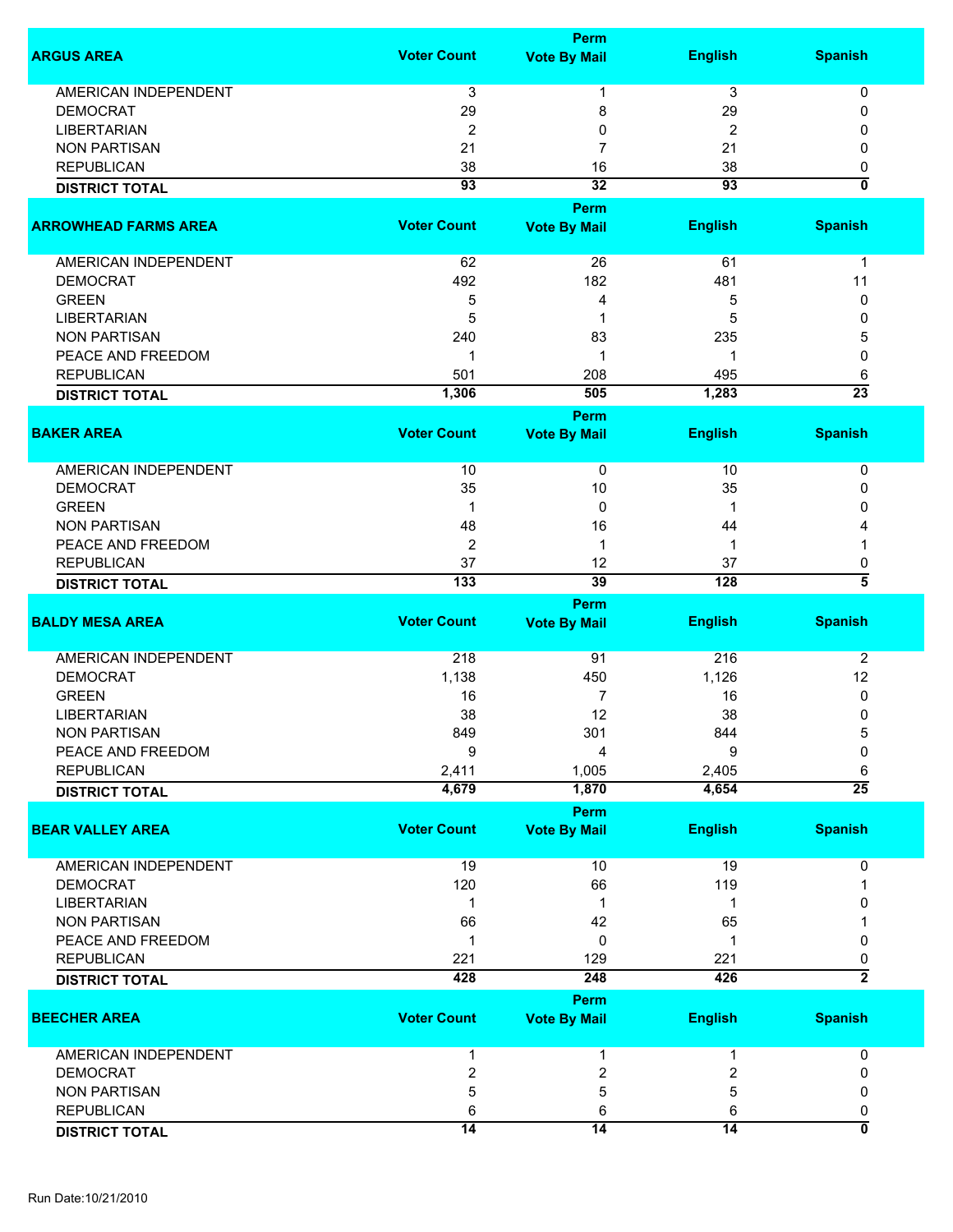| ARGUS AREA | Voter Count | Perm Vote By Mail | English | Spanish |
|---|---|---|---|---|
| AMERICAN INDEPENDENT | 3 | 1 | 3 | 0 |
| DEMOCRAT | 29 | 8 | 29 | 0 |
| LIBERTARIAN | 2 | 0 | 2 | 0 |
| NON PARTISAN | 21 | 7 | 21 | 0 |
| REPUBLICAN | 38 | 16 | 38 | 0 |
| **DISTRICT TOTAL** | **93** | **32** | **93** | **0** |

| ARROWHEAD FARMS AREA | Voter Count | Perm Vote By Mail | English | Spanish |
|---|---|---|---|---|
| AMERICAN INDEPENDENT | 62 | 26 | 61 | 1 |
| DEMOCRAT | 492 | 182 | 481 | 11 |
| GREEN | 5 | 4 | 5 | 0 |
| LIBERTARIAN | 5 | 1 | 5 | 0 |
| NON PARTISAN | 240 | 83 | 235 | 5 |
| PEACE AND FREEDOM | 1 | 1 | 1 | 0 |
| REPUBLICAN | 501 | 208 | 495 | 6 |
| **DISTRICT TOTAL** | **1,306** | **505** | **1,283** | **23** |

| BAKER AREA | Voter Count | Perm Vote By Mail | English | Spanish |
|---|---|---|---|---|
| AMERICAN INDEPENDENT | 10 | 0 | 10 | 0 |
| DEMOCRAT | 35 | 10 | 35 | 0 |
| GREEN | 1 | 0 | 1 | 0 |
| NON PARTISAN | 48 | 16 | 44 | 4 |
| PEACE AND FREEDOM | 2 | 1 | 1 | 1 |
| REPUBLICAN | 37 | 12 | 37 | 0 |
| **DISTRICT TOTAL** | **133** | **39** | **128** | **5** |

| BALDY MESA AREA | Voter Count | Perm Vote By Mail | English | Spanish |
|---|---|---|---|---|
| AMERICAN INDEPENDENT | 218 | 91 | 216 | 2 |
| DEMOCRAT | 1,138 | 450 | 1,126 | 12 |
| GREEN | 16 | 7 | 16 | 0 |
| LIBERTARIAN | 38 | 12 | 38 | 0 |
| NON PARTISAN | 849 | 301 | 844 | 5 |
| PEACE AND FREEDOM | 9 | 4 | 9 | 0 |
| REPUBLICAN | 2,411 | 1,005 | 2,405 | 6 |
| **DISTRICT TOTAL** | **4,679** | **1,870** | **4,654** | **25** |

| BEAR VALLEY AREA | Voter Count | Perm Vote By Mail | English | Spanish |
|---|---|---|---|---|
| AMERICAN INDEPENDENT | 19 | 10 | 19 | 0 |
| DEMOCRAT | 120 | 66 | 119 | 1 |
| LIBERTARIAN | 1 | 1 | 1 | 0 |
| NON PARTISAN | 66 | 42 | 65 | 1 |
| PEACE AND FREEDOM | 1 | 0 | 1 | 0 |
| REPUBLICAN | 221 | 129 | 221 | 0 |
| **DISTRICT TOTAL** | **428** | **248** | **426** | **2** |

| BEECHER AREA | Voter Count | Perm Vote By Mail | English | Spanish |
|---|---|---|---|---|
| AMERICAN INDEPENDENT | 1 | 1 | 1 | 0 |
| DEMOCRAT | 2 | 2 | 2 | 0 |
| NON PARTISAN | 5 | 5 | 5 | 0 |
| REPUBLICAN | 6 | 6 | 6 | 0 |
| **DISTRICT TOTAL** | **14** | **14** | **14** | **0** |

Run Date:10/21/2010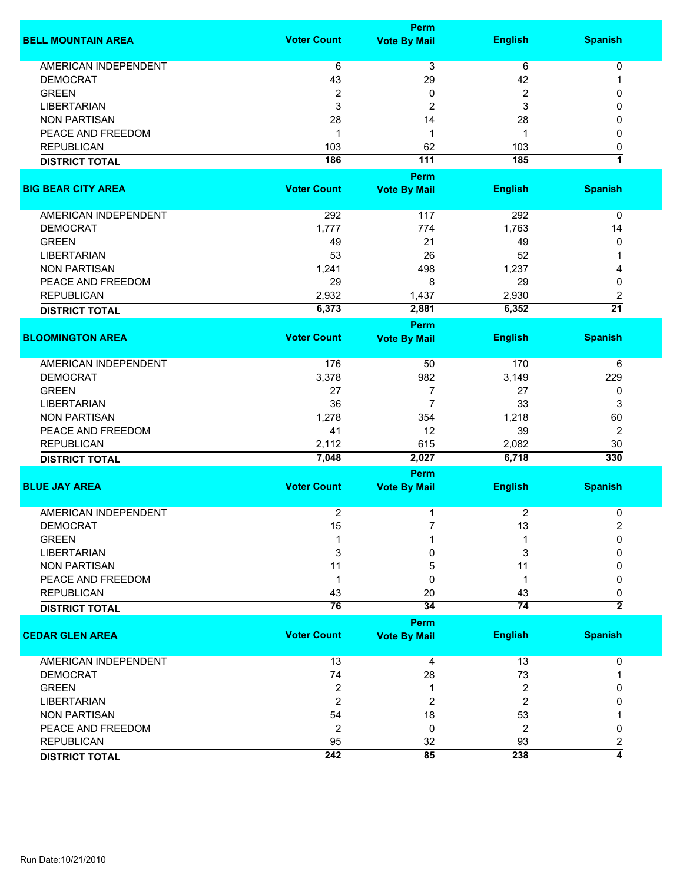| BELL MOUNTAIN AREA | Voter Count | Perm Vote By Mail | English | Spanish |
|---|---|---|---|---|
| AMERICAN INDEPENDENT | 6 | 3 | 6 | 0 |
| DEMOCRAT | 43 | 29 | 42 | 1 |
| GREEN | 2 | 0 | 2 | 0 |
| LIBERTARIAN | 3 | 2 | 3 | 0 |
| NON PARTISAN | 28 | 14 | 28 | 0 |
| PEACE AND FREEDOM | 1 | 1 | 1 | 0 |
| REPUBLICAN | 103 | 62 | 103 | 0 |
| **DISTRICT TOTAL** | **186** | **111** | **185** | **1** |

| BIG BEAR CITY AREA | Voter Count | Perm Vote By Mail | English | Spanish |
|---|---|---|---|---|
| AMERICAN INDEPENDENT | 292 | 117 | 292 | 0 |
| DEMOCRAT | 1,777 | 774 | 1,763 | 14 |
| GREEN | 49 | 21 | 49 | 0 |
| LIBERTARIAN | 53 | 26 | 52 | 1 |
| NON PARTISAN | 1,241 | 498 | 1,237 | 4 |
| PEACE AND FREEDOM | 29 | 8 | 29 | 0 |
| REPUBLICAN | 2,932 | 1,437 | 2,930 | 2 |
| **DISTRICT TOTAL** | **6,373** | **2,881** | **6,352** | **21** |

| BLOOMINGTON AREA | Voter Count | Perm Vote By Mail | English | Spanish |
|---|---|---|---|---|
| AMERICAN INDEPENDENT | 176 | 50 | 170 | 6 |
| DEMOCRAT | 3,378 | 982 | 3,149 | 229 |
| GREEN | 27 | 7 | 27 | 0 |
| LIBERTARIAN | 36 | 7 | 33 | 3 |
| NON PARTISAN | 1,278 | 354 | 1,218 | 60 |
| PEACE AND FREEDOM | 41 | 12 | 39 | 2 |
| REPUBLICAN | 2,112 | 615 | 2,082 | 30 |
| **DISTRICT TOTAL** | **7,048** | **2,027** | **6,718** | **330** |

| BLUE JAY AREA | Voter Count | Perm Vote By Mail | English | Spanish |
|---|---|---|---|---|
| AMERICAN INDEPENDENT | 2 | 1 | 2 | 0 |
| DEMOCRAT | 15 | 7 | 13 | 2 |
| GREEN | 1 | 1 | 1 | 0 |
| LIBERTARIAN | 3 | 0 | 3 | 0 |
| NON PARTISAN | 11 | 5 | 11 | 0 |
| PEACE AND FREEDOM | 1 | 0 | 1 | 0 |
| REPUBLICAN | 43 | 20 | 43 | 0 |
| **DISTRICT TOTAL** | **76** | **34** | **74** | **2** |

| CEDAR GLEN AREA | Voter Count | Perm Vote By Mail | English | Spanish |
|---|---|---|---|---|
| AMERICAN INDEPENDENT | 13 | 4 | 13 | 0 |
| DEMOCRAT | 74 | 28 | 73 | 1 |
| GREEN | 2 | 1 | 2 | 0 |
| LIBERTARIAN | 2 | 2 | 2 | 0 |
| NON PARTISAN | 54 | 18 | 53 | 1 |
| PEACE AND FREEDOM | 2 | 0 | 2 | 0 |
| REPUBLICAN | 95 | 32 | 93 | 2 |
| **DISTRICT TOTAL** | **242** | **85** | **238** | **4** |

Run Date:10/21/2010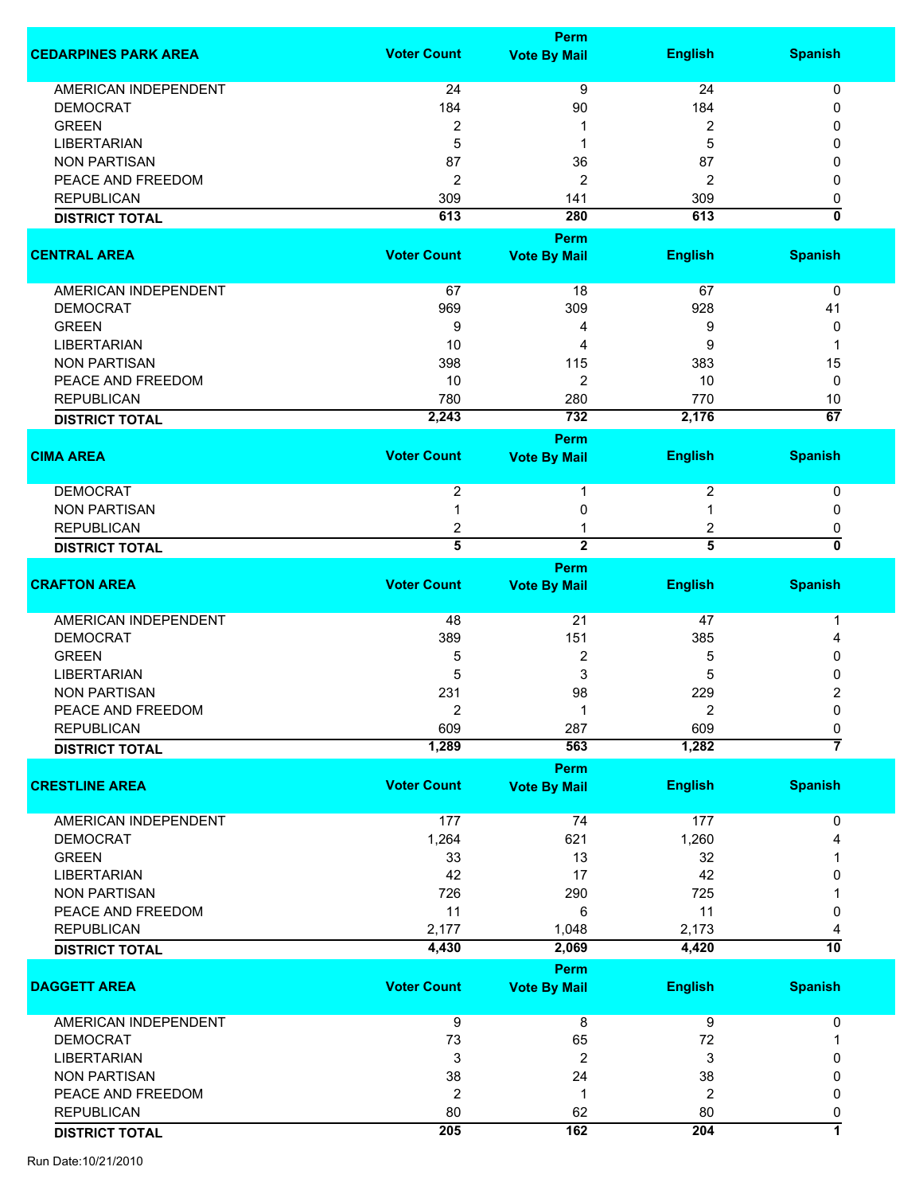| CEDARPINES PARK AREA | Voter Count | Perm Vote By Mail | English | Spanish |
|---|---|---|---|---|
| AMERICAN INDEPENDENT | 24 | 9 | 24 | 0 |
| DEMOCRAT | 184 | 90 | 184 | 0 |
| GREEN | 2 | 1 | 2 | 0 |
| LIBERTARIAN | 5 | 1 | 5 | 0 |
| NON PARTISAN | 87 | 36 | 87 | 0 |
| PEACE AND FREEDOM | 2 | 2 | 2 | 0 |
| REPUBLICAN | 309 | 141 | 309 | 0 |
| **DISTRICT TOTAL** | **613** | **280** | **613** | **0** |

| CENTRAL AREA | Voter Count | Perm Vote By Mail | English | Spanish |
|---|---|---|---|---|
| AMERICAN INDEPENDENT | 67 | 18 | 67 | 0 |
| DEMOCRAT | 969 | 309 | 928 | 41 |
| GREEN | 9 | 4 | 9 | 0 |
| LIBERTARIAN | 10 | 4 | 9 | 1 |
| NON PARTISAN | 398 | 115 | 383 | 15 |
| PEACE AND FREEDOM | 10 | 2 | 10 | 0 |
| REPUBLICAN | 780 | 280 | 770 | 10 |
| **DISTRICT TOTAL** | **2,243** | **732** | **2,176** | **67** |

| CIMA AREA | Voter Count | Perm Vote By Mail | English | Spanish |
|---|---|---|---|---|
| DEMOCRAT | 2 | 1 | 2 | 0 |
| NON PARTISAN | 1 | 0 | 1 | 0 |
| REPUBLICAN | 2 | 1 | 2 | 0 |
| **DISTRICT TOTAL** | **5** | **2** | **5** | **0** |

| CRAFTON AREA | Voter Count | Perm Vote By Mail | English | Spanish |
|---|---|---|---|---|
| AMERICAN INDEPENDENT | 48 | 21 | 47 | 1 |
| DEMOCRAT | 389 | 151 | 385 | 4 |
| GREEN | 5 | 2 | 5 | 0 |
| LIBERTARIAN | 5 | 3 | 5 | 0 |
| NON PARTISAN | 231 | 98 | 229 | 2 |
| PEACE AND FREEDOM | 2 | 1 | 2 | 0 |
| REPUBLICAN | 609 | 287 | 609 | 0 |
| **DISTRICT TOTAL** | **1,289** | **563** | **1,282** | **7** |

| CRESTLINE AREA | Voter Count | Perm Vote By Mail | English | Spanish |
|---|---|---|---|---|
| AMERICAN INDEPENDENT | 177 | 74 | 177 | 0 |
| DEMOCRAT | 1,264 | 621 | 1,260 | 4 |
| GREEN | 33 | 13 | 32 | 1 |
| LIBERTARIAN | 42 | 17 | 42 | 0 |
| NON PARTISAN | 726 | 290 | 725 | 1 |
| PEACE AND FREEDOM | 11 | 6 | 11 | 0 |
| REPUBLICAN | 2,177 | 1,048 | 2,173 | 4 |
| **DISTRICT TOTAL** | **4,430** | **2,069** | **4,420** | **10** |

| DAGGETT AREA | Voter Count | Perm Vote By Mail | English | Spanish |
|---|---|---|---|---|
| AMERICAN INDEPENDENT | 9 | 8 | 9 | 0 |
| DEMOCRAT | 73 | 65 | 72 | 1 |
| LIBERTARIAN | 3 | 2 | 3 | 0 |
| NON PARTISAN | 38 | 24 | 38 | 0 |
| PEACE AND FREEDOM | 2 | 1 | 2 | 0 |
| REPUBLICAN | 80 | 62 | 80 | 0 |
| **DISTRICT TOTAL** | **205** | **162** | **204** | **1** |

Run Date:10/21/2010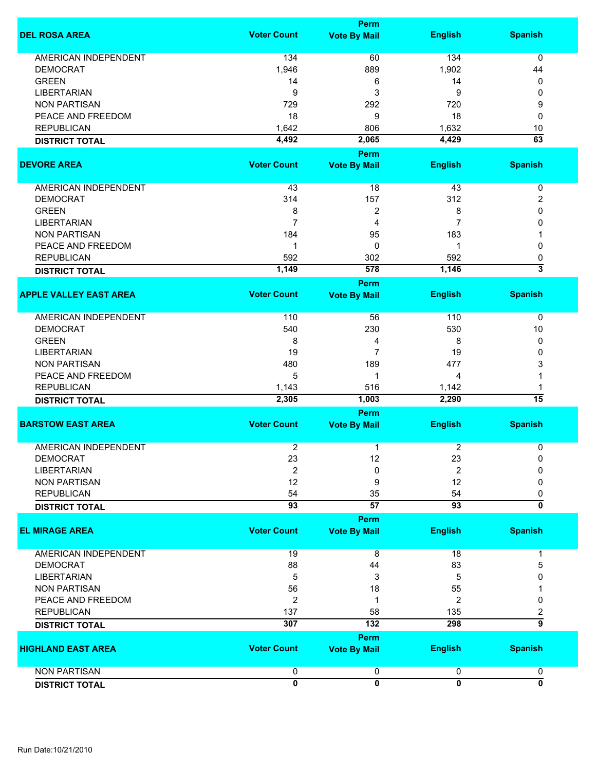| DEL ROSA AREA | Voter Count | Perm Vote By Mail | English | Spanish |
|---|---|---|---|---|
| AMERICAN INDEPENDENT | 134 | 60 | 134 | 0 |
| DEMOCRAT | 1,946 | 889 | 1,902 | 44 |
| GREEN | 14 | 6 | 14 | 0 |
| LIBERTARIAN | 9 | 3 | 9 | 0 |
| NON PARTISAN | 729 | 292 | 720 | 9 |
| PEACE AND FREEDOM | 18 | 9 | 18 | 0 |
| REPUBLICAN | 1,642 | 806 | 1,632 | 10 |
| **DISTRICT TOTAL** | **4,492** | **2,065** | **4,429** | **63** |

| DEVORE AREA | Voter Count | Perm Vote By Mail | English | Spanish |
|---|---|---|---|---|
| AMERICAN INDEPENDENT | 43 | 18 | 43 | 0 |
| DEMOCRAT | 314 | 157 | 312 | 2 |
| GREEN | 8 | 2 | 8 | 0 |
| LIBERTARIAN | 7 | 4 | 7 | 0 |
| NON PARTISAN | 184 | 95 | 183 | 1 |
| PEACE AND FREEDOM | 1 | 0 | 1 | 0 |
| REPUBLICAN | 592 | 302 | 592 | 0 |
| **DISTRICT TOTAL** | **1,149** | **578** | **1,146** | **3** |

| APPLE VALLEY EAST AREA | Voter Count | Perm Vote By Mail | English | Spanish |
|---|---|---|---|---|
| AMERICAN INDEPENDENT | 110 | 56 | 110 | 0 |
| DEMOCRAT | 540 | 230 | 530 | 10 |
| GREEN | 8 | 4 | 8 | 0 |
| LIBERTARIAN | 19 | 7 | 19 | 0 |
| NON PARTISAN | 480 | 189 | 477 | 3 |
| PEACE AND FREEDOM | 5 | 1 | 4 | 1 |
| REPUBLICAN | 1,143 | 516 | 1,142 | 1 |
| **DISTRICT TOTAL** | **2,305** | **1,003** | **2,290** | **15** |

| BARSTOW EAST AREA | Voter Count | Perm Vote By Mail | English | Spanish |
|---|---|---|---|---|
| AMERICAN INDEPENDENT | 2 | 1 | 2 | 0 |
| DEMOCRAT | 23 | 12 | 23 | 0 |
| LIBERTARIAN | 2 | 0 | 2 | 0 |
| NON PARTISAN | 12 | 9 | 12 | 0 |
| REPUBLICAN | 54 | 35 | 54 | 0 |
| **DISTRICT TOTAL** | **93** | **57** | **93** | **0** |

| EL MIRAGE AREA | Voter Count | Perm Vote By Mail | English | Spanish |
|---|---|---|---|---|
| AMERICAN INDEPENDENT | 19 | 8 | 18 | 1 |
| DEMOCRAT | 88 | 44 | 83 | 5 |
| LIBERTARIAN | 5 | 3 | 5 | 0 |
| NON PARTISAN | 56 | 18 | 55 | 1 |
| PEACE AND FREEDOM | 2 | 1 | 2 | 0 |
| REPUBLICAN | 137 | 58 | 135 | 2 |
| **DISTRICT TOTAL** | **307** | **132** | **298** | **9** |

| HIGHLAND EAST AREA | Voter Count | Perm Vote By Mail | English | Spanish |
|---|---|---|---|---|
| NON PARTISAN | 0 | 0 | 0 | 0 |
| **DISTRICT TOTAL** | **0** | **0** | **0** | **0** |

Run Date:10/21/2010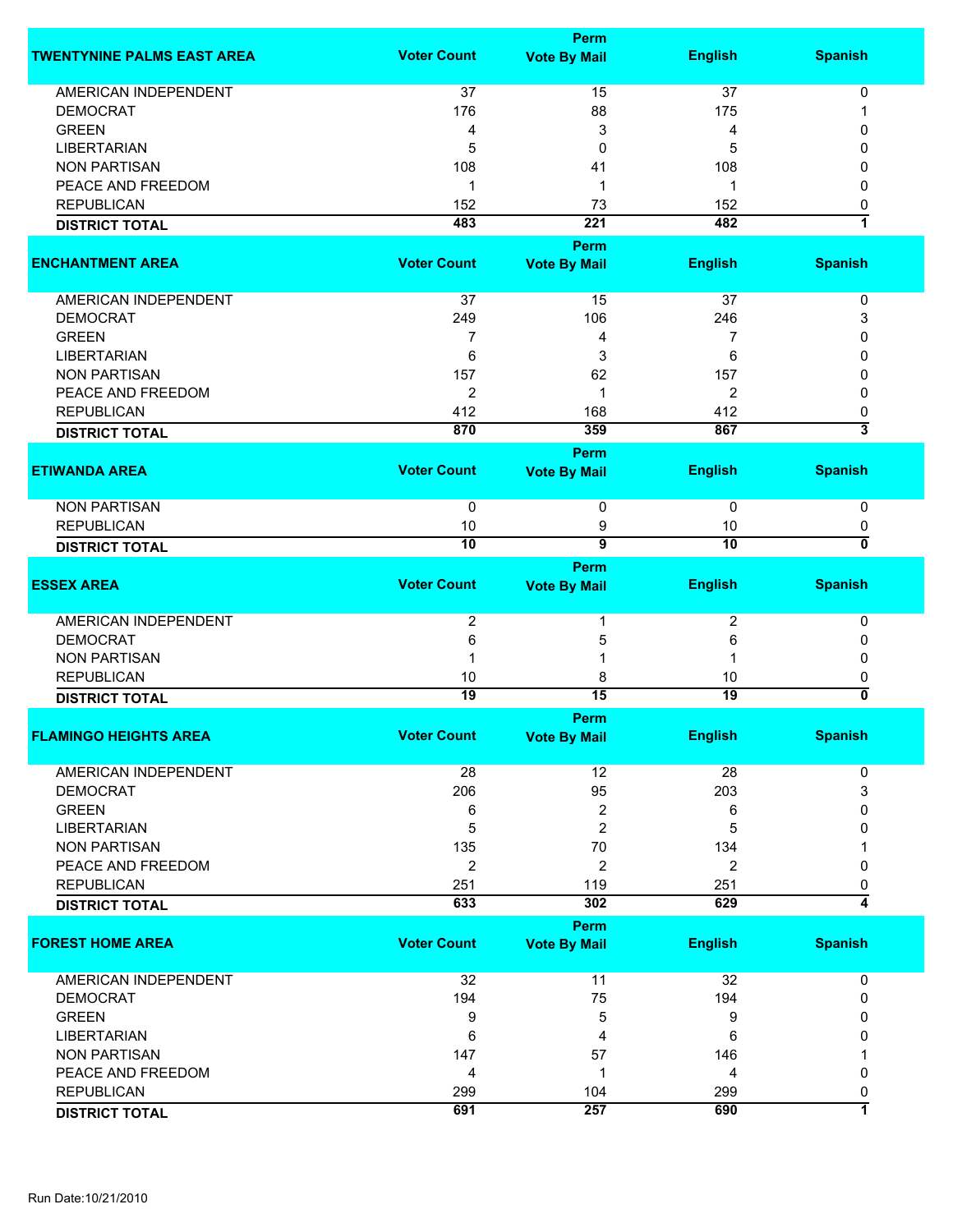| TWENTYNINE PALMS EAST AREA | Voter Count | Perm Vote By Mail | English | Spanish |
|---|---|---|---|---|
| AMERICAN INDEPENDENT | 37 | 15 | 37 | 0 |
| DEMOCRAT | 176 | 88 | 175 | 1 |
| GREEN | 4 | 3 | 4 | 0 |
| LIBERTARIAN | 5 | 0 | 5 | 0 |
| NON PARTISAN | 108 | 41 | 108 | 0 |
| PEACE AND FREEDOM | 1 | 1 | 1 | 0 |
| REPUBLICAN | 152 | 73 | 152 | 0 |
| **DISTRICT TOTAL** | **483** | **221** | **482** | **1** |

| ENCHANTMENT AREA | Voter Count | Perm Vote By Mail | English | Spanish |
|---|---|---|---|---|
| AMERICAN INDEPENDENT | 37 | 15 | 37 | 0 |
| DEMOCRAT | 249 | 106 | 246 | 3 |
| GREEN | 7 | 4 | 7 | 0 |
| LIBERTARIAN | 6 | 3 | 6 | 0 |
| NON PARTISAN | 157 | 62 | 157 | 0 |
| PEACE AND FREEDOM | 2 | 1 | 2 | 0 |
| REPUBLICAN | 412 | 168 | 412 | 0 |
| **DISTRICT TOTAL** | **870** | **359** | **867** | **3** |

| ETIWANDA AREA | Voter Count | Perm Vote By Mail | English | Spanish |
|---|---|---|---|---|
| NON PARTISAN | 0 | 0 | 0 | 0 |
| REPUBLICAN | 10 | 9 | 10 | 0 |
| **DISTRICT TOTAL** | **10** | **9** | **10** | **0** |

| ESSEX AREA | Voter Count | Perm Vote By Mail | English | Spanish |
|---|---|---|---|---|
| AMERICAN INDEPENDENT | 2 | 1 | 2 | 0 |
| DEMOCRAT | 6 | 5 | 6 | 0 |
| NON PARTISAN | 1 | 1 | 1 | 0 |
| REPUBLICAN | 10 | 8 | 10 | 0 |
| **DISTRICT TOTAL** | **19** | **15** | **19** | **0** |

| FLAMINGO HEIGHTS AREA | Voter Count | Perm Vote By Mail | English | Spanish |
|---|---|---|---|---|
| AMERICAN INDEPENDENT | 28 | 12 | 28 | 0 |
| DEMOCRAT | 206 | 95 | 203 | 3 |
| GREEN | 6 | 2 | 6 | 0 |
| LIBERTARIAN | 5 | 2 | 5 | 0 |
| NON PARTISAN | 135 | 70 | 134 | 1 |
| PEACE AND FREEDOM | 2 | 2 | 2 | 0 |
| REPUBLICAN | 251 | 119 | 251 | 0 |
| **DISTRICT TOTAL** | **633** | **302** | **629** | **4** |

| FOREST HOME AREA | Voter Count | Perm Vote By Mail | English | Spanish |
|---|---|---|---|---|
| AMERICAN INDEPENDENT | 32 | 11 | 32 | 0 |
| DEMOCRAT | 194 | 75 | 194 | 0 |
| GREEN | 9 | 5 | 9 | 0 |
| LIBERTARIAN | 6 | 4 | 6 | 0 |
| NON PARTISAN | 147 | 57 | 146 | 1 |
| PEACE AND FREEDOM | 4 | 1 | 4 | 0 |
| REPUBLICAN | 299 | 104 | 299 | 0 |
| **DISTRICT TOTAL** | **691** | **257** | **690** | **1** |

Run Date:10/21/2010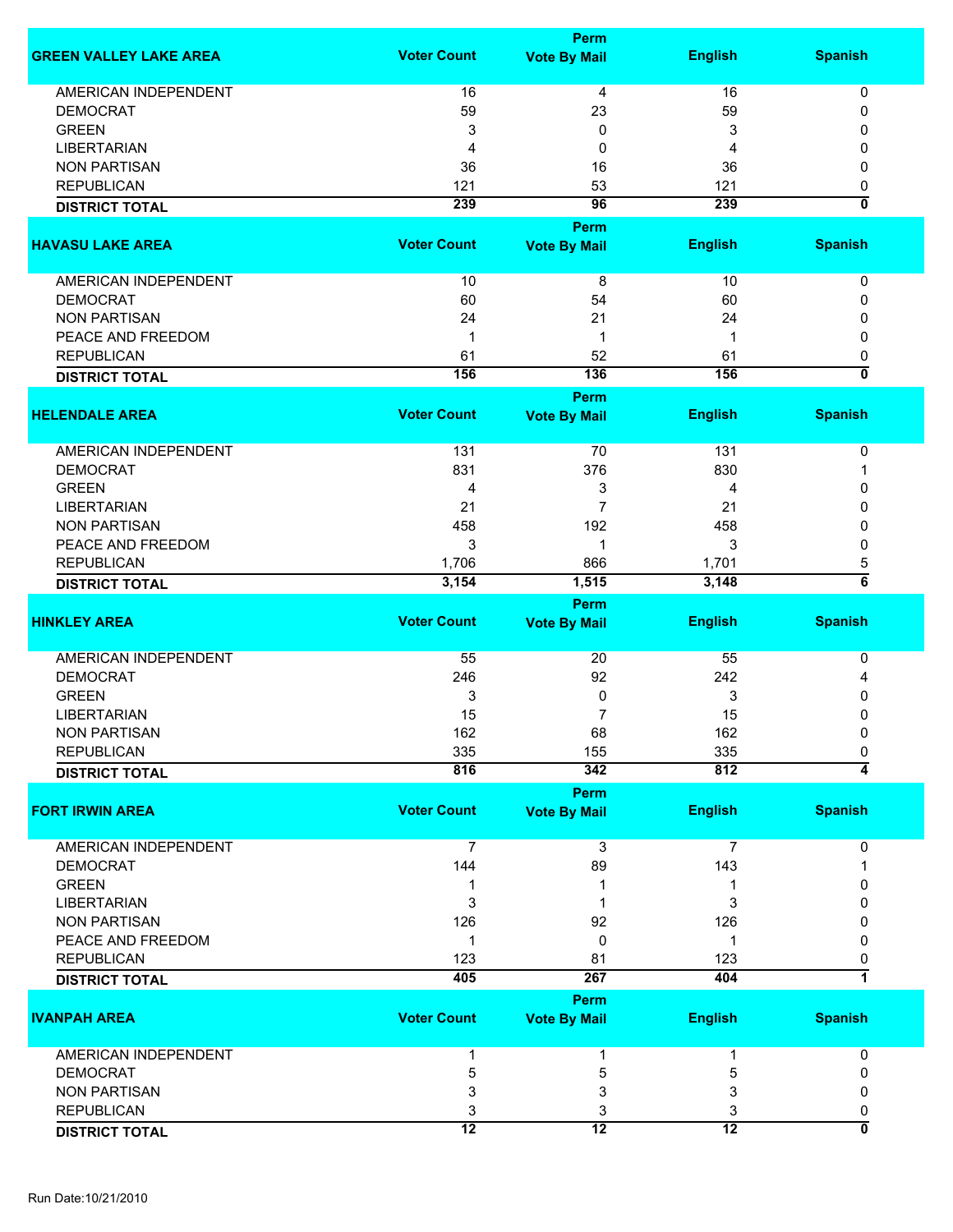| GREEN VALLEY LAKE AREA | Voter Count | Perm Vote By Mail | English | Spanish |
|---|---|---|---|---|
| AMERICAN INDEPENDENT | 16 | 4 | 16 | 0 |
| DEMOCRAT | 59 | 23 | 59 | 0 |
| GREEN | 3 | 0 | 3 | 0 |
| LIBERTARIAN | 4 | 0 | 4 | 0 |
| NON PARTISAN | 36 | 16 | 36 | 0 |
| REPUBLICAN | 121 | 53 | 121 | 0 |
| **DISTRICT TOTAL** | **239** | **96** | **239** | **0** |

| HAVASU LAKE AREA | Voter Count | Perm Vote By Mail | English | Spanish |
|---|---|---|---|---|
| AMERICAN INDEPENDENT | 10 | 8 | 10 | 0 |
| DEMOCRAT | 60 | 54 | 60 | 0 |
| NON PARTISAN | 24 | 21 | 24 | 0 |
| PEACE AND FREEDOM | 1 | 1 | 1 | 0 |
| REPUBLICAN | 61 | 52 | 61 | 0 |
| **DISTRICT TOTAL** | **156** | **136** | **156** | **0** |

| HELENDALE AREA | Voter Count | Perm Vote By Mail | English | Spanish |
|---|---|---|---|---|
| AMERICAN INDEPENDENT | 131 | 70 | 131 | 0 |
| DEMOCRAT | 831 | 376 | 830 | 1 |
| GREEN | 4 | 3 | 4 | 0 |
| LIBERTARIAN | 21 | 7 | 21 | 0 |
| NON PARTISAN | 458 | 192 | 458 | 0 |
| PEACE AND FREEDOM | 3 | 1 | 3 | 0 |
| REPUBLICAN | 1,706 | 866 | 1,701 | 5 |
| **DISTRICT TOTAL** | **3,154** | **1,515** | **3,148** | **6** |

| HINKLEY AREA | Voter Count | Perm Vote By Mail | English | Spanish |
|---|---|---|---|---|
| AMERICAN INDEPENDENT | 55 | 20 | 55 | 0 |
| DEMOCRAT | 246 | 92 | 242 | 4 |
| GREEN | 3 | 0 | 3 | 0 |
| LIBERTARIAN | 15 | 7 | 15 | 0 |
| NON PARTISAN | 162 | 68 | 162 | 0 |
| REPUBLICAN | 335 | 155 | 335 | 0 |
| **DISTRICT TOTAL** | **816** | **342** | **812** | **4** |

| FORT IRWIN AREA | Voter Count | Perm Vote By Mail | English | Spanish |
|---|---|---|---|---|
| AMERICAN INDEPENDENT | 7 | 3 | 7 | 0 |
| DEMOCRAT | 144 | 89 | 143 | 1 |
| GREEN | 1 | 1 | 1 | 0 |
| LIBERTARIAN | 3 | 1 | 3 | 0 |
| NON PARTISAN | 126 | 92 | 126 | 0 |
| PEACE AND FREEDOM | 1 | 0 | 1 | 0 |
| REPUBLICAN | 123 | 81 | 123 | 0 |
| **DISTRICT TOTAL** | **405** | **267** | **404** | **1** |

| IVANPAH AREA | Voter Count | Perm Vote By Mail | English | Spanish |
|---|---|---|---|---|
| AMERICAN INDEPENDENT | 1 | 1 | 1 | 0 |
| DEMOCRAT | 5 | 5 | 5 | 0 |
| NON PARTISAN | 3 | 3 | 3 | 0 |
| REPUBLICAN | 3 | 3 | 3 | 0 |
| **DISTRICT TOTAL** | **12** | **12** | **12** | **0** |

Run Date:10/21/2010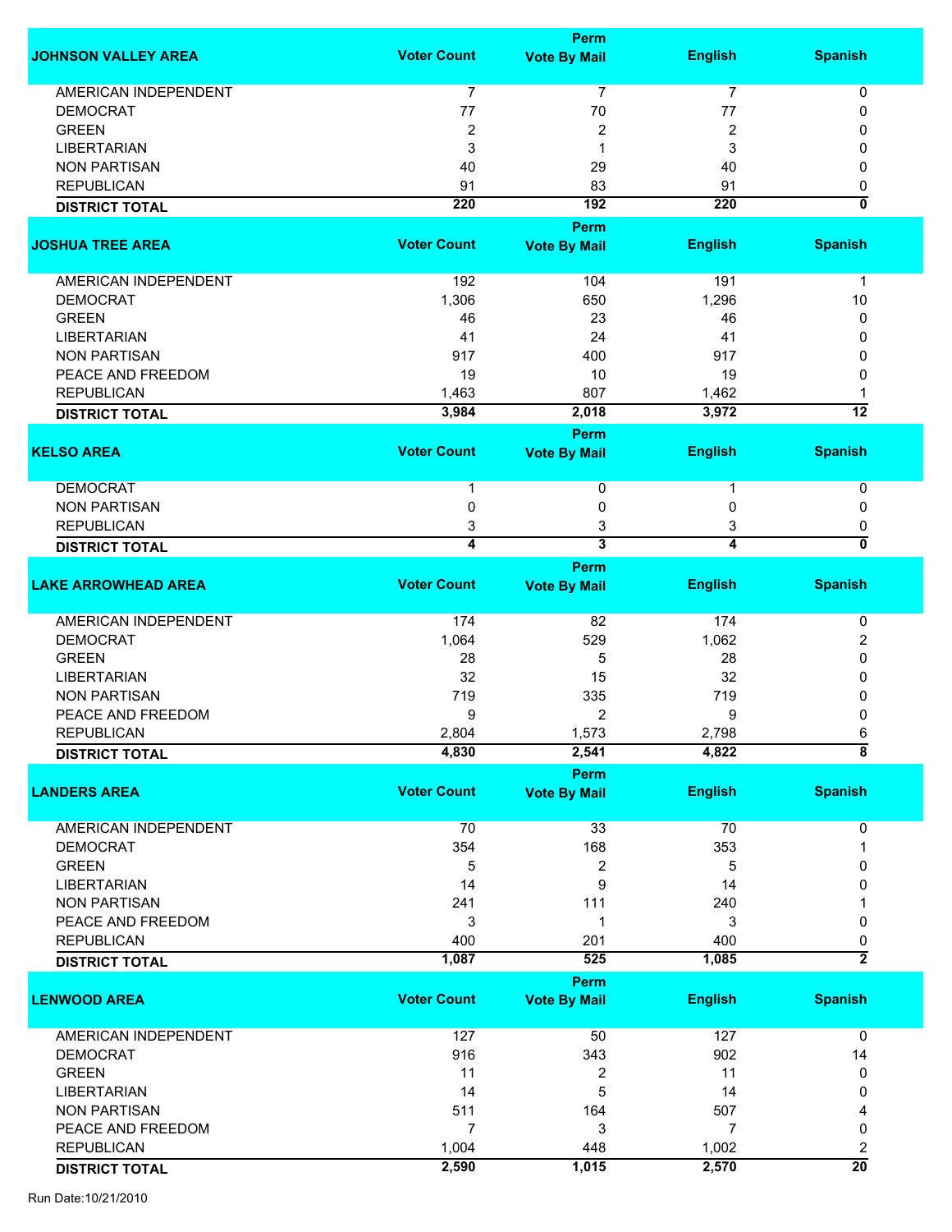| JOHNSON VALLEY AREA | Voter Count | Perm Vote By Mail | English | Spanish |
|---|---|---|---|---|
| AMERICAN INDEPENDENT | 7 | 7 | 7 | 0 |
| DEMOCRAT | 77 | 70 | 77 | 0 |
| GREEN | 2 | 2 | 2 | 0 |
| LIBERTARIAN | 3 | 1 | 3 | 0 |
| NON PARTISAN | 40 | 29 | 40 | 0 |
| REPUBLICAN | 91 | 83 | 91 | 0 |
| **DISTRICT TOTAL** | **220** | **192** | **220** | **0** |

| JOSHUA TREE AREA | Voter Count | Perm Vote By Mail | English | Spanish |
|---|---|---|---|---|
| AMERICAN INDEPENDENT | 192 | 104 | 191 | 1 |
| DEMOCRAT | 1,306 | 650 | 1,296 | 10 |
| GREEN | 46 | 23 | 46 | 0 |
| LIBERTARIAN | 41 | 24 | 41 | 0 |
| NON PARTISAN | 917 | 400 | 917 | 0 |
| PEACE AND FREEDOM | 19 | 10 | 19 | 0 |
| REPUBLICAN | 1,463 | 807 | 1,462 | 1 |
| **DISTRICT TOTAL** | **3,984** | **2,018** | **3,972** | **12** |

| KELSO AREA | Voter Count | Perm Vote By Mail | English | Spanish |
|---|---|---|---|---|
| DEMOCRAT | 1 | 0 | 1 | 0 |
| NON PARTISAN | 0 | 0 | 0 | 0 |
| REPUBLICAN | 3 | 3 | 3 | 0 |
| **DISTRICT TOTAL** | **4** | **3** | **4** | **0** |

| LAKE ARROWHEAD AREA | Voter Count | Perm Vote By Mail | English | Spanish |
|---|---|---|---|---|
| AMERICAN INDEPENDENT | 174 | 82 | 174 | 0 |
| DEMOCRAT | 1,064 | 529 | 1,062 | 2 |
| GREEN | 28 | 5 | 28 | 0 |
| LIBERTARIAN | 32 | 15 | 32 | 0 |
| NON PARTISAN | 719 | 335 | 719 | 0 |
| PEACE AND FREEDOM | 9 | 2 | 9 | 0 |
| REPUBLICAN | 2,804 | 1,573 | 2,798 | 6 |
| **DISTRICT TOTAL** | **4,830** | **2,541** | **4,822** | **8** |

| LANDERS AREA | Voter Count | Perm Vote By Mail | English | Spanish |
|---|---|---|---|---|
| AMERICAN INDEPENDENT | 70 | 33 | 70 | 0 |
| DEMOCRAT | 354 | 168 | 353 | 1 |
| GREEN | 5 | 2 | 5 | 0 |
| LIBERTARIAN | 14 | 9 | 14 | 0 |
| NON PARTISAN | 241 | 111 | 240 | 1 |
| PEACE AND FREEDOM | 3 | 1 | 3 | 0 |
| REPUBLICAN | 400 | 201 | 400 | 0 |
| **DISTRICT TOTAL** | **1,087** | **525** | **1,085** | **2** |

| LENWOOD AREA | Voter Count | Perm Vote By Mail | English | Spanish |
|---|---|---|---|---|
| AMERICAN INDEPENDENT | 127 | 50 | 127 | 0 |
| DEMOCRAT | 916 | 343 | 902 | 14 |
| GREEN | 11 | 2 | 11 | 0 |
| LIBERTARIAN | 14 | 5 | 14 | 0 |
| NON PARTISAN | 511 | 164 | 507 | 4 |
| PEACE AND FREEDOM | 7 | 3 | 7 | 0 |
| REPUBLICAN | 1,004 | 448 | 1,002 | 2 |
| **DISTRICT TOTAL** | **2,590** | **1,015** | **2,570** | **20** |

Run Date:10/21/2010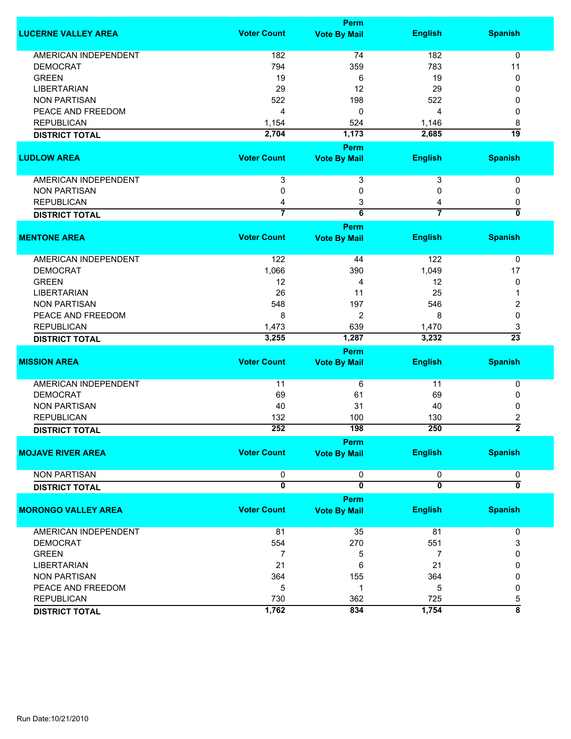| LUCERNE VALLEY AREA | Voter Count | Perm Vote By Mail | English | Spanish |
|---|---|---|---|---|
| AMERICAN INDEPENDENT | 182 | 74 | 182 | 0 |
| DEMOCRAT | 794 | 359 | 783 | 11 |
| GREEN | 19 | 6 | 19 | 0 |
| LIBERTARIAN | 29 | 12 | 29 | 0 |
| NON PARTISAN | 522 | 198 | 522 | 0 |
| PEACE AND FREEDOM | 4 | 0 | 4 | 0 |
| REPUBLICAN | 1,154 | 524 | 1,146 | 8 |
| **DISTRICT TOTAL** | **2,704** | **1,173** | **2,685** | **19** |

| LUDLOW AREA | Voter Count | Perm Vote By Mail | English | Spanish |
|---|---|---|---|---|
| AMERICAN INDEPENDENT | 3 | 3 | 3 | 0 |
| NON PARTISAN | 0 | 0 | 0 | 0 |
| REPUBLICAN | 4 | 3 | 4 | 0 |
| **DISTRICT TOTAL** | **7** | **6** | **7** | **0** |

| MENTONE AREA | Voter Count | Perm Vote By Mail | English | Spanish |
|---|---|---|---|---|
| AMERICAN INDEPENDENT | 122 | 44 | 122 | 0 |
| DEMOCRAT | 1,066 | 390 | 1,049 | 17 |
| GREEN | 12 | 4 | 12 | 0 |
| LIBERTARIAN | 26 | 11 | 25 | 1 |
| NON PARTISAN | 548 | 197 | 546 | 2 |
| PEACE AND FREEDOM | 8 | 2 | 8 | 0 |
| REPUBLICAN | 1,473 | 639 | 1,470 | 3 |
| **DISTRICT TOTAL** | **3,255** | **1,287** | **3,232** | **23** |

| MISSION AREA | Voter Count | Perm Vote By Mail | English | Spanish |
|---|---|---|---|---|
| AMERICAN INDEPENDENT | 11 | 6 | 11 | 0 |
| DEMOCRAT | 69 | 61 | 69 | 0 |
| NON PARTISAN | 40 | 31 | 40 | 0 |
| REPUBLICAN | 132 | 100 | 130 | 2 |
| **DISTRICT TOTAL** | **252** | **198** | **250** | **2** |

| MOJAVE RIVER AREA | Voter Count | Perm Vote By Mail | English | Spanish |
|---|---|---|---|---|
| NON PARTISAN | 0 | 0 | 0 | 0 |
| **DISTRICT TOTAL** | **0** | **0** | **0** | **0** |

| MORONGO VALLEY AREA | Voter Count | Perm Vote By Mail | English | Spanish |
|---|---|---|---|---|
| AMERICAN INDEPENDENT | 81 | 35 | 81 | 0 |
| DEMOCRAT | 554 | 270 | 551 | 3 |
| GREEN | 7 | 5 | 7 | 0 |
| LIBERTARIAN | 21 | 6 | 21 | 0 |
| NON PARTISAN | 364 | 155 | 364 | 0 |
| PEACE AND FREEDOM | 5 | 1 | 5 | 0 |
| REPUBLICAN | 730 | 362 | 725 | 5 |
| **DISTRICT TOTAL** | **1,762** | **834** | **1,754** | **8** |

Run Date:10/21/2010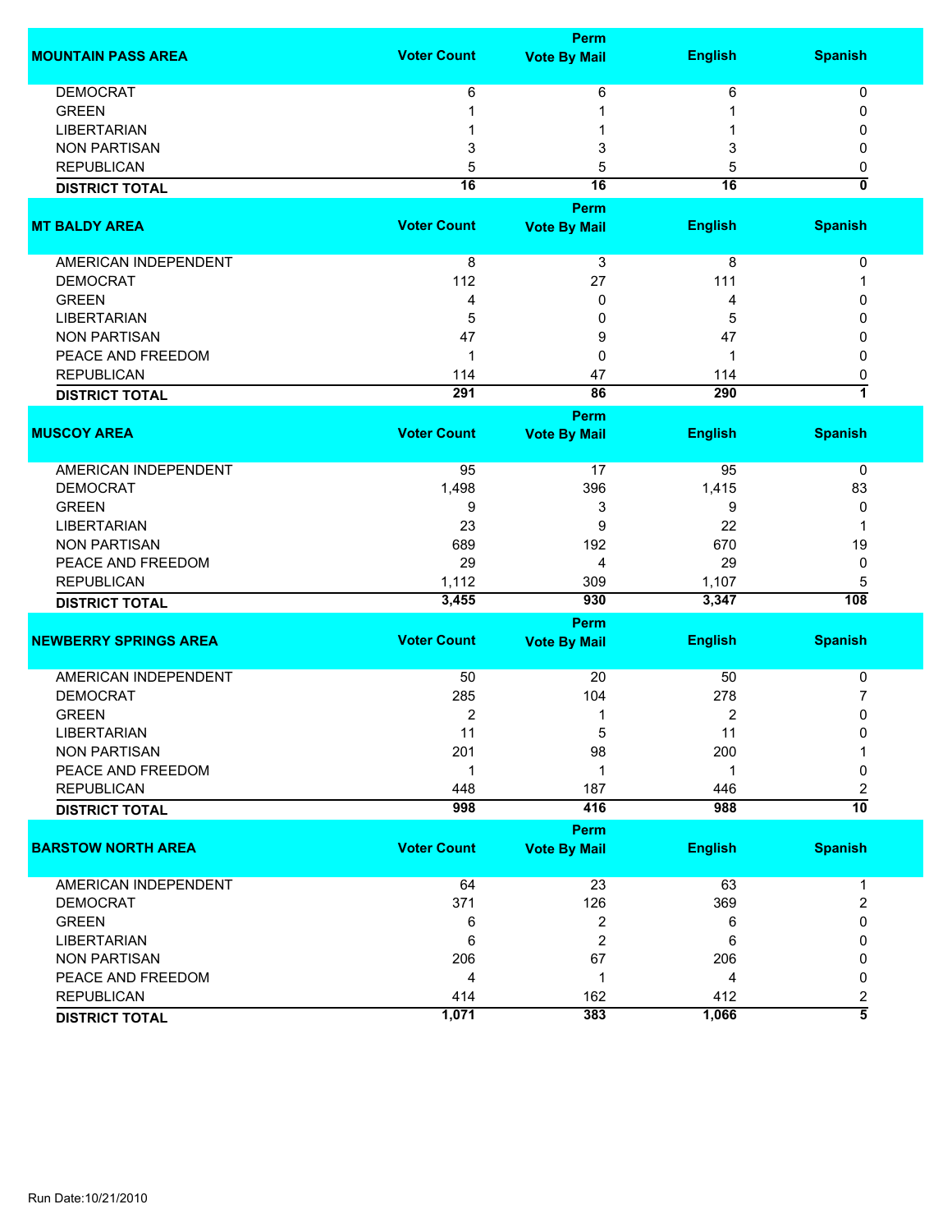| MOUNTAIN PASS AREA | Voter Count | Perm Vote By Mail | English | Spanish |
|---|---|---|---|---|
| DEMOCRAT | 6 | 6 | 6 | 0 |
| GREEN | 1 | 1 | 1 | 0 |
| LIBERTARIAN | 1 | 1 | 1 | 0 |
| NON PARTISAN | 3 | 3 | 3 | 0 |
| REPUBLICAN | 5 | 5 | 5 | 0 |
| **DISTRICT TOTAL** | **16** | **16** | **16** | **0** |

| MT BALDY AREA | Voter Count | Perm Vote By Mail | English | Spanish |
|---|---|---|---|---|
| AMERICAN INDEPENDENT | 8 | 3 | 8 | 0 |
| DEMOCRAT | 112 | 27 | 111 | 1 |
| GREEN | 4 | 0 | 4 | 0 |
| LIBERTARIAN | 5 | 0 | 5 | 0 |
| NON PARTISAN | 47 | 9 | 47 | 0 |
| PEACE AND FREEDOM | 1 | 0 | 1 | 0 |
| REPUBLICAN | 114 | 47 | 114 | 0 |
| **DISTRICT TOTAL** | **291** | **86** | **290** | **1** |

| MUSCOY AREA | Voter Count | Perm Vote By Mail | English | Spanish |
|---|---|---|---|---|
| AMERICAN INDEPENDENT | 95 | 17 | 95 | 0 |
| DEMOCRAT | 1,498 | 396 | 1,415 | 83 |
| GREEN | 9 | 3 | 9 | 0 |
| LIBERTARIAN | 23 | 9 | 22 | 1 |
| NON PARTISAN | 689 | 192 | 670 | 19 |
| PEACE AND FREEDOM | 29 | 4 | 29 | 0 |
| REPUBLICAN | 1,112 | 309 | 1,107 | 5 |
| **DISTRICT TOTAL** | **3,455** | **930** | **3,347** | **108** |

| NEWBERRY SPRINGS AREA | Voter Count | Perm Vote By Mail | English | Spanish |
|---|---|---|---|---|
| AMERICAN INDEPENDENT | 50 | 20 | 50 | 0 |
| DEMOCRAT | 285 | 104 | 278 | 7 |
| GREEN | 2 | 1 | 2 | 0 |
| LIBERTARIAN | 11 | 5 | 11 | 0 |
| NON PARTISAN | 201 | 98 | 200 | 1 |
| PEACE AND FREEDOM | 1 | 1 | 1 | 0 |
| REPUBLICAN | 448 | 187 | 446 | 2 |
| **DISTRICT TOTAL** | **998** | **416** | **988** | **10** |

| BARSTOW NORTH AREA | Voter Count | Perm Vote By Mail | English | Spanish |
|---|---|---|---|---|
| AMERICAN INDEPENDENT | 64 | 23 | 63 | 1 |
| DEMOCRAT | 371 | 126 | 369 | 2 |
| GREEN | 6 | 2 | 6 | 0 |
| LIBERTARIAN | 6 | 2 | 6 | 0 |
| NON PARTISAN | 206 | 67 | 206 | 0 |
| PEACE AND FREEDOM | 4 | 1 | 4 | 0 |
| REPUBLICAN | 414 | 162 | 412 | 2 |
| **DISTRICT TOTAL** | **1,071** | **383** | **1,066** | **5** |

Run Date:10/21/2010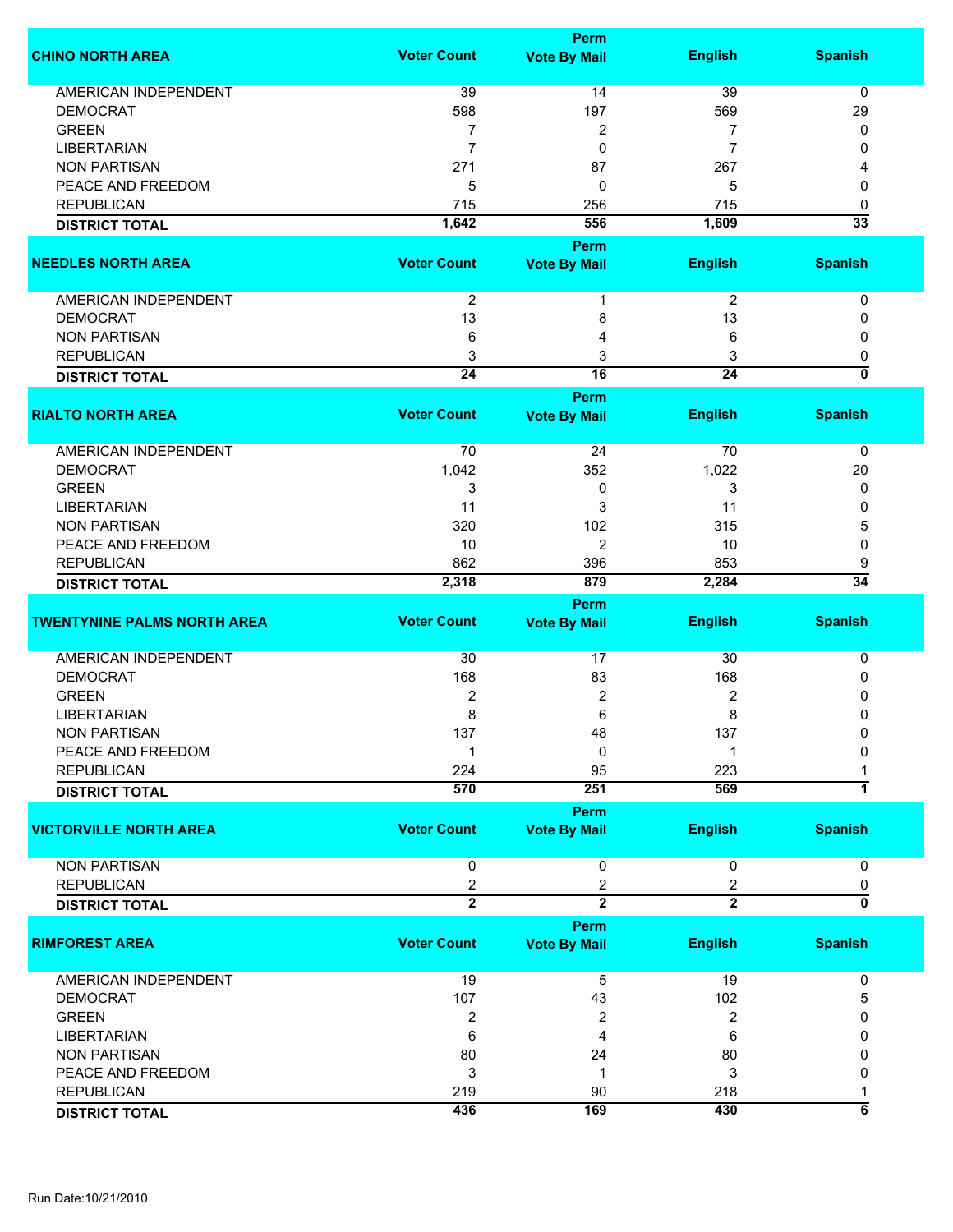| CHINO NORTH AREA | Voter Count | Perm Vote By Mail | English | Spanish |
|---|---|---|---|---|
| AMERICAN INDEPENDENT | 39 | 14 | 39 | 0 |
| DEMOCRAT | 598 | 197 | 569 | 29 |
| GREEN | 7 | 2 | 7 | 0 |
| LIBERTARIAN | 7 | 0 | 7 | 0 |
| NON PARTISAN | 271 | 87 | 267 | 4 |
| PEACE AND FREEDOM | 5 | 0 | 5 | 0 |
| REPUBLICAN | 715 | 256 | 715 | 0 |
| **DISTRICT TOTAL** | **1,642** | **556** | **1,609** | **33** |

| NEEDLES NORTH AREA | Voter Count | Perm Vote By Mail | English | Spanish |
|---|---|---|---|---|
| AMERICAN INDEPENDENT | 2 | 1 | 2 | 0 |
| DEMOCRAT | 13 | 8 | 13 | 0 |
| NON PARTISAN | 6 | 4 | 6 | 0 |
| REPUBLICAN | 3 | 3 | 3 | 0 |
| **DISTRICT TOTAL** | **24** | **16** | **24** | **0** |

| RIALTO NORTH AREA | Voter Count | Perm Vote By Mail | English | Spanish |
|---|---|---|---|---|
| AMERICAN INDEPENDENT | 70 | 24 | 70 | 0 |
| DEMOCRAT | 1,042 | 352 | 1,022 | 20 |
| GREEN | 3 | 0 | 3 | 0 |
| LIBERTARIAN | 11 | 3 | 11 | 0 |
| NON PARTISAN | 320 | 102 | 315 | 5 |
| PEACE AND FREEDOM | 10 | 2 | 10 | 0 |
| REPUBLICAN | 862 | 396 | 853 | 9 |
| **DISTRICT TOTAL** | **2,318** | **879** | **2,284** | **34** |

| TWENTYNINE PALMS NORTH AREA | Voter Count | Perm Vote By Mail | English | Spanish |
|---|---|---|---|---|
| AMERICAN INDEPENDENT | 30 | 17 | 30 | 0 |
| DEMOCRAT | 168 | 83 | 168 | 0 |
| GREEN | 2 | 2 | 2 | 0 |
| LIBERTARIAN | 8 | 6 | 8 | 0 |
| NON PARTISAN | 137 | 48 | 137 | 0 |
| PEACE AND FREEDOM | 1 | 0 | 1 | 0 |
| REPUBLICAN | 224 | 95 | 223 | 1 |
| **DISTRICT TOTAL** | **570** | **251** | **569** | **1** |

| VICTORVILLE NORTH AREA | Voter Count | Perm Vote By Mail | English | Spanish |
|---|---|---|---|---|
| NON PARTISAN | 0 | 0 | 0 | 0 |
| REPUBLICAN | 2 | 2 | 2 | 0 |
| **DISTRICT TOTAL** | **2** | **2** | **2** | **0** |

| RIMFOREST AREA | Voter Count | Perm Vote By Mail | English | Spanish |
|---|---|---|---|---|
| AMERICAN INDEPENDENT | 19 | 5 | 19 | 0 |
| DEMOCRAT | 107 | 43 | 102 | 5 |
| GREEN | 2 | 2 | 2 | 0 |
| LIBERTARIAN | 6 | 4 | 6 | 0 |
| NON PARTISAN | 80 | 24 | 80 | 0 |
| PEACE AND FREEDOM | 3 | 1 | 3 | 0 |
| REPUBLICAN | 219 | 90 | 218 | 1 |
| **DISTRICT TOTAL** | **436** | **169** | **430** | **6** |

Run Date:10/21/2010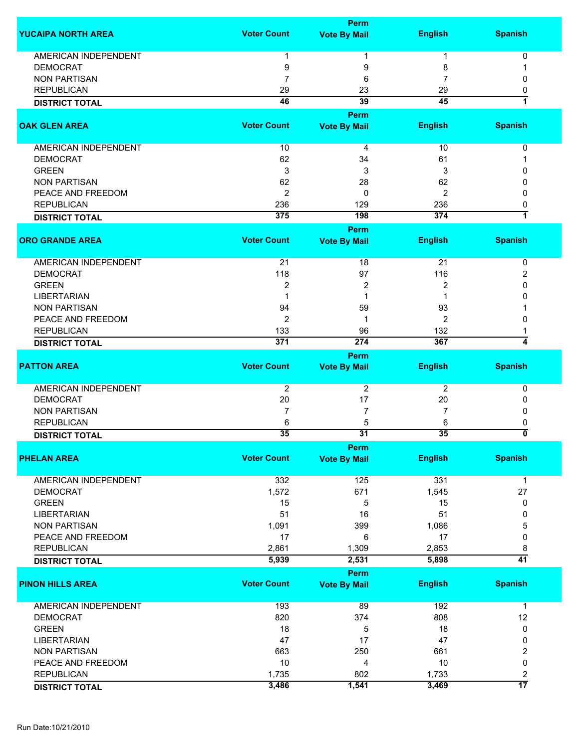| YUCAIPA NORTH AREA | Voter Count | Perm Vote By Mail | English | Spanish |
|---|---|---|---|---|
| AMERICAN INDEPENDENT | 1 | 1 | 1 | 0 |
| DEMOCRAT | 9 | 9 | 8 | 1 |
| NON PARTISAN | 7 | 6 | 7 | 0 |
| REPUBLICAN | 29 | 23 | 29 | 0 |
| **DISTRICT TOTAL** | **46** | **39** | **45** | **1** |

| OAK GLEN AREA | Voter Count | Perm Vote By Mail | English | Spanish |
|---|---|---|---|---|
| AMERICAN INDEPENDENT | 10 | 4 | 10 | 0 |
| DEMOCRAT | 62 | 34 | 61 | 1 |
| GREEN | 3 | 3 | 3 | 0 |
| NON PARTISAN | 62 | 28 | 62 | 0 |
| PEACE AND FREEDOM | 2 | 0 | 2 | 0 |
| REPUBLICAN | 236 | 129 | 236 | 0 |
| **DISTRICT TOTAL** | **375** | **198** | **374** | **1** |

| ORO GRANDE AREA | Voter Count | Perm Vote By Mail | English | Spanish |
|---|---|---|---|---|
| AMERICAN INDEPENDENT | 21 | 18 | 21 | 0 |
| DEMOCRAT | 118 | 97 | 116 | 2 |
| GREEN | 2 | 2 | 2 | 0 |
| LIBERTARIAN | 1 | 1 | 1 | 0 |
| NON PARTISAN | 94 | 59 | 93 | 1 |
| PEACE AND FREEDOM | 2 | 1 | 2 | 0 |
| REPUBLICAN | 133 | 96 | 132 | 1 |
| **DISTRICT TOTAL** | **371** | **274** | **367** | **4** |

| PATTON AREA | Voter Count | Perm Vote By Mail | English | Spanish |
|---|---|---|---|---|
| AMERICAN INDEPENDENT | 2 | 2 | 2 | 0 |
| DEMOCRAT | 20 | 17 | 20 | 0 |
| NON PARTISAN | 7 | 7 | 7 | 0 |
| REPUBLICAN | 6 | 5 | 6 | 0 |
| **DISTRICT TOTAL** | **35** | **31** | **35** | **0** |

| PHELAN AREA | Voter Count | Perm Vote By Mail | English | Spanish |
|---|---|---|---|---|
| AMERICAN INDEPENDENT | 332 | 125 | 331 | 1 |
| DEMOCRAT | 1,572 | 671 | 1,545 | 27 |
| GREEN | 15 | 5 | 15 | 0 |
| LIBERTARIAN | 51 | 16 | 51 | 0 |
| NON PARTISAN | 1,091 | 399 | 1,086 | 5 |
| PEACE AND FREEDOM | 17 | 6 | 17 | 0 |
| REPUBLICAN | 2,861 | 1,309 | 2,853 | 8 |
| **DISTRICT TOTAL** | **5,939** | **2,531** | **5,898** | **41** |

| PINON HILLS AREA | Voter Count | Perm Vote By Mail | English | Spanish |
|---|---|---|---|---|
| AMERICAN INDEPENDENT | 193 | 89 | 192 | 1 |
| DEMOCRAT | 820 | 374 | 808 | 12 |
| GREEN | 18 | 5 | 18 | 0 |
| LIBERTARIAN | 47 | 17 | 47 | 0 |
| NON PARTISAN | 663 | 250 | 661 | 2 |
| PEACE AND FREEDOM | 10 | 4 | 10 | 0 |
| REPUBLICAN | 1,735 | 802 | 1,733 | 2 |
| **DISTRICT TOTAL** | **3,486** | **1,541** | **3,469** | **17** |

Run Date:10/21/2010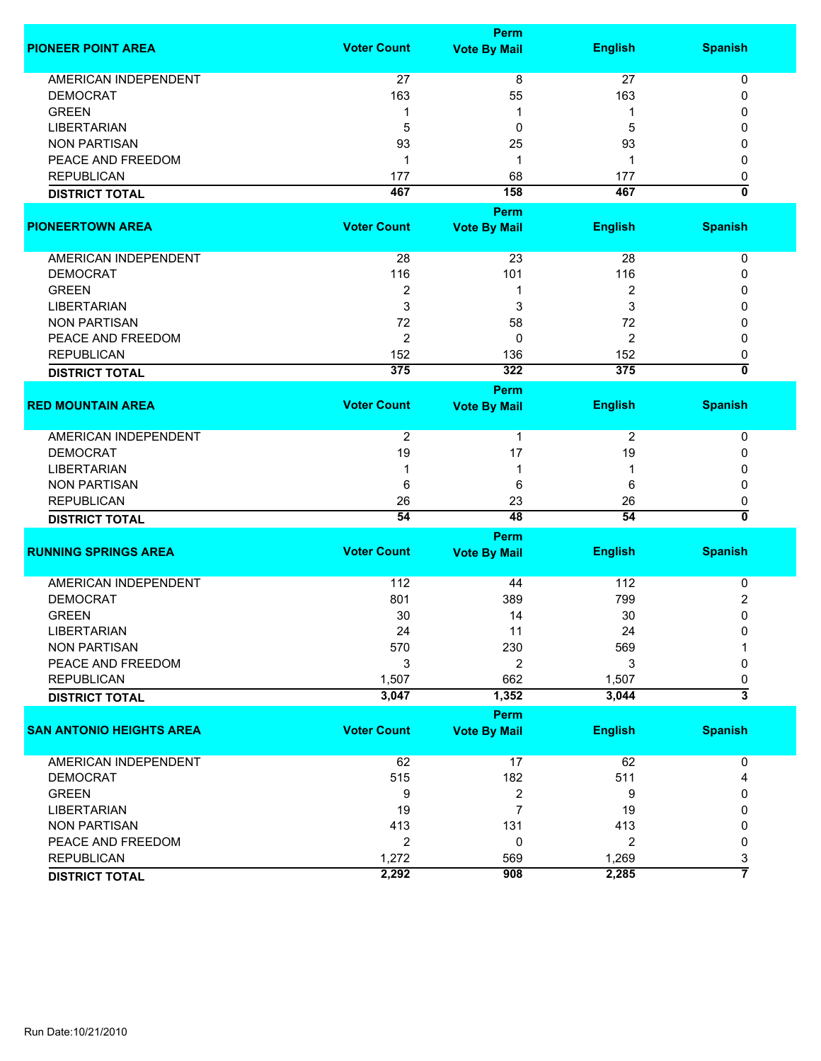| PIONEER POINT AREA | Voter Count | Perm Vote By Mail | English | Spanish |
|---|---|---|---|---|
| AMERICAN INDEPENDENT | 27 | 8 | 27 | 0 |
| DEMOCRAT | 163 | 55 | 163 | 0 |
| GREEN | 1 | 1 | 1 | 0 |
| LIBERTARIAN | 5 | 0 | 5 | 0 |
| NON PARTISAN | 93 | 25 | 93 | 0 |
| PEACE AND FREEDOM | 1 | 1 | 1 | 0 |
| REPUBLICAN | 177 | 68 | 177 | 0 |
| **DISTRICT TOTAL** | **467** | **158** | **467** | **0** |

| PIONEERTOWN AREA | Voter Count | Perm Vote By Mail | English | Spanish |
|---|---|---|---|---|
| AMERICAN INDEPENDENT | 28 | 23 | 28 | 0 |
| DEMOCRAT | 116 | 101 | 116 | 0 |
| GREEN | 2 | 1 | 2 | 0 |
| LIBERTARIAN | 3 | 3 | 3 | 0 |
| NON PARTISAN | 72 | 58 | 72 | 0 |
| PEACE AND FREEDOM | 2 | 0 | 2 | 0 |
| REPUBLICAN | 152 | 136 | 152 | 0 |
| **DISTRICT TOTAL** | **375** | **322** | **375** | **0** |

| RED MOUNTAIN AREA | Voter Count | Perm Vote By Mail | English | Spanish |
|---|---|---|---|---|
| AMERICAN INDEPENDENT | 2 | 1 | 2 | 0 |
| DEMOCRAT | 19 | 17 | 19 | 0 |
| LIBERTARIAN | 1 | 1 | 1 | 0 |
| NON PARTISAN | 6 | 6 | 6 | 0 |
| REPUBLICAN | 26 | 23 | 26 | 0 |
| **DISTRICT TOTAL** | **54** | **48** | **54** | **0** |

| RUNNING SPRINGS AREA | Voter Count | Perm Vote By Mail | English | Spanish |
|---|---|---|---|---|
| AMERICAN INDEPENDENT | 112 | 44 | 112 | 0 |
| DEMOCRAT | 801 | 389 | 799 | 2 |
| GREEN | 30 | 14 | 30 | 0 |
| LIBERTARIAN | 24 | 11 | 24 | 0 |
| NON PARTISAN | 570 | 230 | 569 | 1 |
| PEACE AND FREEDOM | 3 | 2 | 3 | 0 |
| REPUBLICAN | 1,507 | 662 | 1,507 | 0 |
| **DISTRICT TOTAL** | **3,047** | **1,352** | **3,044** | **3** |

| SAN ANTONIO HEIGHTS AREA | Voter Count | Perm Vote By Mail | English | Spanish |
|---|---|---|---|---|
| AMERICAN INDEPENDENT | 62 | 17 | 62 | 0 |
| DEMOCRAT | 515 | 182 | 511 | 4 |
| GREEN | 9 | 2 | 9 | 0 |
| LIBERTARIAN | 19 | 7 | 19 | 0 |
| NON PARTISAN | 413 | 131 | 413 | 0 |
| PEACE AND FREEDOM | 2 | 0 | 2 | 0 |
| REPUBLICAN | 1,272 | 569 | 1,269 | 3 |
| **DISTRICT TOTAL** | **2,292** | **908** | **2,285** | **7** |

Run Date:10/21/2010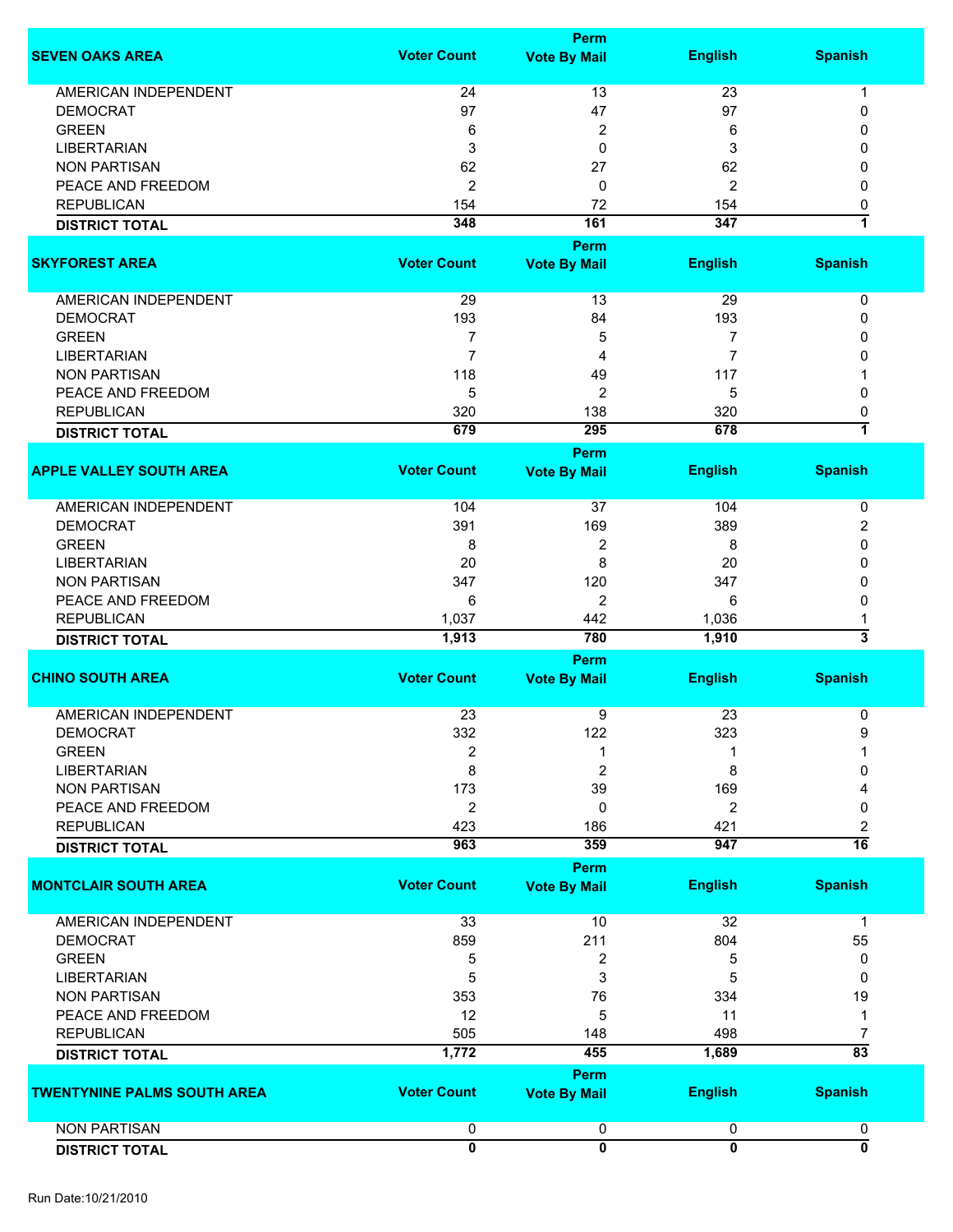| SEVEN OAKS AREA | Voter Count | Perm Vote By Mail | English | Spanish |
|---|---|---|---|---|
| AMERICAN INDEPENDENT | 24 | 13 | 23 | 1 |
| DEMOCRAT | 97 | 47 | 97 | 0 |
| GREEN | 6 | 2 | 6 | 0 |
| LIBERTARIAN | 3 | 0 | 3 | 0 |
| NON PARTISAN | 62 | 27 | 62 | 0 |
| PEACE AND FREEDOM | 2 | 0 | 2 | 0 |
| REPUBLICAN | 154 | 72 | 154 | 0 |
| **DISTRICT TOTAL** | **348** | **161** | **347** | **1** |

| SKYFOREST AREA | Voter Count | Perm Vote By Mail | English | Spanish |
|---|---|---|---|---|
| AMERICAN INDEPENDENT | 29 | 13 | 29 | 0 |
| DEMOCRAT | 193 | 84 | 193 | 0 |
| GREEN | 7 | 5 | 7 | 0 |
| LIBERTARIAN | 7 | 4 | 7 | 0 |
| NON PARTISAN | 118 | 49 | 117 | 1 |
| PEACE AND FREEDOM | 5 | 2 | 5 | 0 |
| REPUBLICAN | 320 | 138 | 320 | 0 |
| **DISTRICT TOTAL** | **679** | **295** | **678** | **1** |

| APPLE VALLEY SOUTH AREA | Voter Count | Perm Vote By Mail | English | Spanish |
|---|---|---|---|---|
| AMERICAN INDEPENDENT | 104 | 37 | 104 | 0 |
| DEMOCRAT | 391 | 169 | 389 | 2 |
| GREEN | 8 | 2 | 8 | 0 |
| LIBERTARIAN | 20 | 8 | 20 | 0 |
| NON PARTISAN | 347 | 120 | 347 | 0 |
| PEACE AND FREEDOM | 6 | 2 | 6 | 0 |
| REPUBLICAN | 1,037 | 442 | 1,036 | 1 |
| **DISTRICT TOTAL** | **1,913** | **780** | **1,910** | **3** |

| CHINO SOUTH AREA | Voter Count | Perm Vote By Mail | English | Spanish |
|---|---|---|---|---|
| AMERICAN INDEPENDENT | 23 | 9 | 23 | 0 |
| DEMOCRAT | 332 | 122 | 323 | 9 |
| GREEN | 2 | 1 | 1 | 1 |
| LIBERTARIAN | 8 | 2 | 8 | 0 |
| NON PARTISAN | 173 | 39 | 169 | 4 |
| PEACE AND FREEDOM | 2 | 0 | 2 | 0 |
| REPUBLICAN | 423 | 186 | 421 | 2 |
| **DISTRICT TOTAL** | **963** | **359** | **947** | **16** |

| MONTCLAIR SOUTH AREA | Voter Count | Perm Vote By Mail | English | Spanish |
|---|---|---|---|---|
| AMERICAN INDEPENDENT | 33 | 10 | 32 | 1 |
| DEMOCRAT | 859 | 211 | 804 | 55 |
| GREEN | 5 | 2 | 5 | 0 |
| LIBERTARIAN | 5 | 3 | 5 | 0 |
| NON PARTISAN | 353 | 76 | 334 | 19 |
| PEACE AND FREEDOM | 12 | 5 | 11 | 1 |
| REPUBLICAN | 505 | 148 | 498 | 7 |
| **DISTRICT TOTAL** | **1,772** | **455** | **1,689** | **83** |

| TWENTYNINE PALMS SOUTH AREA | Voter Count | Perm Vote By Mail | English | Spanish |
|---|---|---|---|---|
| NON PARTISAN | 0 | 0 | 0 | 0 |
| **DISTRICT TOTAL** | **0** | **0** | **0** | **0** |

Run Date:10/21/2010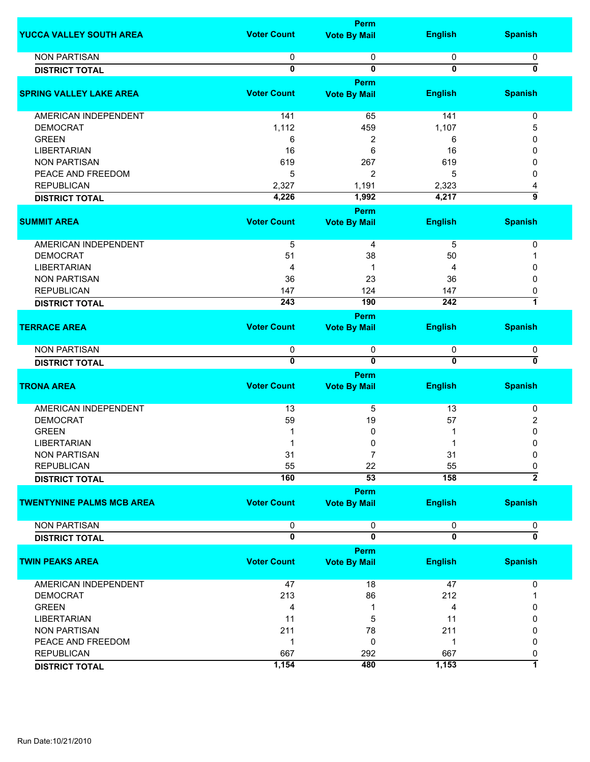| YUCCA VALLEY SOUTH AREA | Voter Count | Perm Vote By Mail | English | Spanish |
|---|---|---|---|---|
| NON PARTISAN | 0 | 0 | 0 | 0 |
| **DISTRICT TOTAL** | **0** | **0** | **0** | **0** |

| SPRING VALLEY LAKE AREA | Voter Count | Perm Vote By Mail | English | Spanish |
|---|---|---|---|---|
| AMERICAN INDEPENDENT | 141 | 65 | 141 | 0 |
| DEMOCRAT | 1,112 | 459 | 1,107 | 5 |
| GREEN | 6 | 2 | 6 | 0 |
| LIBERTARIAN | 16 | 6 | 16 | 0 |
| NON PARTISAN | 619 | 267 | 619 | 0 |
| PEACE AND FREEDOM | 5 | 2 | 5 | 0 |
| REPUBLICAN | 2,327 | 1,191 | 2,323 | 4 |
| **DISTRICT TOTAL** | **4,226** | **1,992** | **4,217** | **9** |

| SUMMIT AREA | Voter Count | Perm Vote By Mail | English | Spanish |
|---|---|---|---|---|
| AMERICAN INDEPENDENT | 5 | 4 | 5 | 0 |
| DEMOCRAT | 51 | 38 | 50 | 1 |
| LIBERTARIAN | 4 | 1 | 4 | 0 |
| NON PARTISAN | 36 | 23 | 36 | 0 |
| REPUBLICAN | 147 | 124 | 147 | 0 |
| **DISTRICT TOTAL** | **243** | **190** | **242** | **1** |

| TERRACE AREA | Voter Count | Perm Vote By Mail | English | Spanish |
|---|---|---|---|---|
| NON PARTISAN | 0 | 0 | 0 | 0 |
| **DISTRICT TOTAL** | **0** | **0** | **0** | **0** |

| TRONA AREA | Voter Count | Perm Vote By Mail | English | Spanish |
|---|---|---|---|---|
| AMERICAN INDEPENDENT | 13 | 5 | 13 | 0 |
| DEMOCRAT | 59 | 19 | 57 | 2 |
| GREEN | 1 | 0 | 1 | 0 |
| LIBERTARIAN | 1 | 0 | 1 | 0 |
| NON PARTISAN | 31 | 7 | 31 | 0 |
| REPUBLICAN | 55 | 22 | 55 | 0 |
| **DISTRICT TOTAL** | **160** | **53** | **158** | **2** |

| TWENTYNINE PALMS MCB AREA | Voter Count | Perm Vote By Mail | English | Spanish |
|---|---|---|---|---|
| NON PARTISAN | 0 | 0 | 0 | 0 |
| **DISTRICT TOTAL** | **0** | **0** | **0** | **0** |

| TWIN PEAKS AREA | Voter Count | Perm Vote By Mail | English | Spanish |
|---|---|---|---|---|
| AMERICAN INDEPENDENT | 47 | 18 | 47 | 0 |
| DEMOCRAT | 213 | 86 | 212 | 1 |
| GREEN | 4 | 1 | 4 | 0 |
| LIBERTARIAN | 11 | 5 | 11 | 0 |
| NON PARTISAN | 211 | 78 | 211 | 0 |
| PEACE AND FREEDOM | 1 | 0 | 1 | 0 |
| REPUBLICAN | 667 | 292 | 667 | 0 |
| **DISTRICT TOTAL** | **1,154** | **480** | **1,153** | **1** |

Run Date:10/21/2010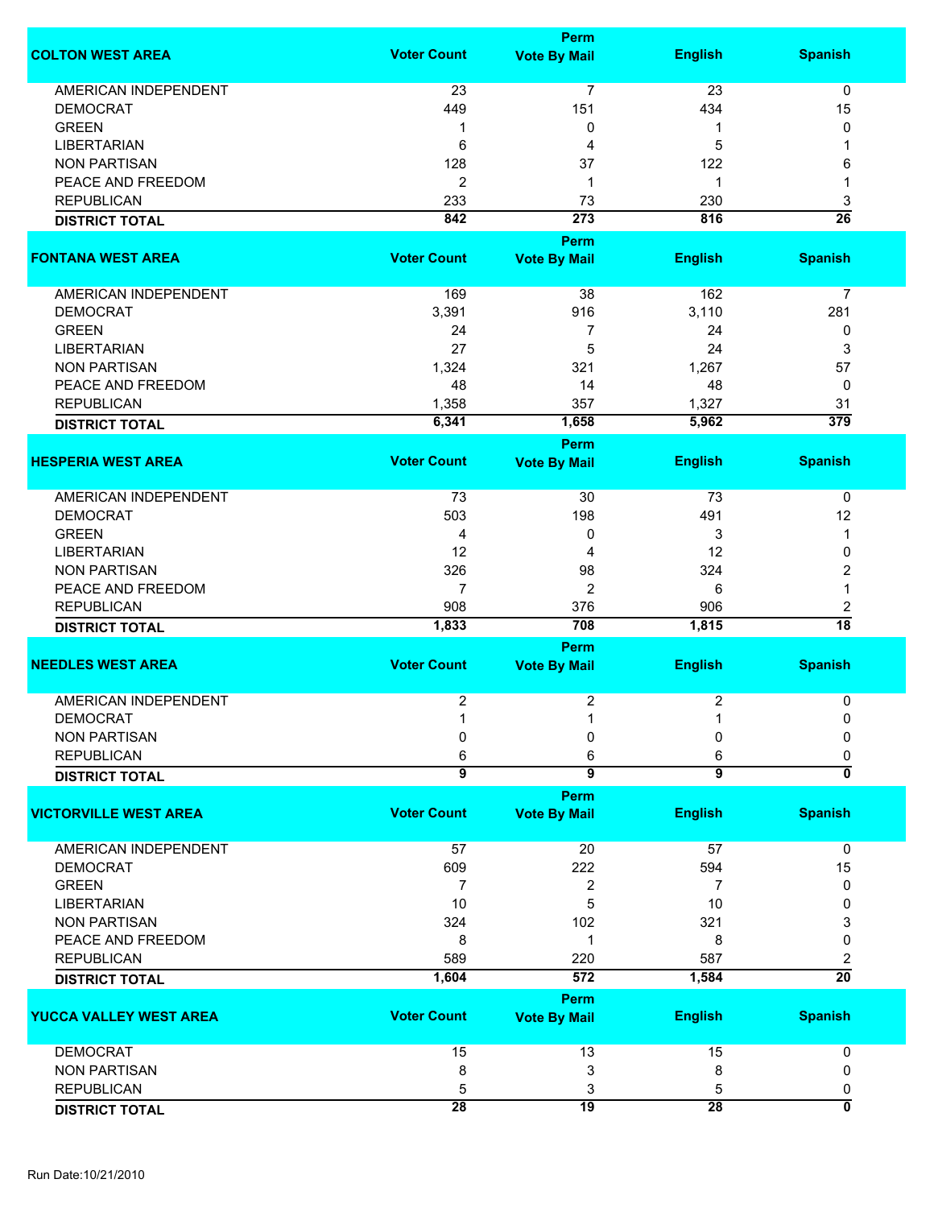| COLTON WEST AREA | Voter Count | Perm Vote By Mail | English | Spanish |
|---|---|---|---|---|
| AMERICAN INDEPENDENT | 23 | 7 | 23 | 0 |
| DEMOCRAT | 449 | 151 | 434 | 15 |
| GREEN | 1 | 0 | 1 | 0 |
| LIBERTARIAN | 6 | 4 | 5 | 1 |
| NON PARTISAN | 128 | 37 | 122 | 6 |
| PEACE AND FREEDOM | 2 | 1 | 1 | 1 |
| REPUBLICAN | 233 | 73 | 230 | 3 |
| **DISTRICT TOTAL** | **842** | **273** | **816** | **26** |

| FONTANA WEST AREA | Voter Count | Perm Vote By Mail | English | Spanish |
|---|---|---|---|---|
| AMERICAN INDEPENDENT | 169 | 38 | 162 | 7 |
| DEMOCRAT | 3,391 | 916 | 3,110 | 281 |
| GREEN | 24 | 7 | 24 | 0 |
| LIBERTARIAN | 27 | 5 | 24 | 3 |
| NON PARTISAN | 1,324 | 321 | 1,267 | 57 |
| PEACE AND FREEDOM | 48 | 14 | 48 | 0 |
| REPUBLICAN | 1,358 | 357 | 1,327 | 31 |
| **DISTRICT TOTAL** | **6,341** | **1,658** | **5,962** | **379** |

| HESPERIA WEST AREA | Voter Count | Perm Vote By Mail | English | Spanish |
|---|---|---|---|---|
| AMERICAN INDEPENDENT | 73 | 30 | 73 | 0 |
| DEMOCRAT | 503 | 198 | 491 | 12 |
| GREEN | 4 | 0 | 3 | 1 |
| LIBERTARIAN | 12 | 4 | 12 | 0 |
| NON PARTISAN | 326 | 98 | 324 | 2 |
| PEACE AND FREEDOM | 7 | 2 | 6 | 1 |
| REPUBLICAN | 908 | 376 | 906 | 2 |
| **DISTRICT TOTAL** | **1,833** | **708** | **1,815** | **18** |

| NEEDLES WEST AREA | Voter Count | Perm Vote By Mail | English | Spanish |
|---|---|---|---|---|
| AMERICAN INDEPENDENT | 2 | 2 | 2 | 0 |
| DEMOCRAT | 1 | 1 | 1 | 0 |
| NON PARTISAN | 0 | 0 | 0 | 0 |
| REPUBLICAN | 6 | 6 | 6 | 0 |
| **DISTRICT TOTAL** | **9** | **9** | **9** | **0** |

| VICTORVILLE WEST AREA | Voter Count | Perm Vote By Mail | English | Spanish |
|---|---|---|---|---|
| AMERICAN INDEPENDENT | 57 | 20 | 57 | 0 |
| DEMOCRAT | 609 | 222 | 594 | 15 |
| GREEN | 7 | 2 | 7 | 0 |
| LIBERTARIAN | 10 | 5 | 10 | 0 |
| NON PARTISAN | 324 | 102 | 321 | 3 |
| PEACE AND FREEDOM | 8 | 1 | 8 | 0 |
| REPUBLICAN | 589 | 220 | 587 | 2 |
| **DISTRICT TOTAL** | **1,604** | **572** | **1,584** | **20** |

| YUCCA VALLEY WEST AREA | Voter Count | Perm Vote By Mail | English | Spanish |
|---|---|---|---|---|
| DEMOCRAT | 15 | 13 | 15 | 0 |
| NON PARTISAN | 8 | 3 | 8 | 0 |
| REPUBLICAN | 5 | 3 | 5 | 0 |
| **DISTRICT TOTAL** | **28** | **19** | **28** | **0** |

Run Date:10/21/2010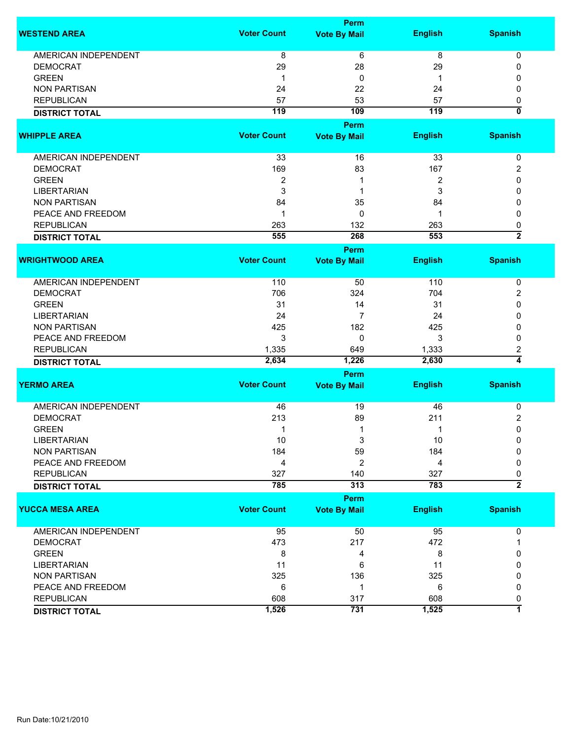| WESTEND AREA | Voter Count | Perm Vote By Mail | English | Spanish |
|---|---|---|---|---|
| AMERICAN INDEPENDENT | 8 | 6 | 8 | 0 |
| DEMOCRAT | 29 | 28 | 29 | 0 |
| GREEN | 1 | 0 | 1 | 0 |
| NON PARTISAN | 24 | 22 | 24 | 0 |
| REPUBLICAN | 57 | 53 | 57 | 0 |
| **DISTRICT TOTAL** | **119** | **109** | **119** | **0** |

| WHIPPLE AREA | Voter Count | Perm Vote By Mail | English | Spanish |
|---|---|---|---|---|
| AMERICAN INDEPENDENT | 33 | 16 | 33 | 0 |
| DEMOCRAT | 169 | 83 | 167 | 2 |
| GREEN | 2 | 1 | 2 | 0 |
| LIBERTARIAN | 3 | 1 | 3 | 0 |
| NON PARTISAN | 84 | 35 | 84 | 0 |
| PEACE AND FREEDOM | 1 | 0 | 1 | 0 |
| REPUBLICAN | 263 | 132 | 263 | 0 |
| **DISTRICT TOTAL** | **555** | **268** | **553** | **2** |

| WRIGHTWOOD AREA | Voter Count | Perm Vote By Mail | English | Spanish |
|---|---|---|---|---|
| AMERICAN INDEPENDENT | 110 | 50 | 110 | 0 |
| DEMOCRAT | 706 | 324 | 704 | 2 |
| GREEN | 31 | 14 | 31 | 0 |
| LIBERTARIAN | 24 | 7 | 24 | 0 |
| NON PARTISAN | 425 | 182 | 425 | 0 |
| PEACE AND FREEDOM | 3 | 0 | 3 | 0 |
| REPUBLICAN | 1,335 | 649 | 1,333 | 2 |
| **DISTRICT TOTAL** | **2,634** | **1,226** | **2,630** | **4** |

| YERMO AREA | Voter Count | Perm Vote By Mail | English | Spanish |
|---|---|---|---|---|
| AMERICAN INDEPENDENT | 46 | 19 | 46 | 0 |
| DEMOCRAT | 213 | 89 | 211 | 2 |
| GREEN | 1 | 1 | 1 | 0 |
| LIBERTARIAN | 10 | 3 | 10 | 0 |
| NON PARTISAN | 184 | 59 | 184 | 0 |
| PEACE AND FREEDOM | 4 | 2 | 4 | 0 |
| REPUBLICAN | 327 | 140 | 327 | 0 |
| **DISTRICT TOTAL** | **785** | **313** | **783** | **2** |

| YUCCA MESA AREA | Voter Count | Perm Vote By Mail | English | Spanish |
|---|---|---|---|---|
| AMERICAN INDEPENDENT | 95 | 50 | 95 | 0 |
| DEMOCRAT | 473 | 217 | 472 | 1 |
| GREEN | 8 | 4 | 8 | 0 |
| LIBERTARIAN | 11 | 6 | 11 | 0 |
| NON PARTISAN | 325 | 136 | 325 | 0 |
| PEACE AND FREEDOM | 6 | 1 | 6 | 0 |
| REPUBLICAN | 608 | 317 | 608 | 0 |
| **DISTRICT TOTAL** | **1,526** | **731** | **1,525** | **1** |

Run Date:10/21/2010